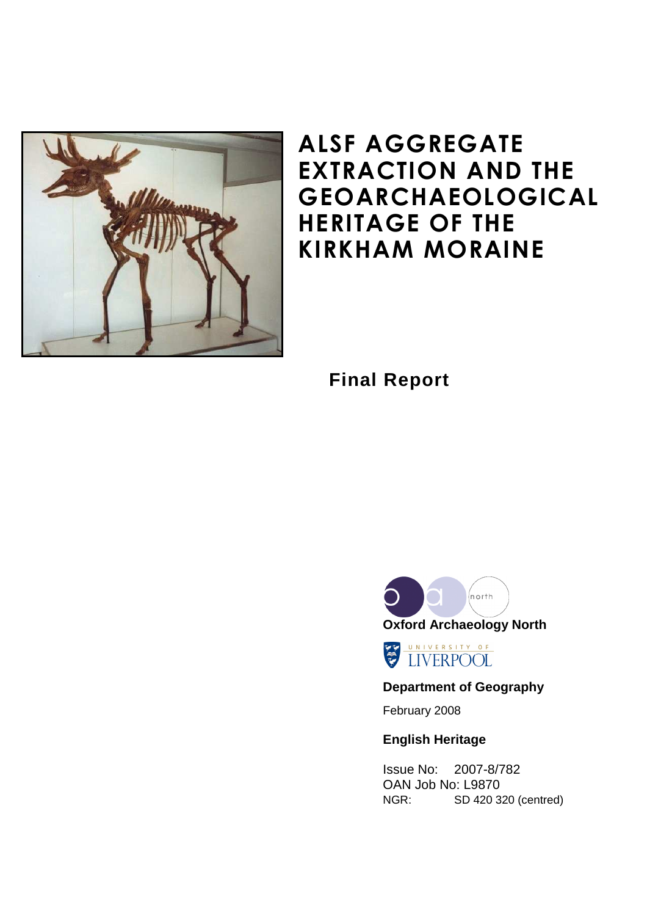# ALSF AGGREGATE EXTRACTION AND THE GEOARCHAEOLOGICAL HERITAGE OF THE KIRKHAM MORAINE

## Final Report

**Oxford Archaeology North**

University of Liverpool

**Department of Geography**

February 2008

**English Heritage**

Issue No: 2007-8/782
OAN Job No: L9870
NGR: SD 420 320 (centred)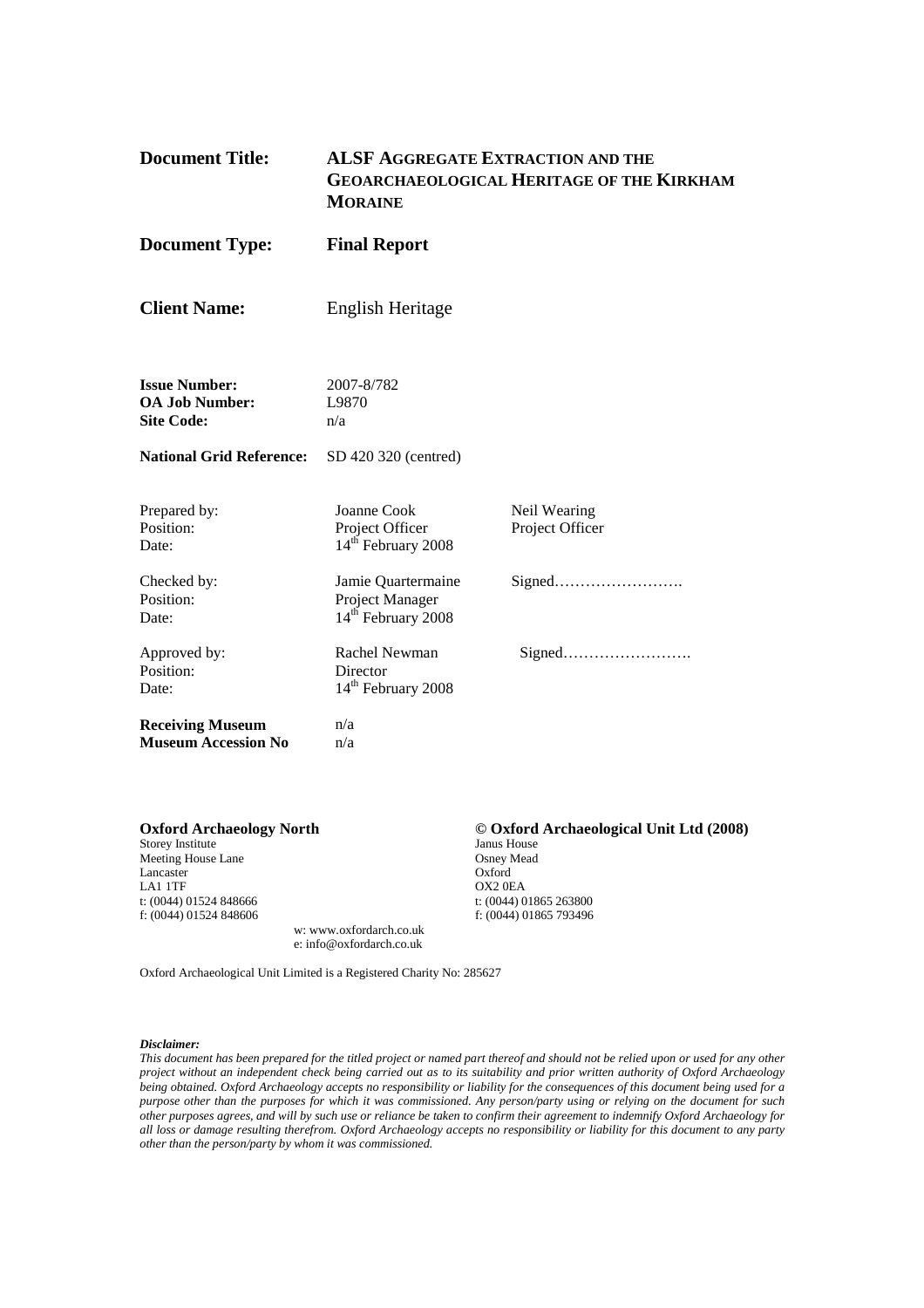| | | |
|---|---|---|
| **Document Title:** | **ALSF AGGREGATE EXTRACTION AND THE GEOARCHAEOLOGICAL HERITAGE OF THE KIRKHAM MORAINE** | |
| **Document Type:** | **Final Report** | |
| **Client Name:** | English Heritage | |
| **Issue Number:** | 2007-8/782 | |
| **OA Job Number:** | L9870 | |
| **Site Code:** | n/a | |
| **National Grid Reference:** | SD 420 320 (centred) | |
| Prepared by: | Joanne Cook | Neil Wearing |
| Position: | Project Officer | Project Officer |
| Date: | 14th February 2008 | |
| Checked by: | Jamie Quartermaine | Signed……………………. |
| Position: | Project Manager | |
| Date: | 14th February 2008 | |
| Approved by: | Rachel Newman | Signed……………………. |
| Position: | Director | |
| Date: | 14th February 2008 | |
| **Receiving Museum** | n/a | |
| **Museum Accession No** | n/a | |

**Oxford Archaeology North**
Storey Institute
Meeting House Lane
Lancaster
LA1 1TF
t: (0044) 01524 848666
f: (0044) 01524 848606

**© Oxford Archaeological Unit Ltd (2008)**
Janus House
Osney Mead
Oxford
OX2 0EA
t: (0044) 01865 263800
f: (0044) 01865 793496

w: www.oxfordarch.co.uk
e: info@oxfordarch.co.uk

Oxford Archaeological Unit Limited is a Registered Charity No: 285627

***Disclaimer:***
*This document has been prepared for the titled project or named part thereof and should not be relied upon or used for any other project without an independent check being carried out as to its suitability and prior written authority of Oxford Archaeology being obtained. Oxford Archaeology accepts no responsibility or liability for the consequences of this document being used for a purpose other than the purposes for which it was commissioned. Any person/party using or relying on the document for such other purposes agrees, and will by such use or reliance be taken to confirm their agreement to indemnify Oxford Archaeology for all loss or damage resulting therefrom. Oxford Archaeology accepts no responsibility or liability for this document to any party other than the person/party by whom it was commissioned.*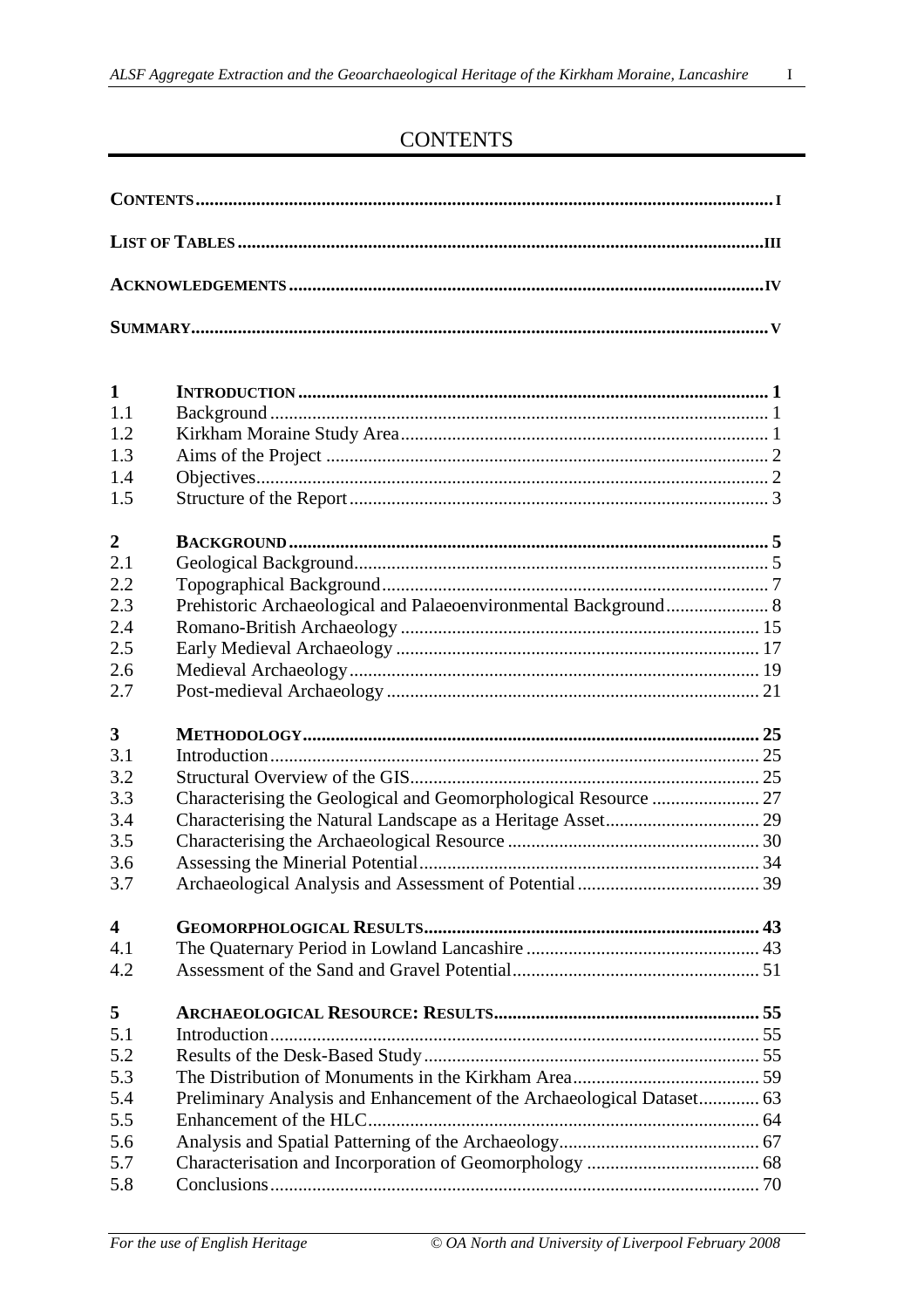# CONTENTS

**CONTENTS** ..... I

**LIST OF TABLES** ..... III

**ACKNOWLEDGEMENTS** ..... IV

**SUMMARY** ..... V

| | | |
|---|---|---|
| **1** | **INTRODUCTION** | **1** |
| 1.1 | Background | 1 |
| 1.2 | Kirkham Moraine Study Area | 1 |
| 1.3 | Aims of the Project | 2 |
| 1.4 | Objectives | 2 |
| 1.5 | Structure of the Report | 3 |
| **2** | **BACKGROUND** | **5** |
| 2.1 | Geological Background | 5 |
| 2.2 | Topographical Background | 7 |
| 2.3 | Prehistoric Archaeological and Palaeoenvironmental Background | 8 |
| 2.4 | Romano-British Archaeology | 15 |
| 2.5 | Early Medieval Archaeology | 17 |
| 2.6 | Medieval Archaeology | 19 |
| 2.7 | Post-medieval Archaeology | 21 |
| **3** | **METHODOLOGY** | **25** |
| 3.1 | Introduction | 25 |
| 3.2 | Structural Overview of the GIS | 25 |
| 3.3 | Characterising the Geological and Geomorphological Resource | 27 |
| 3.4 | Characterising the Natural Landscape as a Heritage Asset | 29 |
| 3.5 | Characterising the Archaeological Resource | 30 |
| 3.6 | Assessing the Mineral Potential | 34 |
| 3.7 | Archaeological Analysis and Assessment of Potential | 39 |
| **4** | **GEOMORPHOLOGICAL RESULTS** | **43** |
| 4.1 | The Quaternary Period in Lowland Lancashire | 43 |
| 4.2 | Assessment of the Sand and Gravel Potential | 51 |
| **5** | **ARCHAEOLOGICAL RESOURCE: RESULTS** | **55** |
| 5.1 | Introduction | 55 |
| 5.2 | Results of the Desk-Based Study | 55 |
| 5.3 | The Distribution of Monuments in the Kirkham Area | 59 |
| 5.4 | Preliminary Analysis and Enhancement of the Archaeological Dataset | 63 |
| 5.5 | Enhancement of the HLC | 64 |
| 5.6 | Analysis and Spatial Patterning of the Archaeology | 67 |
| 5.7 | Characterisation and Incorporation of Geomorphology | 68 |
| 5.8 | Conclusions | 70 |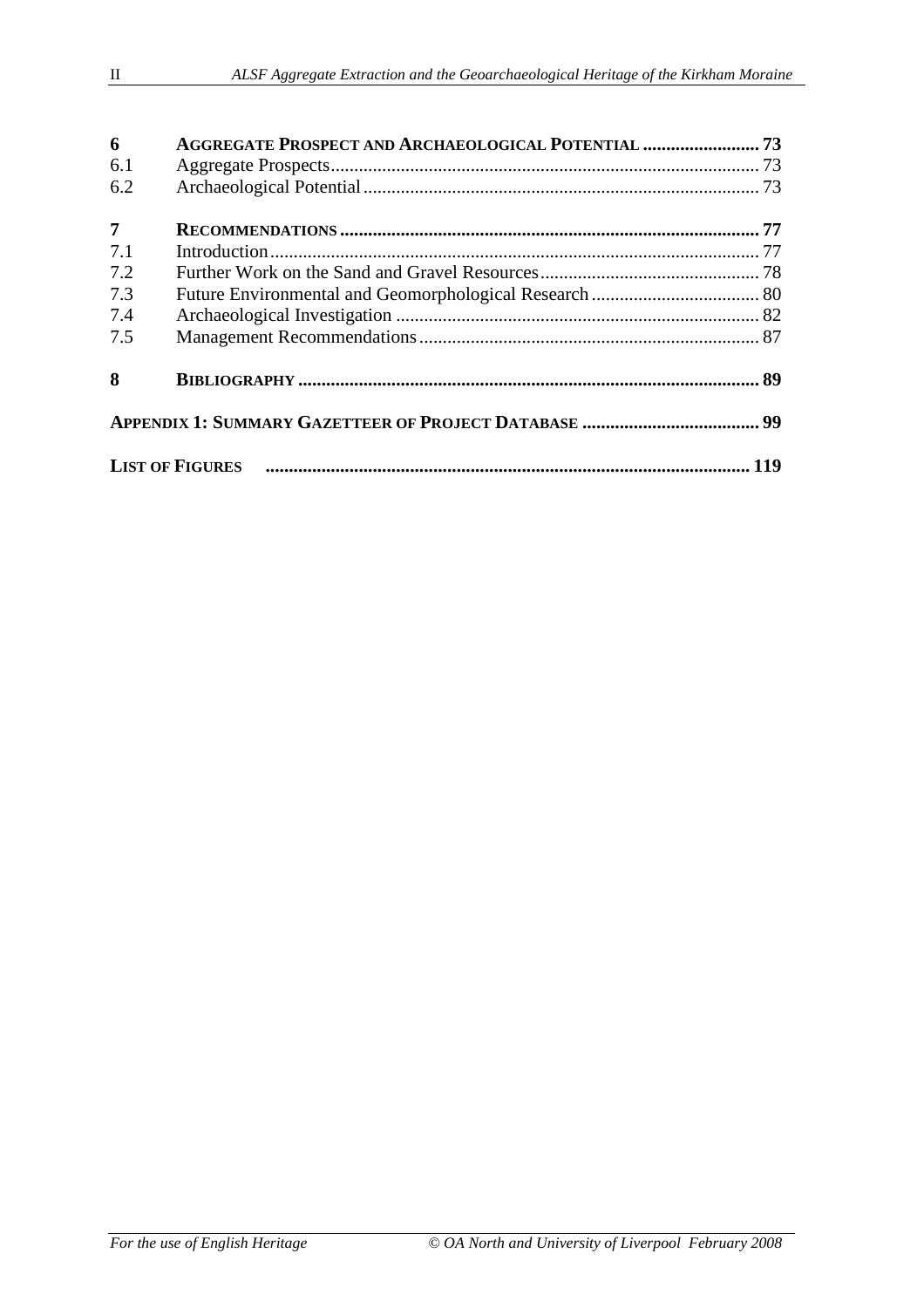| | | |
|---|---|---|
| **6** | **Aggregate Prospect and Archaeological Potential** | **73** |
| 6.1 | Aggregate Prospects | 73 |
| 6.2 | Archaeological Potential | 73 |
| **7** | **Recommendations** | **77** |
| 7.1 | Introduction | 77 |
| 7.2 | Further Work on the Sand and Gravel Resources | 78 |
| 7.3 | Future Environmental and Geomorphological Research | 80 |
| 7.4 | Archaeological Investigation | 82 |
| 7.5 | Management Recommendations | 87 |
| **8** | **Bibliography** | **89** |
| **Appendix 1: Summary Gazetteer of Project Database** | | **99** |
| **List of Figures** | | **119** |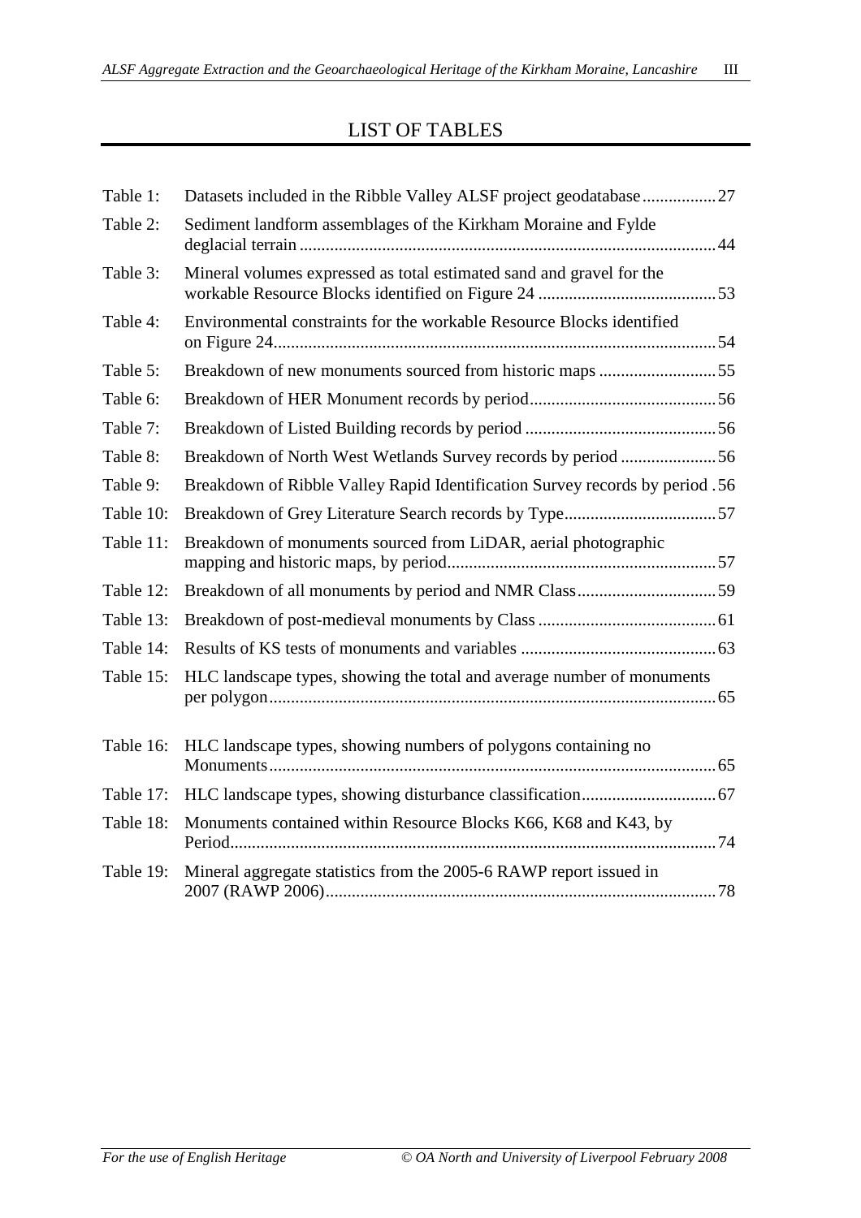# LIST OF TABLES

| | | |
|---|---|---|
| Table 1: | Datasets included in the Ribble Valley ALSF project geodatabase | 27 |
| Table 2: | Sediment landform assemblages of the Kirkham Moraine and Fylde deglacial terrain | 44 |
| Table 3: | Mineral volumes expressed as total estimated sand and gravel for the workable Resource Blocks identified on Figure 24 | 53 |
| Table 4: | Environmental constraints for the workable Resource Blocks identified on Figure 24 | 54 |
| Table 5: | Breakdown of new monuments sourced from historic maps | 55 |
| Table 6: | Breakdown of HER Monument records by period | 56 |
| Table 7: | Breakdown of Listed Building records by period | 56 |
| Table 8: | Breakdown of North West Wetlands Survey records by period | 56 |
| Table 9: | Breakdown of Ribble Valley Rapid Identification Survey records by period | 56 |
| Table 10: | Breakdown of Grey Literature Search records by Type | 57 |
| Table 11: | Breakdown of monuments sourced from LiDAR, aerial photographic mapping and historic maps, by period | 57 |
| Table 12: | Breakdown of all monuments by period and NMR Class | 59 |
| Table 13: | Breakdown of post-medieval monuments by Class | 61 |
| Table 14: | Results of KS tests of monuments and variables | 63 |
| Table 15: | HLC landscape types, showing the total and average number of monuments per polygon | 65 |
| Table 16: | HLC landscape types, showing numbers of polygons containing no Monuments | 65 |
| Table 17: | HLC landscape types, showing disturbance classification | 67 |
| Table 18: | Monuments contained within Resource Blocks K66, K68 and K43, by Period | 74 |
| Table 19: | Mineral aggregate statistics from the 2005-6 RAWP report issued in 2007 (RAWP 2006) | 78 |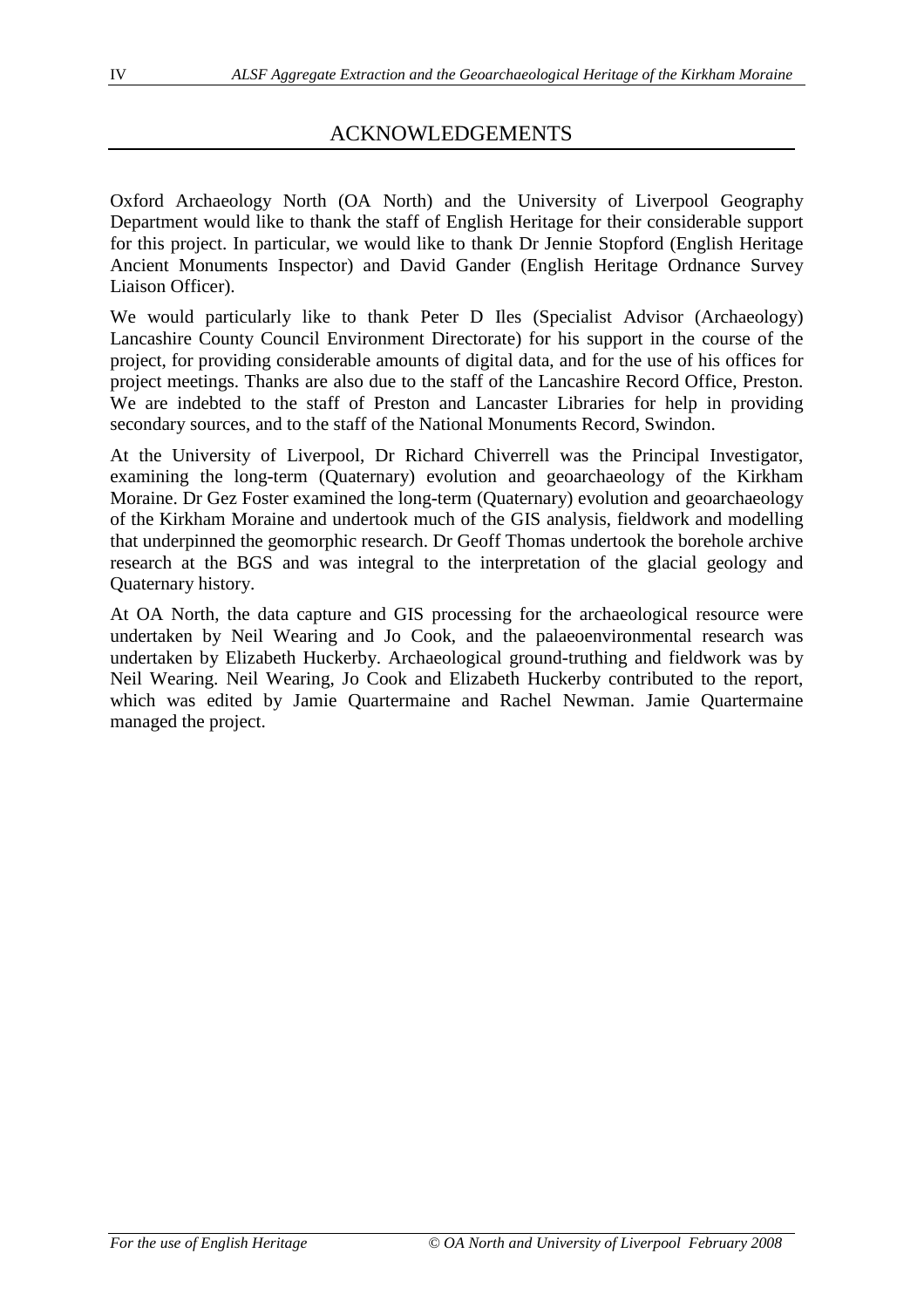# ACKNOWLEDGEMENTS

Oxford Archaeology North (OA North) and the University of Liverpool Geography Department would like to thank the staff of English Heritage for their considerable support for this project. In particular, we would like to thank Dr Jennie Stopford (English Heritage Ancient Monuments Inspector) and David Gander (English Heritage Ordnance Survey Liaison Officer).

We would particularly like to thank Peter D Iles (Specialist Advisor (Archaeology) Lancashire County Council Environment Directorate) for his support in the course of the project, for providing considerable amounts of digital data, and for the use of his offices for project meetings. Thanks are also due to the staff of the Lancashire Record Office, Preston. We are indebted to the staff of Preston and Lancaster Libraries for help in providing secondary sources, and to the staff of the National Monuments Record, Swindon.

At the University of Liverpool, Dr Richard Chiverrell was the Principal Investigator, examining the long-term (Quaternary) evolution and geoarchaeology of the Kirkham Moraine. Dr Gez Foster examined the long-term (Quaternary) evolution and geoarchaeology of the Kirkham Moraine and undertook much of the GIS analysis, fieldwork and modelling that underpinned the geomorphic research. Dr Geoff Thomas undertook the borehole archive research at the BGS and was integral to the interpretation of the glacial geology and Quaternary history.

At OA North, the data capture and GIS processing for the archaeological resource were undertaken by Neil Wearing and Jo Cook, and the palaeoenvironmental research was undertaken by Elizabeth Huckerby. Archaeological ground-truthing and fieldwork was by Neil Wearing. Neil Wearing, Jo Cook and Elizabeth Huckerby contributed to the report, which was edited by Jamie Quartermaine and Rachel Newman. Jamie Quartermaine managed the project.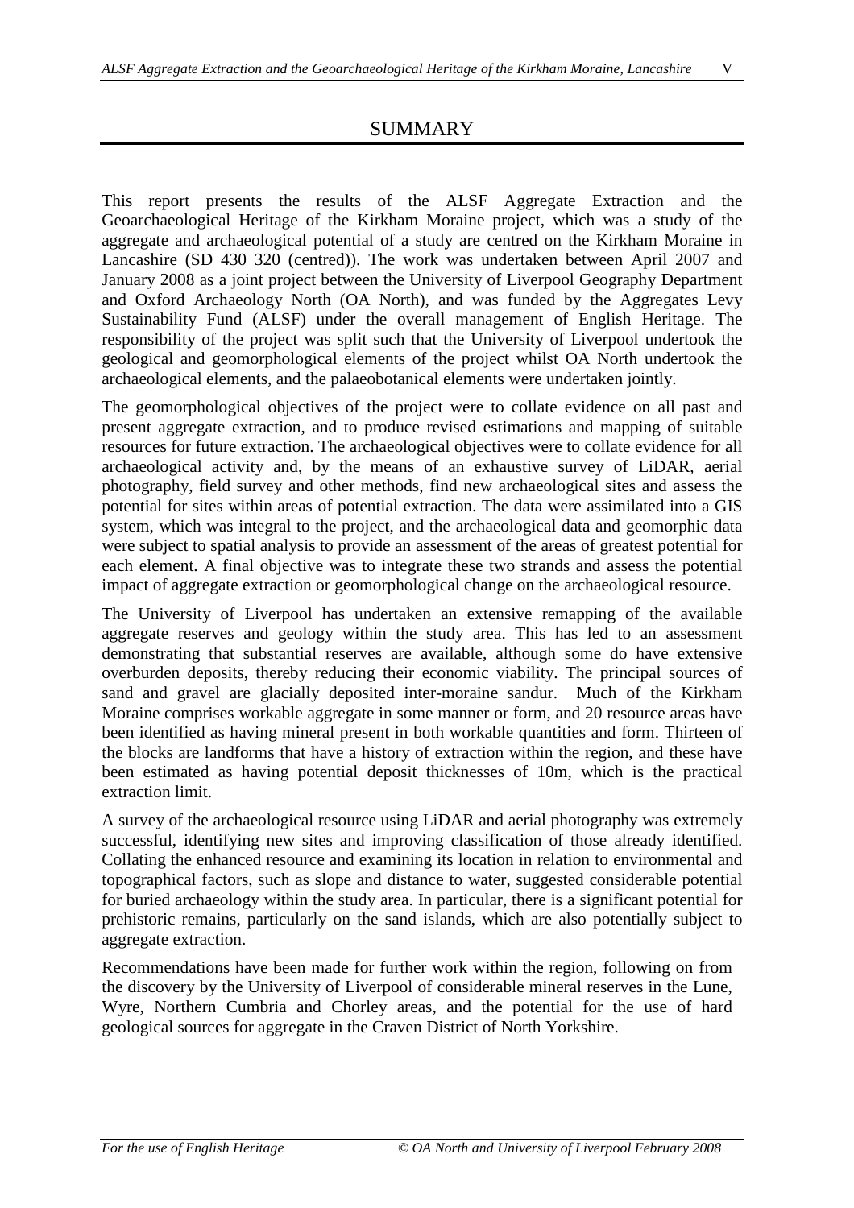# SUMMARY

This report presents the results of the ALSF Aggregate Extraction and the Geoarchaeological Heritage of the Kirkham Moraine project, which was a study of the aggregate and archaeological potential of a study are centred on the Kirkham Moraine in Lancashire (SD 430 320 (centred)). The work was undertaken between April 2007 and January 2008 as a joint project between the University of Liverpool Geography Department and Oxford Archaeology North (OA North), and was funded by the Aggregates Levy Sustainability Fund (ALSF) under the overall management of English Heritage. The responsibility of the project was split such that the University of Liverpool undertook the geological and geomorphological elements of the project whilst OA North undertook the archaeological elements, and the palaeobotanical elements were undertaken jointly.

The geomorphological objectives of the project were to collate evidence on all past and present aggregate extraction, and to produce revised estimations and mapping of suitable resources for future extraction. The archaeological objectives were to collate evidence for all archaeological activity and, by the means of an exhaustive survey of LiDAR, aerial photography, field survey and other methods, find new archaeological sites and assess the potential for sites within areas of potential extraction. The data were assimilated into a GIS system, which was integral to the project, and the archaeological data and geomorphic data were subject to spatial analysis to provide an assessment of the areas of greatest potential for each element. A final objective was to integrate these two strands and assess the potential impact of aggregate extraction or geomorphological change on the archaeological resource.

The University of Liverpool has undertaken an extensive remapping of the available aggregate reserves and geology within the study area. This has led to an assessment demonstrating that substantial reserves are available, although some do have extensive overburden deposits, thereby reducing their economic viability. The principal sources of sand and gravel are glacially deposited inter-moraine sandur. Much of the Kirkham Moraine comprises workable aggregate in some manner or form, and 20 resource areas have been identified as having mineral present in both workable quantities and form. Thirteen of the blocks are landforms that have a history of extraction within the region, and these have been estimated as having potential deposit thicknesses of 10m, which is the practical extraction limit.

A survey of the archaeological resource using LiDAR and aerial photography was extremely successful, identifying new sites and improving classification of those already identified. Collating the enhanced resource and examining its location in relation to environmental and topographical factors, such as slope and distance to water, suggested considerable potential for buried archaeology within the study area. In particular, there is a significant potential for prehistoric remains, particularly on the sand islands, which are also potentially subject to aggregate extraction.

Recommendations have been made for further work within the region, following on from the discovery by the University of Liverpool of considerable mineral reserves in the Lune, Wyre, Northern Cumbria and Chorley areas, and the potential for the use of hard geological sources for aggregate in the Craven District of North Yorkshire.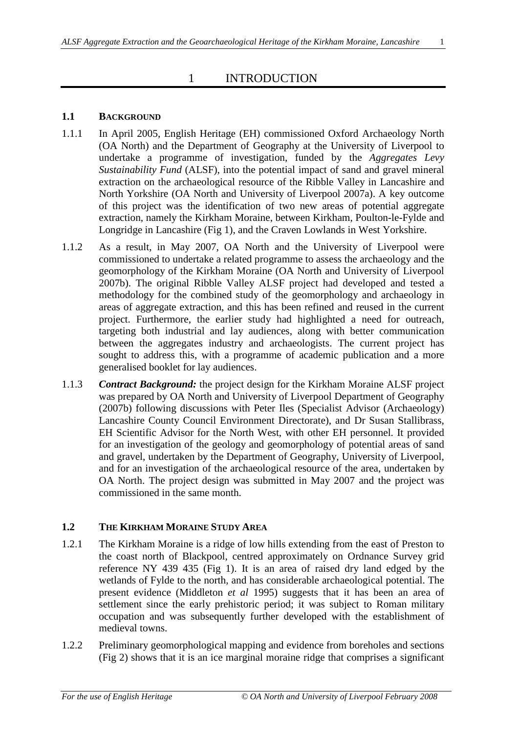# 1 INTRODUCTION

## 1.1 BACKGROUND

1.1.1 In April 2005, English Heritage (EH) commissioned Oxford Archaeology North (OA North) and the Department of Geography at the University of Liverpool to undertake a programme of investigation, funded by the *Aggregates Levy Sustainability Fund* (ALSF), into the potential impact of sand and gravel mineral extraction on the archaeological resource of the Ribble Valley in Lancashire and North Yorkshire (OA North and University of Liverpool 2007a). A key outcome of this project was the identification of two new areas of potential aggregate extraction, namely the Kirkham Moraine, between Kirkham, Poulton-le-Fylde and Longridge in Lancashire (Fig 1), and the Craven Lowlands in West Yorkshire.

1.1.2 As a result, in May 2007, OA North and the University of Liverpool were commissioned to undertake a related programme to assess the archaeology and the geomorphology of the Kirkham Moraine (OA North and University of Liverpool 2007b). The original Ribble Valley ALSF project had developed and tested a methodology for the combined study of the geomorphology and archaeology in areas of aggregate extraction, and this has been refined and reused in the current project. Furthermore, the earlier study had highlighted a need for outreach, targeting both industrial and lay audiences, along with better communication between the aggregates industry and archaeologists. The current project has sought to address this, with a programme of academic publication and a more generalised booklet for lay audiences.

1.1.3 ***Contract Background:*** the project design for the Kirkham Moraine ALSF project was prepared by OA North and University of Liverpool Department of Geography (2007b) following discussions with Peter Iles (Specialist Advisor (Archaeology) Lancashire County Council Environment Directorate), and Dr Susan Stallibrass, EH Scientific Advisor for the North West, with other EH personnel. It provided for an investigation of the geology and geomorphology of potential areas of sand and gravel, undertaken by the Department of Geography, University of Liverpool, and for an investigation of the archaeological resource of the area, undertaken by OA North. The project design was submitted in May 2007 and the project was commissioned in the same month.

## 1.2 THE KIRKHAM MORAINE STUDY AREA

1.2.1 The Kirkham Moraine is a ridge of low hills extending from the east of Preston to the coast north of Blackpool, centred approximately on Ordnance Survey grid reference NY 439 435 (Fig 1). It is an area of raised dry land edged by the wetlands of Fylde to the north, and has considerable archaeological potential. The present evidence (Middleton *et al* 1995) suggests that it has been an area of settlement since the early prehistoric period; it was subject to Roman military occupation and was subsequently further developed with the establishment of medieval towns.

1.2.2 Preliminary geomorphological mapping and evidence from boreholes and sections (Fig 2) shows that it is an ice marginal moraine ridge that comprises a significant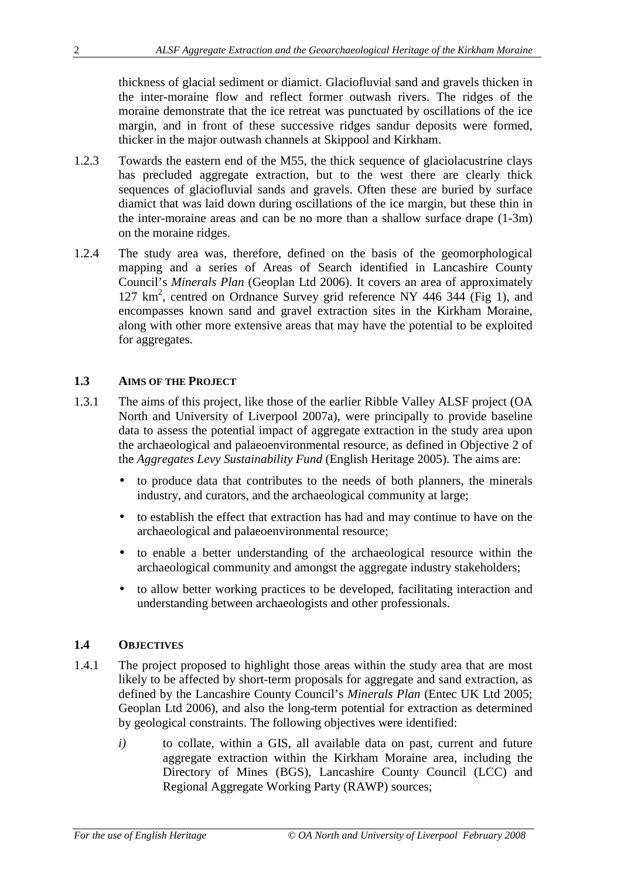thickness of glacial sediment or diamict. Glaciofluvial sand and gravels thicken in the inter-moraine flow and reflect former outwash rivers. The ridges of the moraine demonstrate that the ice retreat was punctuated by oscillations of the ice margin, and in front of these successive ridges sandur deposits were formed, thicker in the major outwash channels at Skippool and Kirkham.

1.2.3 Towards the eastern end of the M55, the thick sequence of glaciolacustrine clays has precluded aggregate extraction, but to the west there are clearly thick sequences of glaciofluvial sands and gravels. Often these are buried by surface diamict that was laid down during oscillations of the ice margin, but these thin in the inter-moraine areas and can be no more than a shallow surface drape (1-3m) on the moraine ridges.

1.2.4 The study area was, therefore, defined on the basis of the geomorphological mapping and a series of Areas of Search identified in Lancashire County Council's *Minerals Plan* (Geoplan Ltd 2006). It covers an area of approximately 127 km$^2$, centred on Ordnance Survey grid reference NY 446 344 (Fig 1), and encompasses known sand and gravel extraction sites in the Kirkham Moraine, along with other more extensive areas that may have the potential to be exploited for aggregates.

### 1.3 AIMS OF THE PROJECT

1.3.1 The aims of this project, like those of the earlier Ribble Valley ALSF project (OA North and University of Liverpool 2007a), were principally to provide baseline data to assess the potential impact of aggregate extraction in the study area upon the archaeological and palaeoenvironmental resource, as defined in Objective 2 of the *Aggregates Levy Sustainability Fund* (English Heritage 2005). The aims are:

- to produce data that contributes to the needs of both planners, the minerals industry, and curators, and the archaeological community at large;
- to establish the effect that extraction has had and may continue to have on the archaeological and palaeoenvironmental resource;
- to enable a better understanding of the archaeological resource within the archaeological community and amongst the aggregate industry stakeholders;
- to allow better working practices to be developed, facilitating interaction and understanding between archaeologists and other professionals.

### 1.4 OBJECTIVES

1.4.1 The project proposed to highlight those areas within the study area that are most likely to be affected by short-term proposals for aggregate and sand extraction, as defined by the Lancashire County Council's *Minerals Plan* (Entec UK Ltd 2005; Geoplan Ltd 2006), and also the long-term potential for extraction as determined by geological constraints. The following objectives were identified:

*i)* to collate, within a GIS, all available data on past, current and future aggregate extraction within the Kirkham Moraine area, including the Directory of Mines (BGS), Lancashire County Council (LCC) and Regional Aggregate Working Party (RAWP) sources;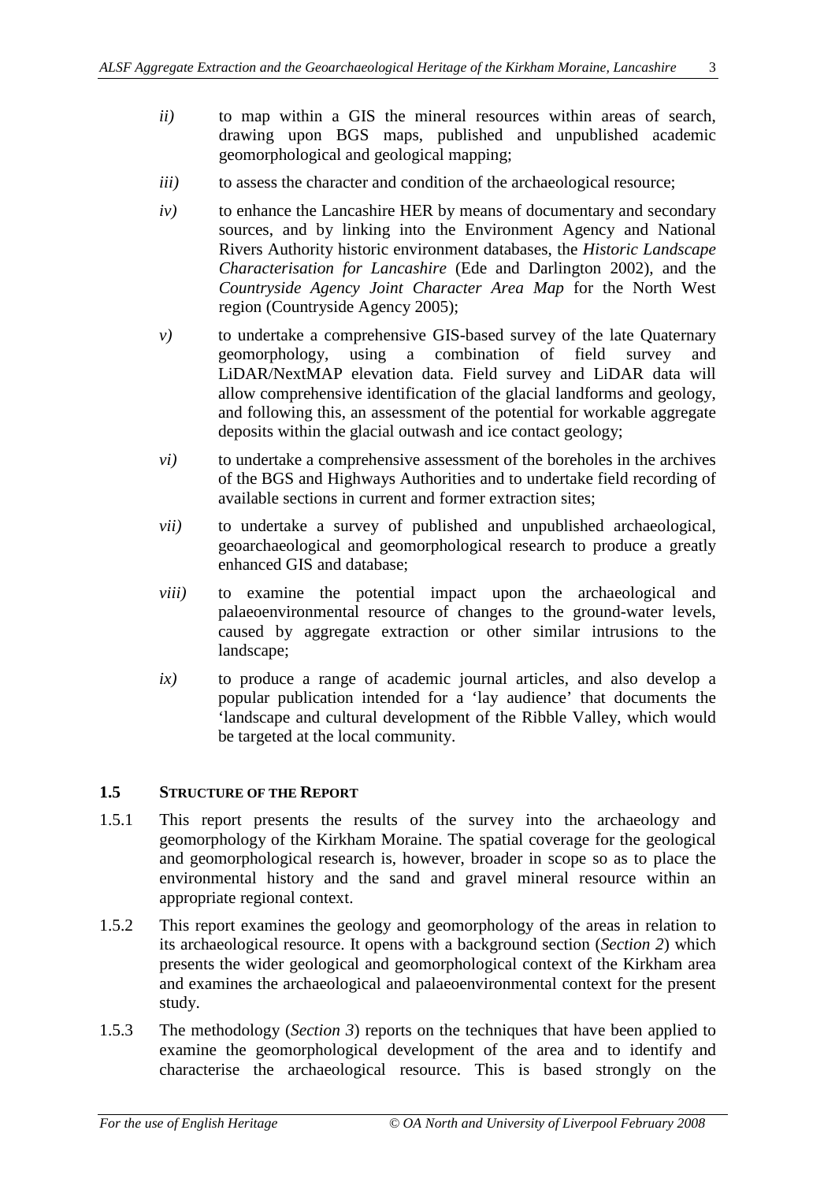*ii)* to map within a GIS the mineral resources within areas of search, drawing upon BGS maps, published and unpublished academic geomorphological and geological mapping;

*iii)* to assess the character and condition of the archaeological resource;

*iv)* to enhance the Lancashire HER by means of documentary and secondary sources, and by linking into the Environment Agency and National Rivers Authority historic environment databases, the *Historic Landscape Characterisation for Lancashire* (Ede and Darlington 2002), and the *Countryside Agency Joint Character Area Map* for the North West region (Countryside Agency 2005);

*v)* to undertake a comprehensive GIS-based survey of the late Quaternary geomorphology, using a combination of field survey and LiDAR/NextMAP elevation data. Field survey and LiDAR data will allow comprehensive identification of the glacial landforms and geology, and following this, an assessment of the potential for workable aggregate deposits within the glacial outwash and ice contact geology;

*vi)* to undertake a comprehensive assessment of the boreholes in the archives of the BGS and Highways Authorities and to undertake field recording of available sections in current and former extraction sites;

*vii)* to undertake a survey of published and unpublished archaeological, geoarchaeological and geomorphological research to produce a greatly enhanced GIS and database;

*viii)* to examine the potential impact upon the archaeological and palaeoenvironmental resource of changes to the ground-water levels, caused by aggregate extraction or other similar intrusions to the landscape;

*ix)* to produce a range of academic journal articles, and also develop a popular publication intended for a 'lay audience' that documents the 'landscape and cultural development of the Ribble Valley, which would be targeted at the local community.

## 1.5 Structure of the Report

1.5.1 This report presents the results of the survey into the archaeology and geomorphology of the Kirkham Moraine. The spatial coverage for the geological and geomorphological research is, however, broader in scope so as to place the environmental history and the sand and gravel mineral resource within an appropriate regional context.

1.5.2 This report examines the geology and geomorphology of the areas in relation to its archaeological resource. It opens with a background section (*Section 2*) which presents the wider geological and geomorphological context of the Kirkham area and examines the archaeological and palaeoenvironmental context for the present study.

1.5.3 The methodology (*Section 3*) reports on the techniques that have been applied to examine the geomorphological development of the area and to identify and characterise the archaeological resource. This is based strongly on the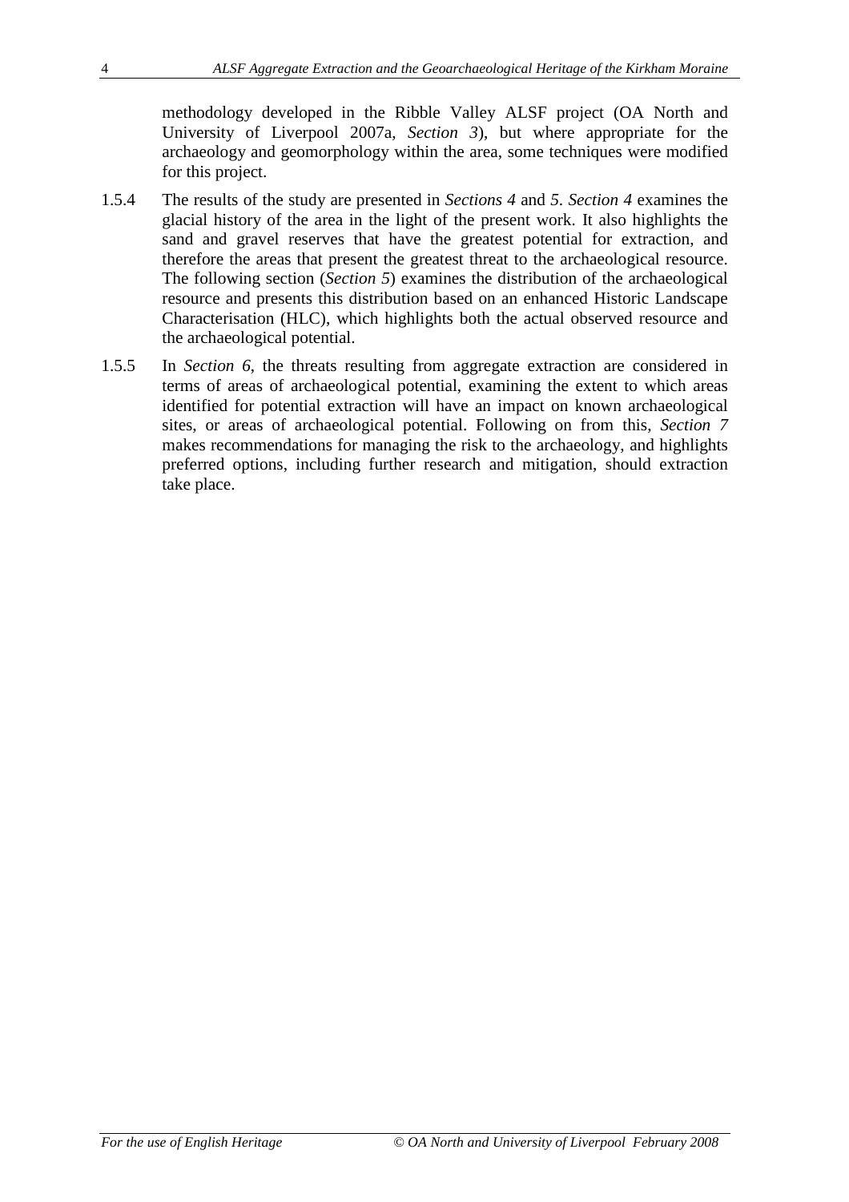methodology developed in the Ribble Valley ALSF project (OA North and University of Liverpool 2007a, *Section 3*), but where appropriate for the archaeology and geomorphology within the area, some techniques were modified for this project.

1.5.4 The results of the study are presented in *Sections 4* and *5*. *Section 4* examines the glacial history of the area in the light of the present work. It also highlights the sand and gravel reserves that have the greatest potential for extraction, and therefore the areas that present the greatest threat to the archaeological resource. The following section (*Section 5*) examines the distribution of the archaeological resource and presents this distribution based on an enhanced Historic Landscape Characterisation (HLC), which highlights both the actual observed resource and the archaeological potential.

1.5.5 In *Section 6*, the threats resulting from aggregate extraction are considered in terms of areas of archaeological potential, examining the extent to which areas identified for potential extraction will have an impact on known archaeological sites, or areas of archaeological potential. Following on from this, *Section 7* makes recommendations for managing the risk to the archaeology, and highlights preferred options, including further research and mitigation, should extraction take place.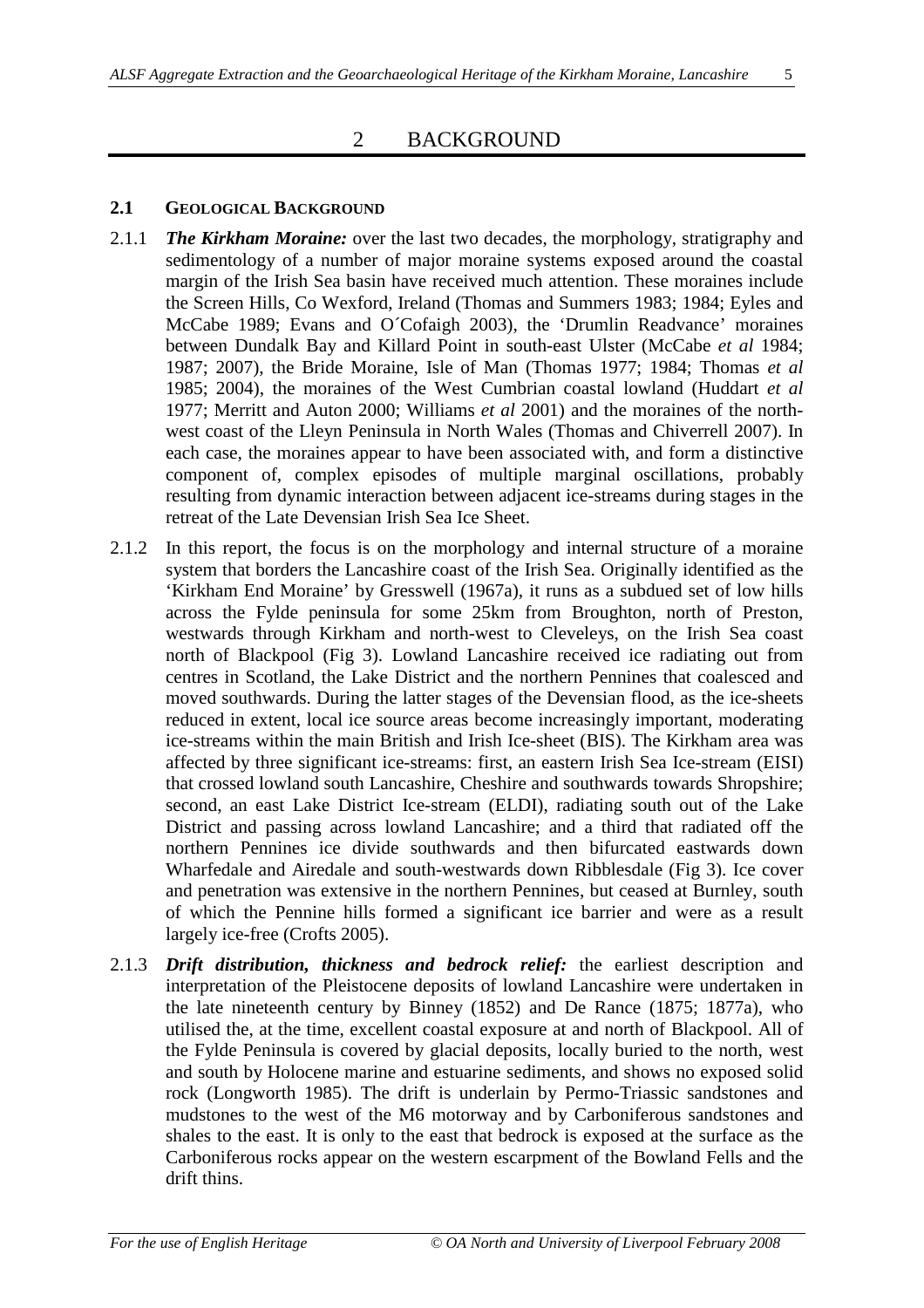# 2 BACKGROUND

## 2.1 GEOLOGICAL BACKGROUND

2.1.1 ***The Kirkham Moraine:*** over the last two decades, the morphology, stratigraphy and sedimentology of a number of major moraine systems exposed around the coastal margin of the Irish Sea basin have received much attention. These moraines include the Screen Hills, Co Wexford, Ireland (Thomas and Summers 1983; 1984; Eyles and McCabe 1989; Evans and O´Cofaigh 2003), the 'Drumlin Readvance' moraines between Dundalk Bay and Killard Point in south-east Ulster (McCabe *et al* 1984; 1987; 2007), the Bride Moraine, Isle of Man (Thomas 1977; 1984; Thomas *et al* 1985; 2004), the moraines of the West Cumbrian coastal lowland (Huddart *et al* 1977; Merritt and Auton 2000; Williams *et al* 2001) and the moraines of the north-west coast of the Lleyn Peninsula in North Wales (Thomas and Chiverrell 2007). In each case, the moraines appear to have been associated with, and form a distinctive component of, complex episodes of multiple marginal oscillations, probably resulting from dynamic interaction between adjacent ice-streams during stages in the retreat of the Late Devensian Irish Sea Ice Sheet.

2.1.2 In this report, the focus is on the morphology and internal structure of a moraine system that borders the Lancashire coast of the Irish Sea. Originally identified as the 'Kirkham End Moraine' by Gresswell (1967a), it runs as a subdued set of low hills across the Fylde peninsula for some 25km from Broughton, north of Preston, westwards through Kirkham and north-west to Cleveleys, on the Irish Sea coast north of Blackpool (Fig 3). Lowland Lancashire received ice radiating out from centres in Scotland, the Lake District and the northern Pennines that coalesced and moved southwards. During the latter stages of the Devensian flood, as the ice-sheets reduced in extent, local ice source areas become increasingly important, moderating ice-streams within the main British and Irish Ice-sheet (BIS). The Kirkham area was affected by three significant ice-streams: first, an eastern Irish Sea Ice-stream (EISI) that crossed lowland south Lancashire, Cheshire and southwards towards Shropshire; second, an east Lake District Ice-stream (ELDI), radiating south out of the Lake District and passing across lowland Lancashire; and a third that radiated off the northern Pennines ice divide southwards and then bifurcated eastwards down Wharfedale and Airedale and south-westwards down Ribblesdale (Fig 3). Ice cover and penetration was extensive in the northern Pennines, but ceased at Burnley, south of which the Pennine hills formed a significant ice barrier and were as a result largely ice-free (Crofts 2005).

2.1.3 ***Drift distribution, thickness and bedrock relief:*** the earliest description and interpretation of the Pleistocene deposits of lowland Lancashire were undertaken in the late nineteenth century by Binney (1852) and De Rance (1875; 1877a), who utilised the, at the time, excellent coastal exposure at and north of Blackpool. All of the Fylde Peninsula is covered by glacial deposits, locally buried to the north, west and south by Holocene marine and estuarine sediments, and shows no exposed solid rock (Longworth 1985). The drift is underlain by Permo-Triassic sandstones and mudstones to the west of the M6 motorway and by Carboniferous sandstones and shales to the east. It is only to the east that bedrock is exposed at the surface as the Carboniferous rocks appear on the western escarpment of the Bowland Fells and the drift thins.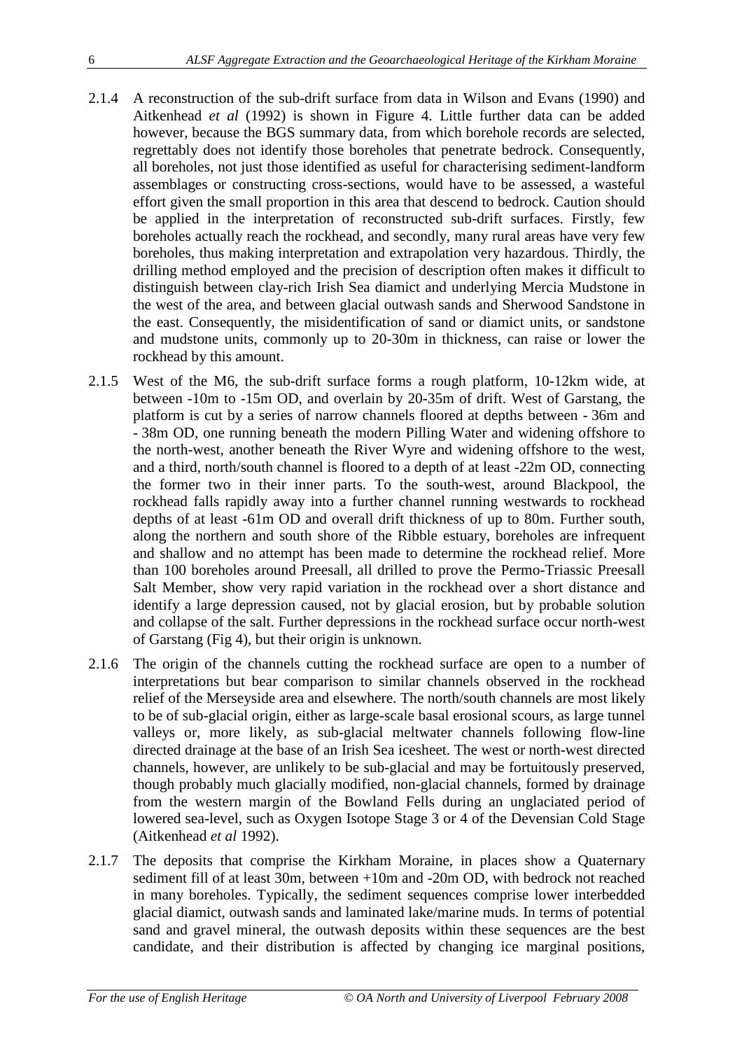2.1.4 A reconstruction of the sub-drift surface from data in Wilson and Evans (1990) and Aitkenhead *et al* (1992) is shown in Figure 4. Little further data can be added however, because the BGS summary data, from which borehole records are selected, regrettably does not identify those boreholes that penetrate bedrock. Consequently, all boreholes, not just those identified as useful for characterising sediment-landform assemblages or constructing cross-sections, would have to be assessed, a wasteful effort given the small proportion in this area that descend to bedrock. Caution should be applied in the interpretation of reconstructed sub-drift surfaces. Firstly, few boreholes actually reach the rockhead, and secondly, many rural areas have very few boreholes, thus making interpretation and extrapolation very hazardous. Thirdly, the drilling method employed and the precision of description often makes it difficult to distinguish between clay-rich Irish Sea diamict and underlying Mercia Mudstone in the west of the area, and between glacial outwash sands and Sherwood Sandstone in the east. Consequently, the misidentification of sand or diamict units, or sandstone and mudstone units, commonly up to 20-30m in thickness, can raise or lower the rockhead by this amount.

2.1.5 West of the M6, the sub-drift surface forms a rough platform, 10-12km wide, at between -10m to -15m OD, and overlain by 20-35m of drift. West of Garstang, the platform is cut by a series of narrow channels floored at depths between - 36m and - 38m OD, one running beneath the modern Pilling Water and widening offshore to the north-west, another beneath the River Wyre and widening offshore to the west, and a third, north/south channel is floored to a depth of at least -22m OD, connecting the former two in their inner parts. To the south-west, around Blackpool, the rockhead falls rapidly away into a further channel running westwards to rockhead depths of at least -61m OD and overall drift thickness of up to 80m. Further south, along the northern and south shore of the Ribble estuary, boreholes are infrequent and shallow and no attempt has been made to determine the rockhead relief. More than 100 boreholes around Preesall, all drilled to prove the Permo-Triassic Preesall Salt Member, show very rapid variation in the rockhead over a short distance and identify a large depression caused, not by glacial erosion, but by probable solution and collapse of the salt. Further depressions in the rockhead surface occur north-west of Garstang (Fig 4), but their origin is unknown.

2.1.6 The origin of the channels cutting the rockhead surface are open to a number of interpretations but bear comparison to similar channels observed in the rockhead relief of the Merseyside area and elsewhere. The north/south channels are most likely to be of sub-glacial origin, either as large-scale basal erosional scours, as large tunnel valleys or, more likely, as sub-glacial meltwater channels following flow-line directed drainage at the base of an Irish Sea icesheet. The west or north-west directed channels, however, are unlikely to be sub-glacial and may be fortuitously preserved, though probably much glacially modified, non-glacial channels, formed by drainage from the western margin of the Bowland Fells during an unglaciated period of lowered sea-level, such as Oxygen Isotope Stage 3 or 4 of the Devensian Cold Stage (Aitkenhead *et al* 1992).

2.1.7 The deposits that comprise the Kirkham Moraine, in places show a Quaternary sediment fill of at least 30m, between +10m and -20m OD, with bedrock not reached in many boreholes. Typically, the sediment sequences comprise lower interbedded glacial diamict, outwash sands and laminated lake/marine muds. In terms of potential sand and gravel mineral, the outwash deposits within these sequences are the best candidate, and their distribution is affected by changing ice marginal positions,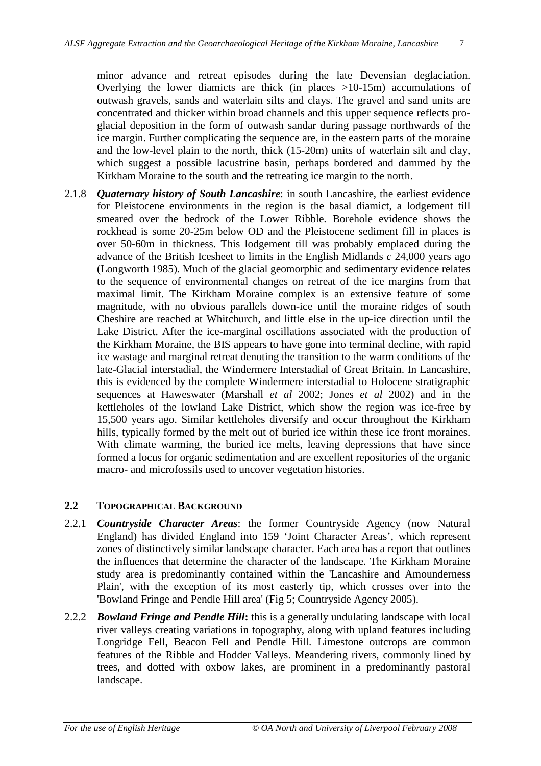minor advance and retreat episodes during the late Devensian deglaciation. Overlying the lower diamicts are thick (in places >10-15m) accumulations of outwash gravels, sands and waterlain silts and clays. The gravel and sand units are concentrated and thicker within broad channels and this upper sequence reflects pro-glacial deposition in the form of outwash sandar during passage northwards of the ice margin. Further complicating the sequence are, in the eastern parts of the moraine and the low-level plain to the north, thick (15-20m) units of waterlain silt and clay, which suggest a possible lacustrine basin, perhaps bordered and dammed by the Kirkham Moraine to the south and the retreating ice margin to the north.

2.1.8 ***Quaternary history of South Lancashire***: in south Lancashire, the earliest evidence for Pleistocene environments in the region is the basal diamict, a lodgement till smeared over the bedrock of the Lower Ribble. Borehole evidence shows the rockhead is some 20-25m below OD and the Pleistocene sediment fill in places is over 50-60m in thickness. This lodgement till was probably emplaced during the advance of the British Icesheet to limits in the English Midlands *c* 24,000 years ago (Longworth 1985). Much of the glacial geomorphic and sedimentary evidence relates to the sequence of environmental changes on retreat of the ice margins from that maximal limit. The Kirkham Moraine complex is an extensive feature of some magnitude, with no obvious parallels down-ice until the moraine ridges of south Cheshire are reached at Whitchurch, and little else in the up-ice direction until the Lake District. After the ice-marginal oscillations associated with the production of the Kirkham Moraine, the BIS appears to have gone into terminal decline, with rapid ice wastage and marginal retreat denoting the transition to the warm conditions of the late-Glacial interstadial, the Windermere Interstadial of Great Britain. In Lancashire, this is evidenced by the complete Windermere interstadial to Holocene stratigraphic sequences at Haweswater (Marshall *et al* 2002; Jones *et al* 2002) and in the kettleholes of the lowland Lake District, which show the region was ice-free by 15,500 years ago. Similar kettleholes diversify and occur throughout the Kirkham hills, typically formed by the melt out of buried ice within these ice front moraines. With climate warming, the buried ice melts, leaving depressions that have since formed a locus for organic sedimentation and are excellent repositories of the organic macro- and microfossils used to uncover vegetation histories.

## 2.2 TOPOGRAPHICAL BACKGROUND

2.2.1 ***Countryside Character Areas***: the former Countryside Agency (now Natural England) has divided England into 159 'Joint Character Areas', which represent zones of distinctively similar landscape character. Each area has a report that outlines the influences that determine the character of the landscape. The Kirkham Moraine study area is predominantly contained within the 'Lancashire and Amounderness Plain', with the exception of its most easterly tip, which crosses over into the 'Bowland Fringe and Pendle Hill area' (Fig 5; Countryside Agency 2005).

2.2.2 ***Bowland Fringe and Pendle Hill*****:** this is a generally undulating landscape with local river valleys creating variations in topography, along with upland features including Longridge Fell, Beacon Fell and Pendle Hill. Limestone outcrops are common features of the Ribble and Hodder Valleys. Meandering rivers, commonly lined by trees, and dotted with oxbow lakes, are prominent in a predominantly pastoral landscape.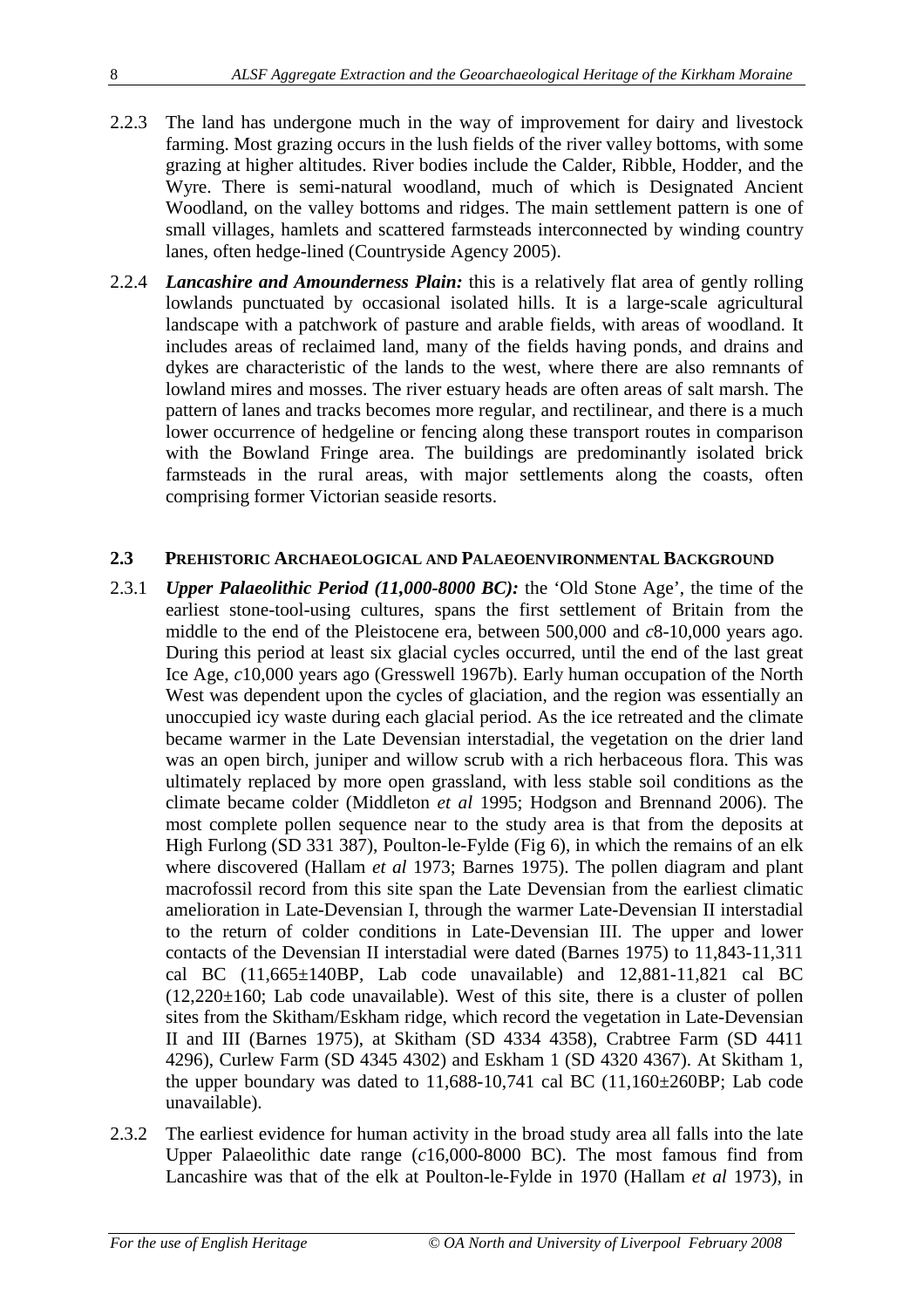2.2.3 The land has undergone much in the way of improvement for dairy and livestock farming. Most grazing occurs in the lush fields of the river valley bottoms, with some grazing at higher altitudes. River bodies include the Calder, Ribble, Hodder, and the Wyre. There is semi-natural woodland, much of which is Designated Ancient Woodland, on the valley bottoms and ridges. The main settlement pattern is one of small villages, hamlets and scattered farmsteads interconnected by winding country lanes, often hedge-lined (Countryside Agency 2005).

2.2.4 ***Lancashire and Amounderness Plain:*** this is a relatively flat area of gently rolling lowlands punctuated by occasional isolated hills. It is a large-scale agricultural landscape with a patchwork of pasture and arable fields, with areas of woodland. It includes areas of reclaimed land, many of the fields having ponds, and drains and dykes are characteristic of the lands to the west, where there are also remnants of lowland mires and mosses. The river estuary heads are often areas of salt marsh. The pattern of lanes and tracks becomes more regular, and rectilinear, and there is a much lower occurrence of hedgeline or fencing along these transport routes in comparison with the Bowland Fringe area. The buildings are predominantly isolated brick farmsteads in the rural areas, with major settlements along the coasts, often comprising former Victorian seaside resorts.

## 2.3 Prehistoric Archaeological and Palaeoenvironmental Background

2.3.1 ***Upper Palaeolithic Period (11,000-8000 BC):*** the 'Old Stone Age', the time of the earliest stone-tool-using cultures, spans the first settlement of Britain from the middle to the end of the Pleistocene era, between 500,000 and *c*8-10,000 years ago. During this period at least six glacial cycles occurred, until the end of the last great Ice Age, *c*10,000 years ago (Gresswell 1967b). Early human occupation of the North West was dependent upon the cycles of glaciation, and the region was essentially an unoccupied icy waste during each glacial period. As the ice retreated and the climate became warmer in the Late Devensian interstadial, the vegetation on the drier land was an open birch, juniper and willow scrub with a rich herbaceous flora. This was ultimately replaced by more open grassland, with less stable soil conditions as the climate became colder (Middleton *et al* 1995; Hodgson and Brennand 2006). The most complete pollen sequence near to the study area is that from the deposits at High Furlong (SD 331 387), Poulton-le-Fylde (Fig 6), in which the remains of an elk where discovered (Hallam *et al* 1973; Barnes 1975). The pollen diagram and plant macrofossil record from this site span the Late Devensian from the earliest climatic amelioration in Late-Devensian I, through the warmer Late-Devensian II interstadial to the return of colder conditions in Late-Devensian III. The upper and lower contacts of the Devensian II interstadial were dated (Barnes 1975) to 11,843-11,311 cal BC (11,665±140BP, Lab code unavailable) and 12,881-11,821 cal BC (12,220±160; Lab code unavailable). West of this site, there is a cluster of pollen sites from the Skitham/Eskham ridge, which record the vegetation in Late-Devensian II and III (Barnes 1975), at Skitham (SD 4334 4358), Crabtree Farm (SD 4411 4296), Curlew Farm (SD 4345 4302) and Eskham 1 (SD 4320 4367). At Skitham 1, the upper boundary was dated to 11,688-10,741 cal BC (11,160±260BP; Lab code unavailable).

2.3.2 The earliest evidence for human activity in the broad study area all falls into the late Upper Palaeolithic date range (*c*16,000-8000 BC). The most famous find from Lancashire was that of the elk at Poulton-le-Fylde in 1970 (Hallam *et al* 1973), in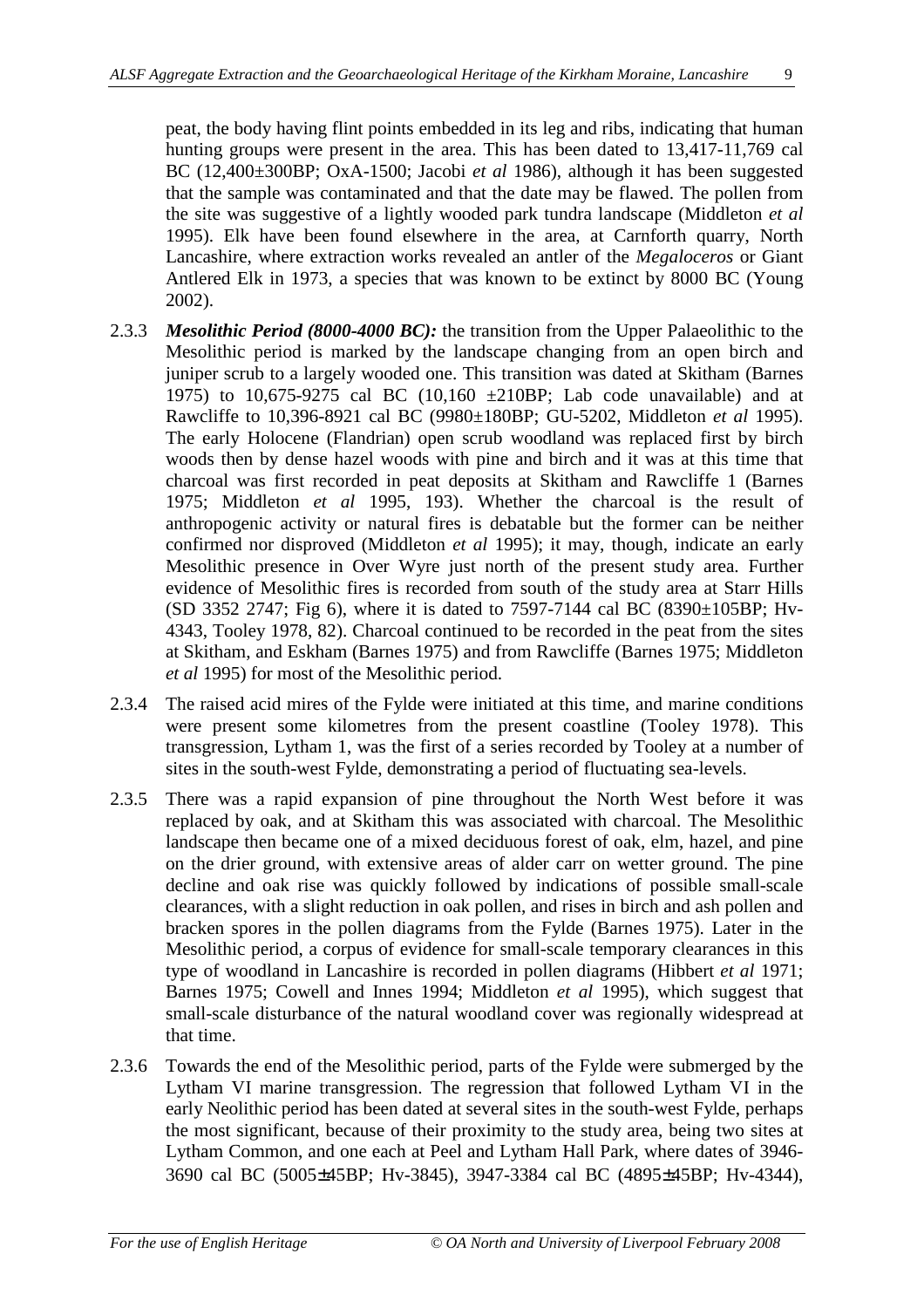peat, the body having flint points embedded in its leg and ribs, indicating that human hunting groups were present in the area. This has been dated to 13,417-11,769 cal BC (12,400±300BP; OxA-1500; Jacobi *et al* 1986), although it has been suggested that the sample was contaminated and that the date may be flawed. The pollen from the site was suggestive of a lightly wooded park tundra landscape (Middleton *et al* 1995). Elk have been found elsewhere in the area, at Carnforth quarry, North Lancashire, where extraction works revealed an antler of the *Megaloceros* or Giant Antlered Elk in 1973, a species that was known to be extinct by 8000 BC (Young 2002).

2.3.3 ***Mesolithic Period (8000-4000 BC):*** the transition from the Upper Palaeolithic to the Mesolithic period is marked by the landscape changing from an open birch and juniper scrub to a largely wooded one. This transition was dated at Skitham (Barnes 1975) to 10,675-9275 cal BC (10,160 ±210BP; Lab code unavailable) and at Rawcliffe to 10,396-8921 cal BC (9980±180BP; GU-5202, Middleton *et al* 1995). The early Holocene (Flandrian) open scrub woodland was replaced first by birch woods then by dense hazel woods with pine and birch and it was at this time that charcoal was first recorded in peat deposits at Skitham and Rawcliffe 1 (Barnes 1975; Middleton *et al* 1995, 193). Whether the charcoal is the result of anthropogenic activity or natural fires is debatable but the former can be neither confirmed nor disproved (Middleton *et al* 1995); it may, though, indicate an early Mesolithic presence in Over Wyre just north of the present study area. Further evidence of Mesolithic fires is recorded from south of the study area at Starr Hills (SD 3352 2747; Fig 6), where it is dated to 7597-7144 cal BC (8390±105BP; Hv-4343, Tooley 1978, 82). Charcoal continued to be recorded in the peat from the sites at Skitham, and Eskham (Barnes 1975) and from Rawcliffe (Barnes 1975; Middleton *et al* 1995) for most of the Mesolithic period.

2.3.4 The raised acid mires of the Fylde were initiated at this time, and marine conditions were present some kilometres from the present coastline (Tooley 1978). This transgression, Lytham 1, was the first of a series recorded by Tooley at a number of sites in the south-west Fylde, demonstrating a period of fluctuating sea-levels.

2.3.5 There was a rapid expansion of pine throughout the North West before it was replaced by oak, and at Skitham this was associated with charcoal. The Mesolithic landscape then became one of a mixed deciduous forest of oak, elm, hazel, and pine on the drier ground, with extensive areas of alder carr on wetter ground. The pine decline and oak rise was quickly followed by indications of possible small-scale clearances, with a slight reduction in oak pollen, and rises in birch and ash pollen and bracken spores in the pollen diagrams from the Fylde (Barnes 1975). Later in the Mesolithic period, a corpus of evidence for small-scale temporary clearances in this type of woodland in Lancashire is recorded in pollen diagrams (Hibbert *et al* 1971; Barnes 1975; Cowell and Innes 1994; Middleton *et al* 1995), which suggest that small-scale disturbance of the natural woodland cover was regionally widespread at that time.

2.3.6 Towards the end of the Mesolithic period, parts of the Fylde were submerged by the Lytham VI marine transgression. The regression that followed Lytham VI in the early Neolithic period has been dated at several sites in the south-west Fylde, perhaps the most significant, because of their proximity to the study area, being two sites at Lytham Common, and one each at Peel and Lytham Hall Park, where dates of 3946-3690 cal BC (5005±45BP; Hv-3845), 3947-3384 cal BC (4895±45BP; Hv-4344),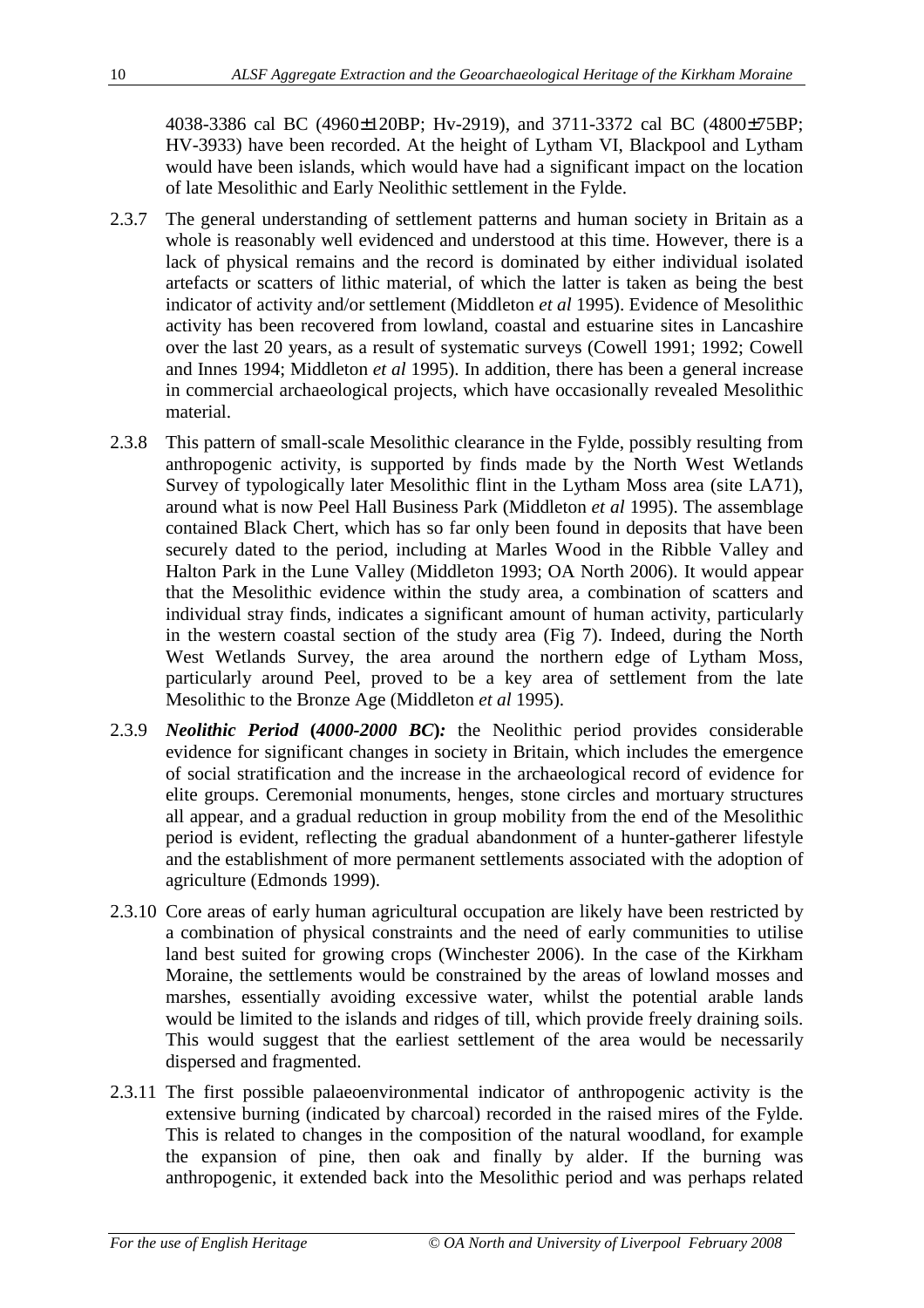4038-3386 cal BC (4960±120BP; Hv-2919), and 3711-3372 cal BC (4800±75BP; HV-3933) have been recorded. At the height of Lytham VI, Blackpool and Lytham would have been islands, which would have had a significant impact on the location of late Mesolithic and Early Neolithic settlement in the Fylde.

2.3.7 The general understanding of settlement patterns and human society in Britain as a whole is reasonably well evidenced and understood at this time. However, there is a lack of physical remains and the record is dominated by either individual isolated artefacts or scatters of lithic material, of which the latter is taken as being the best indicator of activity and/or settlement (Middleton *et al* 1995). Evidence of Mesolithic activity has been recovered from lowland, coastal and estuarine sites in Lancashire over the last 20 years, as a result of systematic surveys (Cowell 1991; 1992; Cowell and Innes 1994; Middleton *et al* 1995). In addition, there has been a general increase in commercial archaeological projects, which have occasionally revealed Mesolithic material.

2.3.8 This pattern of small-scale Mesolithic clearance in the Fylde, possibly resulting from anthropogenic activity, is supported by finds made by the North West Wetlands Survey of typologically later Mesolithic flint in the Lytham Moss area (site LA71), around what is now Peel Hall Business Park (Middleton *et al* 1995). The assemblage contained Black Chert, which has so far only been found in deposits that have been securely dated to the period, including at Marles Wood in the Ribble Valley and Halton Park in the Lune Valley (Middleton 1993; OA North 2006). It would appear that the Mesolithic evidence within the study area, a combination of scatters and individual stray finds, indicates a significant amount of human activity, particularly in the western coastal section of the study area (Fig 7). Indeed, during the North West Wetlands Survey, the area around the northern edge of Lytham Moss, particularly around Peel, proved to be a key area of settlement from the late Mesolithic to the Bronze Age (Middleton *et al* 1995).

2.3.9 ***Neolithic Period* (*4000-2000 BC*):** the Neolithic period provides considerable evidence for significant changes in society in Britain, which includes the emergence of social stratification and the increase in the archaeological record of evidence for elite groups. Ceremonial monuments, henges, stone circles and mortuary structures all appear, and a gradual reduction in group mobility from the end of the Mesolithic period is evident, reflecting the gradual abandonment of a hunter-gatherer lifestyle and the establishment of more permanent settlements associated with the adoption of agriculture (Edmonds 1999).

2.3.10 Core areas of early human agricultural occupation are likely have been restricted by a combination of physical constraints and the need of early communities to utilise land best suited for growing crops (Winchester 2006). In the case of the Kirkham Moraine, the settlements would be constrained by the areas of lowland mosses and marshes, essentially avoiding excessive water, whilst the potential arable lands would be limited to the islands and ridges of till, which provide freely draining soils. This would suggest that the earliest settlement of the area would be necessarily dispersed and fragmented.

2.3.11 The first possible palaeoenvironmental indicator of anthropogenic activity is the extensive burning (indicated by charcoal) recorded in the raised mires of the Fylde. This is related to changes in the composition of the natural woodland, for example the expansion of pine, then oak and finally by alder. If the burning was anthropogenic, it extended back into the Mesolithic period and was perhaps related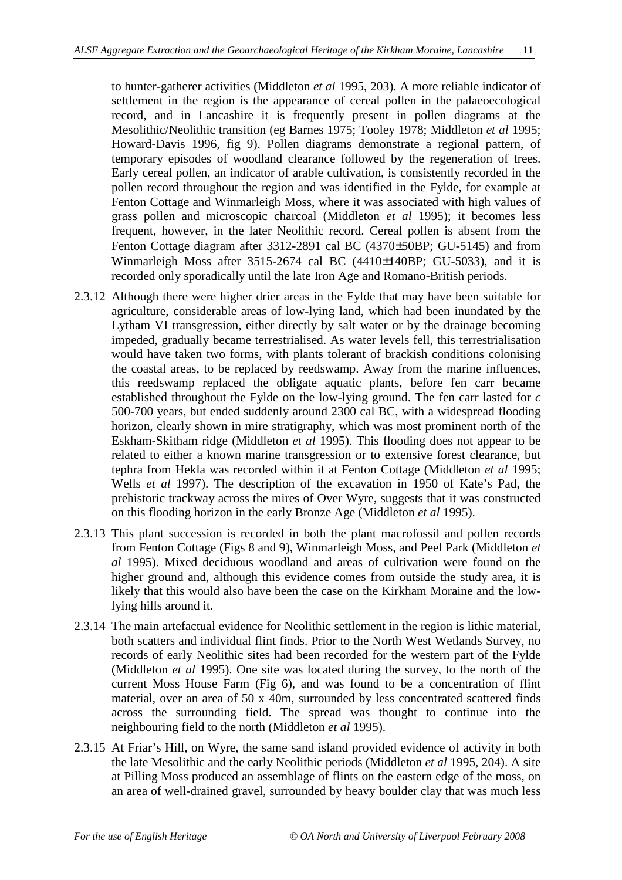to hunter-gatherer activities (Middleton *et al* 1995, 203). A more reliable indicator of settlement in the region is the appearance of cereal pollen in the palaeoecological record, and in Lancashire it is frequently present in pollen diagrams at the Mesolithic/Neolithic transition (eg Barnes 1975; Tooley 1978; Middleton *et al* 1995; Howard-Davis 1996, fig 9). Pollen diagrams demonstrate a regional pattern, of temporary episodes of woodland clearance followed by the regeneration of trees. Early cereal pollen, an indicator of arable cultivation, is consistently recorded in the pollen record throughout the region and was identified in the Fylde, for example at Fenton Cottage and Winmarleigh Moss, where it was associated with high values of grass pollen and microscopic charcoal (Middleton *et al* 1995); it becomes less frequent, however, in the later Neolithic record. Cereal pollen is absent from the Fenton Cottage diagram after 3312-2891 cal BC (4370±50BP; GU-5145) and from Winmarleigh Moss after 3515-2674 cal BC (4410±140BP; GU-5033), and it is recorded only sporadically until the late Iron Age and Romano-British periods.

2.3.12 Although there were higher drier areas in the Fylde that may have been suitable for agriculture, considerable areas of low-lying land, which had been inundated by the Lytham VI transgression, either directly by salt water or by the drainage becoming impeded, gradually became terrestrialised. As water levels fell, this terrestrialisation would have taken two forms, with plants tolerant of brackish conditions colonising the coastal areas, to be replaced by reedswamp. Away from the marine influences, this reedswamp replaced the obligate aquatic plants, before fen carr became established throughout the Fylde on the low-lying ground. The fen carr lasted for *c* 500-700 years, but ended suddenly around 2300 cal BC, with a widespread flooding horizon, clearly shown in mire stratigraphy, which was most prominent north of the Eskham-Skitham ridge (Middleton *et al* 1995). This flooding does not appear to be related to either a known marine transgression or to extensive forest clearance, but tephra from Hekla was recorded within it at Fenton Cottage (Middleton *et al* 1995; Wells *et al* 1997). The description of the excavation in 1950 of Kate's Pad, the prehistoric trackway across the mires of Over Wyre, suggests that it was constructed on this flooding horizon in the early Bronze Age (Middleton *et al* 1995).

2.3.13 This plant succession is recorded in both the plant macrofossil and pollen records from Fenton Cottage (Figs 8 and 9), Winmarleigh Moss, and Peel Park (Middleton *et al* 1995). Mixed deciduous woodland and areas of cultivation were found on the higher ground and, although this evidence comes from outside the study area, it is likely that this would also have been the case on the Kirkham Moraine and the low-lying hills around it.

2.3.14 The main artefactual evidence for Neolithic settlement in the region is lithic material, both scatters and individual flint finds. Prior to the North West Wetlands Survey, no records of early Neolithic sites had been recorded for the western part of the Fylde (Middleton *et al* 1995). One site was located during the survey, to the north of the current Moss House Farm (Fig 6), and was found to be a concentration of flint material, over an area of 50 x 40m, surrounded by less concentrated scattered finds across the surrounding field. The spread was thought to continue into the neighbouring field to the north (Middleton *et al* 1995).

2.3.15 At Friar's Hill, on Wyre, the same sand island provided evidence of activity in both the late Mesolithic and the early Neolithic periods (Middleton *et al* 1995, 204). A site at Pilling Moss produced an assemblage of flints on the eastern edge of the moss, on an area of well-drained gravel, surrounded by heavy boulder clay that was much less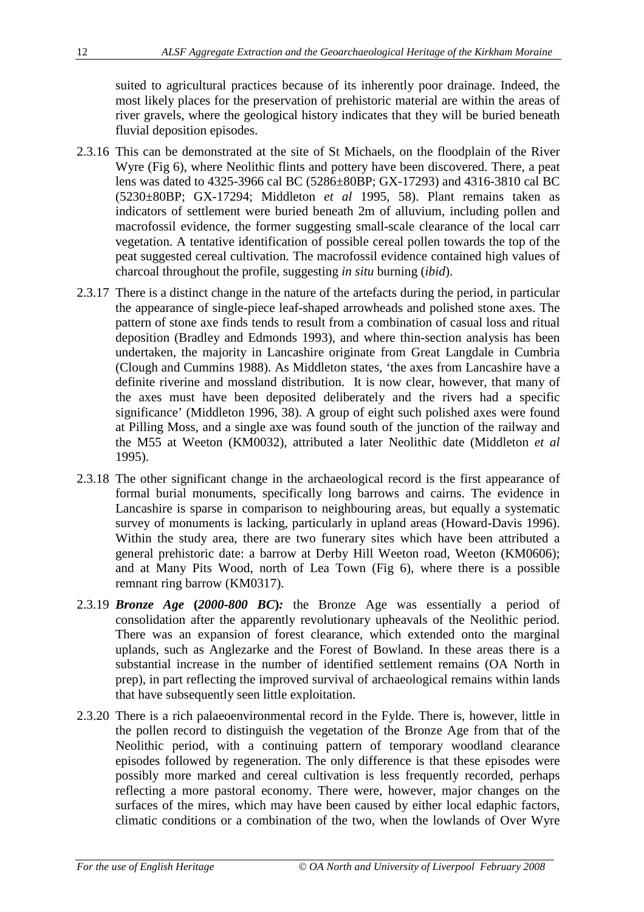suited to agricultural practices because of its inherently poor drainage. Indeed, the most likely places for the preservation of prehistoric material are within the areas of river gravels, where the geological history indicates that they will be buried beneath fluvial deposition episodes.

2.3.16 This can be demonstrated at the site of St Michaels, on the floodplain of the River Wyre (Fig 6), where Neolithic flints and pottery have been discovered. There, a peat lens was dated to 4325-3966 cal BC (5286±80BP; GX-17293) and 4316-3810 cal BC (5230±80BP; GX-17294; Middleton *et al* 1995, 58). Plant remains taken as indicators of settlement were buried beneath 2m of alluvium, including pollen and macrofossil evidence, the former suggesting small-scale clearance of the local carr vegetation. A tentative identification of possible cereal pollen towards the top of the peat suggested cereal cultivation. The macrofossil evidence contained high values of charcoal throughout the profile, suggesting *in situ* burning (*ibid*).

2.3.17 There is a distinct change in the nature of the artefacts during the period, in particular the appearance of single-piece leaf-shaped arrowheads and polished stone axes. The pattern of stone axe finds tends to result from a combination of casual loss and ritual deposition (Bradley and Edmonds 1993), and where thin-section analysis has been undertaken, the majority in Lancashire originate from Great Langdale in Cumbria (Clough and Cummins 1988). As Middleton states, 'the axes from Lancashire have a definite riverine and mossland distribution. It is now clear, however, that many of the axes must have been deposited deliberately and the rivers had a specific significance' (Middleton 1996, 38). A group of eight such polished axes were found at Pilling Moss, and a single axe was found south of the junction of the railway and the M55 at Weeton (KM0032), attributed a later Neolithic date (Middleton *et al* 1995).

2.3.18 The other significant change in the archaeological record is the first appearance of formal burial monuments, specifically long barrows and cairns. The evidence in Lancashire is sparse in comparison to neighbouring areas, but equally a systematic survey of monuments is lacking, particularly in upland areas (Howard-Davis 1996). Within the study area, there are two funerary sites which have been attributed a general prehistoric date: a barrow at Derby Hill Weeton road, Weeton (KM0606); and at Many Pits Wood, north of Lea Town (Fig 6), where there is a possible remnant ring barrow (KM0317).

2.3.19 ***Bronze Age* (*2000-800 BC*)*:*** the Bronze Age was essentially a period of consolidation after the apparently revolutionary upheavals of the Neolithic period. There was an expansion of forest clearance, which extended onto the marginal uplands, such as Anglezarke and the Forest of Bowland. In these areas there is a substantial increase in the number of identified settlement remains (OA North in prep), in part reflecting the improved survival of archaeological remains within lands that have subsequently seen little exploitation.

2.3.20 There is a rich palaeoenvironmental record in the Fylde. There is, however, little in the pollen record to distinguish the vegetation of the Bronze Age from that of the Neolithic period, with a continuing pattern of temporary woodland clearance episodes followed by regeneration. The only difference is that these episodes were possibly more marked and cereal cultivation is less frequently recorded, perhaps reflecting a more pastoral economy. There were, however, major changes on the surfaces of the mires, which may have been caused by either local edaphic factors, climatic conditions or a combination of the two, when the lowlands of Over Wyre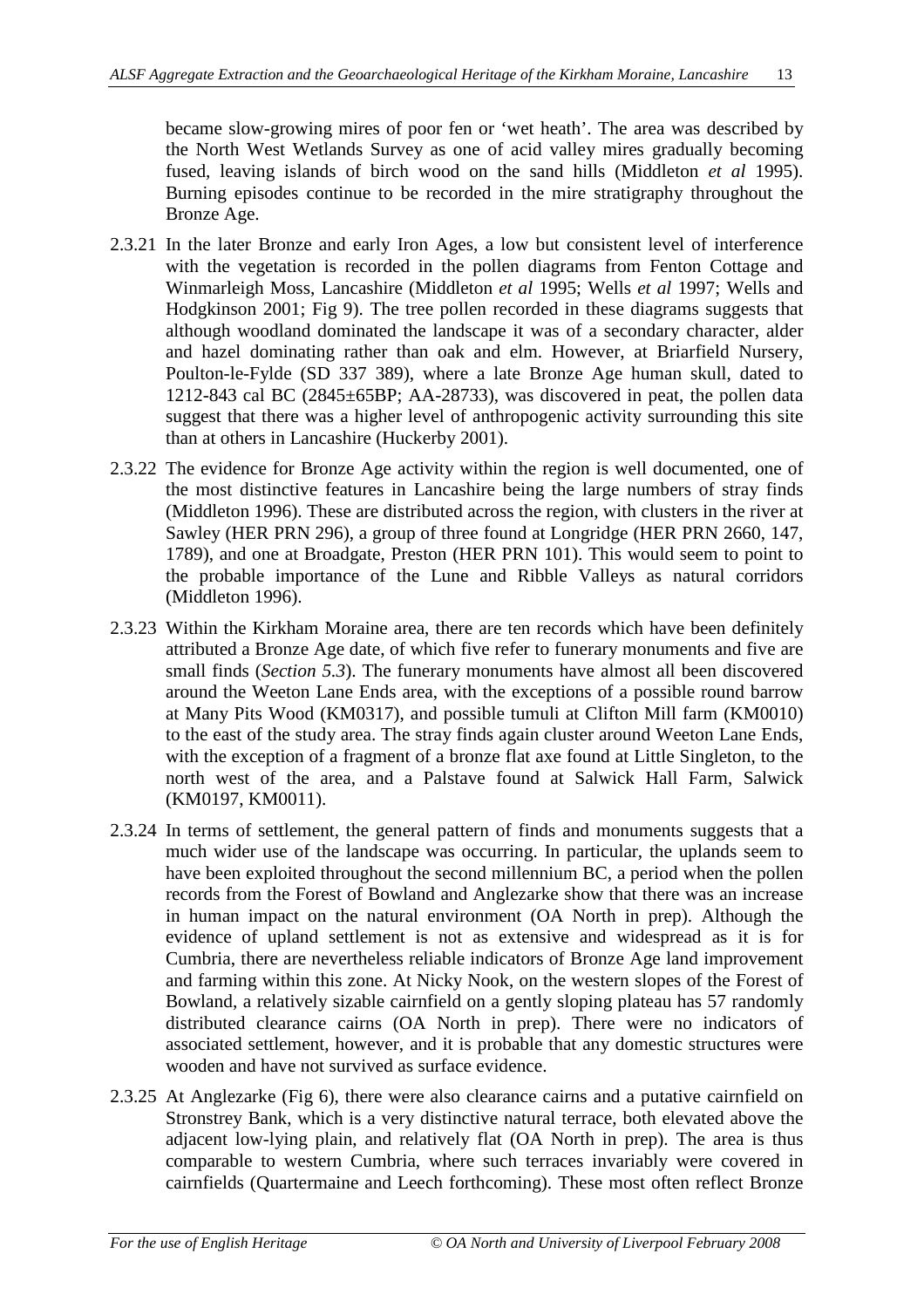became slow-growing mires of poor fen or 'wet heath'. The area was described by the North West Wetlands Survey as one of acid valley mires gradually becoming fused, leaving islands of birch wood on the sand hills (Middleton *et al* 1995). Burning episodes continue to be recorded in the mire stratigraphy throughout the Bronze Age.

2.3.21 In the later Bronze and early Iron Ages, a low but consistent level of interference with the vegetation is recorded in the pollen diagrams from Fenton Cottage and Winmarleigh Moss, Lancashire (Middleton *et al* 1995; Wells *et al* 1997; Wells and Hodgkinson 2001; Fig 9). The tree pollen recorded in these diagrams suggests that although woodland dominated the landscape it was of a secondary character, alder and hazel dominating rather than oak and elm. However, at Briarfield Nursery, Poulton-le-Fylde (SD 337 389), where a late Bronze Age human skull, dated to 1212-843 cal BC (2845±65BP; AA-28733), was discovered in peat, the pollen data suggest that there was a higher level of anthropogenic activity surrounding this site than at others in Lancashire (Huckerby 2001).

2.3.22 The evidence for Bronze Age activity within the region is well documented, one of the most distinctive features in Lancashire being the large numbers of stray finds (Middleton 1996). These are distributed across the region, with clusters in the river at Sawley (HER PRN 296), a group of three found at Longridge (HER PRN 2660, 147, 1789), and one at Broadgate, Preston (HER PRN 101). This would seem to point to the probable importance of the Lune and Ribble Valleys as natural corridors (Middleton 1996).

2.3.23 Within the Kirkham Moraine area, there are ten records which have been definitely attributed a Bronze Age date, of which five refer to funerary monuments and five are small finds (*Section 5.3*). The funerary monuments have almost all been discovered around the Weeton Lane Ends area, with the exceptions of a possible round barrow at Many Pits Wood (KM0317), and possible tumuli at Clifton Mill farm (KM0010) to the east of the study area. The stray finds again cluster around Weeton Lane Ends, with the exception of a fragment of a bronze flat axe found at Little Singleton, to the north west of the area, and a Palstave found at Salwick Hall Farm, Salwick (KM0197, KM0011).

2.3.24 In terms of settlement, the general pattern of finds and monuments suggests that a much wider use of the landscape was occurring. In particular, the uplands seem to have been exploited throughout the second millennium BC, a period when the pollen records from the Forest of Bowland and Anglezarke show that there was an increase in human impact on the natural environment (OA North in prep). Although the evidence of upland settlement is not as extensive and widespread as it is for Cumbria, there are nevertheless reliable indicators of Bronze Age land improvement and farming within this zone. At Nicky Nook, on the western slopes of the Forest of Bowland, a relatively sizable cairnfield on a gently sloping plateau has 57 randomly distributed clearance cairns (OA North in prep). There were no indicators of associated settlement, however, and it is probable that any domestic structures were wooden and have not survived as surface evidence.

2.3.25 At Anglezarke (Fig 6), there were also clearance cairns and a putative cairnfield on Stronstrey Bank, which is a very distinctive natural terrace, both elevated above the adjacent low-lying plain, and relatively flat (OA North in prep). The area is thus comparable to western Cumbria, where such terraces invariably were covered in cairnfields (Quartermaine and Leech forthcoming). These most often reflect Bronze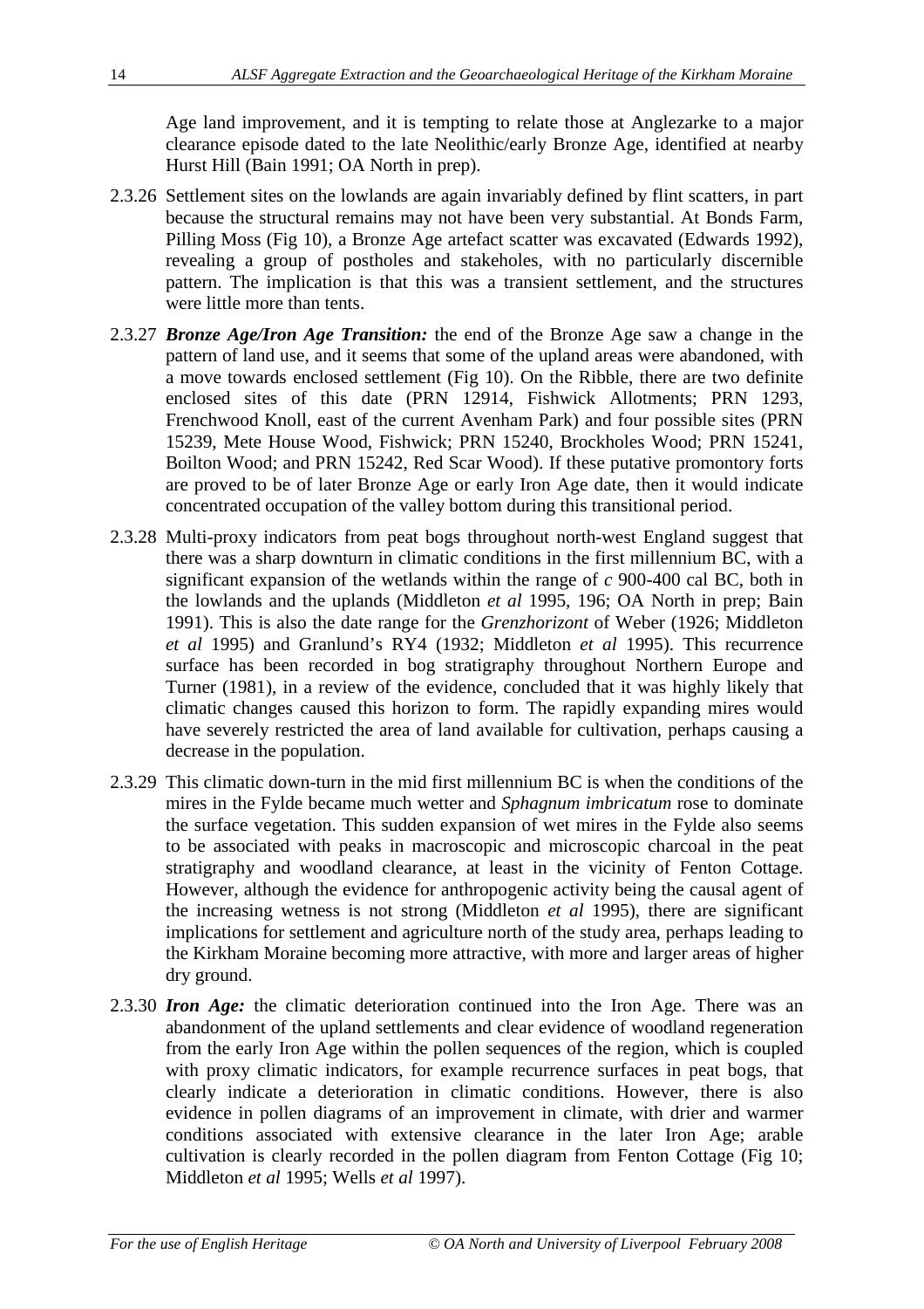Age land improvement, and it is tempting to relate those at Anglezarke to a major clearance episode dated to the late Neolithic/early Bronze Age, identified at nearby Hurst Hill (Bain 1991; OA North in prep).

2.3.26 Settlement sites on the lowlands are again invariably defined by flint scatters, in part because the structural remains may not have been very substantial. At Bonds Farm, Pilling Moss (Fig 10), a Bronze Age artefact scatter was excavated (Edwards 1992), revealing a group of postholes and stakeholes, with no particularly discernible pattern. The implication is that this was a transient settlement, and the structures were little more than tents.

2.3.27 ***Bronze Age/Iron Age Transition:*** the end of the Bronze Age saw a change in the pattern of land use, and it seems that some of the upland areas were abandoned, with a move towards enclosed settlement (Fig 10). On the Ribble, there are two definite enclosed sites of this date (PRN 12914, Fishwick Allotments; PRN 1293, Frenchwood Knoll, east of the current Avenham Park) and four possible sites (PRN 15239, Mete House Wood, Fishwick; PRN 15240, Brockholes Wood; PRN 15241, Boilton Wood; and PRN 15242, Red Scar Wood). If these putative promontory forts are proved to be of later Bronze Age or early Iron Age date, then it would indicate concentrated occupation of the valley bottom during this transitional period.

2.3.28 Multi-proxy indicators from peat bogs throughout north-west England suggest that there was a sharp downturn in climatic conditions in the first millennium BC, with a significant expansion of the wetlands within the range of *c* 900-400 cal BC, both in the lowlands and the uplands (Middleton *et al* 1995, 196; OA North in prep; Bain 1991). This is also the date range for the *Grenzhorizont* of Weber (1926; Middleton *et al* 1995) and Granlund's RY4 (1932; Middleton *et al* 1995). This recurrence surface has been recorded in bog stratigraphy throughout Northern Europe and Turner (1981), in a review of the evidence, concluded that it was highly likely that climatic changes caused this horizon to form. The rapidly expanding mires would have severely restricted the area of land available for cultivation, perhaps causing a decrease in the population.

2.3.29 This climatic down-turn in the mid first millennium BC is when the conditions of the mires in the Fylde became much wetter and *Sphagnum imbricatum* rose to dominate the surface vegetation. This sudden expansion of wet mires in the Fylde also seems to be associated with peaks in macroscopic and microscopic charcoal in the peat stratigraphy and woodland clearance, at least in the vicinity of Fenton Cottage. However, although the evidence for anthropogenic activity being the causal agent of the increasing wetness is not strong (Middleton *et al* 1995), there are significant implications for settlement and agriculture north of the study area, perhaps leading to the Kirkham Moraine becoming more attractive, with more and larger areas of higher dry ground.

2.3.30 ***Iron Age:*** the climatic deterioration continued into the Iron Age. There was an abandonment of the upland settlements and clear evidence of woodland regeneration from the early Iron Age within the pollen sequences of the region, which is coupled with proxy climatic indicators, for example recurrence surfaces in peat bogs, that clearly indicate a deterioration in climatic conditions. However, there is also evidence in pollen diagrams of an improvement in climate, with drier and warmer conditions associated with extensive clearance in the later Iron Age; arable cultivation is clearly recorded in the pollen diagram from Fenton Cottage (Fig 10; Middleton *et al* 1995; Wells *et al* 1997).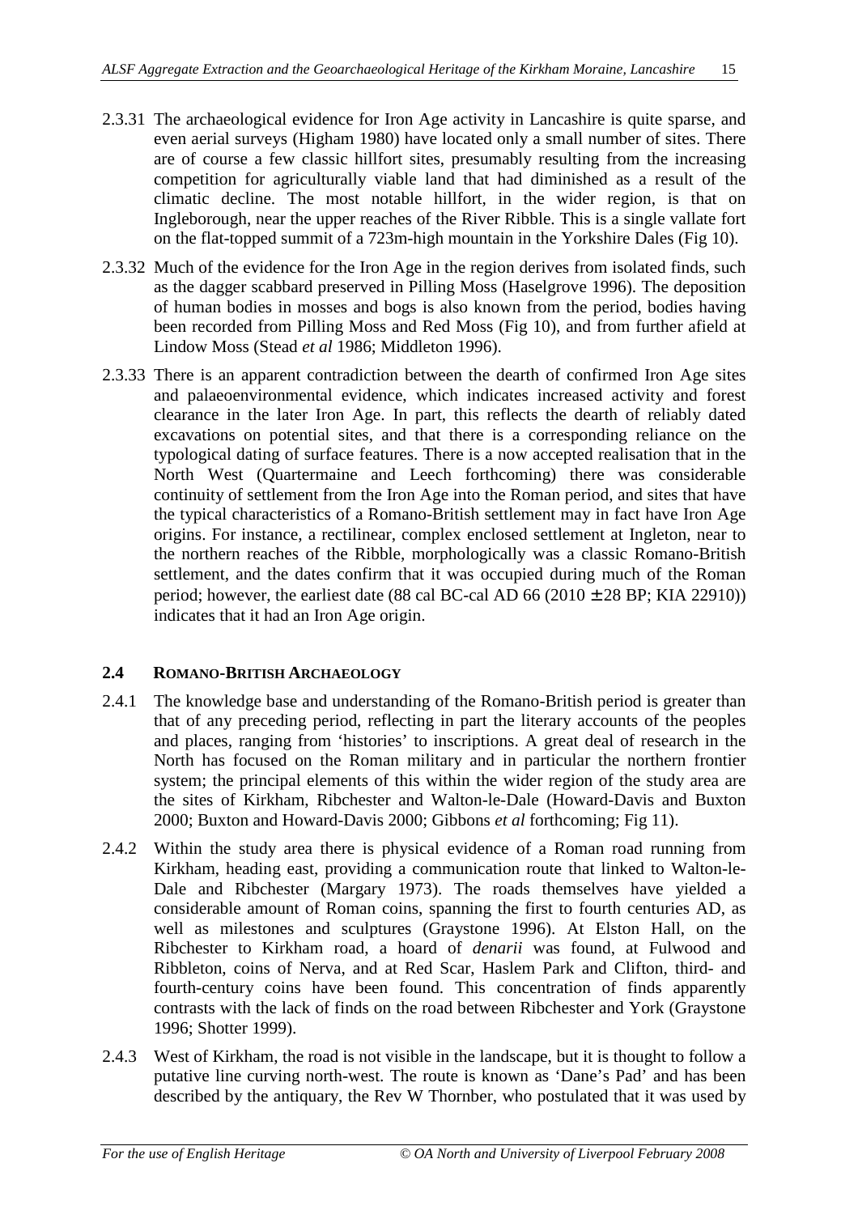2.3.31 The archaeological evidence for Iron Age activity in Lancashire is quite sparse, and even aerial surveys (Higham 1980) have located only a small number of sites. There are of course a few classic hillfort sites, presumably resulting from the increasing competition for agriculturally viable land that had diminished as a result of the climatic decline. The most notable hillfort, in the wider region, is that on Ingleborough, near the upper reaches of the River Ribble. This is a single vallate fort on the flat-topped summit of a 723m-high mountain in the Yorkshire Dales (Fig 10).

2.3.32 Much of the evidence for the Iron Age in the region derives from isolated finds, such as the dagger scabbard preserved in Pilling Moss (Haselgrove 1996). The deposition of human bodies in mosses and bogs is also known from the period, bodies having been recorded from Pilling Moss and Red Moss (Fig 10), and from further afield at Lindow Moss (Stead *et al* 1986; Middleton 1996).

2.3.33 There is an apparent contradiction between the dearth of confirmed Iron Age sites and palaeoenvironmental evidence, which indicates increased activity and forest clearance in the later Iron Age. In part, this reflects the dearth of reliably dated excavations on potential sites, and that there is a corresponding reliance on the typological dating of surface features. There is a now accepted realisation that in the North West (Quartermaine and Leech forthcoming) there was considerable continuity of settlement from the Iron Age into the Roman period, and sites that have the typical characteristics of a Romano-British settlement may in fact have Iron Age origins. For instance, a rectilinear, complex enclosed settlement at Ingleton, near to the northern reaches of the Ribble, morphologically was a classic Romano-British settlement, and the dates confirm that it was occupied during much of the Roman period; however, the earliest date (88 cal BC-cal AD 66 (2010 ± 28 BP; KIA 22910)) indicates that it had an Iron Age origin.

## 2.4 Romano-British Archaeology

2.4.1 The knowledge base and understanding of the Romano-British period is greater than that of any preceding period, reflecting in part the literary accounts of the peoples and places, ranging from 'histories' to inscriptions. A great deal of research in the North has focused on the Roman military and in particular the northern frontier system; the principal elements of this within the wider region of the study area are the sites of Kirkham, Ribchester and Walton-le-Dale (Howard-Davis and Buxton 2000; Buxton and Howard-Davis 2000; Gibbons *et al* forthcoming; Fig 11).

2.4.2 Within the study area there is physical evidence of a Roman road running from Kirkham, heading east, providing a communication route that linked to Walton-le-Dale and Ribchester (Margary 1973). The roads themselves have yielded a considerable amount of Roman coins, spanning the first to fourth centuries AD, as well as milestones and sculptures (Graystone 1996). At Elston Hall, on the Ribchester to Kirkham road, a hoard of *denarii* was found, at Fulwood and Ribbleton, coins of Nerva, and at Red Scar, Haslem Park and Clifton, third- and fourth-century coins have been found. This concentration of finds apparently contrasts with the lack of finds on the road between Ribchester and York (Graystone 1996; Shotter 1999).

2.4.3 West of Kirkham, the road is not visible in the landscape, but it is thought to follow a putative line curving north-west. The route is known as 'Dane's Pad' and has been described by the antiquary, the Rev W Thornber, who postulated that it was used by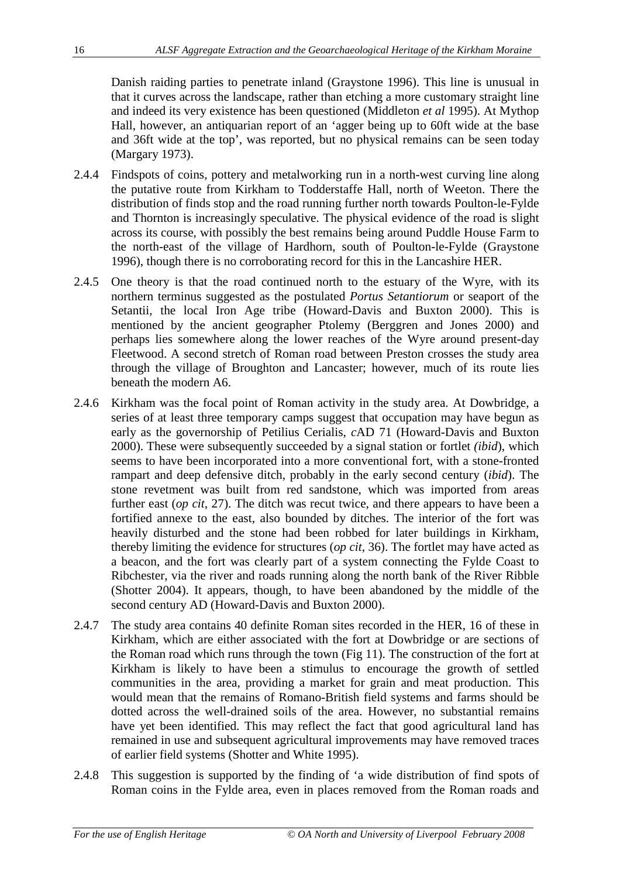Danish raiding parties to penetrate inland (Graystone 1996). This line is unusual in that it curves across the landscape, rather than etching a more customary straight line and indeed its very existence has been questioned (Middleton *et al* 1995). At Mythop Hall, however, an antiquarian report of an 'agger being up to 60ft wide at the base and 36ft wide at the top', was reported, but no physical remains can be seen today (Margary 1973).

2.4.4 Findspots of coins, pottery and metalworking run in a north-west curving line along the putative route from Kirkham to Todderstaffe Hall, north of Weeton. There the distribution of finds stop and the road running further north towards Poulton-le-Fylde and Thornton is increasingly speculative. The physical evidence of the road is slight across its course, with possibly the best remains being around Puddle House Farm to the north-east of the village of Hardhorn, south of Poulton-le-Fylde (Graystone 1996), though there is no corroborating record for this in the Lancashire HER.

2.4.5 One theory is that the road continued north to the estuary of the Wyre, with its northern terminus suggested as the postulated *Portus Setantiorum* or seaport of the Setantii, the local Iron Age tribe (Howard-Davis and Buxton 2000). This is mentioned by the ancient geographer Ptolemy (Berggren and Jones 2000) and perhaps lies somewhere along the lower reaches of the Wyre around present-day Fleetwood. A second stretch of Roman road between Preston crosses the study area through the village of Broughton and Lancaster; however, much of its route lies beneath the modern A6.

2.4.6 Kirkham was the focal point of Roman activity in the study area. At Dowbridge, a series of at least three temporary camps suggest that occupation may have begun as early as the governorship of Petilius Cerialis, *c*AD 71 (Howard-Davis and Buxton 2000). These were subsequently succeeded by a signal station or fortlet *(ibid*), which seems to have been incorporated into a more conventional fort, with a stone-fronted rampart and deep defensive ditch, probably in the early second century (*ibid*). The stone revetment was built from red sandstone, which was imported from areas further east (*op cit*, 27). The ditch was recut twice, and there appears to have been a fortified annexe to the east, also bounded by ditches. The interior of the fort was heavily disturbed and the stone had been robbed for later buildings in Kirkham, thereby limiting the evidence for structures (*op cit*, 36). The fortlet may have acted as a beacon, and the fort was clearly part of a system connecting the Fylde Coast to Ribchester, via the river and roads running along the north bank of the River Ribble (Shotter 2004). It appears, though, to have been abandoned by the middle of the second century AD (Howard-Davis and Buxton 2000).

2.4.7 The study area contains 40 definite Roman sites recorded in the HER, 16 of these in Kirkham, which are either associated with the fort at Dowbridge or are sections of the Roman road which runs through the town (Fig 11). The construction of the fort at Kirkham is likely to have been a stimulus to encourage the growth of settled communities in the area, providing a market for grain and meat production. This would mean that the remains of Romano-British field systems and farms should be dotted across the well-drained soils of the area. However, no substantial remains have yet been identified. This may reflect the fact that good agricultural land has remained in use and subsequent agricultural improvements may have removed traces of earlier field systems (Shotter and White 1995).

2.4.8 This suggestion is supported by the finding of 'a wide distribution of find spots of Roman coins in the Fylde area, even in places removed from the Roman roads and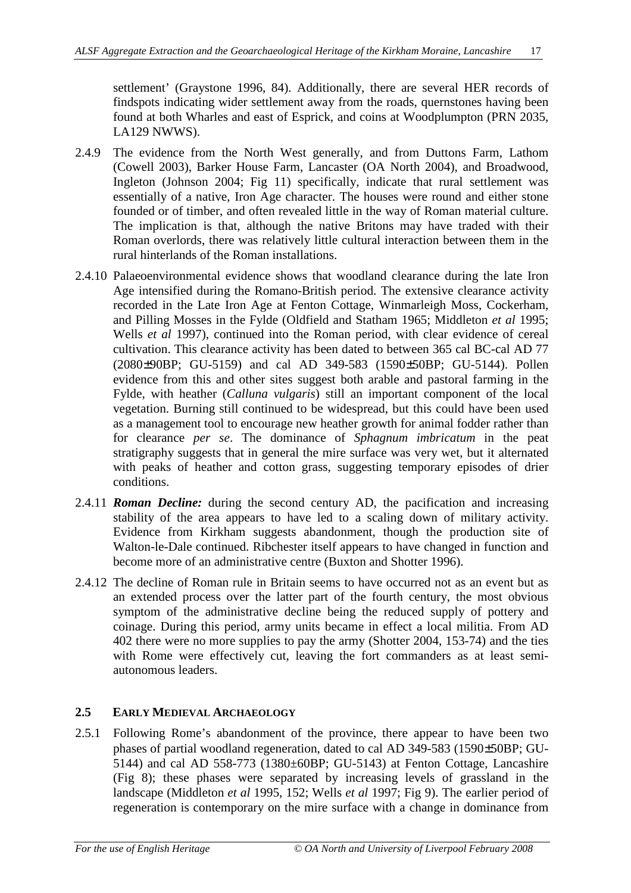settlement' (Graystone 1996, 84). Additionally, there are several HER records of findspots indicating wider settlement away from the roads, quernstones having been found at both Wharles and east of Esprick, and coins at Woodplumpton (PRN 2035, LA129 NWWS).

2.4.9 The evidence from the North West generally, and from Duttons Farm, Lathom (Cowell 2003), Barker House Farm, Lancaster (OA North 2004), and Broadwood, Ingleton (Johnson 2004; Fig 11) specifically, indicate that rural settlement was essentially of a native, Iron Age character. The houses were round and either stone founded or of timber, and often revealed little in the way of Roman material culture. The implication is that, although the native Britons may have traded with their Roman overlords, there was relatively little cultural interaction between them in the rural hinterlands of the Roman installations.

2.4.10 Palaeoenvironmental evidence shows that woodland clearance during the late Iron Age intensified during the Romano-British period. The extensive clearance activity recorded in the Late Iron Age at Fenton Cottage, Winmarleigh Moss, Cockerham, and Pilling Mosses in the Fylde (Oldfield and Statham 1965; Middleton *et al* 1995; Wells *et al* 1997), continued into the Roman period, with clear evidence of cereal cultivation. This clearance activity has been dated to between 365 cal BC-cal AD 77 (2080±90BP; GU-5159) and cal AD 349-583 (1590±50BP; GU-5144). Pollen evidence from this and other sites suggest both arable and pastoral farming in the Fylde, with heather (*Calluna vulgaris*) still an important component of the local vegetation. Burning still continued to be widespread, but this could have been used as a management tool to encourage new heather growth for animal fodder rather than for clearance *per se*. The dominance of *Sphagnum imbricatum* in the peat stratigraphy suggests that in general the mire surface was very wet, but it alternated with peaks of heather and cotton grass, suggesting temporary episodes of drier conditions.

2.4.11 ***Roman Decline:*** during the second century AD, the pacification and increasing stability of the area appears to have led to a scaling down of military activity. Evidence from Kirkham suggests abandonment, though the production site of Walton-le-Dale continued. Ribchester itself appears to have changed in function and become more of an administrative centre (Buxton and Shotter 1996).

2.4.12 The decline of Roman rule in Britain seems to have occurred not as an event but as an extended process over the latter part of the fourth century, the most obvious symptom of the administrative decline being the reduced supply of pottery and coinage. During this period, army units became in effect a local militia. From AD 402 there were no more supplies to pay the army (Shotter 2004, 153-74) and the ties with Rome were effectively cut, leaving the fort commanders as at least semi-autonomous leaders.

## 2.5 EARLY MEDIEVAL ARCHAEOLOGY

2.5.1 Following Rome's abandonment of the province, there appear to have been two phases of partial woodland regeneration, dated to cal AD 349-583 (1590±50BP; GU-5144) and cal AD 558-773 (1380±60BP; GU-5143) at Fenton Cottage, Lancashire (Fig 8); these phases were separated by increasing levels of grassland in the landscape (Middleton *et al* 1995, 152; Wells *et al* 1997; Fig 9). The earlier period of regeneration is contemporary on the mire surface with a change in dominance from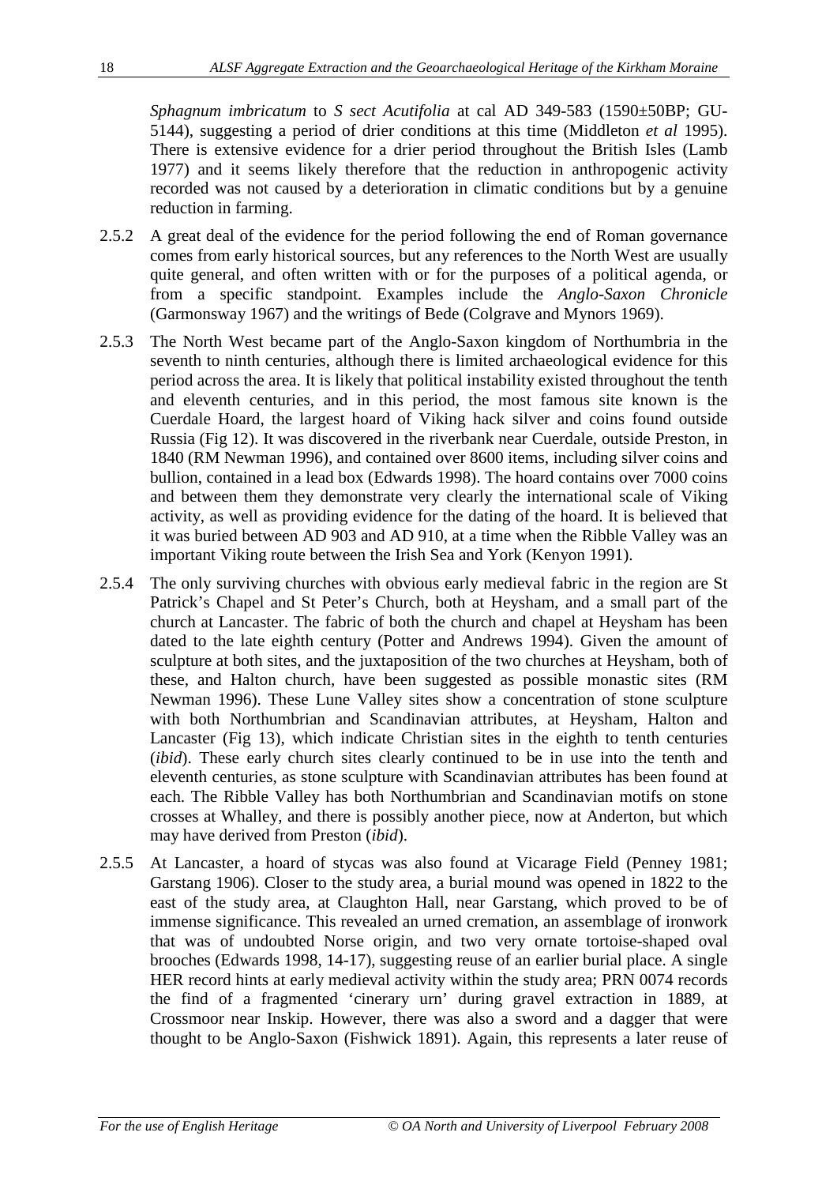*Sphagnum imbricatum* to *S sect Acutifolia* at cal AD 349-583 (1590±50BP; GU-5144), suggesting a period of drier conditions at this time (Middleton *et al* 1995). There is extensive evidence for a drier period throughout the British Isles (Lamb 1977) and it seems likely therefore that the reduction in anthropogenic activity recorded was not caused by a deterioration in climatic conditions but by a genuine reduction in farming.

2.5.2 A great deal of the evidence for the period following the end of Roman governance comes from early historical sources, but any references to the North West are usually quite general, and often written with or for the purposes of a political agenda, or from a specific standpoint. Examples include the *Anglo-Saxon Chronicle* (Garmonsway 1967) and the writings of Bede (Colgrave and Mynors 1969).

2.5.3 The North West became part of the Anglo-Saxon kingdom of Northumbria in the seventh to ninth centuries, although there is limited archaeological evidence for this period across the area. It is likely that political instability existed throughout the tenth and eleventh centuries, and in this period, the most famous site known is the Cuerdale Hoard, the largest hoard of Viking hack silver and coins found outside Russia (Fig 12). It was discovered in the riverbank near Cuerdale, outside Preston, in 1840 (RM Newman 1996), and contained over 8600 items, including silver coins and bullion, contained in a lead box (Edwards 1998). The hoard contains over 7000 coins and between them they demonstrate very clearly the international scale of Viking activity, as well as providing evidence for the dating of the hoard. It is believed that it was buried between AD 903 and AD 910, at a time when the Ribble Valley was an important Viking route between the Irish Sea and York (Kenyon 1991).

2.5.4 The only surviving churches with obvious early medieval fabric in the region are St Patrick's Chapel and St Peter's Church, both at Heysham, and a small part of the church at Lancaster. The fabric of both the church and chapel at Heysham has been dated to the late eighth century (Potter and Andrews 1994). Given the amount of sculpture at both sites, and the juxtaposition of the two churches at Heysham, both of these, and Halton church, have been suggested as possible monastic sites (RM Newman 1996). These Lune Valley sites show a concentration of stone sculpture with both Northumbrian and Scandinavian attributes, at Heysham, Halton and Lancaster (Fig 13), which indicate Christian sites in the eighth to tenth centuries (*ibid*). These early church sites clearly continued to be in use into the tenth and eleventh centuries, as stone sculpture with Scandinavian attributes has been found at each. The Ribble Valley has both Northumbrian and Scandinavian motifs on stone crosses at Whalley, and there is possibly another piece, now at Anderton, but which may have derived from Preston (*ibid*).

2.5.5 At Lancaster, a hoard of stycas was also found at Vicarage Field (Penney 1981; Garstang 1906). Closer to the study area, a burial mound was opened in 1822 to the east of the study area, at Claughton Hall, near Garstang, which proved to be of immense significance. This revealed an urned cremation, an assemblage of ironwork that was of undoubted Norse origin, and two very ornate tortoise-shaped oval brooches (Edwards 1998, 14-17), suggesting reuse of an earlier burial place. A single HER record hints at early medieval activity within the study area; PRN 0074 records the find of a fragmented 'cinerary urn' during gravel extraction in 1889, at Crossmoor near Inskip. However, there was also a sword and a dagger that were thought to be Anglo-Saxon (Fishwick 1891). Again, this represents a later reuse of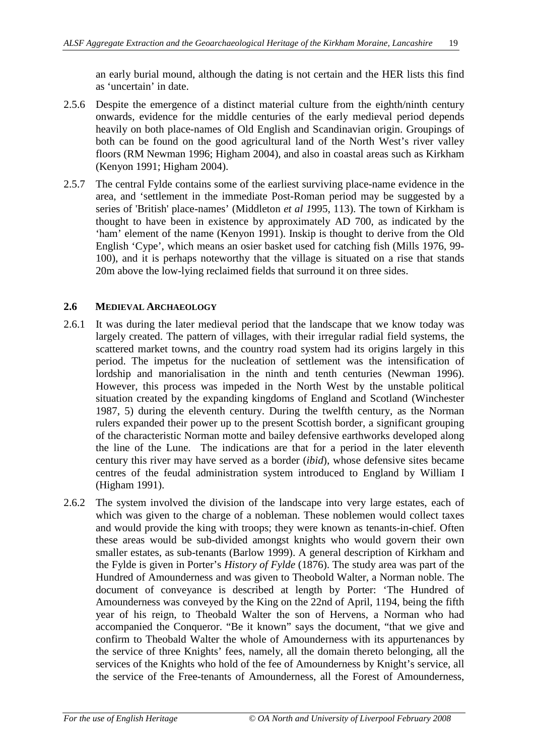an early burial mound, although the dating is not certain and the HER lists this find as 'uncertain' in date.

2.5.6 Despite the emergence of a distinct material culture from the eighth/ninth century onwards, evidence for the middle centuries of the early medieval period depends heavily on both place-names of Old English and Scandinavian origin. Groupings of both can be found on the good agricultural land of the North West's river valley floors (RM Newman 1996; Higham 2004), and also in coastal areas such as Kirkham (Kenyon 1991; Higham 2004).

2.5.7 The central Fylde contains some of the earliest surviving place-name evidence in the area, and 'settlement in the immediate Post-Roman period may be suggested by a series of 'British' place-names' (Middleton *et al 1*995, 113). The town of Kirkham is thought to have been in existence by approximately AD 700, as indicated by the 'ham' element of the name (Kenyon 1991). Inskip is thought to derive from the Old English 'Cype', which means an osier basket used for catching fish (Mills 1976, 99-100), and it is perhaps noteworthy that the village is situated on a rise that stands 20m above the low-lying reclaimed fields that surround it on three sides.

## 2.6 MEDIEVAL ARCHAEOLOGY

2.6.1 It was during the later medieval period that the landscape that we know today was largely created. The pattern of villages, with their irregular radial field systems, the scattered market towns, and the country road system had its origins largely in this period. The impetus for the nucleation of settlement was the intensification of lordship and manorialisation in the ninth and tenth centuries (Newman 1996). However, this process was impeded in the North West by the unstable political situation created by the expanding kingdoms of England and Scotland (Winchester 1987, 5) during the eleventh century. During the twelfth century, as the Norman rulers expanded their power up to the present Scottish border, a significant grouping of the characteristic Norman motte and bailey defensive earthworks developed along the line of the Lune. The indications are that for a period in the later eleventh century this river may have served as a border (*ibid*), whose defensive sites became centres of the feudal administration system introduced to England by William I (Higham 1991).

2.6.2 The system involved the division of the landscape into very large estates, each of which was given to the charge of a nobleman. These noblemen would collect taxes and would provide the king with troops; they were known as tenants-in-chief. Often these areas would be sub-divided amongst knights who would govern their own smaller estates, as sub-tenants (Barlow 1999). A general description of Kirkham and the Fylde is given in Porter's *History of Fylde* (1876). The study area was part of the Hundred of Amounderness and was given to Theobold Walter, a Norman noble. The document of conveyance is described at length by Porter: 'The Hundred of Amounderness was conveyed by the King on the 22nd of April, 1194, being the fifth year of his reign, to Theobald Walter the son of Hervens, a Norman who had accompanied the Conqueror. "Be it known" says the document, "that we give and confirm to Theobald Walter the whole of Amounderness with its appurtenances by the service of three Knights' fees, namely, all the domain thereto belonging, all the services of the Knights who hold of the fee of Amounderness by Knight's service, all the service of the Free-tenants of Amounderness, all the Forest of Amounderness,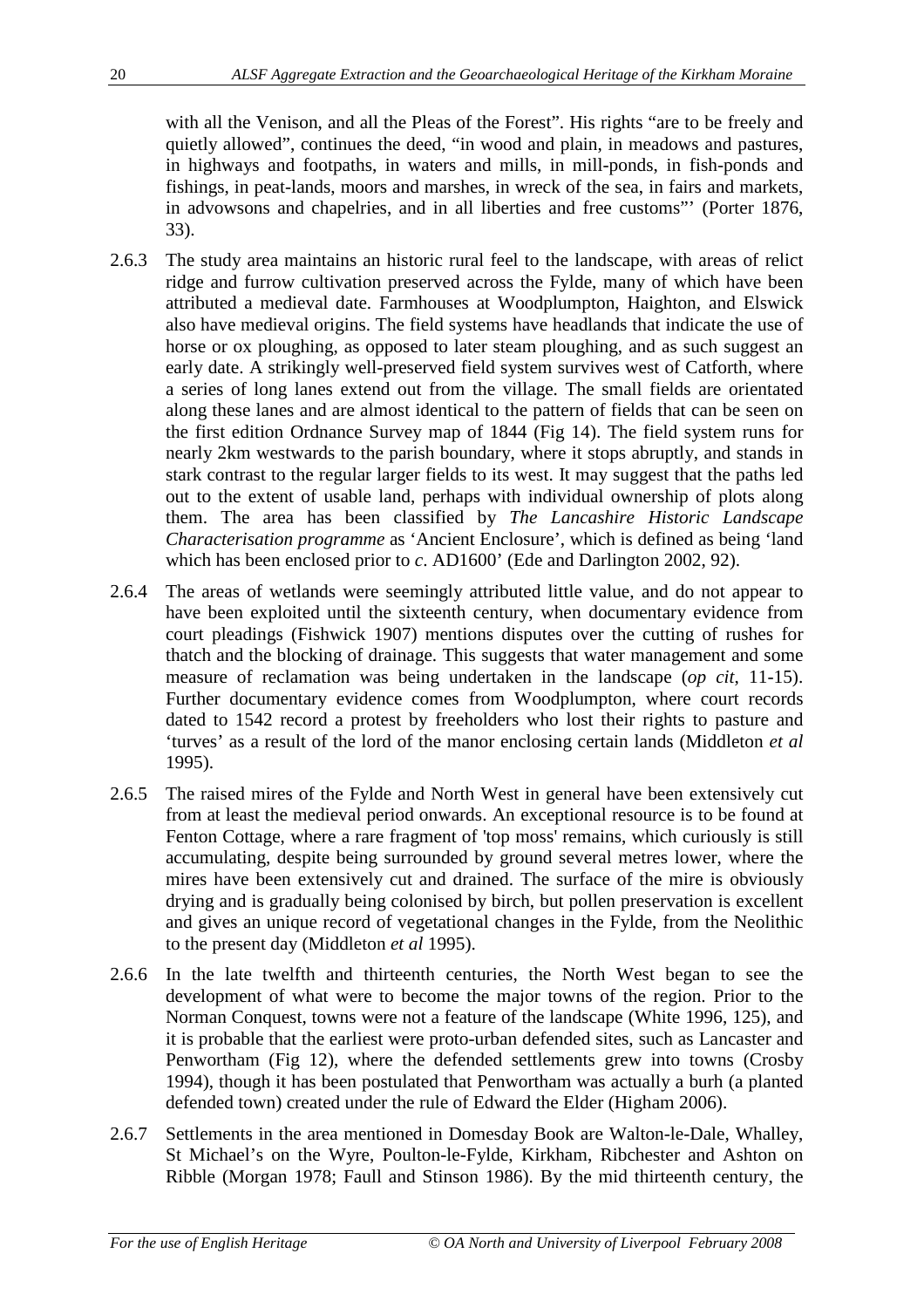with all the Venison, and all the Pleas of the Forest". His rights "are to be freely and quietly allowed", continues the deed, "in wood and plain, in meadows and pastures, in highways and footpaths, in waters and mills, in mill-ponds, in fish-ponds and fishings, in peat-lands, moors and marshes, in wreck of the sea, in fairs and markets, in advowsons and chapelries, and in all liberties and free customs"' (Porter 1876, 33).

2.6.3 The study area maintains an historic rural feel to the landscape, with areas of relict ridge and furrow cultivation preserved across the Fylde, many of which have been attributed a medieval date. Farmhouses at Woodplumpton, Haighton, and Elswick also have medieval origins. The field systems have headlands that indicate the use of horse or ox ploughing, as opposed to later steam ploughing, and as such suggest an early date. A strikingly well-preserved field system survives west of Catforth, where a series of long lanes extend out from the village. The small fields are orientated along these lanes and are almost identical to the pattern of fields that can be seen on the first edition Ordnance Survey map of 1844 (Fig 14). The field system runs for nearly 2km westwards to the parish boundary, where it stops abruptly, and stands in stark contrast to the regular larger fields to its west. It may suggest that the paths led out to the extent of usable land, perhaps with individual ownership of plots along them. The area has been classified by *The Lancashire Historic Landscape Characterisation programme* as 'Ancient Enclosure', which is defined as being 'land which has been enclosed prior to *c*. AD1600' (Ede and Darlington 2002, 92).

2.6.4 The areas of wetlands were seemingly attributed little value, and do not appear to have been exploited until the sixteenth century, when documentary evidence from court pleadings (Fishwick 1907) mentions disputes over the cutting of rushes for thatch and the blocking of drainage. This suggests that water management and some measure of reclamation was being undertaken in the landscape (*op cit*, 11-15). Further documentary evidence comes from Woodplumpton, where court records dated to 1542 record a protest by freeholders who lost their rights to pasture and 'turves' as a result of the lord of the manor enclosing certain lands (Middleton *et al* 1995).

2.6.5 The raised mires of the Fylde and North West in general have been extensively cut from at least the medieval period onwards. An exceptional resource is to be found at Fenton Cottage, where a rare fragment of 'top moss' remains, which curiously is still accumulating, despite being surrounded by ground several metres lower, where the mires have been extensively cut and drained. The surface of the mire is obviously drying and is gradually being colonised by birch, but pollen preservation is excellent and gives an unique record of vegetational changes in the Fylde, from the Neolithic to the present day (Middleton *et al* 1995).

2.6.6 In the late twelfth and thirteenth centuries, the North West began to see the development of what were to become the major towns of the region. Prior to the Norman Conquest, towns were not a feature of the landscape (White 1996, 125), and it is probable that the earliest were proto-urban defended sites, such as Lancaster and Penwortham (Fig 12), where the defended settlements grew into towns (Crosby 1994), though it has been postulated that Penwortham was actually a burh (a planted defended town) created under the rule of Edward the Elder (Higham 2006).

2.6.7 Settlements in the area mentioned in Domesday Book are Walton-le-Dale, Whalley, St Michael's on the Wyre, Poulton-le-Fylde, Kirkham, Ribchester and Ashton on Ribble (Morgan 1978; Faull and Stinson 1986). By the mid thirteenth century, the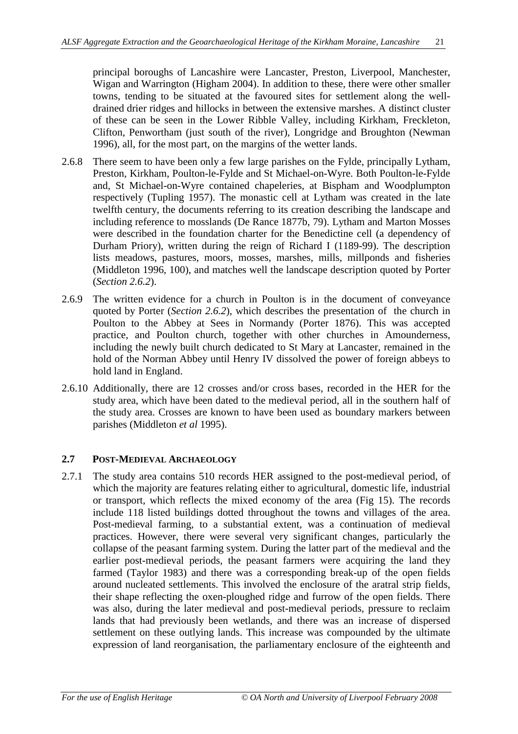principal boroughs of Lancashire were Lancaster, Preston, Liverpool, Manchester, Wigan and Warrington (Higham 2004). In addition to these, there were other smaller towns, tending to be situated at the favoured sites for settlement along the well-drained drier ridges and hillocks in between the extensive marshes. A distinct cluster of these can be seen in the Lower Ribble Valley, including Kirkham, Freckleton, Clifton, Penwortham (just south of the river), Longridge and Broughton (Newman 1996), all, for the most part, on the margins of the wetter lands.

2.6.8 There seem to have been only a few large parishes on the Fylde, principally Lytham, Preston, Kirkham, Poulton-le-Fylde and St Michael-on-Wyre. Both Poulton-le-Fylde and, St Michael-on-Wyre contained chapeleries, at Bispham and Woodplumpton respectively (Tupling 1957). The monastic cell at Lytham was created in the late twelfth century, the documents referring to its creation describing the landscape and including reference to mosslands (De Rance 1877b, 79). Lytham and Marton Mosses were described in the foundation charter for the Benedictine cell (a dependency of Durham Priory), written during the reign of Richard I (1189-99). The description lists meadows, pastures, moors, mosses, marshes, mills, millponds and fisheries (Middleton 1996, 100), and matches well the landscape description quoted by Porter (*Section 2.6.2*).

2.6.9 The written evidence for a church in Poulton is in the document of conveyance quoted by Porter (*Section 2.6.2*), which describes the presentation of the church in Poulton to the Abbey at Sees in Normandy (Porter 1876). This was accepted practice, and Poulton church, together with other churches in Amounderness, including the newly built church dedicated to St Mary at Lancaster, remained in the hold of the Norman Abbey until Henry IV dissolved the power of foreign abbeys to hold land in England.

2.6.10 Additionally, there are 12 crosses and/or cross bases, recorded in the HER for the study area, which have been dated to the medieval period, all in the southern half of the study area. Crosses are known to have been used as boundary markers between parishes (Middleton *et al* 1995).

## 2.7 Post-Medieval Archaeology

2.7.1 The study area contains 510 records HER assigned to the post-medieval period, of which the majority are features relating either to agricultural, domestic life, industrial or transport, which reflects the mixed economy of the area (Fig 15). The records include 118 listed buildings dotted throughout the towns and villages of the area. Post-medieval farming, to a substantial extent, was a continuation of medieval practices. However, there were several very significant changes, particularly the collapse of the peasant farming system. During the latter part of the medieval and the earlier post-medieval periods, the peasant farmers were acquiring the land they farmed (Taylor 1983) and there was a corresponding break-up of the open fields around nucleated settlements. This involved the enclosure of the aratral strip fields, their shape reflecting the oxen-ploughed ridge and furrow of the open fields. There was also, during the later medieval and post-medieval periods, pressure to reclaim lands that had previously been wetlands, and there was an increase of dispersed settlement on these outlying lands. This increase was compounded by the ultimate expression of land reorganisation, the parliamentary enclosure of the eighteenth and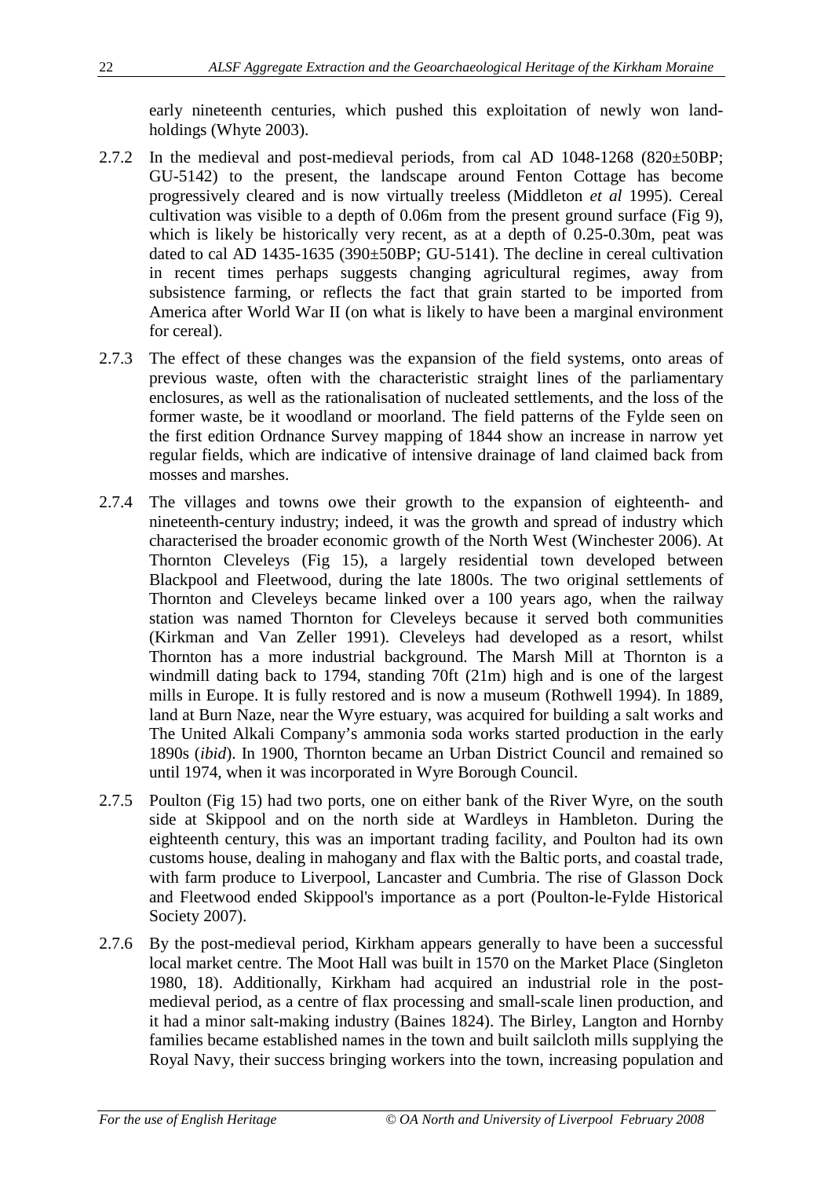early nineteenth centuries, which pushed this exploitation of newly won land-holdings (Whyte 2003).

2.7.2 In the medieval and post-medieval periods, from cal AD 1048-1268 (820±50BP; GU-5142) to the present, the landscape around Fenton Cottage has become progressively cleared and is now virtually treeless (Middleton *et al* 1995). Cereal cultivation was visible to a depth of 0.06m from the present ground surface (Fig 9), which is likely be historically very recent, as at a depth of 0.25-0.30m, peat was dated to cal AD 1435-1635 (390±50BP; GU-5141). The decline in cereal cultivation in recent times perhaps suggests changing agricultural regimes, away from subsistence farming, or reflects the fact that grain started to be imported from America after World War II (on what is likely to have been a marginal environment for cereal).

2.7.3 The effect of these changes was the expansion of the field systems, onto areas of previous waste, often with the characteristic straight lines of the parliamentary enclosures, as well as the rationalisation of nucleated settlements, and the loss of the former waste, be it woodland or moorland. The field patterns of the Fylde seen on the first edition Ordnance Survey mapping of 1844 show an increase in narrow yet regular fields, which are indicative of intensive drainage of land claimed back from mosses and marshes.

2.7.4 The villages and towns owe their growth to the expansion of eighteenth- and nineteenth-century industry; indeed, it was the growth and spread of industry which characterised the broader economic growth of the North West (Winchester 2006). At Thornton Cleveleys (Fig 15), a largely residential town developed between Blackpool and Fleetwood, during the late 1800s. The two original settlements of Thornton and Cleveleys became linked over a 100 years ago, when the railway station was named Thornton for Cleveleys because it served both communities (Kirkman and Van Zeller 1991). Cleveleys had developed as a resort, whilst Thornton has a more industrial background. The Marsh Mill at Thornton is a windmill dating back to 1794, standing 70ft (21m) high and is one of the largest mills in Europe. It is fully restored and is now a museum (Rothwell 1994). In 1889, land at Burn Naze, near the Wyre estuary, was acquired for building a salt works and The United Alkali Company's ammonia soda works started production in the early 1890s (*ibid*). In 1900, Thornton became an Urban District Council and remained so until 1974, when it was incorporated in Wyre Borough Council.

2.7.5 Poulton (Fig 15) had two ports, one on either bank of the River Wyre, on the south side at Skippool and on the north side at Wardleys in Hambleton. During the eighteenth century, this was an important trading facility, and Poulton had its own customs house, dealing in mahogany and flax with the Baltic ports, and coastal trade, with farm produce to Liverpool, Lancaster and Cumbria. The rise of Glasson Dock and Fleetwood ended Skippool's importance as a port (Poulton-le-Fylde Historical Society 2007).

2.7.6 By the post-medieval period, Kirkham appears generally to have been a successful local market centre. The Moot Hall was built in 1570 on the Market Place (Singleton 1980, 18). Additionally, Kirkham had acquired an industrial role in the post-medieval period, as a centre of flax processing and small-scale linen production, and it had a minor salt-making industry (Baines 1824). The Birley, Langton and Hornby families became established names in the town and built sailcloth mills supplying the Royal Navy, their success bringing workers into the town, increasing population and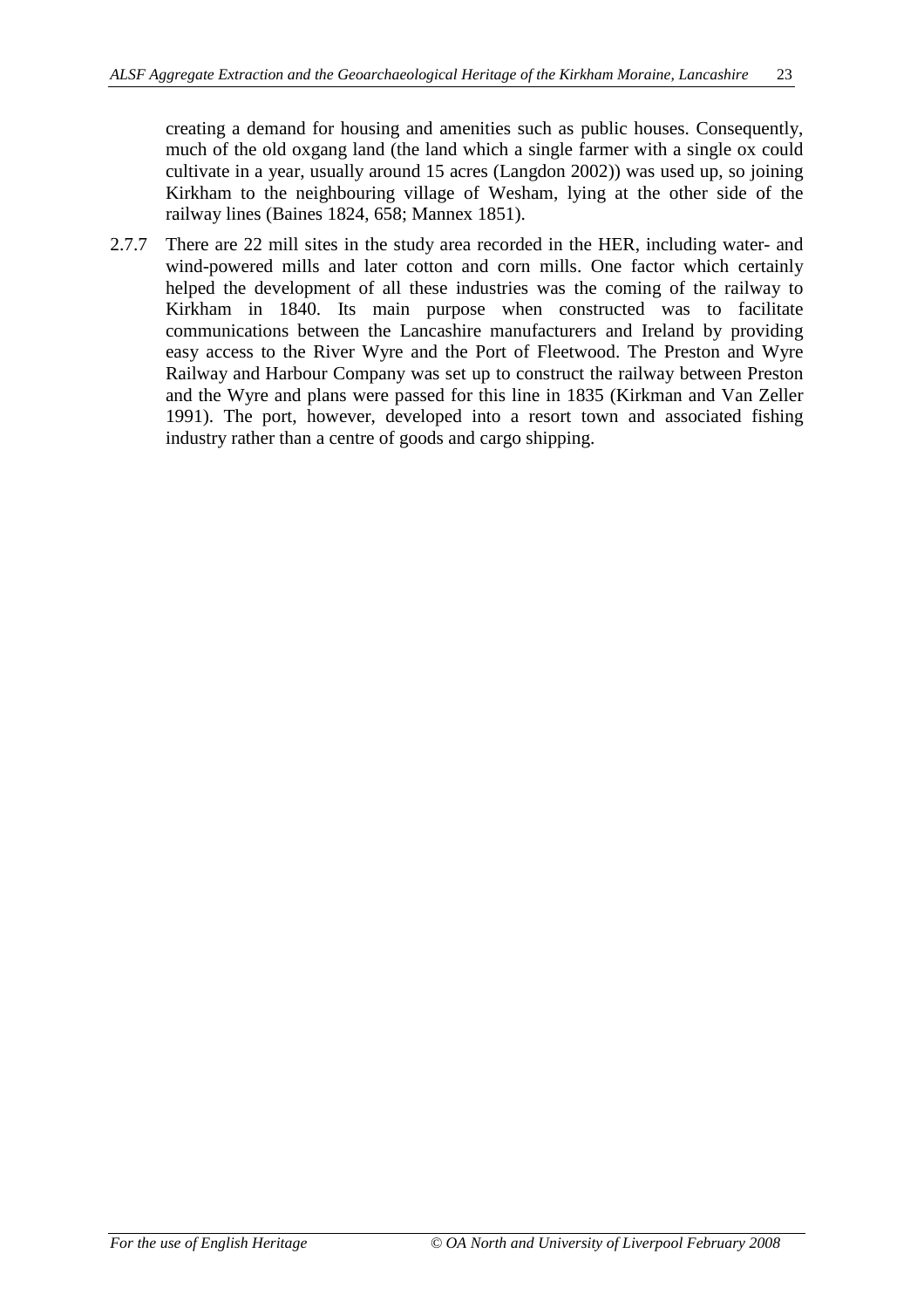creating a demand for housing and amenities such as public houses. Consequently, much of the old oxgang land (the land which a single farmer with a single ox could cultivate in a year, usually around 15 acres (Langdon 2002)) was used up, so joining Kirkham to the neighbouring village of Wesham, lying at the other side of the railway lines (Baines 1824, 658; Mannex 1851).

2.7.7 There are 22 mill sites in the study area recorded in the HER, including water- and wind-powered mills and later cotton and corn mills. One factor which certainly helped the development of all these industries was the coming of the railway to Kirkham in 1840. Its main purpose when constructed was to facilitate communications between the Lancashire manufacturers and Ireland by providing easy access to the River Wyre and the Port of Fleetwood. The Preston and Wyre Railway and Harbour Company was set up to construct the railway between Preston and the Wyre and plans were passed for this line in 1835 (Kirkman and Van Zeller 1991). The port, however, developed into a resort town and associated fishing industry rather than a centre of goods and cargo shipping.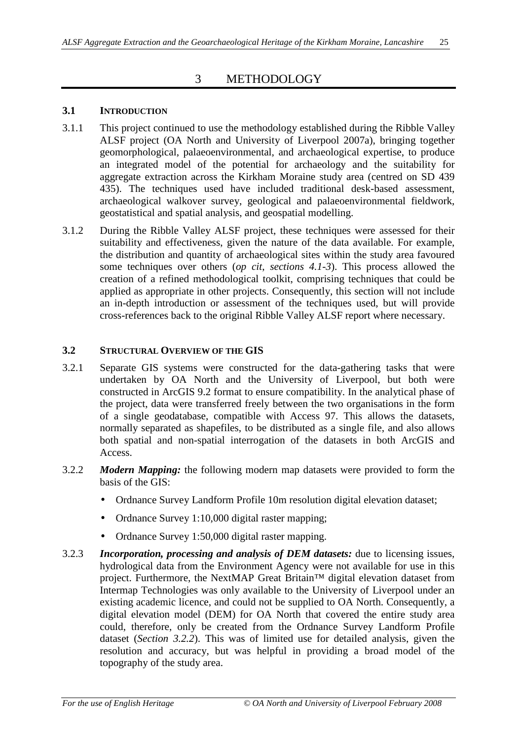# 3 METHODOLOGY

## 3.1 Introduction

3.1.1 This project continued to use the methodology established during the Ribble Valley ALSF project (OA North and University of Liverpool 2007a), bringing together geomorphological, palaeoenvironmental, and archaeological expertise, to produce an integrated model of the potential for archaeology and the suitability for aggregate extraction across the Kirkham Moraine study area (centred on SD 439 435). The techniques used have included traditional desk-based assessment, archaeological walkover survey, geological and palaeoenvironmental fieldwork, geostatistical and spatial analysis, and geospatial modelling.

3.1.2 During the Ribble Valley ALSF project, these techniques were assessed for their suitability and effectiveness, given the nature of the data available. For example, the distribution and quantity of archaeological sites within the study area favoured some techniques over others (*op cit*, *sections 4.1-3*). This process allowed the creation of a refined methodological toolkit, comprising techniques that could be applied as appropriate in other projects. Consequently, this section will not include an in-depth introduction or assessment of the techniques used, but will provide cross-references back to the original Ribble Valley ALSF report where necessary.

## 3.2 Structural Overview of the GIS

3.2.1 Separate GIS systems were constructed for the data-gathering tasks that were undertaken by OA North and the University of Liverpool, but both were constructed in ArcGIS 9.2 format to ensure compatibility. In the analytical phase of the project, data were transferred freely between the two organisations in the form of a single geodatabase, compatible with Access 97. This allows the datasets, normally separated as shapefiles, to be distributed as a single file, and also allows both spatial and non-spatial interrogation of the datasets in both ArcGIS and Access.

3.2.2 ***Modern Mapping:*** the following modern map datasets were provided to form the basis of the GIS:

- Ordnance Survey Landform Profile 10m resolution digital elevation dataset;
- Ordnance Survey 1:10,000 digital raster mapping;
- Ordnance Survey 1:50,000 digital raster mapping.

3.2.3 ***Incorporation, processing and analysis of DEM datasets:*** due to licensing issues, hydrological data from the Environment Agency were not available for use in this project. Furthermore, the NextMAP Great Britain™ digital elevation dataset from Intermap Technologies was only available to the University of Liverpool under an existing academic licence, and could not be supplied to OA North. Consequently, a digital elevation model (DEM) for OA North that covered the entire study area could, therefore, only be created from the Ordnance Survey Landform Profile dataset (*Section 3.2.2*). This was of limited use for detailed analysis, given the resolution and accuracy, but was helpful in providing a broad model of the topography of the study area.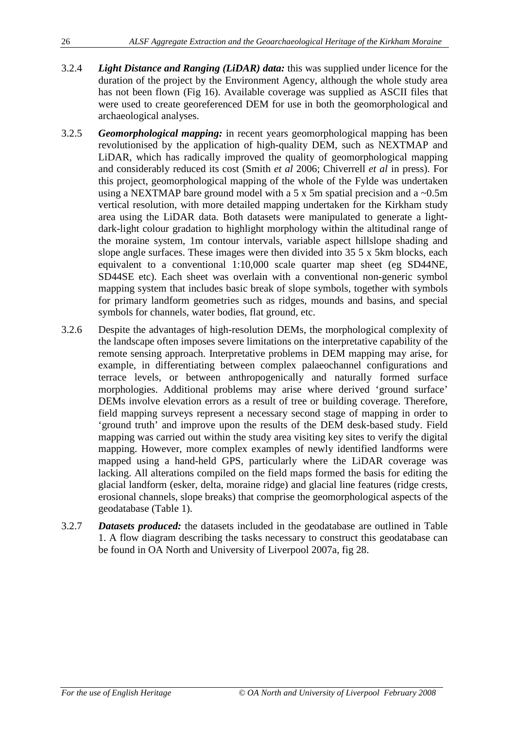3.2.4 ***Light Distance and Ranging (LiDAR) data:*** this was supplied under licence for the duration of the project by the Environment Agency, although the whole study area has not been flown (Fig 16). Available coverage was supplied as ASCII files that were used to create georeferenced DEM for use in both the geomorphological and archaeological analyses.

3.2.5 ***Geomorphological mapping:*** in recent years geomorphological mapping has been revolutionised by the application of high-quality DEM, such as NEXTMAP and LiDAR, which has radically improved the quality of geomorphological mapping and considerably reduced its cost (Smith *et al* 2006; Chiverrell *et al* in press). For this project, geomorphological mapping of the whole of the Fylde was undertaken using a NEXTMAP bare ground model with a 5 x 5m spatial precision and a ~0.5m vertical resolution, with more detailed mapping undertaken for the Kirkham study area using the LiDAR data. Both datasets were manipulated to generate a light-dark-light colour gradation to highlight morphology within the altitudinal range of the moraine system, 1m contour intervals, variable aspect hillslope shading and slope angle surfaces. These images were then divided into 35 5 x 5km blocks, each equivalent to a conventional 1:10,000 scale quarter map sheet (eg SD44NE, SD44SE etc). Each sheet was overlain with a conventional non-generic symbol mapping system that includes basic break of slope symbols, together with symbols for primary landform geometries such as ridges, mounds and basins, and special symbols for channels, water bodies, flat ground, etc.

3.2.6 Despite the advantages of high-resolution DEMs, the morphological complexity of the landscape often imposes severe limitations on the interpretative capability of the remote sensing approach. Interpretative problems in DEM mapping may arise, for example, in differentiating between complex palaeochannel configurations and terrace levels, or between anthropogenically and naturally formed surface morphologies. Additional problems may arise where derived 'ground surface' DEMs involve elevation errors as a result of tree or building coverage. Therefore, field mapping surveys represent a necessary second stage of mapping in order to 'ground truth' and improve upon the results of the DEM desk-based study. Field mapping was carried out within the study area visiting key sites to verify the digital mapping. However, more complex examples of newly identified landforms were mapped using a hand-held GPS, particularly where the LiDAR coverage was lacking. All alterations compiled on the field maps formed the basis for editing the glacial landform (esker, delta, moraine ridge) and glacial line features (ridge crests, erosional channels, slope breaks) that comprise the geomorphological aspects of the geodatabase (Table 1).

3.2.7 ***Datasets produced:*** the datasets included in the geodatabase are outlined in Table 1. A flow diagram describing the tasks necessary to construct this geodatabase can be found in OA North and University of Liverpool 2007a, fig 28.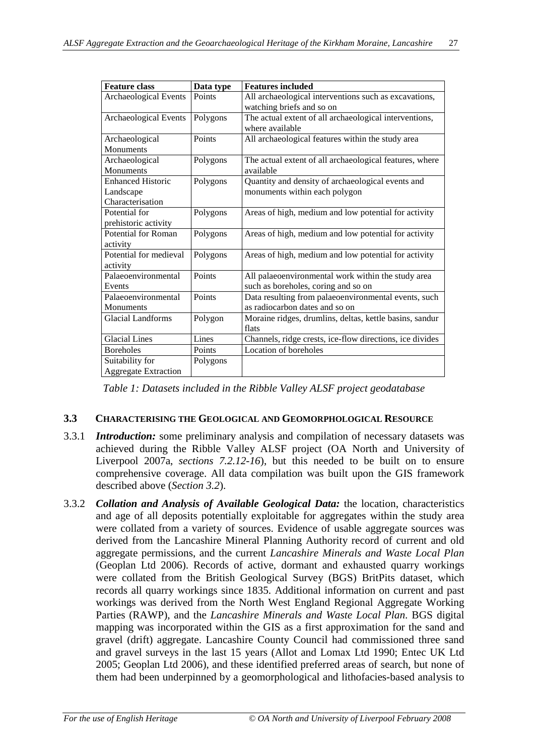| Feature class | Data type | Features included |
|---|---|---|
| Archaeological Events | Points | All archaeological interventions such as excavations, watching briefs and so on |
| Archaeological Events | Polygons | The actual extent of all archaeological interventions, where available |
| Archaeological Monuments | Points | All archaeological features within the study area |
| Archaeological Monuments | Polygons | The actual extent of all archaeological features, where available |
| Enhanced Historic Landscape Characterisation | Polygons | Quantity and density of archaeological events and monuments within each polygon |
| Potential for prehistoric activity | Polygons | Areas of high, medium and low potential for activity |
| Potential for Roman activity | Polygons | Areas of high, medium and low potential for activity |
| Potential for medieval activity | Polygons | Areas of high, medium and low potential for activity |
| Palaeoenvironmental Events | Points | All palaeoenvironmental work within the study area such as boreholes, coring and so on |
| Palaeoenvironmental Monuments | Points | Data resulting from palaeoenvironmental events, such as radiocarbon dates and so on |
| Glacial Landforms | Polygon | Moraine ridges, drumlins, deltas, kettle basins, sandur flats |
| Glacial Lines | Lines | Channels, ridge crests, ice-flow directions, ice divides |
| Boreholes | Points | Location of boreholes |
| Suitability for Aggregate Extraction | Polygons | |

*Table 1: Datasets included in the Ribble Valley ALSF project geodatabase*

### 3.3 CHARACTERISING THE GEOLOGICAL AND GEOMORPHOLOGICAL RESOURCE

3.3.1 ***Introduction:*** some preliminary analysis and compilation of necessary datasets was achieved during the Ribble Valley ALSF project (OA North and University of Liverpool 2007a, *sections 7.2.12-16*), but this needed to be built on to ensure comprehensive coverage. All data compilation was built upon the GIS framework described above (*Section 3.2*).

3.3.2 ***Collation and Analysis of Available Geological Data:*** the location, characteristics and age of all deposits potentially exploitable for aggregates within the study area were collated from a variety of sources. Evidence of usable aggregate sources was derived from the Lancashire Mineral Planning Authority record of current and old aggregate permissions, and the current *Lancashire Minerals and Waste Local Plan* (Geoplan Ltd 2006). Records of active, dormant and exhausted quarry workings were collated from the British Geological Survey (BGS) BritPits dataset, which records all quarry workings since 1835. Additional information on current and past workings was derived from the North West England Regional Aggregate Working Parties (RAWP), and the *Lancashire Minerals and Waste Local Plan*. BGS digital mapping was incorporated within the GIS as a first approximation for the sand and gravel (drift) aggregate. Lancashire County Council had commissioned three sand and gravel surveys in the last 15 years (Allot and Lomax Ltd 1990; Entec UK Ltd 2005; Geoplan Ltd 2006), and these identified preferred areas of search, but none of them had been underpinned by a geomorphological and lithofacies-based analysis to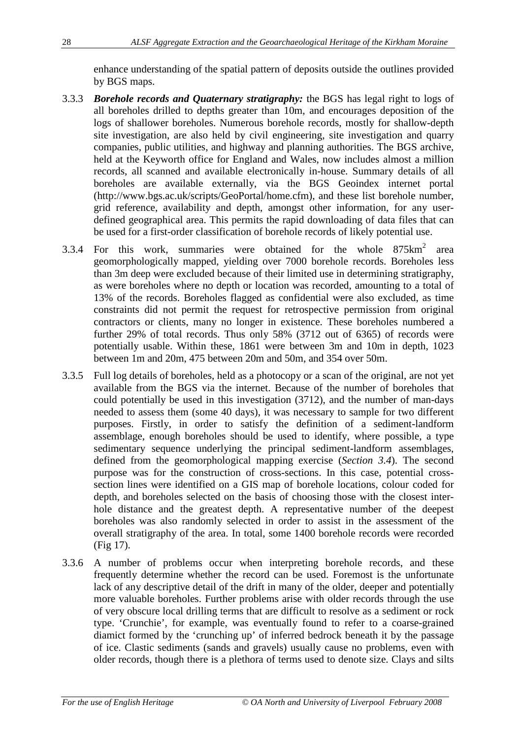enhance understanding of the spatial pattern of deposits outside the outlines provided by BGS maps.

3.3.3 ***Borehole records and Quaternary stratigraphy:*** the BGS has legal right to logs of all boreholes drilled to depths greater than 10m, and encourages deposition of the logs of shallower boreholes. Numerous borehole records, mostly for shallow-depth site investigation, are also held by civil engineering, site investigation and quarry companies, public utilities, and highway and planning authorities. The BGS archive, held at the Keyworth office for England and Wales, now includes almost a million records, all scanned and available electronically in-house. Summary details of all boreholes are available externally, via the BGS Geoindex internet portal (http://www.bgs.ac.uk/scripts/GeoPortal/home.cfm), and these list borehole number, grid reference, availability and depth, amongst other information, for any user-defined geographical area. This permits the rapid downloading of data files that can be used for a first-order classification of borehole records of likely potential use.

3.3.4 For this work, summaries were obtained for the whole 875km$^2$ area geomorphologically mapped, yielding over 7000 borehole records. Boreholes less than 3m deep were excluded because of their limited use in determining stratigraphy, as were boreholes where no depth or location was recorded, amounting to a total of 13% of the records. Boreholes flagged as confidential were also excluded, as time constraints did not permit the request for retrospective permission from original contractors or clients, many no longer in existence. These boreholes numbered a further 29% of total records. Thus only 58% (3712 out of 6365) of records were potentially usable. Within these, 1861 were between 3m and 10m in depth, 1023 between 1m and 20m, 475 between 20m and 50m, and 354 over 50m.

3.3.5 Full log details of boreholes, held as a photocopy or a scan of the original, are not yet available from the BGS via the internet. Because of the number of boreholes that could potentially be used in this investigation (3712), and the number of man-days needed to assess them (some 40 days), it was necessary to sample for two different purposes. Firstly, in order to satisfy the definition of a sediment-landform assemblage, enough boreholes should be used to identify, where possible, a type sedimentary sequence underlying the principal sediment-landform assemblages, defined from the geomorphological mapping exercise (*Section 3.4*). The second purpose was for the construction of cross-sections. In this case, potential cross-section lines were identified on a GIS map of borehole locations, colour coded for depth, and boreholes selected on the basis of choosing those with the closest inter-hole distance and the greatest depth. A representative number of the deepest boreholes was also randomly selected in order to assist in the assessment of the overall stratigraphy of the area. In total, some 1400 borehole records were recorded (Fig 17).

3.3.6 A number of problems occur when interpreting borehole records, and these frequently determine whether the record can be used. Foremost is the unfortunate lack of any descriptive detail of the drift in many of the older, deeper and potentially more valuable boreholes. Further problems arise with older records through the use of very obscure local drilling terms that are difficult to resolve as a sediment or rock type. 'Crunchie', for example, was eventually found to refer to a coarse-grained diamict formed by the 'crunching up' of inferred bedrock beneath it by the passage of ice. Clastic sediments (sands and gravels) usually cause no problems, even with older records, though there is a plethora of terms used to denote size. Clays and silts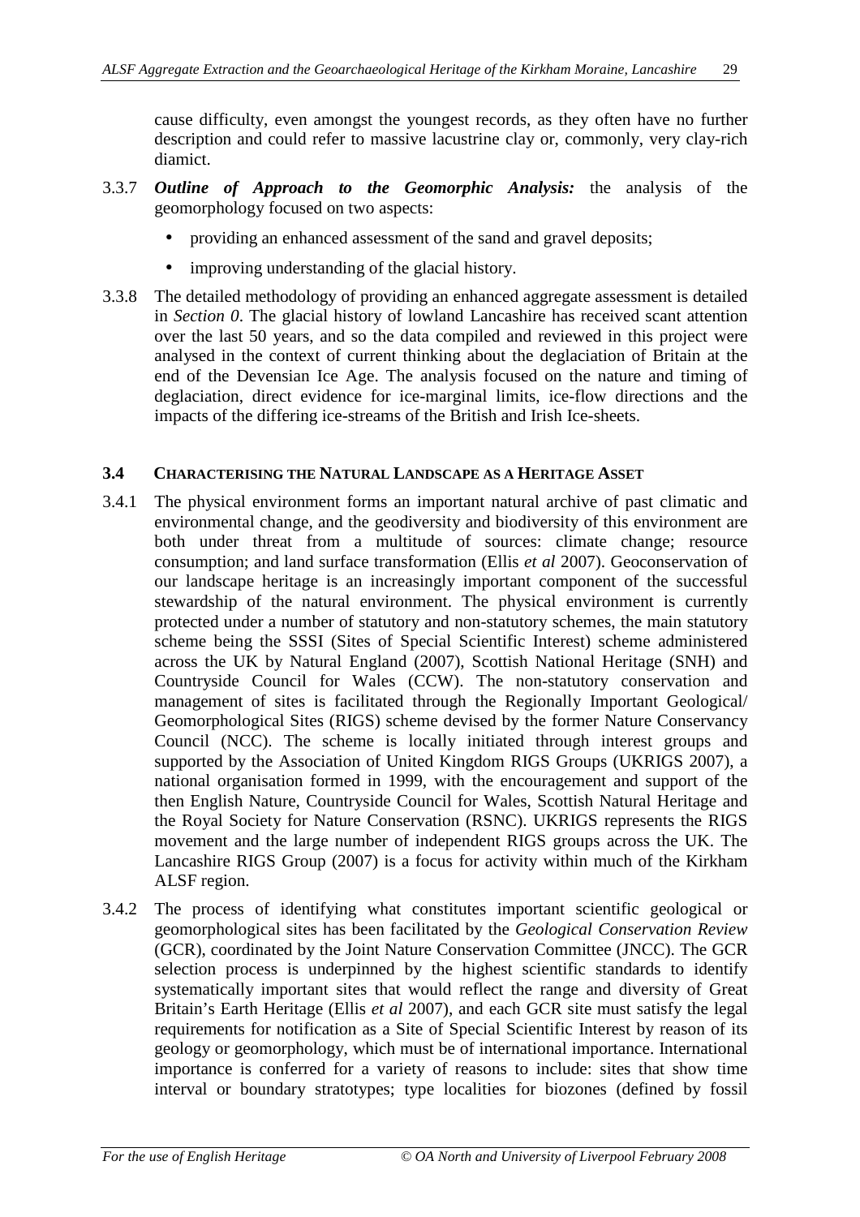cause difficulty, even amongst the youngest records, as they often have no further description and could refer to massive lacustrine clay or, commonly, very clay-rich diamict.

3.3.7 ***Outline of Approach to the Geomorphic Analysis:*** the analysis of the geomorphology focused on two aspects:

- providing an enhanced assessment of the sand and gravel deposits;
- improving understanding of the glacial history.

3.3.8 The detailed methodology of providing an enhanced aggregate assessment is detailed in *Section 0*. The glacial history of lowland Lancashire has received scant attention over the last 50 years, and so the data compiled and reviewed in this project were analysed in the context of current thinking about the deglaciation of Britain at the end of the Devensian Ice Age. The analysis focused on the nature and timing of deglaciation, direct evidence for ice-marginal limits, ice-flow directions and the impacts of the differing ice-streams of the British and Irish Ice-sheets.

### 3.4 CHARACTERISING THE NATURAL LANDSCAPE AS A HERITAGE ASSET

3.4.1 The physical environment forms an important natural archive of past climatic and environmental change, and the geodiversity and biodiversity of this environment are both under threat from a multitude of sources: climate change; resource consumption; and land surface transformation (Ellis *et al* 2007). Geoconservation of our landscape heritage is an increasingly important component of the successful stewardship of the natural environment. The physical environment is currently protected under a number of statutory and non-statutory schemes, the main statutory scheme being the SSSI (Sites of Special Scientific Interest) scheme administered across the UK by Natural England (2007), Scottish National Heritage (SNH) and Countryside Council for Wales (CCW). The non-statutory conservation and management of sites is facilitated through the Regionally Important Geological/ Geomorphological Sites (RIGS) scheme devised by the former Nature Conservancy Council (NCC). The scheme is locally initiated through interest groups and supported by the Association of United Kingdom RIGS Groups (UKRIGS 2007), a national organisation formed in 1999, with the encouragement and support of the then English Nature, Countryside Council for Wales, Scottish Natural Heritage and the Royal Society for Nature Conservation (RSNC). UKRIGS represents the RIGS movement and the large number of independent RIGS groups across the UK. The Lancashire RIGS Group (2007) is a focus for activity within much of the Kirkham ALSF region.

3.4.2 The process of identifying what constitutes important scientific geological or geomorphological sites has been facilitated by the *Geological Conservation Review* (GCR), coordinated by the Joint Nature Conservation Committee (JNCC). The GCR selection process is underpinned by the highest scientific standards to identify systematically important sites that would reflect the range and diversity of Great Britain's Earth Heritage (Ellis *et al* 2007), and each GCR site must satisfy the legal requirements for notification as a Site of Special Scientific Interest by reason of its geology or geomorphology, which must be of international importance. International importance is conferred for a variety of reasons to include: sites that show time interval or boundary stratotypes; type localities for biozones (defined by fossil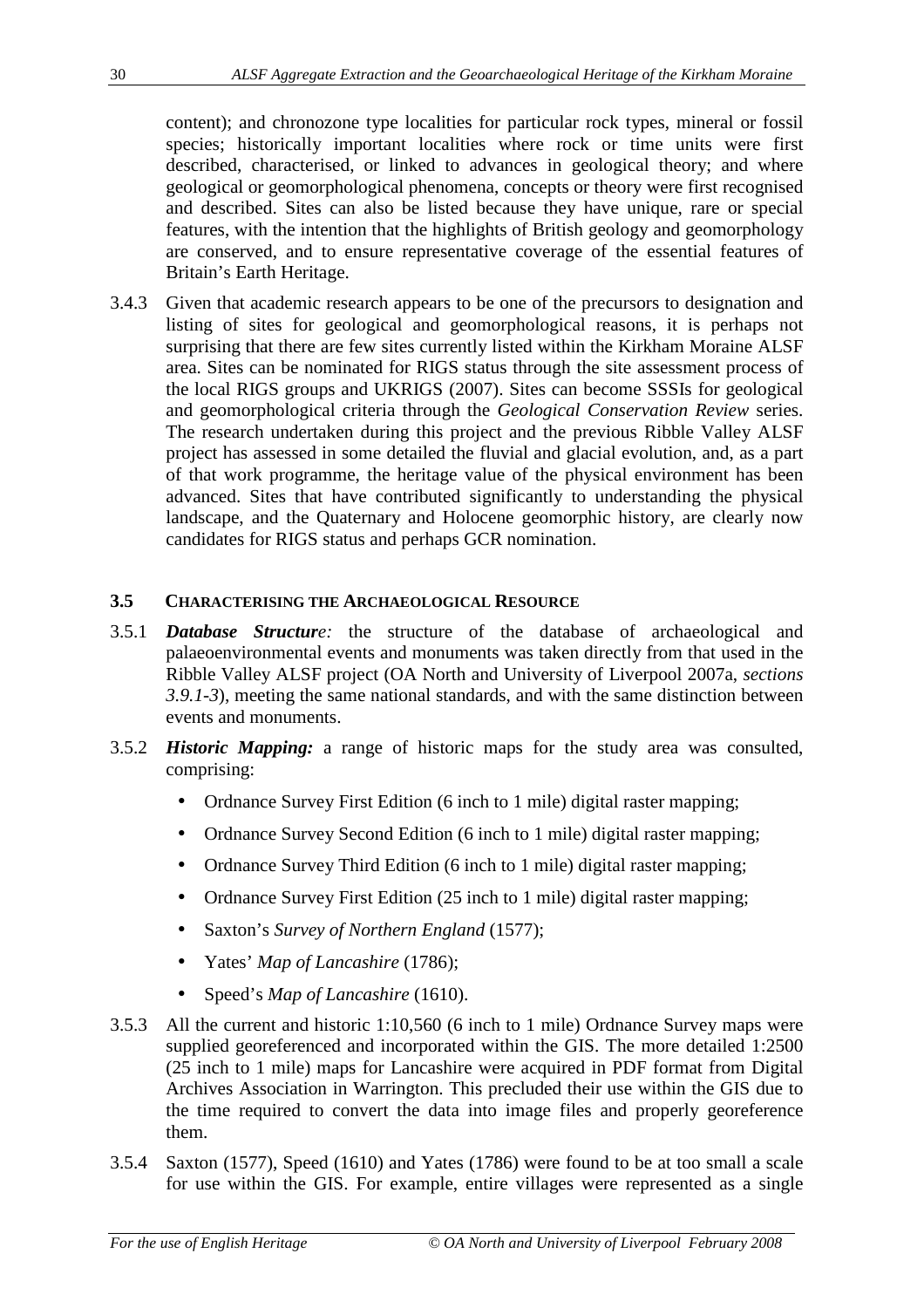content); and chronozone type localities for particular rock types, mineral or fossil species; historically important localities where rock or time units were first described, characterised, or linked to advances in geological theory; and where geological or geomorphological phenomena, concepts or theory were first recognised and described. Sites can also be listed because they have unique, rare or special features, with the intention that the highlights of British geology and geomorphology are conserved, and to ensure representative coverage of the essential features of Britain's Earth Heritage.

3.4.3 Given that academic research appears to be one of the precursors to designation and listing of sites for geological and geomorphological reasons, it is perhaps not surprising that there are few sites currently listed within the Kirkham Moraine ALSF area. Sites can be nominated for RIGS status through the site assessment process of the local RIGS groups and UKRIGS (2007). Sites can become SSSIs for geological and geomorphological criteria through the *Geological Conservation Review* series. The research undertaken during this project and the previous Ribble Valley ALSF project has assessed in some detailed the fluvial and glacial evolution, and, as a part of that work programme, the heritage value of the physical environment has been advanced. Sites that have contributed significantly to understanding the physical landscape, and the Quaternary and Holocene geomorphic history, are clearly now candidates for RIGS status and perhaps GCR nomination.

## 3.5 Characterising the Archaeological Resource

3.5.1 ***Database Structure:*** the structure of the database of archaeological and palaeoenvironmental events and monuments was taken directly from that used in the Ribble Valley ALSF project (OA North and University of Liverpool 2007a, *sections 3.9.1-3*), meeting the same national standards, and with the same distinction between events and monuments.

3.5.2 ***Historic Mapping:*** a range of historic maps for the study area was consulted, comprising:

- Ordnance Survey First Edition (6 inch to 1 mile) digital raster mapping;
- Ordnance Survey Second Edition (6 inch to 1 mile) digital raster mapping;
- Ordnance Survey Third Edition (6 inch to 1 mile) digital raster mapping;
- Ordnance Survey First Edition (25 inch to 1 mile) digital raster mapping;
- Saxton's *Survey of Northern England* (1577);
- Yates' *Map of Lancashire* (1786);
- Speed's *Map of Lancashire* (1610).

3.5.3 All the current and historic 1:10,560 (6 inch to 1 mile) Ordnance Survey maps were supplied georeferenced and incorporated within the GIS. The more detailed 1:2500 (25 inch to 1 mile) maps for Lancashire were acquired in PDF format from Digital Archives Association in Warrington. This precluded their use within the GIS due to the time required to convert the data into image files and properly georeference them.

3.5.4 Saxton (1577), Speed (1610) and Yates (1786) were found to be at too small a scale for use within the GIS. For example, entire villages were represented as a single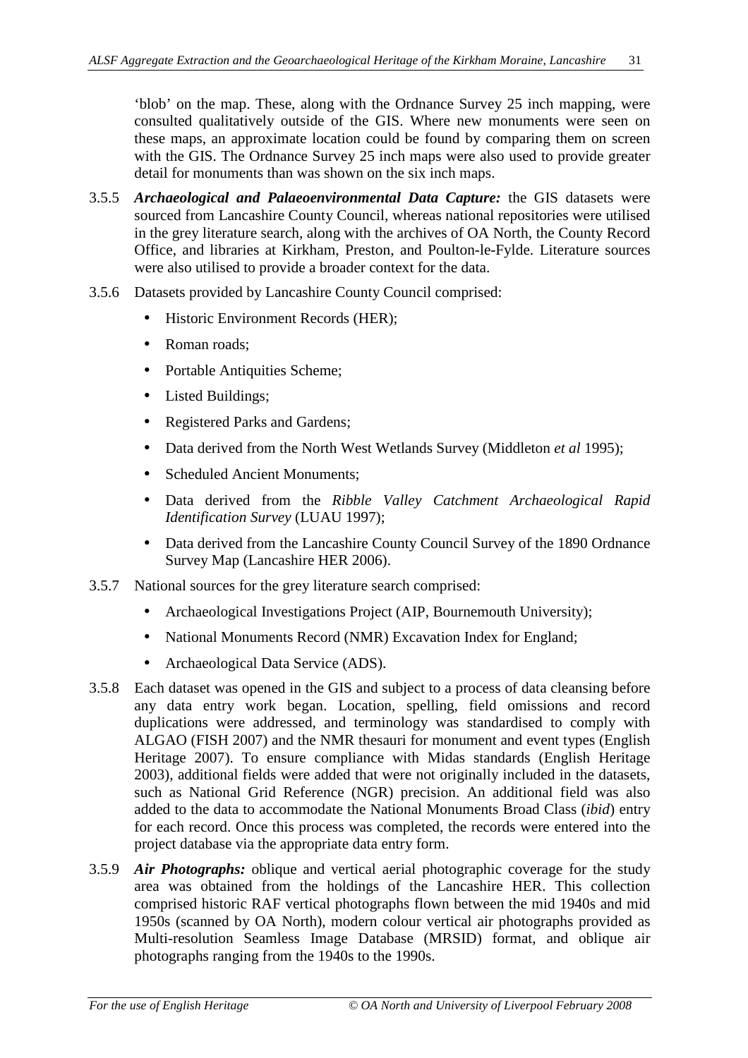'blob' on the map. These, along with the Ordnance Survey 25 inch mapping, were consulted qualitatively outside of the GIS. Where new monuments were seen on these maps, an approximate location could be found by comparing them on screen with the GIS. The Ordnance Survey 25 inch maps were also used to provide greater detail for monuments than was shown on the six inch maps.

3.5.5 ***Archaeological and Palaeoenvironmental Data Capture:*** the GIS datasets were sourced from Lancashire County Council, whereas national repositories were utilised in the grey literature search, along with the archives of OA North, the County Record Office, and libraries at Kirkham, Preston, and Poulton-le-Fylde. Literature sources were also utilised to provide a broader context for the data.

3.5.6 Datasets provided by Lancashire County Council comprised:

- Historic Environment Records (HER);
- Roman roads;
- Portable Antiquities Scheme;
- Listed Buildings;
- Registered Parks and Gardens;
- Data derived from the North West Wetlands Survey (Middleton *et al* 1995);
- Scheduled Ancient Monuments;
- Data derived from the *Ribble Valley Catchment Archaeological Rapid Identification Survey* (LUAU 1997);
- Data derived from the Lancashire County Council Survey of the 1890 Ordnance Survey Map (Lancashire HER 2006).

3.5.7 National sources for the grey literature search comprised:

- Archaeological Investigations Project (AIP, Bournemouth University);
- National Monuments Record (NMR) Excavation Index for England;
- Archaeological Data Service (ADS).

3.5.8 Each dataset was opened in the GIS and subject to a process of data cleansing before any data entry work began. Location, spelling, field omissions and record duplications were addressed, and terminology was standardised to comply with ALGAO (FISH 2007) and the NMR thesauri for monument and event types (English Heritage 2007). To ensure compliance with Midas standards (English Heritage 2003), additional fields were added that were not originally included in the datasets, such as National Grid Reference (NGR) precision. An additional field was also added to the data to accommodate the National Monuments Broad Class (*ibid*) entry for each record. Once this process was completed, the records were entered into the project database via the appropriate data entry form.

3.5.9 ***Air Photographs:*** oblique and vertical aerial photographic coverage for the study area was obtained from the holdings of the Lancashire HER. This collection comprised historic RAF vertical photographs flown between the mid 1940s and mid 1950s (scanned by OA North), modern colour vertical air photographs provided as Multi-resolution Seamless Image Database (MRSID) format, and oblique air photographs ranging from the 1940s to the 1990s.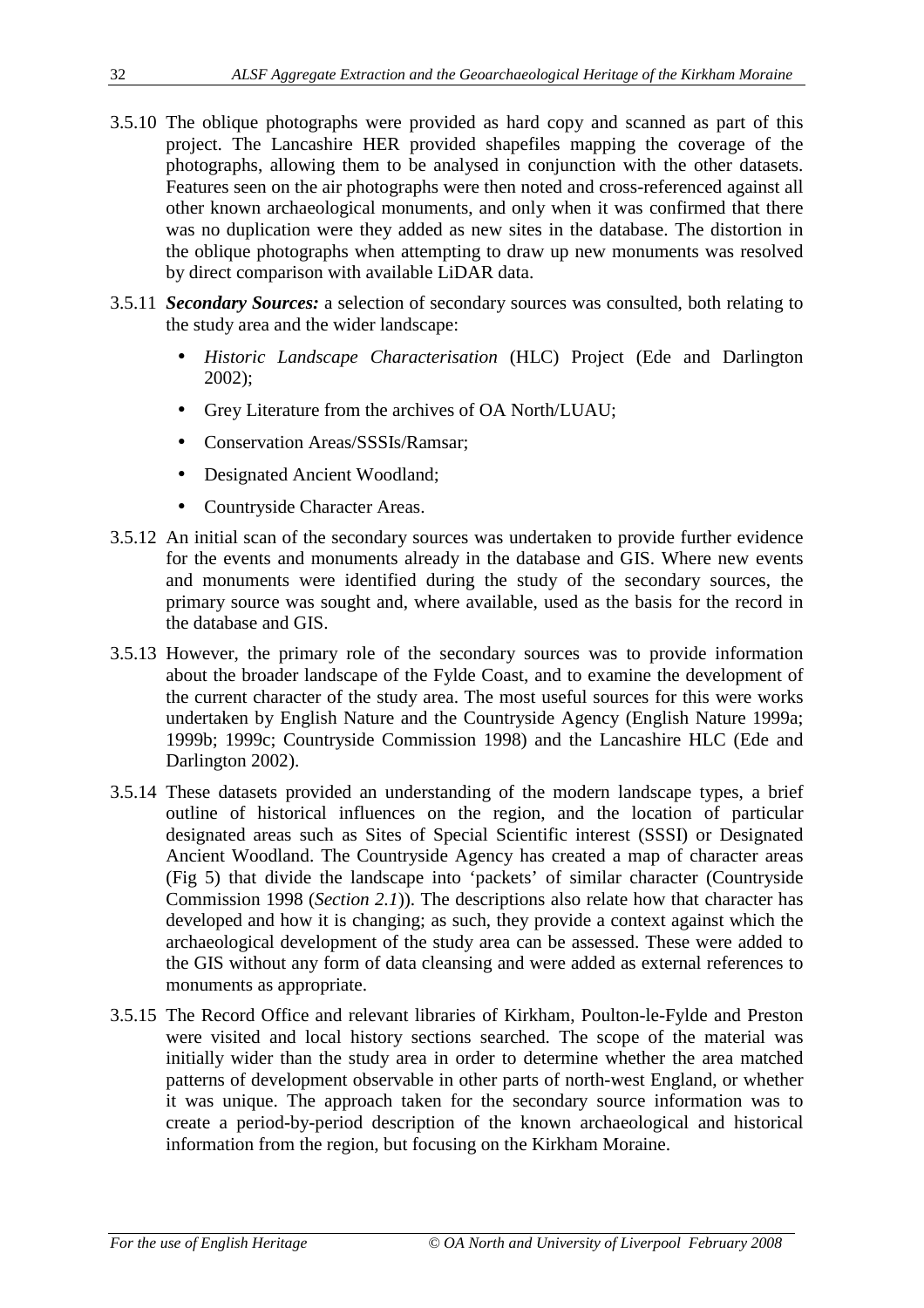3.5.10 The oblique photographs were provided as hard copy and scanned as part of this project. The Lancashire HER provided shapefiles mapping the coverage of the photographs, allowing them to be analysed in conjunction with the other datasets. Features seen on the air photographs were then noted and cross-referenced against all other known archaeological monuments, and only when it was confirmed that there was no duplication were they added as new sites in the database. The distortion in the oblique photographs when attempting to draw up new monuments was resolved by direct comparison with available LiDAR data.

3.5.11 ***Secondary Sources:*** a selection of secondary sources was consulted, both relating to the study area and the wider landscape:

- *Historic Landscape Characterisation* (HLC) Project (Ede and Darlington 2002);
- Grey Literature from the archives of OA North/LUAU;
- Conservation Areas/SSSIs/Ramsar;
- Designated Ancient Woodland;
- Countryside Character Areas.

3.5.12 An initial scan of the secondary sources was undertaken to provide further evidence for the events and monuments already in the database and GIS. Where new events and monuments were identified during the study of the secondary sources, the primary source was sought and, where available, used as the basis for the record in the database and GIS.

3.5.13 However, the primary role of the secondary sources was to provide information about the broader landscape of the Fylde Coast, and to examine the development of the current character of the study area. The most useful sources for this were works undertaken by English Nature and the Countryside Agency (English Nature 1999a; 1999b; 1999c; Countryside Commission 1998) and the Lancashire HLC (Ede and Darlington 2002).

3.5.14 These datasets provided an understanding of the modern landscape types, a brief outline of historical influences on the region, and the location of particular designated areas such as Sites of Special Scientific interest (SSSI) or Designated Ancient Woodland. The Countryside Agency has created a map of character areas (Fig 5) that divide the landscape into 'packets' of similar character (Countryside Commission 1998 (*Section 2.1*)). The descriptions also relate how that character has developed and how it is changing; as such, they provide a context against which the archaeological development of the study area can be assessed. These were added to the GIS without any form of data cleansing and were added as external references to monuments as appropriate.

3.5.15 The Record Office and relevant libraries of Kirkham, Poulton-le-Fylde and Preston were visited and local history sections searched. The scope of the material was initially wider than the study area in order to determine whether the area matched patterns of development observable in other parts of north-west England, or whether it was unique. The approach taken for the secondary source information was to create a period-by-period description of the known archaeological and historical information from the region, but focusing on the Kirkham Moraine.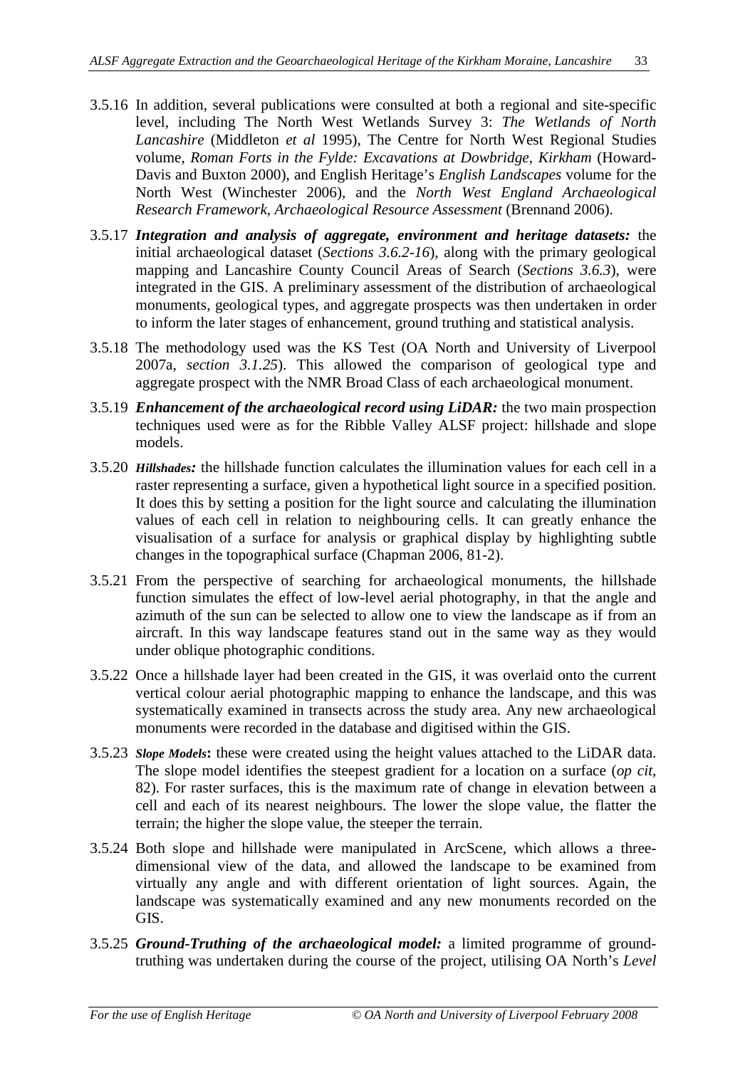3.5.16 In addition, several publications were consulted at both a regional and site-specific level, including The North West Wetlands Survey 3: *The Wetlands of North Lancashire* (Middleton *et al* 1995), The Centre for North West Regional Studies volume, *Roman Forts in the Fylde: Excavations at Dowbridge, Kirkham* (Howard-Davis and Buxton 2000), and English Heritage's *English Landscapes* volume for the North West (Winchester 2006), and the *North West England Archaeological Research Framework, Archaeological Resource Assessment* (Brennand 2006).

3.5.17 ***Integration and analysis of aggregate, environment and heritage datasets:*** the initial archaeological dataset (*Sections 3.6.2-16*), along with the primary geological mapping and Lancashire County Council Areas of Search (*Sections 3.6.3*), were integrated in the GIS. A preliminary assessment of the distribution of archaeological monuments, geological types, and aggregate prospects was then undertaken in order to inform the later stages of enhancement, ground truthing and statistical analysis.

3.5.18 The methodology used was the KS Test (OA North and University of Liverpool 2007a, *section 3.1.25*). This allowed the comparison of geological type and aggregate prospect with the NMR Broad Class of each archaeological monument.

3.5.19 ***Enhancement of the archaeological record using LiDAR:*** the two main prospection techniques used were as for the Ribble Valley ALSF project: hillshade and slope models.

3.5.20 ***Hillshades:*** the hillshade function calculates the illumination values for each cell in a raster representing a surface, given a hypothetical light source in a specified position. It does this by setting a position for the light source and calculating the illumination values of each cell in relation to neighbouring cells. It can greatly enhance the visualisation of a surface for analysis or graphical display by highlighting subtle changes in the topographical surface (Chapman 2006, 81-2).

3.5.21 From the perspective of searching for archaeological monuments, the hillshade function simulates the effect of low-level aerial photography, in that the angle and azimuth of the sun can be selected to allow one to view the landscape as if from an aircraft. In this way landscape features stand out in the same way as they would under oblique photographic conditions.

3.5.22 Once a hillshade layer had been created in the GIS, it was overlaid onto the current vertical colour aerial photographic mapping to enhance the landscape, and this was systematically examined in transects across the study area. Any new archaeological monuments were recorded in the database and digitised within the GIS.

3.5.23 ***Slope Models*****:** these were created using the height values attached to the LiDAR data. The slope model identifies the steepest gradient for a location on a surface (*op cit*, 82). For raster surfaces, this is the maximum rate of change in elevation between a cell and each of its nearest neighbours. The lower the slope value, the flatter the terrain; the higher the slope value, the steeper the terrain.

3.5.24 Both slope and hillshade were manipulated in ArcScene, which allows a three-dimensional view of the data, and allowed the landscape to be examined from virtually any angle and with different orientation of light sources. Again, the landscape was systematically examined and any new monuments recorded on the GIS.

3.5.25 ***Ground-Truthing of the archaeological model:*** a limited programme of ground-truthing was undertaken during the course of the project, utilising OA North's *Level*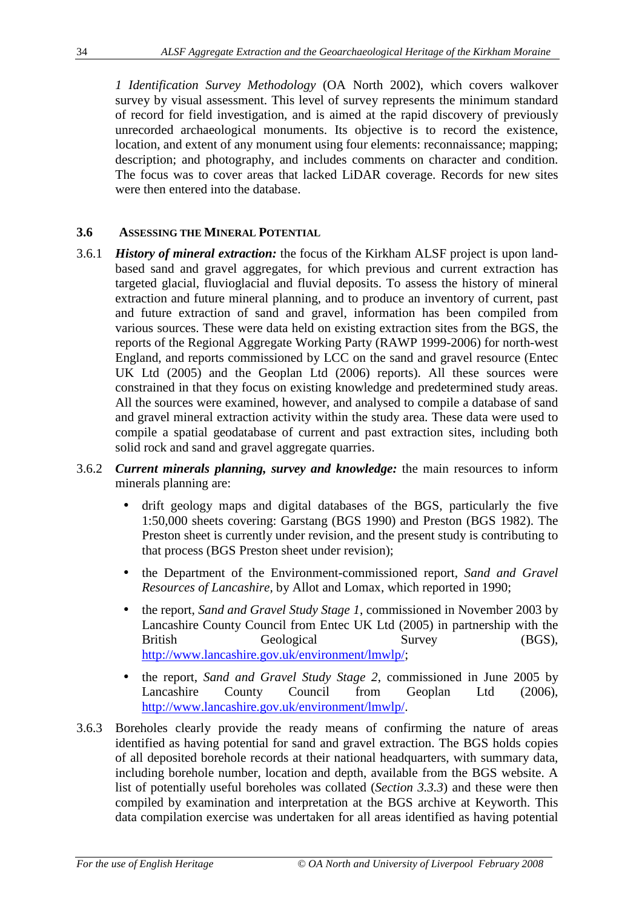*1 Identification Survey Methodology* (OA North 2002), which covers walkover survey by visual assessment. This level of survey represents the minimum standard of record for field investigation, and is aimed at the rapid discovery of previously unrecorded archaeological monuments. Its objective is to record the existence, location, and extent of any monument using four elements: reconnaissance; mapping; description; and photography, and includes comments on character and condition. The focus was to cover areas that lacked LiDAR coverage. Records for new sites were then entered into the database.

### 3.6 Assessing the Mineral Potential

3.6.1 ***History of mineral extraction:*** the focus of the Kirkham ALSF project is upon land-based sand and gravel aggregates, for which previous and current extraction has targeted glacial, fluvioglacial and fluvial deposits. To assess the history of mineral extraction and future mineral planning, and to produce an inventory of current, past and future extraction of sand and gravel, information has been compiled from various sources. These were data held on existing extraction sites from the BGS, the reports of the Regional Aggregate Working Party (RAWP 1999-2006) for north-west England, and reports commissioned by LCC on the sand and gravel resource (Entec UK Ltd (2005) and the Geoplan Ltd (2006) reports). All these sources were constrained in that they focus on existing knowledge and predetermined study areas. All the sources were examined, however, and analysed to compile a database of sand and gravel mineral extraction activity within the study area. These data were used to compile a spatial geodatabase of current and past extraction sites, including both solid rock and sand and gravel aggregate quarries.

3.6.2 ***Current minerals planning, survey and knowledge:*** the main resources to inform minerals planning are:

- drift geology maps and digital databases of the BGS, particularly the five 1:50,000 sheets covering: Garstang (BGS 1990) and Preston (BGS 1982). The Preston sheet is currently under revision, and the present study is contributing to that process (BGS Preston sheet under revision);
- the Department of the Environment-commissioned report, *Sand and Gravel Resources of Lancashire*, by Allot and Lomax, which reported in 1990;
- the report, *Sand and Gravel Study Stage 1*, commissioned in November 2003 by Lancashire County Council from Entec UK Ltd (2005) in partnership with the British Geological Survey (BGS), http://www.lancashire.gov.uk/environment/lmwlp/;
- the report, *Sand and Gravel Study Stage 2*, commissioned in June 2005 by Lancashire County Council from Geoplan Ltd (2006), http://www.lancashire.gov.uk/environment/lmwlp/.

3.6.3 Boreholes clearly provide the ready means of confirming the nature of areas identified as having potential for sand and gravel extraction. The BGS holds copies of all deposited borehole records at their national headquarters, with summary data, including borehole number, location and depth, available from the BGS website. A list of potentially useful boreholes was collated (*Section 3.3.3*) and these were then compiled by examination and interpretation at the BGS archive at Keyworth. This data compilation exercise was undertaken for all areas identified as having potential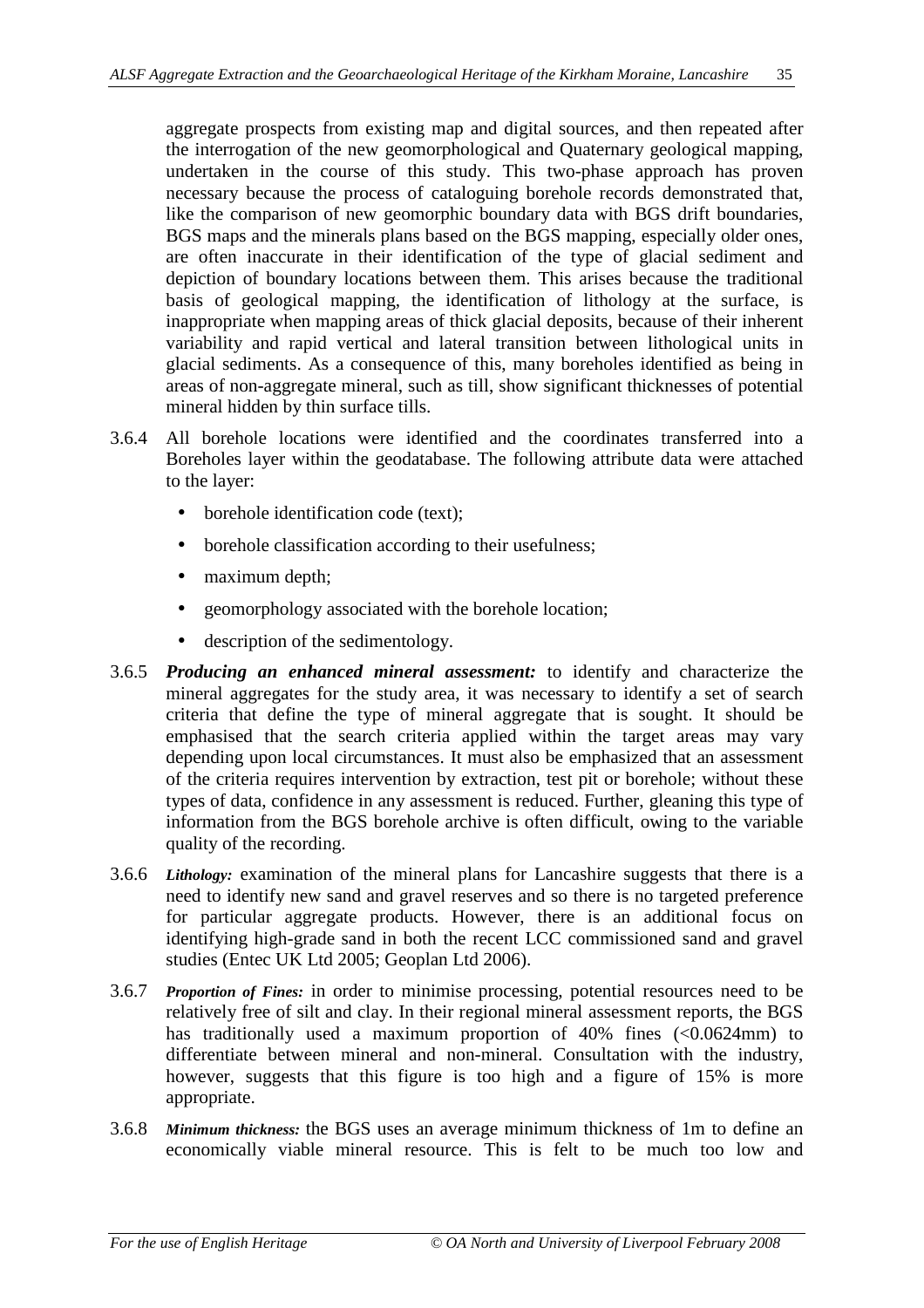aggregate prospects from existing map and digital sources, and then repeated after the interrogation of the new geomorphological and Quaternary geological mapping, undertaken in the course of this study. This two-phase approach has proven necessary because the process of cataloguing borehole records demonstrated that, like the comparison of new geomorphic boundary data with BGS drift boundaries, BGS maps and the minerals plans based on the BGS mapping, especially older ones, are often inaccurate in their identification of the type of glacial sediment and depiction of boundary locations between them. This arises because the traditional basis of geological mapping, the identification of lithology at the surface, is inappropriate when mapping areas of thick glacial deposits, because of their inherent variability and rapid vertical and lateral transition between lithological units in glacial sediments. As a consequence of this, many boreholes identified as being in areas of non-aggregate mineral, such as till, show significant thicknesses of potential mineral hidden by thin surface tills.

3.6.4 All borehole locations were identified and the coordinates transferred into a Boreholes layer within the geodatabase. The following attribute data were attached to the layer:

- borehole identification code (text);
- borehole classification according to their usefulness;
- maximum depth;
- geomorphology associated with the borehole location;
- description of the sedimentology.

3.6.5 ***Producing an enhanced mineral assessment:*** to identify and characterize the mineral aggregates for the study area, it was necessary to identify a set of search criteria that define the type of mineral aggregate that is sought. It should be emphasised that the search criteria applied within the target areas may vary depending upon local circumstances. It must also be emphasized that an assessment of the criteria requires intervention by extraction, test pit or borehole; without these types of data, confidence in any assessment is reduced. Further, gleaning this type of information from the BGS borehole archive is often difficult, owing to the variable quality of the recording.

3.6.6 ***Lithology:*** examination of the mineral plans for Lancashire suggests that there is a need to identify new sand and gravel reserves and so there is no targeted preference for particular aggregate products. However, there is an additional focus on identifying high-grade sand in both the recent LCC commissioned sand and gravel studies (Entec UK Ltd 2005; Geoplan Ltd 2006).

3.6.7 ***Proportion of Fines:*** in order to minimise processing, potential resources need to be relatively free of silt and clay. In their regional mineral assessment reports, the BGS has traditionally used a maximum proportion of 40% fines (<0.0624mm) to differentiate between mineral and non-mineral. Consultation with the industry, however, suggests that this figure is too high and a figure of 15% is more appropriate.

3.6.8 ***Minimum thickness:*** the BGS uses an average minimum thickness of 1m to define an economically viable mineral resource. This is felt to be much too low and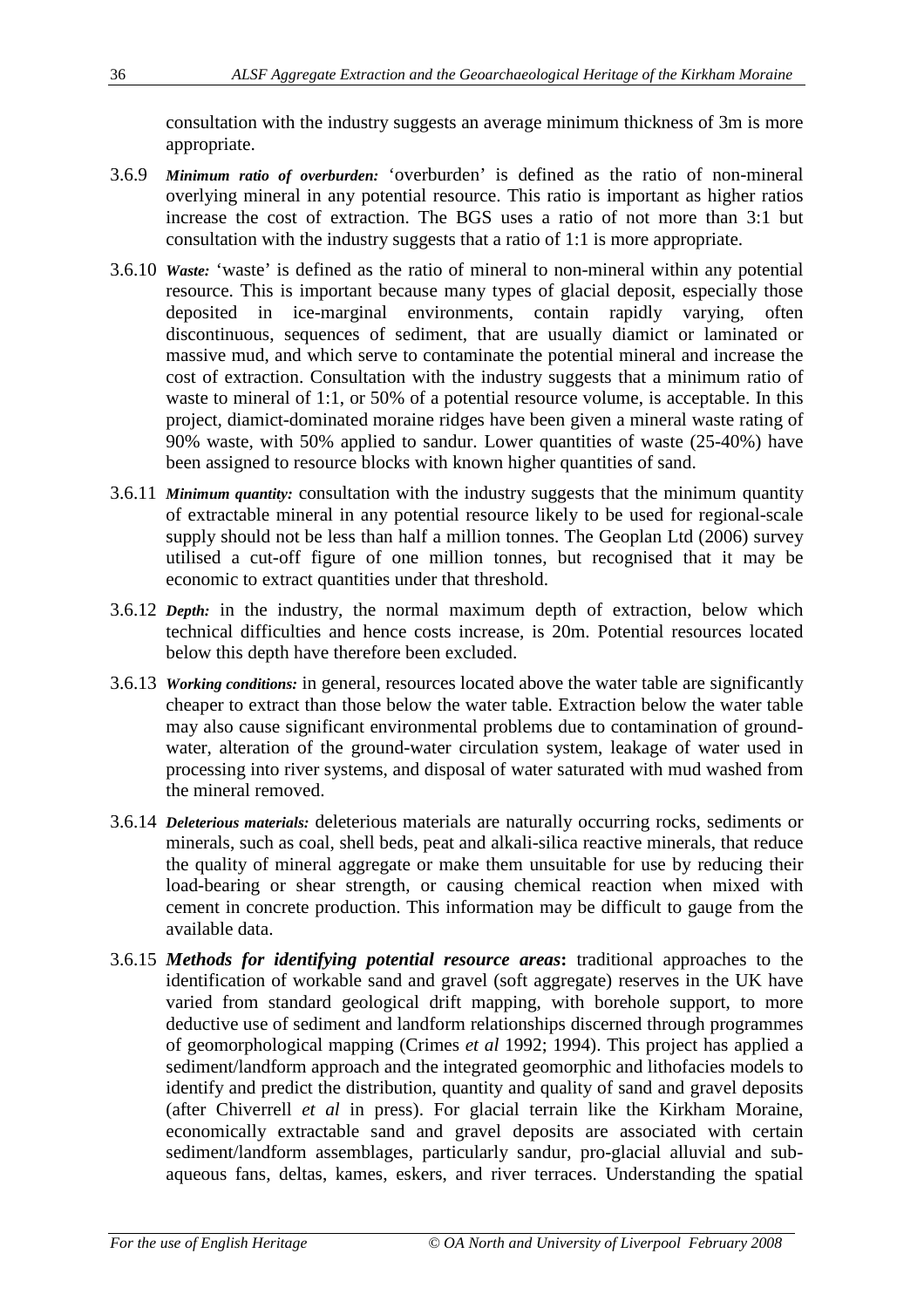consultation with the industry suggests an average minimum thickness of 3m is more appropriate.

3.6.9 ***Minimum ratio of overburden:*** 'overburden' is defined as the ratio of non-mineral overlying mineral in any potential resource. This ratio is important as higher ratios increase the cost of extraction. The BGS uses a ratio of not more than 3:1 but consultation with the industry suggests that a ratio of 1:1 is more appropriate.

3.6.10 ***Waste:*** 'waste' is defined as the ratio of mineral to non-mineral within any potential resource. This is important because many types of glacial deposit, especially those deposited in ice-marginal environments, contain rapidly varying, often discontinuous, sequences of sediment, that are usually diamict or laminated or massive mud, and which serve to contaminate the potential mineral and increase the cost of extraction. Consultation with the industry suggests that a minimum ratio of waste to mineral of 1:1, or 50% of a potential resource volume, is acceptable. In this project, diamict-dominated moraine ridges have been given a mineral waste rating of 90% waste, with 50% applied to sandur. Lower quantities of waste (25-40%) have been assigned to resource blocks with known higher quantities of sand.

3.6.11 ***Minimum quantity:*** consultation with the industry suggests that the minimum quantity of extractable mineral in any potential resource likely to be used for regional-scale supply should not be less than half a million tonnes. The Geoplan Ltd (2006) survey utilised a cut-off figure of one million tonnes, but recognised that it may be economic to extract quantities under that threshold.

3.6.12 ***Depth:*** in the industry, the normal maximum depth of extraction, below which technical difficulties and hence costs increase, is 20m. Potential resources located below this depth have therefore been excluded.

3.6.13 ***Working conditions:*** in general, resources located above the water table are significantly cheaper to extract than those below the water table. Extraction below the water table may also cause significant environmental problems due to contamination of ground-water, alteration of the ground-water circulation system, leakage of water used in processing into river systems, and disposal of water saturated with mud washed from the mineral removed.

3.6.14 ***Deleterious materials:*** deleterious materials are naturally occurring rocks, sediments or minerals, such as coal, shell beds, peat and alkali-silica reactive minerals, that reduce the quality of mineral aggregate or make them unsuitable for use by reducing their load-bearing or shear strength, or causing chemical reaction when mixed with cement in concrete production. This information may be difficult to gauge from the available data.

3.6.15 ***Methods for identifying potential resource areas*****:** traditional approaches to the identification of workable sand and gravel (soft aggregate) reserves in the UK have varied from standard geological drift mapping, with borehole support, to more deductive use of sediment and landform relationships discerned through programmes of geomorphological mapping (Crimes *et al* 1992; 1994). This project has applied a sediment/landform approach and the integrated geomorphic and lithofacies models to identify and predict the distribution, quantity and quality of sand and gravel deposits (after Chiverrell *et al* in press). For glacial terrain like the Kirkham Moraine, economically extractable sand and gravel deposits are associated with certain sediment/landform assemblages, particularly sandur, pro-glacial alluvial and sub-aqueous fans, deltas, kames, eskers, and river terraces. Understanding the spatial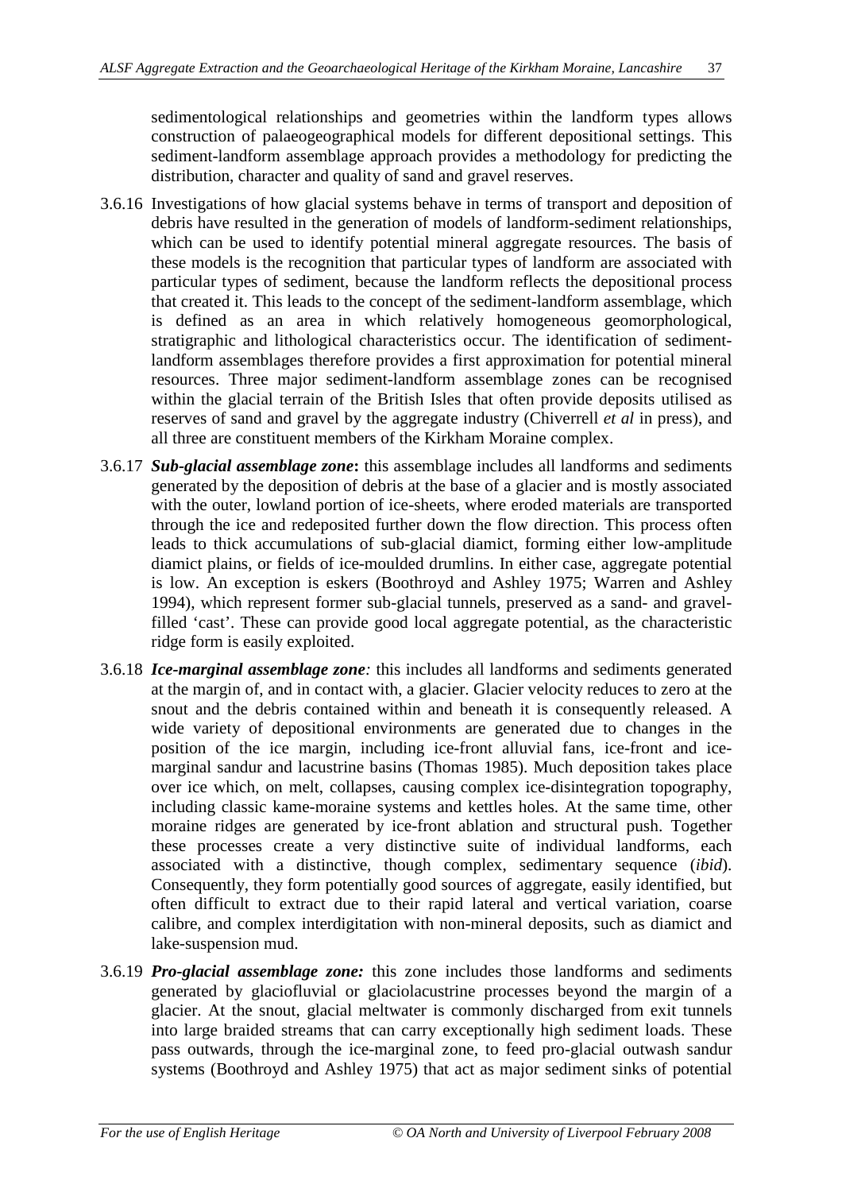sedimentological relationships and geometries within the landform types allows construction of palaeogeographical models for different depositional settings. This sediment-landform assemblage approach provides a methodology for predicting the distribution, character and quality of sand and gravel reserves.

3.6.16 Investigations of how glacial systems behave in terms of transport and deposition of debris have resulted in the generation of models of landform-sediment relationships, which can be used to identify potential mineral aggregate resources. The basis of these models is the recognition that particular types of landform are associated with particular types of sediment, because the landform reflects the depositional process that created it. This leads to the concept of the sediment-landform assemblage, which is defined as an area in which relatively homogeneous geomorphological, stratigraphic and lithological characteristics occur. The identification of sediment-landform assemblages therefore provides a first approximation for potential mineral resources. Three major sediment-landform assemblage zones can be recognised within the glacial terrain of the British Isles that often provide deposits utilised as reserves of sand and gravel by the aggregate industry (Chiverrell *et al* in press), and all three are constituent members of the Kirkham Moraine complex.

3.6.17 ***Sub-glacial assemblage zone*****:** this assemblage includes all landforms and sediments generated by the deposition of debris at the base of a glacier and is mostly associated with the outer, lowland portion of ice-sheets, where eroded materials are transported through the ice and redeposited further down the flow direction. This process often leads to thick accumulations of sub-glacial diamict, forming either low-amplitude diamict plains, or fields of ice-moulded drumlins. In either case, aggregate potential is low. An exception is eskers (Boothroyd and Ashley 1975; Warren and Ashley 1994), which represent former sub-glacial tunnels, preserved as a sand- and gravel-filled 'cast'. These can provide good local aggregate potential, as the characteristic ridge form is easily exploited.

3.6.18 ***Ice-marginal assemblage zone****:* this includes all landforms and sediments generated at the margin of, and in contact with, a glacier. Glacier velocity reduces to zero at the snout and the debris contained within and beneath it is consequently released. A wide variety of depositional environments are generated due to changes in the position of the ice margin, including ice-front alluvial fans, ice-front and ice-marginal sandur and lacustrine basins (Thomas 1985). Much deposition takes place over ice which, on melt, collapses, causing complex ice-disintegration topography, including classic kame-moraine systems and kettles holes. At the same time, other moraine ridges are generated by ice-front ablation and structural push. Together these processes create a very distinctive suite of individual landforms, each associated with a distinctive, though complex, sedimentary sequence (*ibid*). Consequently, they form potentially good sources of aggregate, easily identified, but often difficult to extract due to their rapid lateral and vertical variation, coarse calibre, and complex interdigitation with non-mineral deposits, such as diamict and lake-suspension mud.

3.6.19 ***Pro-glacial assemblage zone:*** this zone includes those landforms and sediments generated by glaciofluvial or glaciolacustrine processes beyond the margin of a glacier. At the snout, glacial meltwater is commonly discharged from exit tunnels into large braided streams that can carry exceptionally high sediment loads. These pass outwards, through the ice-marginal zone, to feed pro-glacial outwash sandur systems (Boothroyd and Ashley 1975) that act as major sediment sinks of potential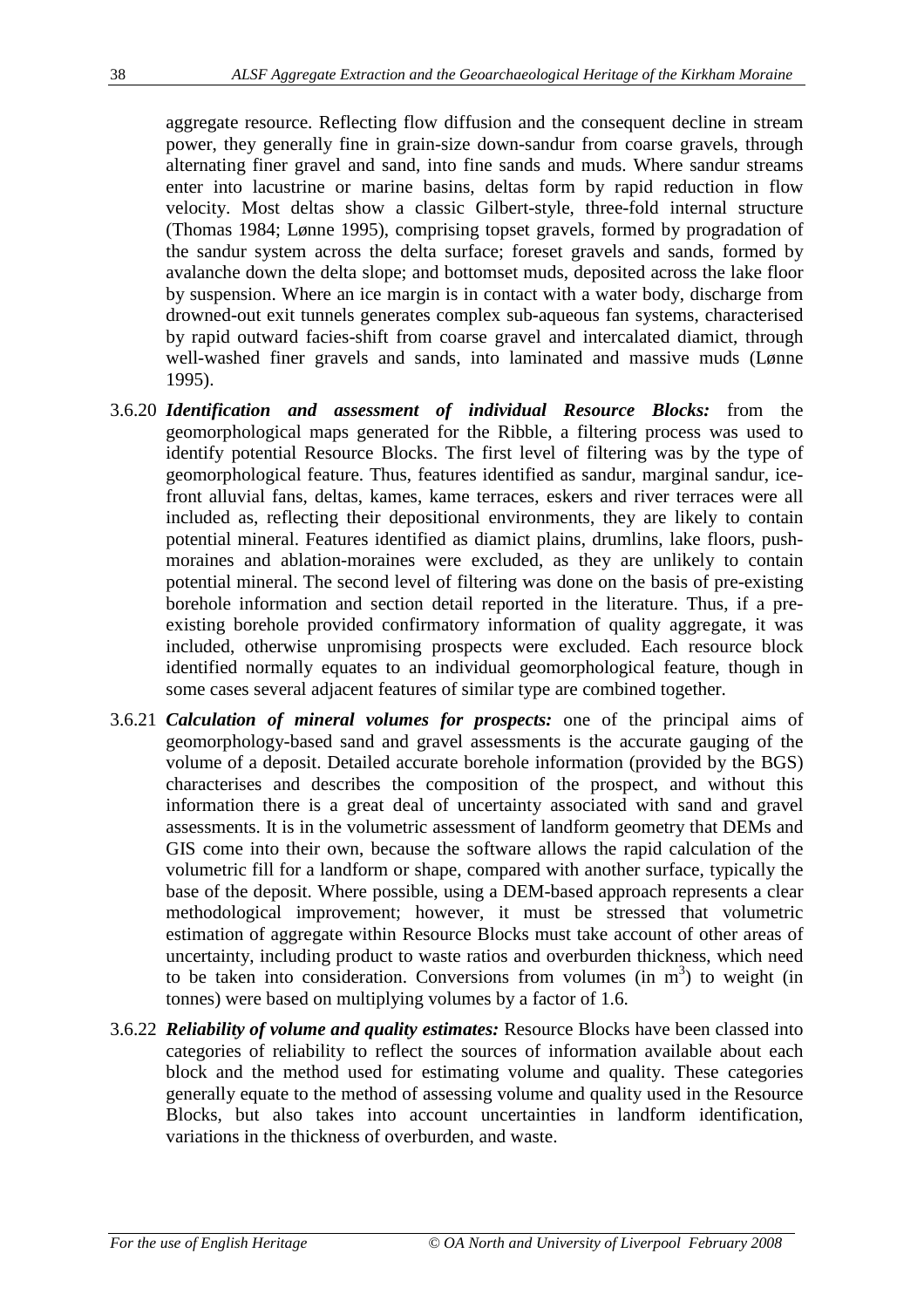aggregate resource. Reflecting flow diffusion and the consequent decline in stream power, they generally fine in grain-size down-sandur from coarse gravels, through alternating finer gravel and sand, into fine sands and muds. Where sandur streams enter into lacustrine or marine basins, deltas form by rapid reduction in flow velocity. Most deltas show a classic Gilbert-style, three-fold internal structure (Thomas 1984; Lønne 1995), comprising topset gravels, formed by progradation of the sandur system across the delta surface; foreset gravels and sands, formed by avalanche down the delta slope; and bottomset muds, deposited across the lake floor by suspension. Where an ice margin is in contact with a water body, discharge from drowned-out exit tunnels generates complex sub-aqueous fan systems, characterised by rapid outward facies-shift from coarse gravel and intercalated diamict, through well-washed finer gravels and sands, into laminated and massive muds (Lønne 1995).

3.6.20 ***Identification and assessment of individual Resource Blocks:*** from the geomorphological maps generated for the Ribble, a filtering process was used to identify potential Resource Blocks. The first level of filtering was by the type of geomorphological feature. Thus, features identified as sandur, marginal sandur, ice-front alluvial fans, deltas, kames, kame terraces, eskers and river terraces were all included as, reflecting their depositional environments, they are likely to contain potential mineral. Features identified as diamict plains, drumlins, lake floors, push-moraines and ablation-moraines were excluded, as they are unlikely to contain potential mineral. The second level of filtering was done on the basis of pre-existing borehole information and section detail reported in the literature. Thus, if a pre-existing borehole provided confirmatory information of quality aggregate, it was included, otherwise unpromising prospects were excluded. Each resource block identified normally equates to an individual geomorphological feature, though in some cases several adjacent features of similar type are combined together.

3.6.21 ***Calculation of mineral volumes for prospects:*** one of the principal aims of geomorphology-based sand and gravel assessments is the accurate gauging of the volume of a deposit. Detailed accurate borehole information (provided by the BGS) characterises and describes the composition of the prospect, and without this information there is a great deal of uncertainty associated with sand and gravel assessments. It is in the volumetric assessment of landform geometry that DEMs and GIS come into their own, because the software allows the rapid calculation of the volumetric fill for a landform or shape, compared with another surface, typically the base of the deposit. Where possible, using a DEM-based approach represents a clear methodological improvement; however, it must be stressed that volumetric estimation of aggregate within Resource Blocks must take account of other areas of uncertainty, including product to waste ratios and overburden thickness, which need to be taken into consideration. Conversions from volumes (in $m^3$) to weight (in tonnes) were based on multiplying volumes by a factor of 1.6.

3.6.22 ***Reliability of volume and quality estimates:*** Resource Blocks have been classed into categories of reliability to reflect the sources of information available about each block and the method used for estimating volume and quality. These categories generally equate to the method of assessing volume and quality used in the Resource Blocks, but also takes into account uncertainties in landform identification, variations in the thickness of overburden, and waste.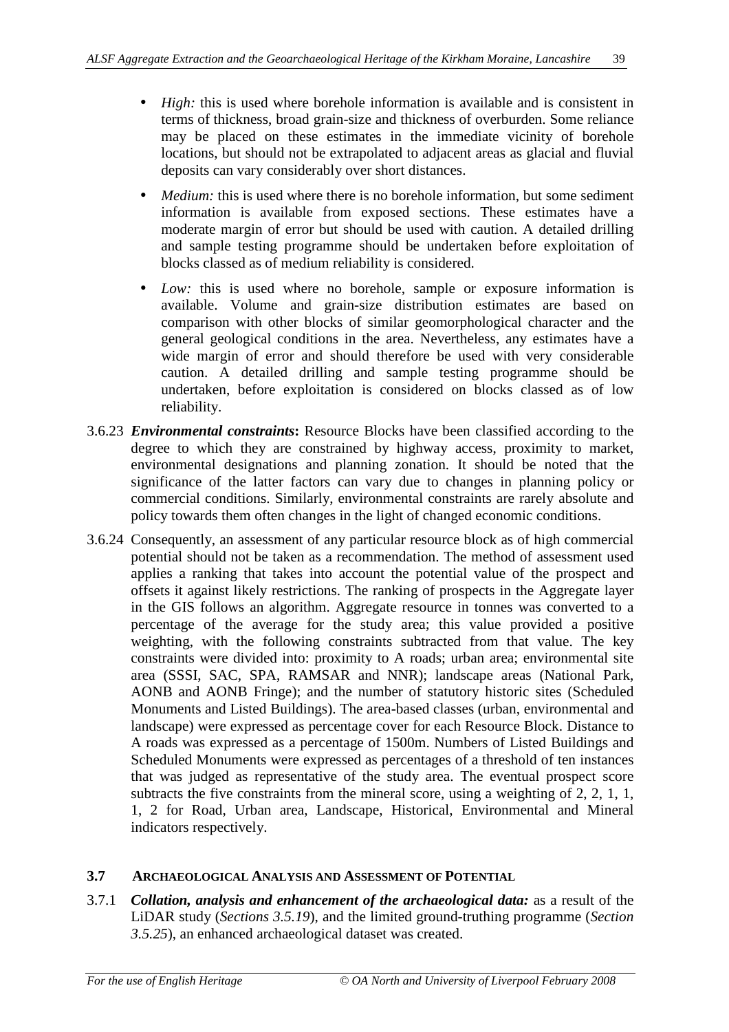- *High:* this is used where borehole information is available and is consistent in terms of thickness, broad grain-size and thickness of overburden. Some reliance may be placed on these estimates in the immediate vicinity of borehole locations, but should not be extrapolated to adjacent areas as glacial and fluvial deposits can vary considerably over short distances.

- *Medium:* this is used where there is no borehole information, but some sediment information is available from exposed sections. These estimates have a moderate margin of error but should be used with caution. A detailed drilling and sample testing programme should be undertaken before exploitation of blocks classed as of medium reliability is considered.

- *Low:* this is used where no borehole, sample or exposure information is available. Volume and grain-size distribution estimates are based on comparison with other blocks of similar geomorphological character and the general geological conditions in the area. Nevertheless, any estimates have a wide margin of error and should therefore be used with very considerable caution. A detailed drilling and sample testing programme should be undertaken, before exploitation is considered on blocks classed as of low reliability.

3.6.23 ***Environmental constraints*:** Resource Blocks have been classified according to the degree to which they are constrained by highway access, proximity to market, environmental designations and planning zonation. It should be noted that the significance of the latter factors can vary due to changes in planning policy or commercial conditions. Similarly, environmental constraints are rarely absolute and policy towards them often changes in the light of changed economic conditions.

3.6.24 Consequently, an assessment of any particular resource block as of high commercial potential should not be taken as a recommendation. The method of assessment used applies a ranking that takes into account the potential value of the prospect and offsets it against likely restrictions. The ranking of prospects in the Aggregate layer in the GIS follows an algorithm. Aggregate resource in tonnes was converted to a percentage of the average for the study area; this value provided a positive weighting, with the following constraints subtracted from that value. The key constraints were divided into: proximity to A roads; urban area; environmental site area (SSSI, SAC, SPA, RAMSAR and NNR); landscape areas (National Park, AONB and AONB Fringe); and the number of statutory historic sites (Scheduled Monuments and Listed Buildings). The area-based classes (urban, environmental and landscape) were expressed as percentage cover for each Resource Block. Distance to A roads was expressed as a percentage of 1500m. Numbers of Listed Buildings and Scheduled Monuments were expressed as percentages of a threshold of ten instances that was judged as representative of the study area. The eventual prospect score subtracts the five constraints from the mineral score, using a weighting of 2, 2, 1, 1, 1, 2 for Road, Urban area, Landscape, Historical, Environmental and Mineral indicators respectively.

## 3.7 ARCHAEOLOGICAL ANALYSIS AND ASSESSMENT OF POTENTIAL

3.7.1 ***Collation, analysis and enhancement of the archaeological data:*** as a result of the LiDAR study (*Sections 3.5.19*), and the limited ground-truthing programme (*Section 3.5.25*), an enhanced archaeological dataset was created.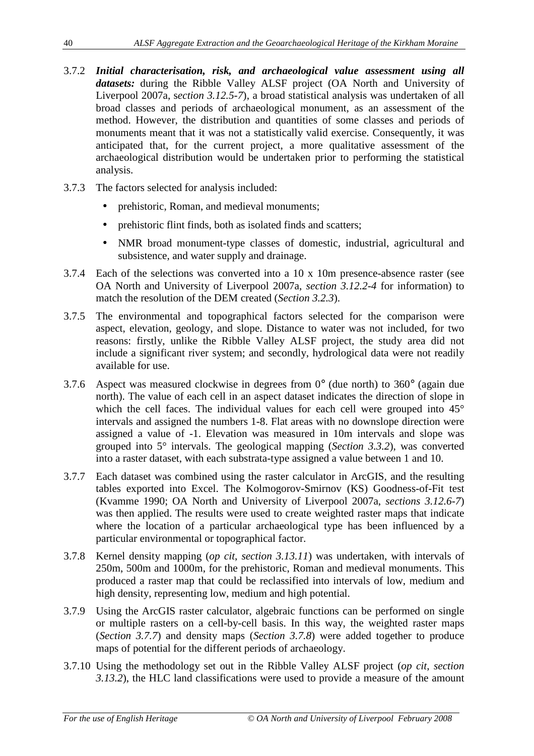3.7.2 ***Initial characterisation, risk, and archaeological value assessment using all datasets:*** during the Ribble Valley ALSF project (OA North and University of Liverpool 2007a, *section 3.12.5-7*), a broad statistical analysis was undertaken of all broad classes and periods of archaeological monument, as an assessment of the method. However, the distribution and quantities of some classes and periods of monuments meant that it was not a statistically valid exercise. Consequently, it was anticipated that, for the current project, a more qualitative assessment of the archaeological distribution would be undertaken prior to performing the statistical analysis.

3.7.3 The factors selected for analysis included:

- prehistoric, Roman, and medieval monuments;
- prehistoric flint finds, both as isolated finds and scatters;
- NMR broad monument-type classes of domestic, industrial, agricultural and subsistence, and water supply and drainage.

3.7.4 Each of the selections was converted into a 10 x 10m presence-absence raster (see OA North and University of Liverpool 2007a, *section 3.12.2-4* for information) to match the resolution of the DEM created (*Section 3.2.3*).

3.7.5 The environmental and topographical factors selected for the comparison were aspect, elevation, geology, and slope. Distance to water was not included, for two reasons: firstly, unlike the Ribble Valley ALSF project, the study area did not include a significant river system; and secondly, hydrological data were not readily available for use.

3.7.6 Aspect was measured clockwise in degrees from 0° (due north) to 360° (again due north). The value of each cell in an aspect dataset indicates the direction of slope in which the cell faces. The individual values for each cell were grouped into 45° intervals and assigned the numbers 1-8. Flat areas with no downslope direction were assigned a value of -1. Elevation was measured in 10m intervals and slope was grouped into 5° intervals. The geological mapping (*Section 3.3.2*), was converted into a raster dataset, with each substrata-type assigned a value between 1 and 10.

3.7.7 Each dataset was combined using the raster calculator in ArcGIS, and the resulting tables exported into Excel. The Kolmogorov-Smirnov (KS) Goodness-of-Fit test (Kvamme 1990; OA North and University of Liverpool 2007a, *sections 3.12.6-7*) was then applied. The results were used to create weighted raster maps that indicate where the location of a particular archaeological type has been influenced by a particular environmental or topographical factor.

3.7.8 Kernel density mapping (*op cit, section 3.13.11*) was undertaken, with intervals of 250m, 500m and 1000m, for the prehistoric, Roman and medieval monuments. This produced a raster map that could be reclassified into intervals of low, medium and high density, representing low, medium and high potential.

3.7.9 Using the ArcGIS raster calculator, algebraic functions can be performed on single or multiple rasters on a cell-by-cell basis. In this way, the weighted raster maps (*Section 3.7.7*) and density maps (*Section 3.7.8*) were added together to produce maps of potential for the different periods of archaeology.

3.7.10 Using the methodology set out in the Ribble Valley ALSF project (*op cit, section 3.13.2*), the HLC land classifications were used to provide a measure of the amount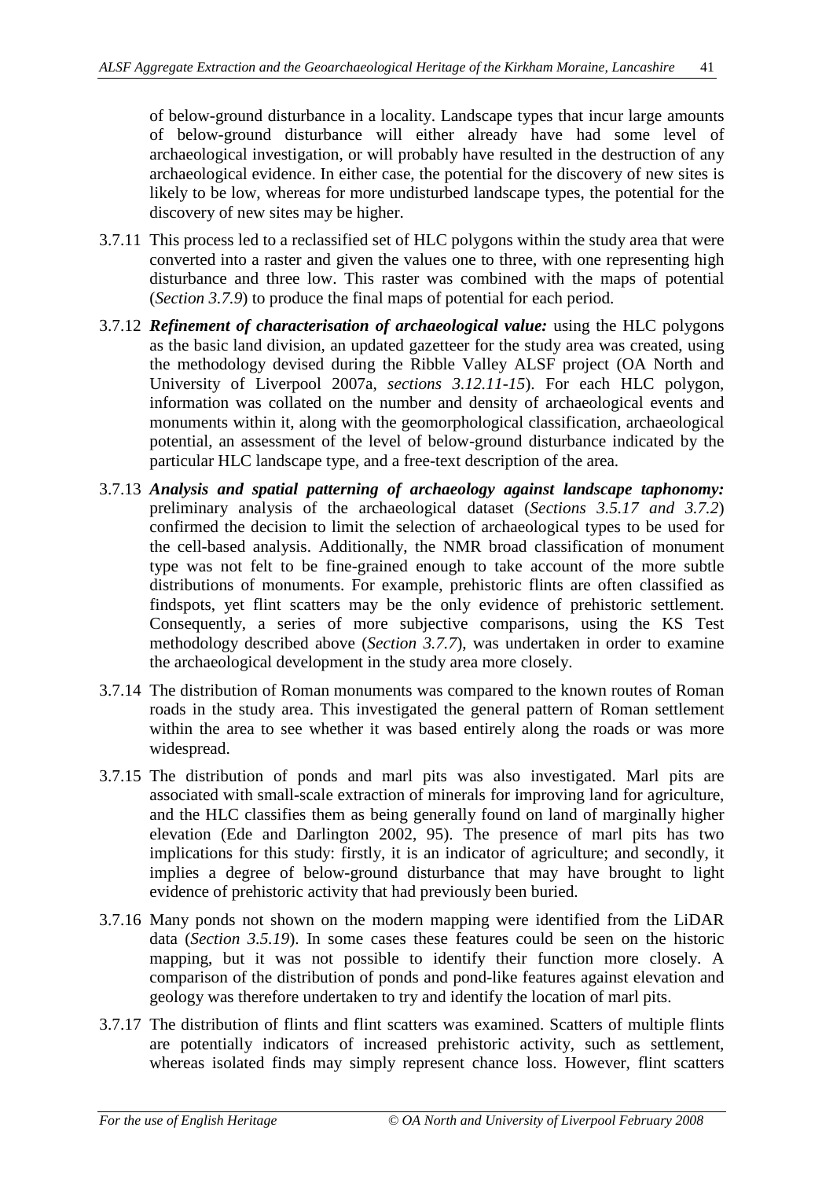of below-ground disturbance in a locality. Landscape types that incur large amounts of below-ground disturbance will either already have had some level of archaeological investigation, or will probably have resulted in the destruction of any archaeological evidence. In either case, the potential for the discovery of new sites is likely to be low, whereas for more undisturbed landscape types, the potential for the discovery of new sites may be higher.

3.7.11 This process led to a reclassified set of HLC polygons within the study area that were converted into a raster and given the values one to three, with one representing high disturbance and three low. This raster was combined with the maps of potential (*Section 3.7.9*) to produce the final maps of potential for each period.

3.7.12 ***Refinement of characterisation of archaeological value:*** using the HLC polygons as the basic land division, an updated gazetteer for the study area was created, using the methodology devised during the Ribble Valley ALSF project (OA North and University of Liverpool 2007a, *sections 3.12.11-15*). For each HLC polygon, information was collated on the number and density of archaeological events and monuments within it, along with the geomorphological classification, archaeological potential, an assessment of the level of below-ground disturbance indicated by the particular HLC landscape type, and a free-text description of the area.

3.7.13 ***Analysis and spatial patterning of archaeology against landscape taphonomy:*** preliminary analysis of the archaeological dataset (*Sections 3.5.17 and 3.7.2*) confirmed the decision to limit the selection of archaeological types to be used for the cell-based analysis. Additionally, the NMR broad classification of monument type was not felt to be fine-grained enough to take account of the more subtle distributions of monuments. For example, prehistoric flints are often classified as findspots, yet flint scatters may be the only evidence of prehistoric settlement. Consequently, a series of more subjective comparisons, using the KS Test methodology described above (*Section 3.7.7*), was undertaken in order to examine the archaeological development in the study area more closely.

3.7.14 The distribution of Roman monuments was compared to the known routes of Roman roads in the study area. This investigated the general pattern of Roman settlement within the area to see whether it was based entirely along the roads or was more widespread.

3.7.15 The distribution of ponds and marl pits was also investigated. Marl pits are associated with small-scale extraction of minerals for improving land for agriculture, and the HLC classifies them as being generally found on land of marginally higher elevation (Ede and Darlington 2002, 95). The presence of marl pits has two implications for this study: firstly, it is an indicator of agriculture; and secondly, it implies a degree of below-ground disturbance that may have brought to light evidence of prehistoric activity that had previously been buried.

3.7.16 Many ponds not shown on the modern mapping were identified from the LiDAR data (*Section 3.5.19*). In some cases these features could be seen on the historic mapping, but it was not possible to identify their function more closely. A comparison of the distribution of ponds and pond-like features against elevation and geology was therefore undertaken to try and identify the location of marl pits.

3.7.17 The distribution of flints and flint scatters was examined. Scatters of multiple flints are potentially indicators of increased prehistoric activity, such as settlement, whereas isolated finds may simply represent chance loss. However, flint scatters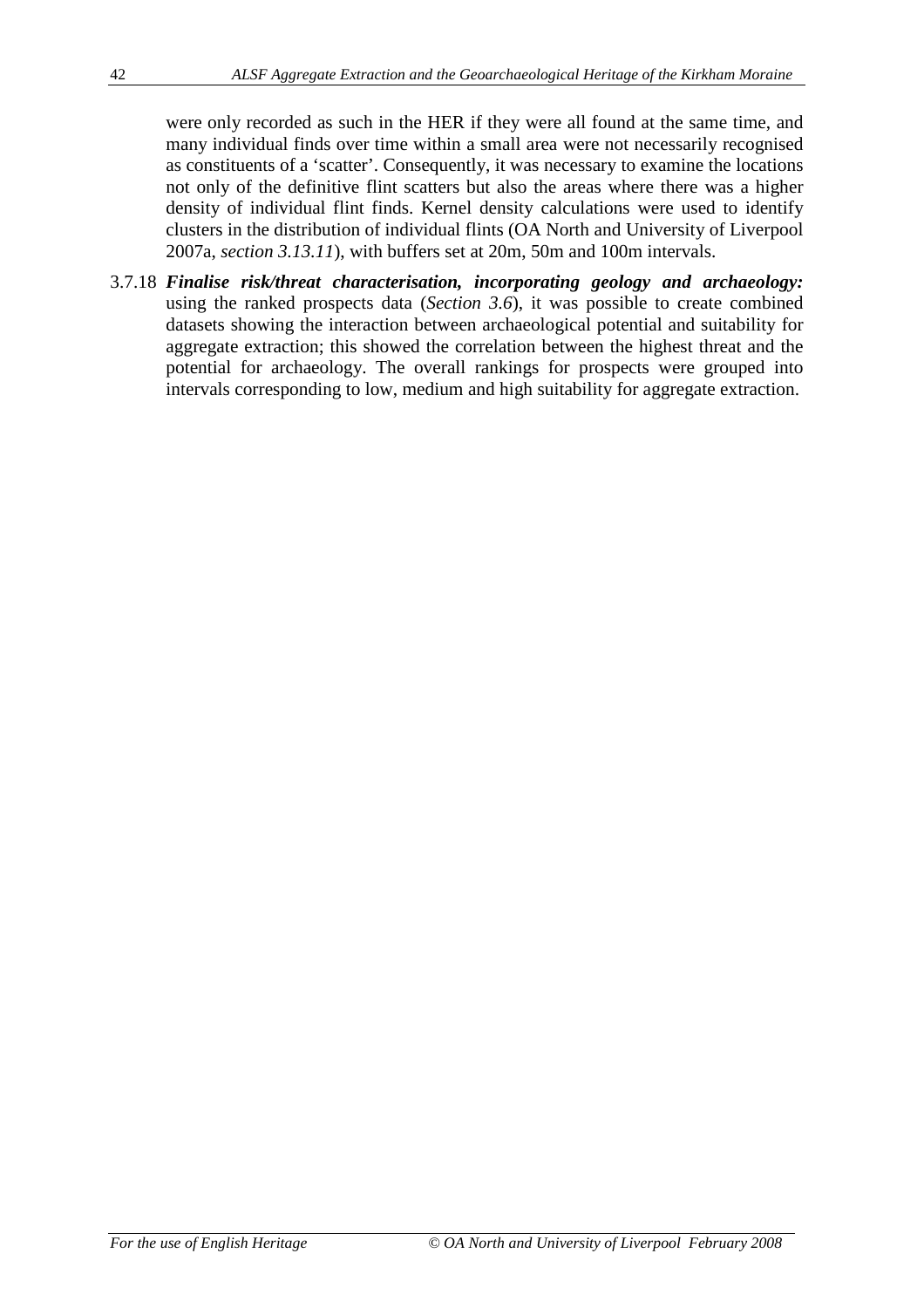were only recorded as such in the HER if they were all found at the same time, and many individual finds over time within a small area were not necessarily recognised as constituents of a 'scatter'. Consequently, it was necessary to examine the locations not only of the definitive flint scatters but also the areas where there was a higher density of individual flint finds. Kernel density calculations were used to identify clusters in the distribution of individual flints (OA North and University of Liverpool 2007a, *section 3.13.11*), with buffers set at 20m, 50m and 100m intervals.

3.7.18 ***Finalise risk/threat characterisation, incorporating geology and archaeology:*** using the ranked prospects data (*Section 3.6*), it was possible to create combined datasets showing the interaction between archaeological potential and suitability for aggregate extraction; this showed the correlation between the highest threat and the potential for archaeology. The overall rankings for prospects were grouped into intervals corresponding to low, medium and high suitability for aggregate extraction.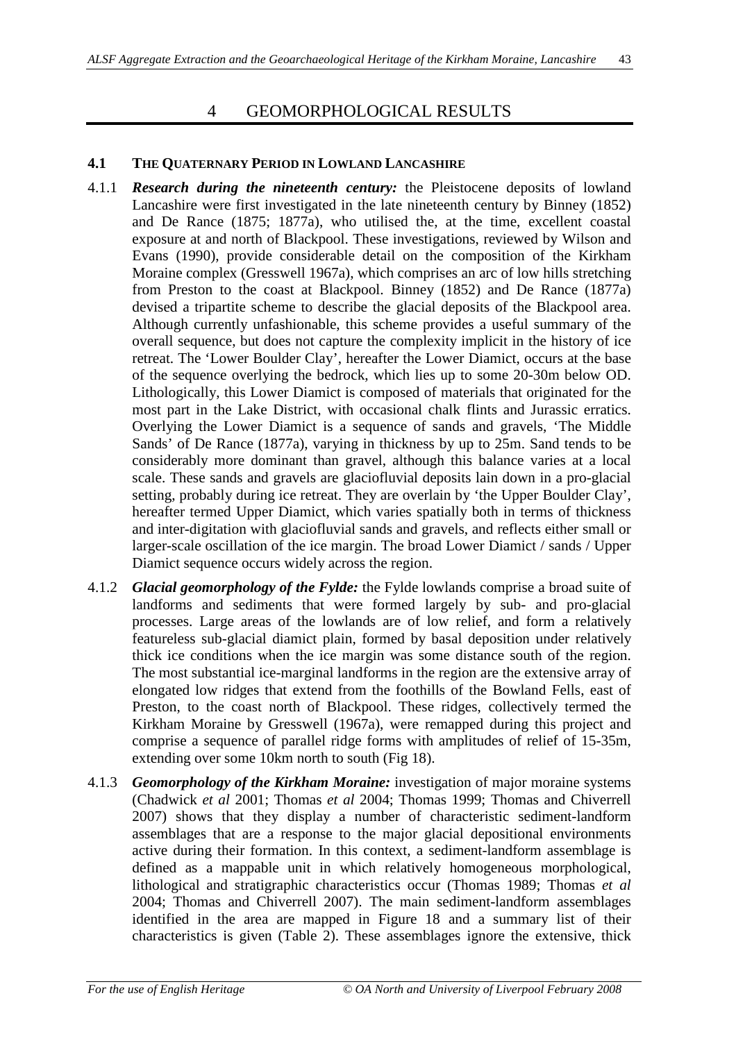# 4 GEOMORPHOLOGICAL RESULTS

## 4.1 THE QUATERNARY PERIOD IN LOWLAND LANCASHIRE

4.1.1 ***Research during the nineteenth century:*** the Pleistocene deposits of lowland Lancashire were first investigated in the late nineteenth century by Binney (1852) and De Rance (1875; 1877a), who utilised the, at the time, excellent coastal exposure at and north of Blackpool. These investigations, reviewed by Wilson and Evans (1990), provide considerable detail on the composition of the Kirkham Moraine complex (Gresswell 1967a), which comprises an arc of low hills stretching from Preston to the coast at Blackpool. Binney (1852) and De Rance (1877a) devised a tripartite scheme to describe the glacial deposits of the Blackpool area. Although currently unfashionable, this scheme provides a useful summary of the overall sequence, but does not capture the complexity implicit in the history of ice retreat. The 'Lower Boulder Clay', hereafter the Lower Diamict, occurs at the base of the sequence overlying the bedrock, which lies up to some 20-30m below OD. Lithologically, this Lower Diamict is composed of materials that originated for the most part in the Lake District, with occasional chalk flints and Jurassic erratics. Overlying the Lower Diamict is a sequence of sands and gravels, 'The Middle Sands' of De Rance (1877a), varying in thickness by up to 25m. Sand tends to be considerably more dominant than gravel, although this balance varies at a local scale. These sands and gravels are glaciofluvial deposits lain down in a pro-glacial setting, probably during ice retreat. They are overlain by 'the Upper Boulder Clay', hereafter termed Upper Diamict, which varies spatially both in terms of thickness and inter-digitation with glaciofluvial sands and gravels, and reflects either small or larger-scale oscillation of the ice margin. The broad Lower Diamict / sands / Upper Diamict sequence occurs widely across the region.

4.1.2 ***Glacial geomorphology of the Fylde:*** the Fylde lowlands comprise a broad suite of landforms and sediments that were formed largely by sub- and pro-glacial processes. Large areas of the lowlands are of low relief, and form a relatively featureless sub-glacial diamict plain, formed by basal deposition under relatively thick ice conditions when the ice margin was some distance south of the region. The most substantial ice-marginal landforms in the region are the extensive array of elongated low ridges that extend from the foothills of the Bowland Fells, east of Preston, to the coast north of Blackpool. These ridges, collectively termed the Kirkham Moraine by Gresswell (1967a), were remapped during this project and comprise a sequence of parallel ridge forms with amplitudes of relief of 15-35m, extending over some 10km north to south (Fig 18).

4.1.3 ***Geomorphology of the Kirkham Moraine:*** investigation of major moraine systems (Chadwick *et al* 2001; Thomas *et al* 2004; Thomas 1999; Thomas and Chiverrell 2007) shows that they display a number of characteristic sediment-landform assemblages that are a response to the major glacial depositional environments active during their formation. In this context, a sediment-landform assemblage is defined as a mappable unit in which relatively homogeneous morphological, lithological and stratigraphic characteristics occur (Thomas 1989; Thomas *et al* 2004; Thomas and Chiverrell 2007). The main sediment-landform assemblages identified in the area are mapped in Figure 18 and a summary list of their characteristics is given (Table 2). These assemblages ignore the extensive, thick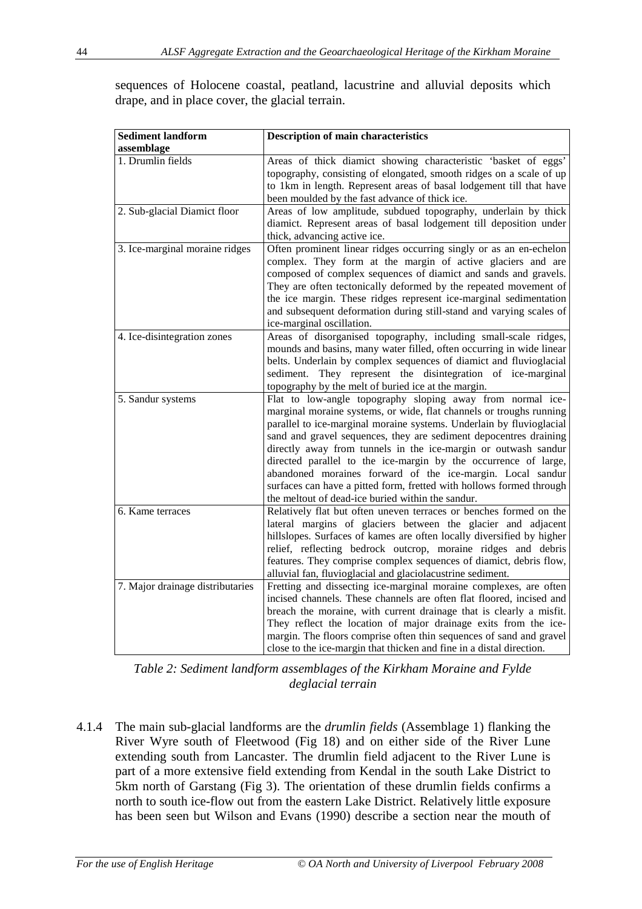sequences of Holocene coastal, peatland, lacustrine and alluvial deposits which drape, and in place cover, the glacial terrain.

| Sediment landform assemblage | Description of main characteristics |
|---|---|
| 1. Drumlin fields | Areas of thick diamict showing characteristic 'basket of eggs' topography, consisting of elongated, smooth ridges on a scale of up to 1km in length. Represent areas of basal lodgement till that have been moulded by the fast advance of thick ice. |
| 2. Sub-glacial Diamict floor | Areas of low amplitude, subdued topography, underlain by thick diamict. Represent areas of basal lodgement till deposition under thick, advancing active ice. |
| 3. Ice-marginal moraine ridges | Often prominent linear ridges occurring singly or as an en-echelon complex. They form at the margin of active glaciers and are composed of complex sequences of diamict and sands and gravels. They are often tectonically deformed by the repeated movement of the ice margin. These ridges represent ice-marginal sedimentation and subsequent deformation during still-stand and varying scales of ice-marginal oscillation. |
| 4. Ice-disintegration zones | Areas of disorganised topography, including small-scale ridges, mounds and basins, many water filled, often occurring in wide linear belts. Underlain by complex sequences of diamict and fluvioglacial sediment. They represent the disintegration of ice-marginal topography by the melt of buried ice at the margin. |
| 5. Sandur systems | Flat to low-angle topography sloping away from normal ice-marginal moraine systems, or wide, flat channels or troughs running parallel to ice-marginal moraine systems. Underlain by fluvioglacial sand and gravel sequences, they are sediment depocentres draining directly away from tunnels in the ice-margin or outwash sandur directed parallel to the ice-margin by the occurrence of large, abandoned moraines forward of the ice-margin. Local sandur surfaces can have a pitted form, fretted with hollows formed through the meltout of dead-ice buried within the sandur. |
| 6. Kame terraces | Relatively flat but often uneven terraces or benches formed on the lateral margins of glaciers between the glacier and adjacent hillslopes. Surfaces of kames are often locally diversified by higher relief, reflecting bedrock outcrop, moraine ridges and debris features. They comprise complex sequences of diamict, debris flow, alluvial fan, fluvioglacial and glaciolacustrine sediment. |
| 7. Major drainage distributaries | Fretting and dissecting ice-marginal moraine complexes, are often incised channels. These channels are often flat floored, incised and breach the moraine, with current drainage that is clearly a misfit. They reflect the location of major drainage exits from the ice-margin. The floors comprise often thin sequences of sand and gravel close to the ice-margin that thicken and fine in a distal direction. |

*Table 2: Sediment landform assemblages of the Kirkham Moraine and Fylde deglacial terrain*

4.1.4 The main sub-glacial landforms are the *drumlin fields* (Assemblage 1) flanking the River Wyre south of Fleetwood (Fig 18) and on either side of the River Lune extending south from Lancaster. The drumlin field adjacent to the River Lune is part of a more extensive field extending from Kendal in the south Lake District to 5km north of Garstang (Fig 3). The orientation of these drumlin fields confirms a north to south ice-flow out from the eastern Lake District. Relatively little exposure has been seen but Wilson and Evans (1990) describe a section near the mouth of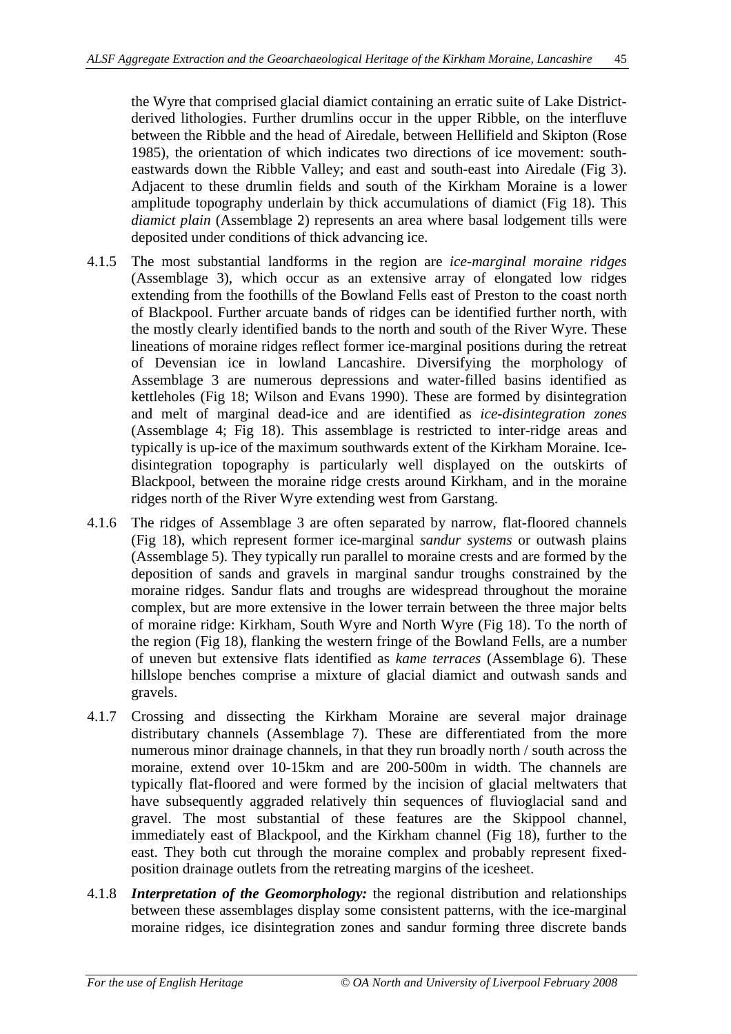the Wyre that comprised glacial diamict containing an erratic suite of Lake District-derived lithologies. Further drumlins occur in the upper Ribble, on the interfluve between the Ribble and the head of Airedale, between Hellifield and Skipton (Rose 1985), the orientation of which indicates two directions of ice movement: south-eastwards down the Ribble Valley; and east and south-east into Airedale (Fig 3). Adjacent to these drumlin fields and south of the Kirkham Moraine is a lower amplitude topography underlain by thick accumulations of diamict (Fig 18). This *diamict plain* (Assemblage 2) represents an area where basal lodgement tills were deposited under conditions of thick advancing ice.

4.1.5 The most substantial landforms in the region are *ice-marginal moraine ridges* (Assemblage 3), which occur as an extensive array of elongated low ridges extending from the foothills of the Bowland Fells east of Preston to the coast north of Blackpool. Further arcuate bands of ridges can be identified further north, with the mostly clearly identified bands to the north and south of the River Wyre. These lineations of moraine ridges reflect former ice-marginal positions during the retreat of Devensian ice in lowland Lancashire. Diversifying the morphology of Assemblage 3 are numerous depressions and water-filled basins identified as kettleholes (Fig 18; Wilson and Evans 1990). These are formed by disintegration and melt of marginal dead-ice and are identified as *ice-disintegration zones* (Assemblage 4; Fig 18). This assemblage is restricted to inter-ridge areas and typically is up-ice of the maximum southwards extent of the Kirkham Moraine. Ice-disintegration topography is particularly well displayed on the outskirts of Blackpool, between the moraine ridge crests around Kirkham, and in the moraine ridges north of the River Wyre extending west from Garstang.

4.1.6 The ridges of Assemblage 3 are often separated by narrow, flat-floored channels (Fig 18), which represent former ice-marginal *sandur systems* or outwash plains (Assemblage 5). They typically run parallel to moraine crests and are formed by the deposition of sands and gravels in marginal sandur troughs constrained by the moraine ridges. Sandur flats and troughs are widespread throughout the moraine complex, but are more extensive in the lower terrain between the three major belts of moraine ridge: Kirkham, South Wyre and North Wyre (Fig 18). To the north of the region (Fig 18), flanking the western fringe of the Bowland Fells, are a number of uneven but extensive flats identified as *kame terraces* (Assemblage 6). These hillslope benches comprise a mixture of glacial diamict and outwash sands and gravels.

4.1.7 Crossing and dissecting the Kirkham Moraine are several major drainage distributary channels (Assemblage 7). These are differentiated from the more numerous minor drainage channels, in that they run broadly north / south across the moraine, extend over 10-15km and are 200-500m in width. The channels are typically flat-floored and were formed by the incision of glacial meltwaters that have subsequently aggraded relatively thin sequences of fluvioglacial sand and gravel. The most substantial of these features are the Skippool channel, immediately east of Blackpool, and the Kirkham channel (Fig 18), further to the east. They both cut through the moraine complex and probably represent fixed-position drainage outlets from the retreating margins of the icesheet.

4.1.8 ***Interpretation of the Geomorphology:*** the regional distribution and relationships between these assemblages display some consistent patterns, with the ice-marginal moraine ridges, ice disintegration zones and sandur forming three discrete bands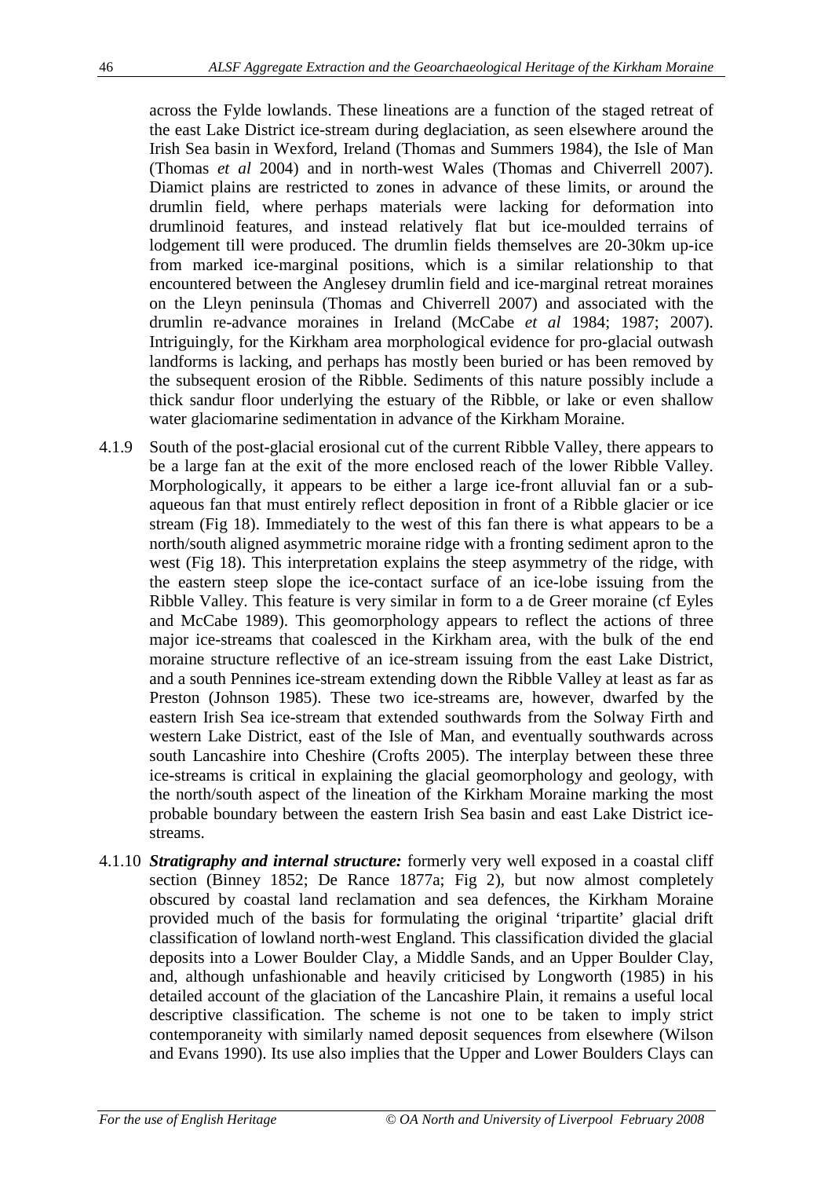across the Fylde lowlands. These lineations are a function of the staged retreat of the east Lake District ice-stream during deglaciation, as seen elsewhere around the Irish Sea basin in Wexford, Ireland (Thomas and Summers 1984), the Isle of Man (Thomas *et al* 2004) and in north-west Wales (Thomas and Chiverrell 2007). Diamict plains are restricted to zones in advance of these limits, or around the drumlin field, where perhaps materials were lacking for deformation into drumlinoid features, and instead relatively flat but ice-moulded terrains of lodgement till were produced. The drumlin fields themselves are 20-30km up-ice from marked ice-marginal positions, which is a similar relationship to that encountered between the Anglesey drumlin field and ice-marginal retreat moraines on the Lleyn peninsula (Thomas and Chiverrell 2007) and associated with the drumlin re-advance moraines in Ireland (McCabe *et al* 1984; 1987; 2007). Intriguingly, for the Kirkham area morphological evidence for pro-glacial outwash landforms is lacking, and perhaps has mostly been buried or has been removed by the subsequent erosion of the Ribble. Sediments of this nature possibly include a thick sandur floor underlying the estuary of the Ribble, or lake or even shallow water glaciomarine sedimentation in advance of the Kirkham Moraine.

4.1.9 South of the post-glacial erosional cut of the current Ribble Valley, there appears to be a large fan at the exit of the more enclosed reach of the lower Ribble Valley. Morphologically, it appears to be either a large ice-front alluvial fan or a sub-aqueous fan that must entirely reflect deposition in front of a Ribble glacier or ice stream (Fig 18). Immediately to the west of this fan there is what appears to be a north/south aligned asymmetric moraine ridge with a fronting sediment apron to the west (Fig 18). This interpretation explains the steep asymmetry of the ridge, with the eastern steep slope the ice-contact surface of an ice-lobe issuing from the Ribble Valley. This feature is very similar in form to a de Greer moraine (cf Eyles and McCabe 1989). This geomorphology appears to reflect the actions of three major ice-streams that coalesced in the Kirkham area, with the bulk of the end moraine structure reflective of an ice-stream issuing from the east Lake District, and a south Pennines ice-stream extending down the Ribble Valley at least as far as Preston (Johnson 1985). These two ice-streams are, however, dwarfed by the eastern Irish Sea ice-stream that extended southwards from the Solway Firth and western Lake District, east of the Isle of Man, and eventually southwards across south Lancashire into Cheshire (Crofts 2005). The interplay between these three ice-streams is critical in explaining the glacial geomorphology and geology, with the north/south aspect of the lineation of the Kirkham Moraine marking the most probable boundary between the eastern Irish Sea basin and east Lake District ice-streams.

4.1.10 ***Stratigraphy and internal structure:*** formerly very well exposed in a coastal cliff section (Binney 1852; De Rance 1877a; Fig 2), but now almost completely obscured by coastal land reclamation and sea defences, the Kirkham Moraine provided much of the basis for formulating the original 'tripartite' glacial drift classification of lowland north-west England. This classification divided the glacial deposits into a Lower Boulder Clay, a Middle Sands, and an Upper Boulder Clay, and, although unfashionable and heavily criticised by Longworth (1985) in his detailed account of the glaciation of the Lancashire Plain, it remains a useful local descriptive classification. The scheme is not one to be taken to imply strict contemporaneity with similarly named deposit sequences from elsewhere (Wilson and Evans 1990). Its use also implies that the Upper and Lower Boulders Clays can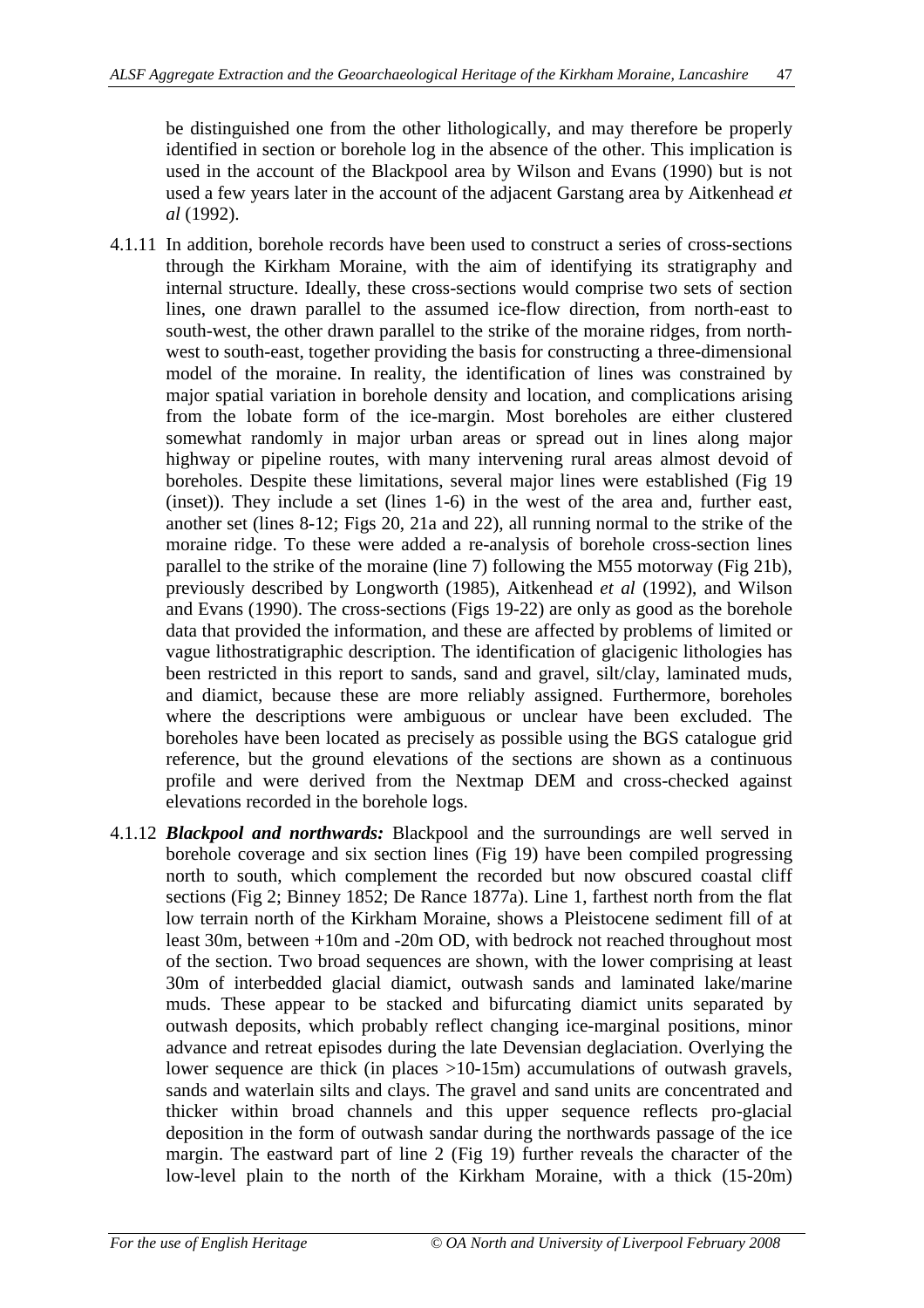be distinguished one from the other lithologically, and may therefore be properly identified in section or borehole log in the absence of the other. This implication is used in the account of the Blackpool area by Wilson and Evans (1990) but is not used a few years later in the account of the adjacent Garstang area by Aitkenhead *et al* (1992).

4.1.11 In addition, borehole records have been used to construct a series of cross-sections through the Kirkham Moraine, with the aim of identifying its stratigraphy and internal structure. Ideally, these cross-sections would comprise two sets of section lines, one drawn parallel to the assumed ice-flow direction, from north-east to south-west, the other drawn parallel to the strike of the moraine ridges, from north-west to south-east, together providing the basis for constructing a three-dimensional model of the moraine. In reality, the identification of lines was constrained by major spatial variation in borehole density and location, and complications arising from the lobate form of the ice-margin. Most boreholes are either clustered somewhat randomly in major urban areas or spread out in lines along major highway or pipeline routes, with many intervening rural areas almost devoid of boreholes. Despite these limitations, several major lines were established (Fig 19 (inset)). They include a set (lines 1-6) in the west of the area and, further east, another set (lines 8-12; Figs 20, 21a and 22), all running normal to the strike of the moraine ridge. To these were added a re-analysis of borehole cross-section lines parallel to the strike of the moraine (line 7) following the M55 motorway (Fig 21b), previously described by Longworth (1985), Aitkenhead *et al* (1992), and Wilson and Evans (1990). The cross-sections (Figs 19-22) are only as good as the borehole data that provided the information, and these are affected by problems of limited or vague lithostratigraphic description. The identification of glacigenic lithologies has been restricted in this report to sands, sand and gravel, silt/clay, laminated muds, and diamict, because these are more reliably assigned. Furthermore, boreholes where the descriptions were ambiguous or unclear have been excluded. The boreholes have been located as precisely as possible using the BGS catalogue grid reference, but the ground elevations of the sections are shown as a continuous profile and were derived from the Nextmap DEM and cross-checked against elevations recorded in the borehole logs.

4.1.12 ***Blackpool and northwards:*** Blackpool and the surroundings are well served in borehole coverage and six section lines (Fig 19) have been compiled progressing north to south, which complement the recorded but now obscured coastal cliff sections (Fig 2; Binney 1852; De Rance 1877a). Line 1, farthest north from the flat low terrain north of the Kirkham Moraine, shows a Pleistocene sediment fill of at least 30m, between +10m and -20m OD, with bedrock not reached throughout most of the section. Two broad sequences are shown, with the lower comprising at least 30m of interbedded glacial diamict, outwash sands and laminated lake/marine muds. These appear to be stacked and bifurcating diamict units separated by outwash deposits, which probably reflect changing ice-marginal positions, minor advance and retreat episodes during the late Devensian deglaciation. Overlying the lower sequence are thick (in places >10-15m) accumulations of outwash gravels, sands and waterlain silts and clays. The gravel and sand units are concentrated and thicker within broad channels and this upper sequence reflects pro-glacial deposition in the form of outwash sandar during the northwards passage of the ice margin. The eastward part of line 2 (Fig 19) further reveals the character of the low-level plain to the north of the Kirkham Moraine, with a thick (15-20m)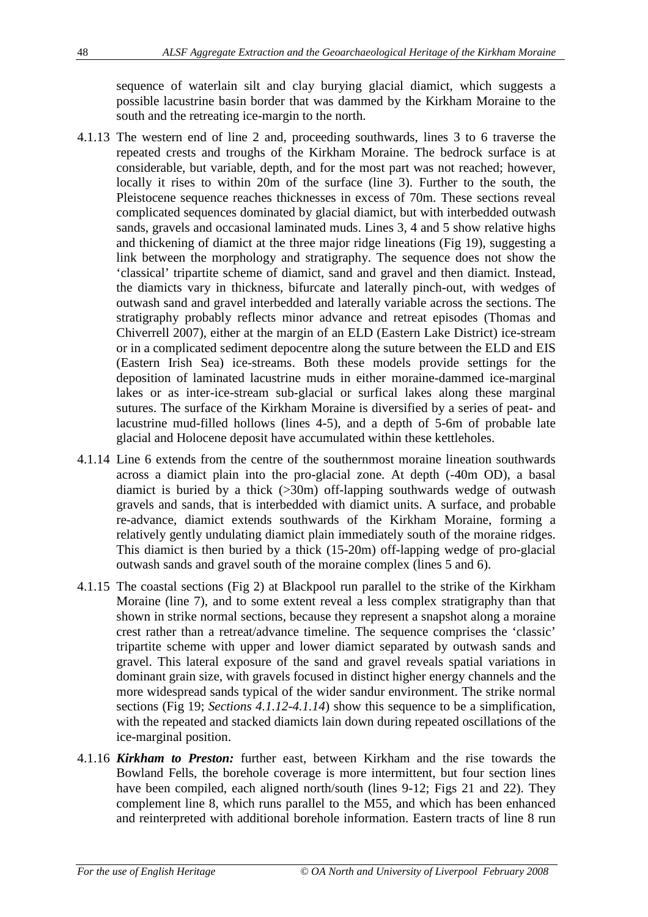sequence of waterlain silt and clay burying glacial diamict, which suggests a possible lacustrine basin border that was dammed by the Kirkham Moraine to the south and the retreating ice-margin to the north.

4.1.13 The western end of line 2 and, proceeding southwards, lines 3 to 6 traverse the repeated crests and troughs of the Kirkham Moraine. The bedrock surface is at considerable, but variable, depth, and for the most part was not reached; however, locally it rises to within 20m of the surface (line 3). Further to the south, the Pleistocene sequence reaches thicknesses in excess of 70m. These sections reveal complicated sequences dominated by glacial diamict, but with interbedded outwash sands, gravels and occasional laminated muds. Lines 3, 4 and 5 show relative highs and thickening of diamict at the three major ridge lineations (Fig 19), suggesting a link between the morphology and stratigraphy. The sequence does not show the 'classical' tripartite scheme of diamict, sand and gravel and then diamict. Instead, the diamicts vary in thickness, bifurcate and laterally pinch-out, with wedges of outwash sand and gravel interbedded and laterally variable across the sections. The stratigraphy probably reflects minor advance and retreat episodes (Thomas and Chiverrell 2007), either at the margin of an ELD (Eastern Lake District) ice-stream or in a complicated sediment depocentre along the suture between the ELD and EIS (Eastern Irish Sea) ice-streams. Both these models provide settings for the deposition of laminated lacustrine muds in either moraine-dammed ice-marginal lakes or as inter-ice-stream sub-glacial or surfical lakes along these marginal sutures. The surface of the Kirkham Moraine is diversified by a series of peat- and lacustrine mud-filled hollows (lines 4-5), and a depth of 5-6m of probable late glacial and Holocene deposit have accumulated within these kettleholes.

4.1.14 Line 6 extends from the centre of the southernmost moraine lineation southwards across a diamict plain into the pro-glacial zone. At depth (-40m OD), a basal diamict is buried by a thick (>30m) off-lapping southwards wedge of outwash gravels and sands, that is interbedded with diamict units. A surface, and probable re-advance, diamict extends southwards of the Kirkham Moraine, forming a relatively gently undulating diamict plain immediately south of the moraine ridges. This diamict is then buried by a thick (15-20m) off-lapping wedge of pro-glacial outwash sands and gravel south of the moraine complex (lines 5 and 6).

4.1.15 The coastal sections (Fig 2) at Blackpool run parallel to the strike of the Kirkham Moraine (line 7), and to some extent reveal a less complex stratigraphy than that shown in strike normal sections, because they represent a snapshot along a moraine crest rather than a retreat/advance timeline. The sequence comprises the 'classic' tripartite scheme with upper and lower diamict separated by outwash sands and gravel. This lateral exposure of the sand and gravel reveals spatial variations in dominant grain size, with gravels focused in distinct higher energy channels and the more widespread sands typical of the wider sandur environment. The strike normal sections (Fig 19; *Sections 4.1.12-4.1.14*) show this sequence to be a simplification, with the repeated and stacked diamicts lain down during repeated oscillations of the ice-marginal position.

4.1.16 ***Kirkham to Preston:*** further east, between Kirkham and the rise towards the Bowland Fells, the borehole coverage is more intermittent, but four section lines have been compiled, each aligned north/south (lines 9-12; Figs 21 and 22). They complement line 8, which runs parallel to the M55, and which has been enhanced and reinterpreted with additional borehole information. Eastern tracts of line 8 run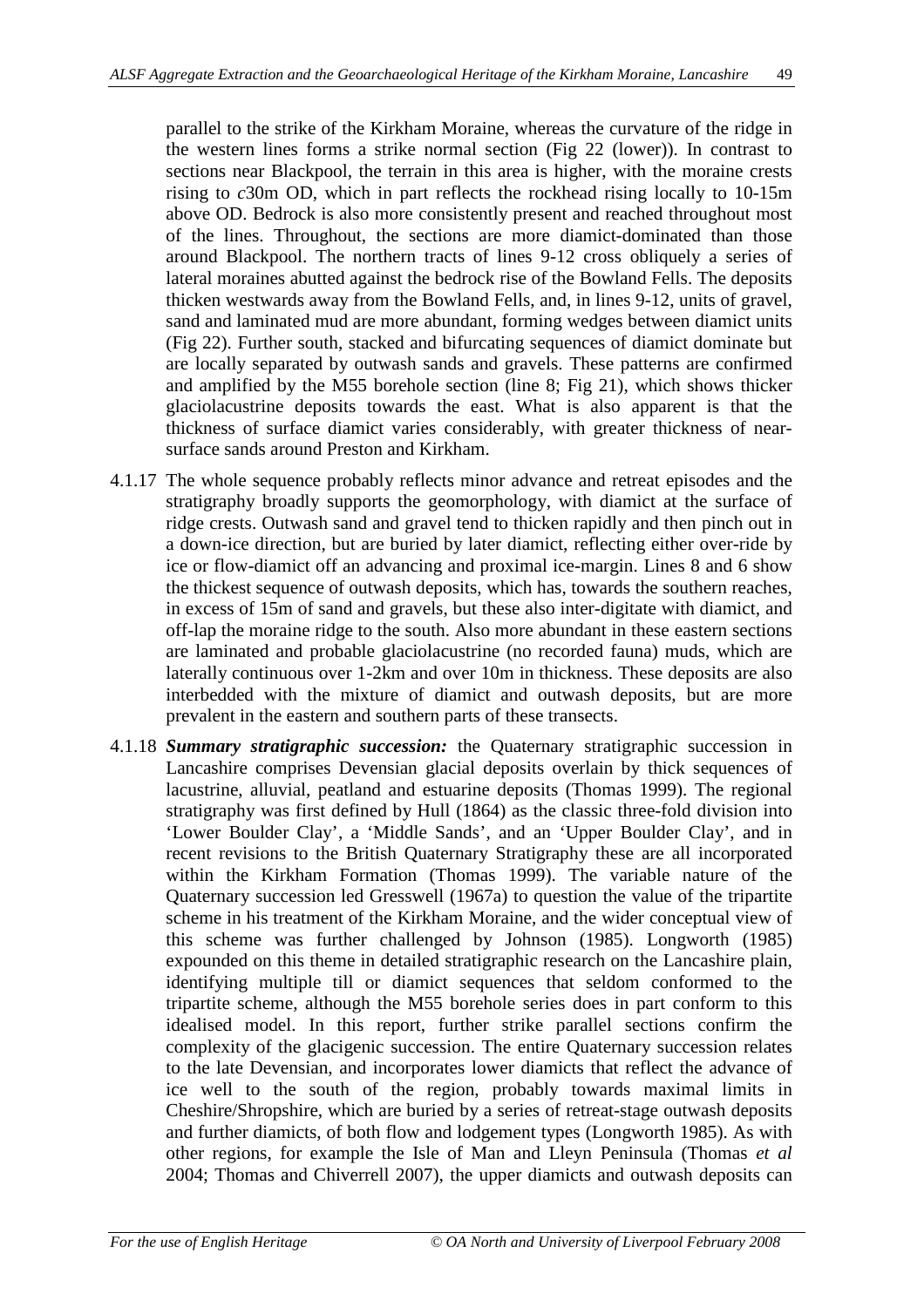parallel to the strike of the Kirkham Moraine, whereas the curvature of the ridge in the western lines forms a strike normal section (Fig 22 (lower)). In contrast to sections near Blackpool, the terrain in this area is higher, with the moraine crests rising to *c*30m OD, which in part reflects the rockhead rising locally to 10-15m above OD. Bedrock is also more consistently present and reached throughout most of the lines. Throughout, the sections are more diamict-dominated than those around Blackpool. The northern tracts of lines 9-12 cross obliquely a series of lateral moraines abutted against the bedrock rise of the Bowland Fells. The deposits thicken westwards away from the Bowland Fells, and, in lines 9-12, units of gravel, sand and laminated mud are more abundant, forming wedges between diamict units (Fig 22). Further south, stacked and bifurcating sequences of diamict dominate but are locally separated by outwash sands and gravels. These patterns are confirmed and amplified by the M55 borehole section (line 8; Fig 21), which shows thicker glaciolacustrine deposits towards the east. What is also apparent is that the thickness of surface diamict varies considerably, with greater thickness of near-surface sands around Preston and Kirkham.

4.1.17 The whole sequence probably reflects minor advance and retreat episodes and the stratigraphy broadly supports the geomorphology, with diamict at the surface of ridge crests. Outwash sand and gravel tend to thicken rapidly and then pinch out in a down-ice direction, but are buried by later diamict, reflecting either over-ride by ice or flow-diamict off an advancing and proximal ice-margin. Lines 8 and 6 show the thickest sequence of outwash deposits, which has, towards the southern reaches, in excess of 15m of sand and gravels, but these also inter-digitate with diamict, and off-lap the moraine ridge to the south. Also more abundant in these eastern sections are laminated and probable glaciolacustrine (no recorded fauna) muds, which are laterally continuous over 1-2km and over 10m in thickness. These deposits are also interbedded with the mixture of diamict and outwash deposits, but are more prevalent in the eastern and southern parts of these transects.

4.1.18 ***Summary stratigraphic succession:*** the Quaternary stratigraphic succession in Lancashire comprises Devensian glacial deposits overlain by thick sequences of lacustrine, alluvial, peatland and estuarine deposits (Thomas 1999). The regional stratigraphy was first defined by Hull (1864) as the classic three-fold division into 'Lower Boulder Clay', a 'Middle Sands', and an 'Upper Boulder Clay', and in recent revisions to the British Quaternary Stratigraphy these are all incorporated within the Kirkham Formation (Thomas 1999). The variable nature of the Quaternary succession led Gresswell (1967a) to question the value of the tripartite scheme in his treatment of the Kirkham Moraine, and the wider conceptual view of this scheme was further challenged by Johnson (1985). Longworth (1985) expounded on this theme in detailed stratigraphic research on the Lancashire plain, identifying multiple till or diamict sequences that seldom conformed to the tripartite scheme, although the M55 borehole series does in part conform to this idealised model. In this report, further strike parallel sections confirm the complexity of the glacigenic succession. The entire Quaternary succession relates to the late Devensian, and incorporates lower diamicts that reflect the advance of ice well to the south of the region, probably towards maximal limits in Cheshire/Shropshire, which are buried by a series of retreat-stage outwash deposits and further diamicts, of both flow and lodgement types (Longworth 1985). As with other regions, for example the Isle of Man and Lleyn Peninsula (Thomas *et al* 2004; Thomas and Chiverrell 2007), the upper diamicts and outwash deposits can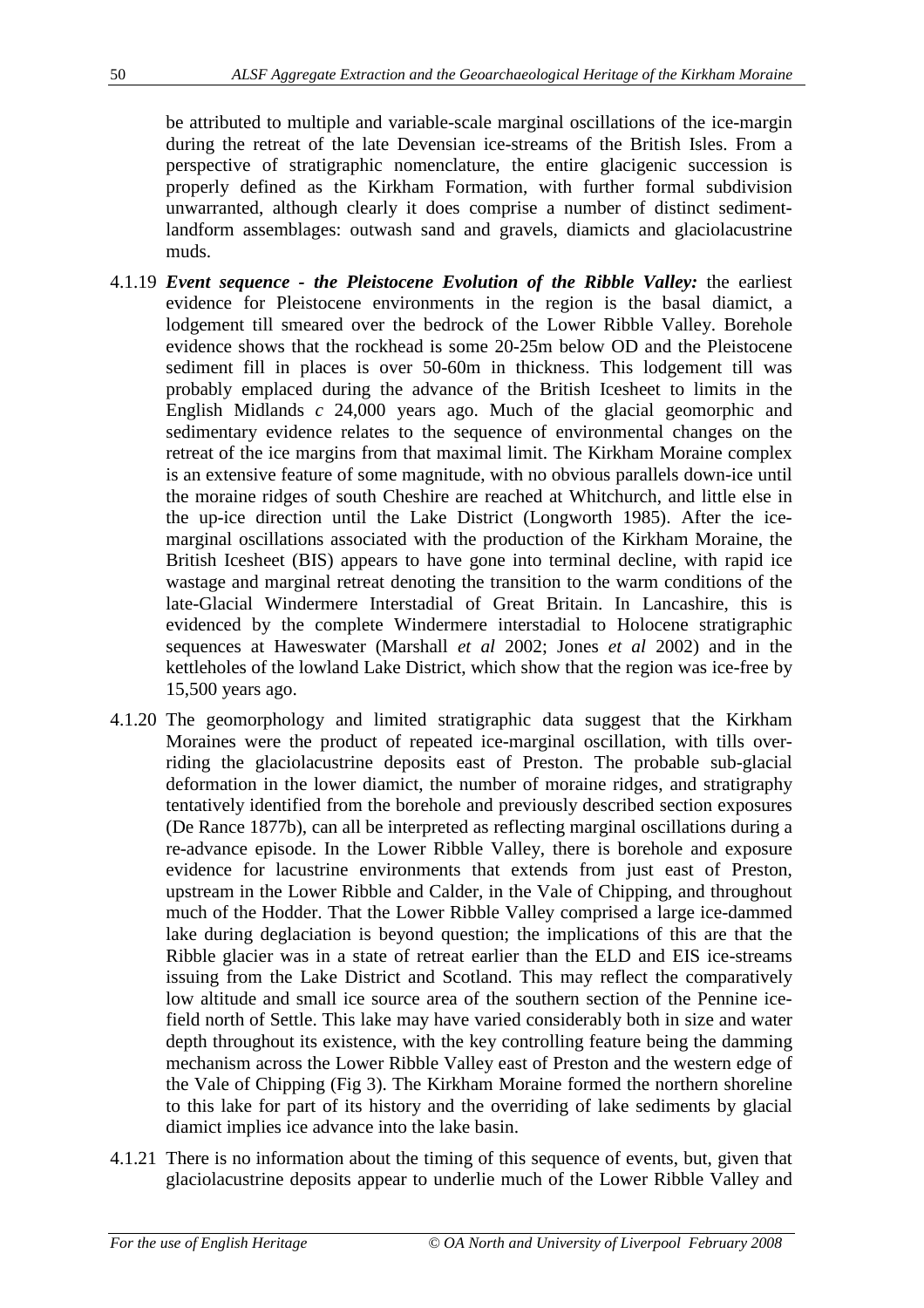be attributed to multiple and variable-scale marginal oscillations of the ice-margin during the retreat of the late Devensian ice-streams of the British Isles. From a perspective of stratigraphic nomenclature, the entire glacigenic succession is properly defined as the Kirkham Formation, with further formal subdivision unwarranted, although clearly it does comprise a number of distinct sediment-landform assemblages: outwash sand and gravels, diamicts and glaciolacustrine muds.

4.1.19 ***Event sequence - the Pleistocene Evolution of the Ribble Valley:*** the earliest evidence for Pleistocene environments in the region is the basal diamict, a lodgement till smeared over the bedrock of the Lower Ribble Valley. Borehole evidence shows that the rockhead is some 20-25m below OD and the Pleistocene sediment fill in places is over 50-60m in thickness. This lodgement till was probably emplaced during the advance of the British Icesheet to limits in the English Midlands *c* 24,000 years ago. Much of the glacial geomorphic and sedimentary evidence relates to the sequence of environmental changes on the retreat of the ice margins from that maximal limit. The Kirkham Moraine complex is an extensive feature of some magnitude, with no obvious parallels down-ice until the moraine ridges of south Cheshire are reached at Whitchurch, and little else in the up-ice direction until the Lake District (Longworth 1985). After the ice-marginal oscillations associated with the production of the Kirkham Moraine, the British Icesheet (BIS) appears to have gone into terminal decline, with rapid ice wastage and marginal retreat denoting the transition to the warm conditions of the late-Glacial Windermere Interstadial of Great Britain. In Lancashire, this is evidenced by the complete Windermere interstadial to Holocene stratigraphic sequences at Haweswater (Marshall *et al* 2002; Jones *et al* 2002) and in the kettleholes of the lowland Lake District, which show that the region was ice-free by 15,500 years ago.

4.1.20 The geomorphology and limited stratigraphic data suggest that the Kirkham Moraines were the product of repeated ice-marginal oscillation, with tills over-riding the glaciolacustrine deposits east of Preston. The probable sub-glacial deformation in the lower diamict, the number of moraine ridges, and stratigraphy tentatively identified from the borehole and previously described section exposures (De Rance 1877b), can all be interpreted as reflecting marginal oscillations during a re-advance episode. In the Lower Ribble Valley, there is borehole and exposure evidence for lacustrine environments that extends from just east of Preston, upstream in the Lower Ribble and Calder, in the Vale of Chipping, and throughout much of the Hodder. That the Lower Ribble Valley comprised a large ice-dammed lake during deglaciation is beyond question; the implications of this are that the Ribble glacier was in a state of retreat earlier than the ELD and EIS ice-streams issuing from the Lake District and Scotland. This may reflect the comparatively low altitude and small ice source area of the southern section of the Pennine ice-field north of Settle. This lake may have varied considerably both in size and water depth throughout its existence, with the key controlling feature being the damming mechanism across the Lower Ribble Valley east of Preston and the western edge of the Vale of Chipping (Fig 3). The Kirkham Moraine formed the northern shoreline to this lake for part of its history and the overriding of lake sediments by glacial diamict implies ice advance into the lake basin.

4.1.21 There is no information about the timing of this sequence of events, but, given that glaciolacustrine deposits appear to underlie much of the Lower Ribble Valley and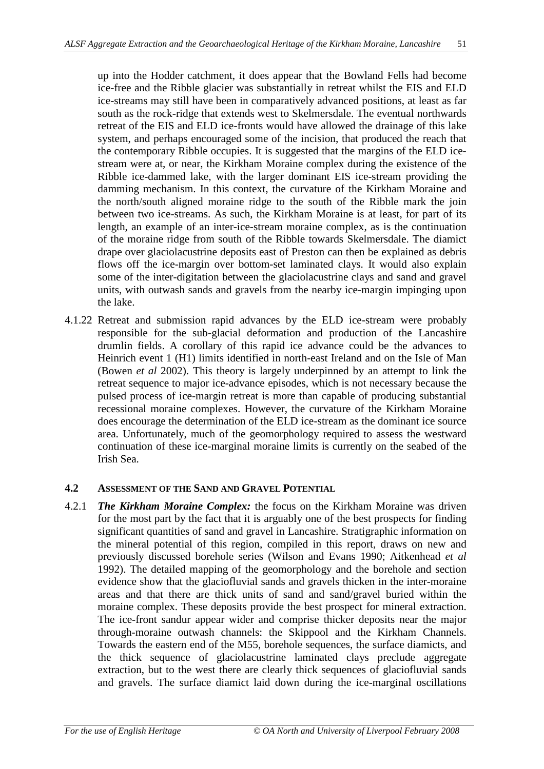up into the Hodder catchment, it does appear that the Bowland Fells had become ice-free and the Ribble glacier was substantially in retreat whilst the EIS and ELD ice-streams may still have been in comparatively advanced positions, at least as far south as the rock-ridge that extends west to Skelmersdale. The eventual northwards retreat of the EIS and ELD ice-fronts would have allowed the drainage of this lake system, and perhaps encouraged some of the incision, that produced the reach that the contemporary Ribble occupies. It is suggested that the margins of the ELD ice-stream were at, or near, the Kirkham Moraine complex during the existence of the Ribble ice-dammed lake, with the larger dominant EIS ice-stream providing the damming mechanism. In this context, the curvature of the Kirkham Moraine and the north/south aligned moraine ridge to the south of the Ribble mark the join between two ice-streams. As such, the Kirkham Moraine is at least, for part of its length, an example of an inter-ice-stream moraine complex, as is the continuation of the moraine ridge from south of the Ribble towards Skelmersdale. The diamict drape over glaciolacustrine deposits east of Preston can then be explained as debris flows off the ice-margin over bottom-set laminated clays. It would also explain some of the inter-digitation between the glaciolacustrine clays and sand and gravel units, with outwash sands and gravels from the nearby ice-margin impinging upon the lake.

4.1.22 Retreat and submission rapid advances by the ELD ice-stream were probably responsible for the sub-glacial deformation and production of the Lancashire drumlin fields. A corollary of this rapid ice advance could be the advances to Heinrich event 1 (H1) limits identified in north-east Ireland and on the Isle of Man (Bowen *et al* 2002). This theory is largely underpinned by an attempt to link the retreat sequence to major ice-advance episodes, which is not necessary because the pulsed process of ice-margin retreat is more than capable of producing substantial recessional moraine complexes. However, the curvature of the Kirkham Moraine does encourage the determination of the ELD ice-stream as the dominant ice source area. Unfortunately, much of the geomorphology required to assess the westward continuation of these ice-marginal moraine limits is currently on the seabed of the Irish Sea.

## 4.2 Assessment of the Sand and Gravel Potential

4.2.1 ***The Kirkham Moraine Complex:*** the focus on the Kirkham Moraine was driven for the most part by the fact that it is arguably one of the best prospects for finding significant quantities of sand and gravel in Lancashire. Stratigraphic information on the mineral potential of this region, compiled in this report, draws on new and previously discussed borehole series (Wilson and Evans 1990; Aitkenhead *et al* 1992). The detailed mapping of the geomorphology and the borehole and section evidence show that the glaciofluvial sands and gravels thicken in the inter-moraine areas and that there are thick units of sand and sand/gravel buried within the moraine complex. These deposits provide the best prospect for mineral extraction. The ice-front sandur appear wider and comprise thicker deposits near the major through-moraine outwash channels: the Skippool and the Kirkham Channels. Towards the eastern end of the M55, borehole sequences, the surface diamicts, and the thick sequence of glaciolacustrine laminated clays preclude aggregate extraction, but to the west there are clearly thick sequences of glaciofluvial sands and gravels. The surface diamict laid down during the ice-marginal oscillations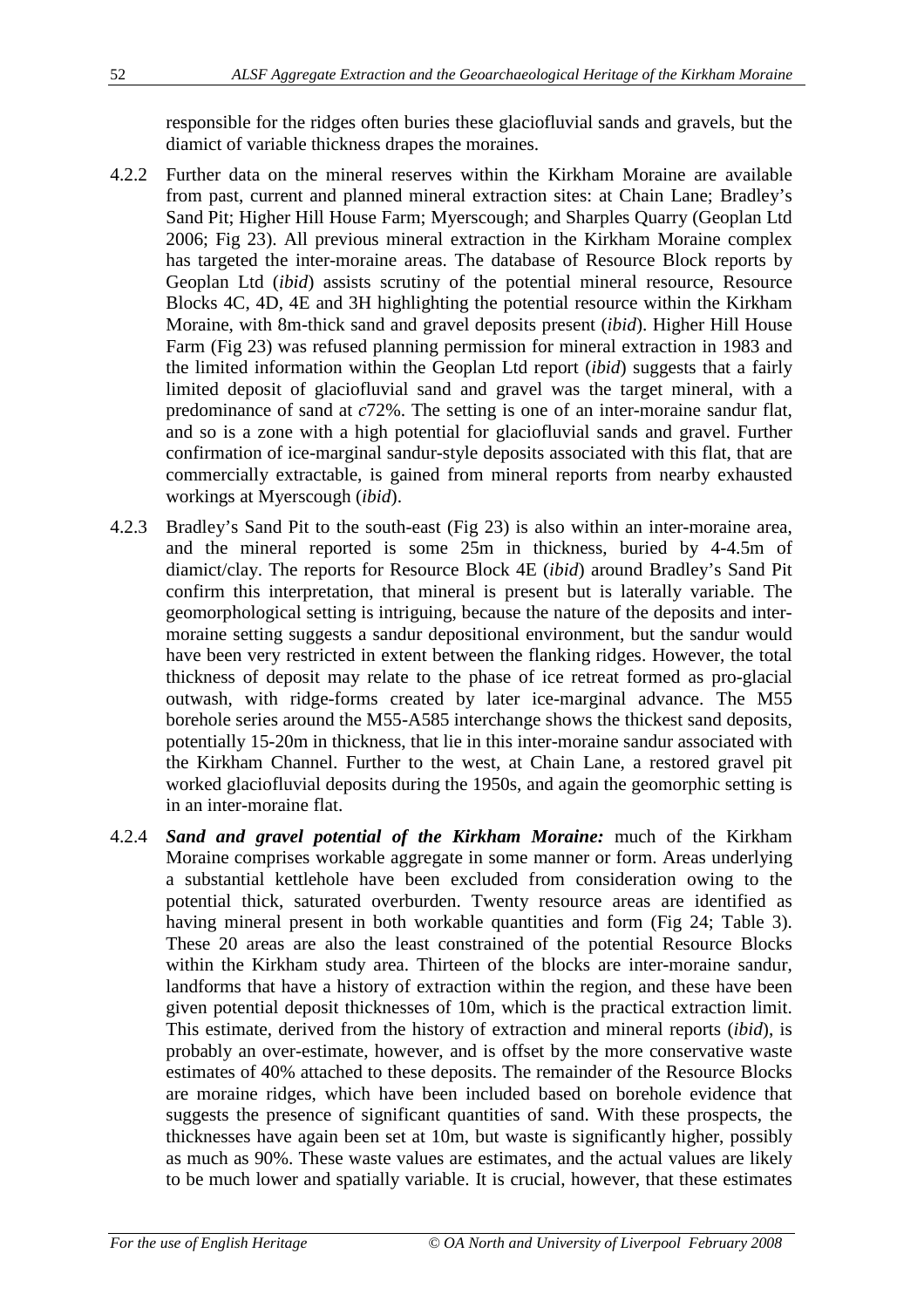responsible for the ridges often buries these glaciofluvial sands and gravels, but the diamict of variable thickness drapes the moraines.

4.2.2 Further data on the mineral reserves within the Kirkham Moraine are available from past, current and planned mineral extraction sites: at Chain Lane; Bradley's Sand Pit; Higher Hill House Farm; Myerscough; and Sharples Quarry (Geoplan Ltd 2006; Fig 23). All previous mineral extraction in the Kirkham Moraine complex has targeted the inter-moraine areas. The database of Resource Block reports by Geoplan Ltd (*ibid*) assists scrutiny of the potential mineral resource, Resource Blocks 4C, 4D, 4E and 3H highlighting the potential resource within the Kirkham Moraine, with 8m-thick sand and gravel deposits present (*ibid*). Higher Hill House Farm (Fig 23) was refused planning permission for mineral extraction in 1983 and the limited information within the Geoplan Ltd report (*ibid*) suggests that a fairly limited deposit of glaciofluvial sand and gravel was the target mineral, with a predominance of sand at *c*72%. The setting is one of an inter-moraine sandur flat, and so is a zone with a high potential for glaciofluvial sands and gravel. Further confirmation of ice-marginal sandur-style deposits associated with this flat, that are commercially extractable, is gained from mineral reports from nearby exhausted workings at Myerscough (*ibid*).

4.2.3 Bradley's Sand Pit to the south-east (Fig 23) is also within an inter-moraine area, and the mineral reported is some 25m in thickness, buried by 4-4.5m of diamict/clay. The reports for Resource Block 4E (*ibid*) around Bradley's Sand Pit confirm this interpretation, that mineral is present but is laterally variable. The geomorphological setting is intriguing, because the nature of the deposits and inter-moraine setting suggests a sandur depositional environment, but the sandur would have been very restricted in extent between the flanking ridges. However, the total thickness of deposit may relate to the phase of ice retreat formed as pro-glacial outwash, with ridge-forms created by later ice-marginal advance. The M55 borehole series around the M55-A585 interchange shows the thickest sand deposits, potentially 15-20m in thickness, that lie in this inter-moraine sandur associated with the Kirkham Channel. Further to the west, at Chain Lane, a restored gravel pit worked glaciofluvial deposits during the 1950s, and again the geomorphic setting is in an inter-moraine flat.

4.2.4 ***Sand and gravel potential of the Kirkham Moraine:*** much of the Kirkham Moraine comprises workable aggregate in some manner or form. Areas underlying a substantial kettlehole have been excluded from consideration owing to the potential thick, saturated overburden. Twenty resource areas are identified as having mineral present in both workable quantities and form (Fig 24; Table 3). These 20 areas are also the least constrained of the potential Resource Blocks within the Kirkham study area. Thirteen of the blocks are inter-moraine sandur, landforms that have a history of extraction within the region, and these have been given potential deposit thicknesses of 10m, which is the practical extraction limit. This estimate, derived from the history of extraction and mineral reports (*ibid*), is probably an over-estimate, however, and is offset by the more conservative waste estimates of 40% attached to these deposits. The remainder of the Resource Blocks are moraine ridges, which have been included based on borehole evidence that suggests the presence of significant quantities of sand. With these prospects, the thicknesses have again been set at 10m, but waste is significantly higher, possibly as much as 90%. These waste values are estimates, and the actual values are likely to be much lower and spatially variable. It is crucial, however, that these estimates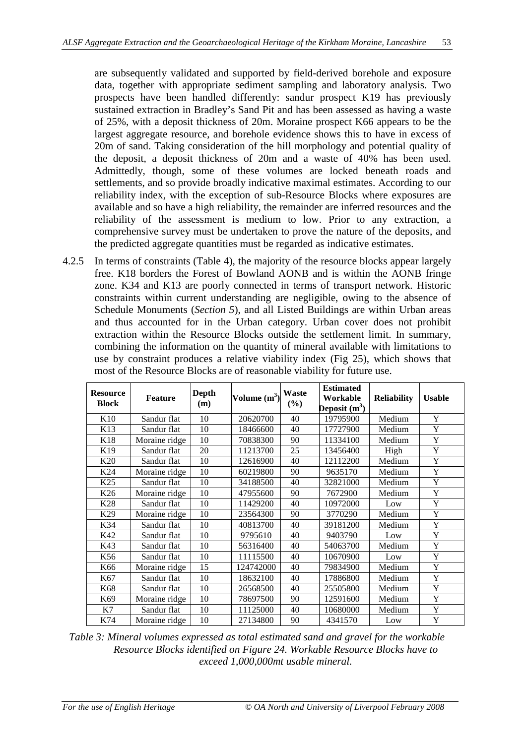are subsequently validated and supported by field-derived borehole and exposure data, together with appropriate sediment sampling and laboratory analysis. Two prospects have been handled differently: sandur prospect K19 has previously sustained extraction in Bradley's Sand Pit and has been assessed as having a waste of 25%, with a deposit thickness of 20m. Moraine prospect K66 appears to be the largest aggregate resource, and borehole evidence shows this to have in excess of 20m of sand. Taking consideration of the hill morphology and potential quality of the deposit, a deposit thickness of 20m and a waste of 40% has been used. Admittedly, though, some of these volumes are locked beneath roads and settlements, and so provide broadly indicative maximal estimates. According to our reliability index, with the exception of sub-Resource Blocks where exposures are available and so have a high reliability, the remainder are inferred resources and the reliability of the assessment is medium to low. Prior to any extraction, a comprehensive survey must be undertaken to prove the nature of the deposits, and the predicted aggregate quantities must be regarded as indicative estimates.

4.2.5 In terms of constraints (Table 4), the majority of the resource blocks appear largely free. K18 borders the Forest of Bowland AONB and is within the AONB fringe zone. K34 and K13 are poorly connected in terms of transport network. Historic constraints within current understanding are negligible, owing to the absence of Schedule Monuments (*Section 5*), and all Listed Buildings are within Urban areas and thus accounted for in the Urban category. Urban cover does not prohibit extraction within the Resource Blocks outside the settlement limit. In summary, combining the information on the quantity of mineral available with limitations to use by constraint produces a relative viability index (Fig 25), which shows that most of the Resource Blocks are of reasonable viability for future use.

| Resource Block | Feature | Depth (m) | Volume ($m^3$) | Waste (%) | Estimated Workable Deposit ($m^3$) | Reliability | Usable |
|---|---|---|---|---|---|---|---|
| K10 | Sandur flat | 10 | 20620700 | 40 | 19795900 | Medium | Y |
| K13 | Sandur flat | 10 | 18466600 | 40 | 17727900 | Medium | Y |
| K18 | Moraine ridge | 10 | 70838300 | 90 | 11334100 | Medium | Y |
| K19 | Sandur flat | 20 | 11213700 | 25 | 13456400 | High | Y |
| K20 | Sandur flat | 10 | 12616900 | 40 | 12112200 | Medium | Y |
| K24 | Moraine ridge | 10 | 60219800 | 90 | 9635170 | Medium | Y |
| K25 | Sandur flat | 10 | 34188500 | 40 | 32821000 | Medium | Y |
| K26 | Moraine ridge | 10 | 47955600 | 90 | 7672900 | Medium | Y |
| K28 | Sandur flat | 10 | 11429200 | 40 | 10972000 | Low | Y |
| K29 | Moraine ridge | 10 | 23564300 | 90 | 3770290 | Medium | Y |
| K34 | Sandur flat | 10 | 40813700 | 40 | 39181200 | Medium | Y |
| K42 | Sandur flat | 10 | 9795610 | 40 | 9403790 | Low | Y |
| K43 | Sandur flat | 10 | 56316400 | 40 | 54063700 | Medium | Y |
| K56 | Sandur flat | 10 | 11115500 | 40 | 10670900 | Low | Y |
| K66 | Moraine ridge | 15 | 124742000 | 40 | 79834900 | Medium | Y |
| K67 | Sandur flat | 10 | 18632100 | 40 | 17886800 | Medium | Y |
| K68 | Sandur flat | 10 | 26568500 | 40 | 25505800 | Medium | Y |
| K69 | Moraine ridge | 10 | 78697500 | 90 | 12591600 | Medium | Y |
| K7 | Sandur flat | 10 | 11125000 | 40 | 10680000 | Medium | Y |
| K74 | Moraine ridge | 10 | 27134800 | 90 | 4341570 | Low | Y |

*Table 3: Mineral volumes expressed as total estimated sand and gravel for the workable Resource Blocks identified on Figure 24. Workable Resource Blocks have to exceed 1,000,000mt usable mineral.*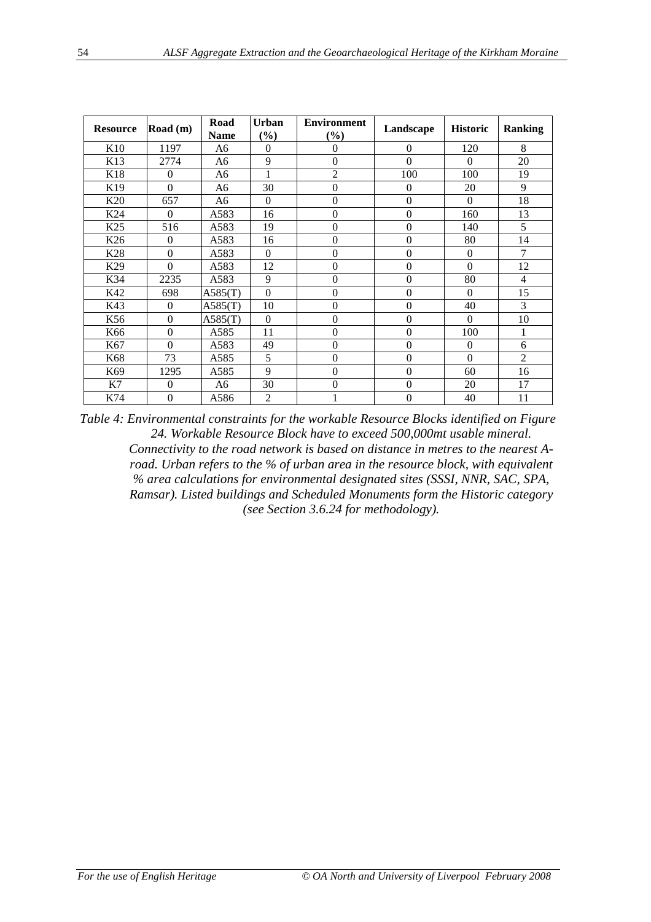| Resource | Road (m) | Road Name | Urban (%) | Environment (%) | Landscape | Historic | Ranking |
|---|---|---|---|---|---|---|---|
| K10 | 1197 | A6 | 0 | 0 | 0 | 120 | 8 |
| K13 | 2774 | A6 | 9 | 0 | 0 | 0 | 20 |
| K18 | 0 | A6 | 1 | 2 | 100 | 100 | 19 |
| K19 | 0 | A6 | 30 | 0 | 0 | 20 | 9 |
| K20 | 657 | A6 | 0 | 0 | 0 | 0 | 18 |
| K24 | 0 | A583 | 16 | 0 | 0 | 160 | 13 |
| K25 | 516 | A583 | 19 | 0 | 0 | 140 | 5 |
| K26 | 0 | A583 | 16 | 0 | 0 | 80 | 14 |
| K28 | 0 | A583 | 0 | 0 | 0 | 0 | 7 |
| K29 | 0 | A583 | 12 | 0 | 0 | 0 | 12 |
| K34 | 2235 | A583 | 9 | 0 | 0 | 80 | 4 |
| K42 | 698 | A585(T) | 0 | 0 | 0 | 0 | 15 |
| K43 | 0 | A585(T) | 10 | 0 | 0 | 40 | 3 |
| K56 | 0 | A585(T) | 0 | 0 | 0 | 0 | 10 |
| K66 | 0 | A585 | 11 | 0 | 0 | 100 | 1 |
| K67 | 0 | A583 | 49 | 0 | 0 | 0 | 6 |
| K68 | 73 | A585 | 5 | 0 | 0 | 0 | 2 |
| K69 | 1295 | A585 | 9 | 0 | 0 | 60 | 16 |
| K7 | 0 | A6 | 30 | 0 | 0 | 20 | 17 |
| K74 | 0 | A586 | 2 | 1 | 0 | 40 | 11 |

*Table 4: Environmental constraints for the workable Resource Blocks identified on Figure 24. Workable Resource Block have to exceed 500,000mt usable mineral. Connectivity to the road network is based on distance in metres to the nearest A-road. Urban refers to the % of urban area in the resource block, with equivalent % area calculations for environmental designated sites (SSSI, NNR, SAC, SPA, Ramsar). Listed buildings and Scheduled Monuments form the Historic category (see Section 3.6.24 for methodology).*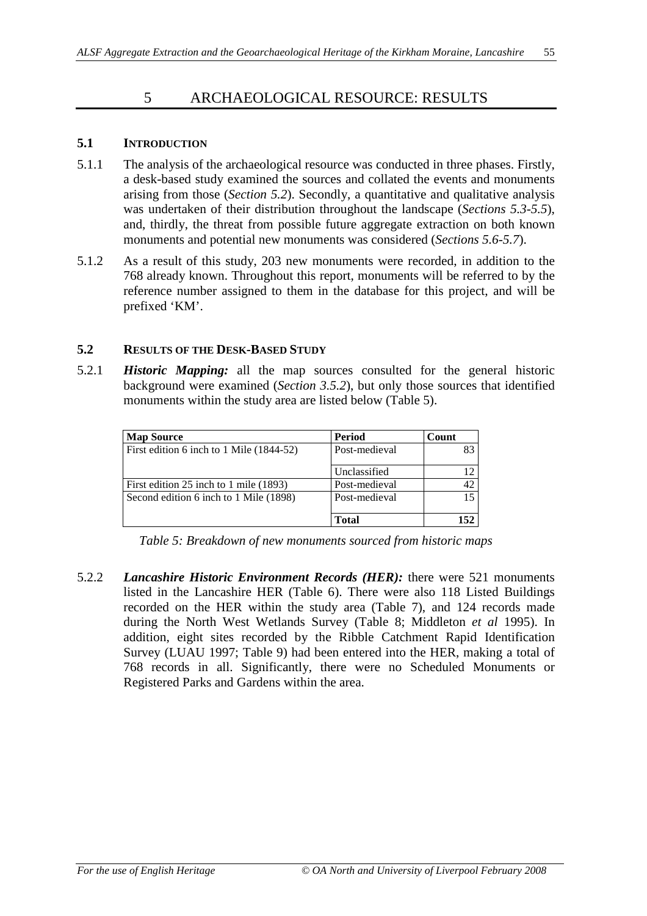# 5 ARCHAEOLOGICAL RESOURCE: RESULTS

## 5.1 INTRODUCTION

5.1.1 The analysis of the archaeological resource was conducted in three phases. Firstly, a desk-based study examined the sources and collated the events and monuments arising from those (*Section 5.2*). Secondly, a quantitative and qualitative analysis was undertaken of their distribution throughout the landscape (*Sections 5.3-5.5*), and, thirdly, the threat from possible future aggregate extraction on both known monuments and potential new monuments was considered (*Sections 5.6-5.7*).

5.1.2 As a result of this study, 203 new monuments were recorded, in addition to the 768 already known. Throughout this report, monuments will be referred to by the reference number assigned to them in the database for this project, and will be prefixed 'KM'.

## 5.2 RESULTS OF THE DESK-BASED STUDY

5.2.1 ***Historic Mapping:*** all the map sources consulted for the general historic background were examined (*Section 3.5.2*), but only those sources that identified monuments within the study area are listed below (Table 5).

| Map Source | Period | Count |
|---|---|---|
| First edition 6 inch to 1 Mile (1844-52) | Post-medieval | 83 |
| | Unclassified | 12 |
| First edition 25 inch to 1 mile (1893) | Post-medieval | 42 |
| Second edition 6 inch to 1 Mile (1898) | Post-medieval | 15 |
| | **Total** | **152** |

*Table 5: Breakdown of new monuments sourced from historic maps*

5.2.2 ***Lancashire Historic Environment Records (HER):*** there were 521 monuments listed in the Lancashire HER (Table 6). There were also 118 Listed Buildings recorded on the HER within the study area (Table 7), and 124 records made during the North West Wetlands Survey (Table 8; Middleton *et al* 1995). In addition, eight sites recorded by the Ribble Catchment Rapid Identification Survey (LUAU 1997; Table 9) had been entered into the HER, making a total of 768 records in all. Significantly, there were no Scheduled Monuments or Registered Parks and Gardens within the area.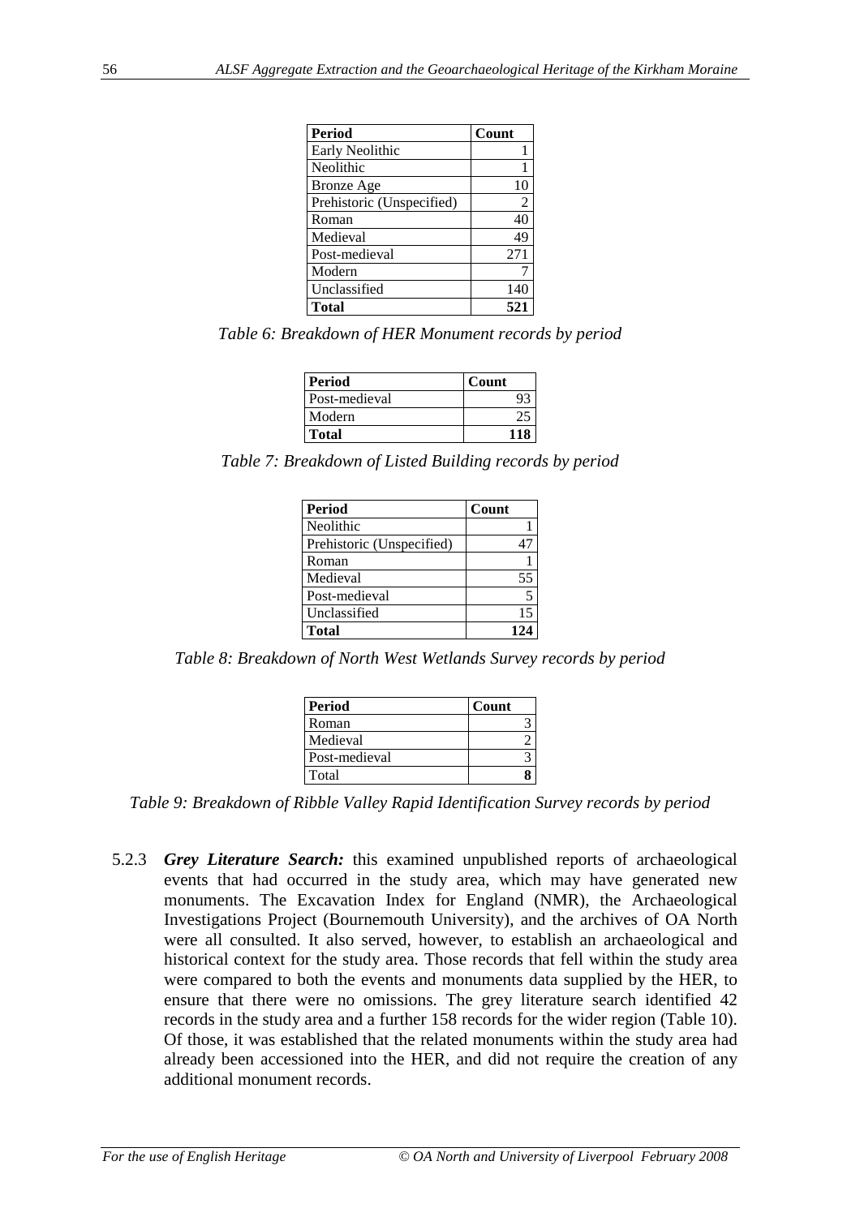| **Period** | **Count** |
|---|---|
| Early Neolithic | 1 |
| Neolithic | 1 |
| Bronze Age | 10 |
| Prehistoric (Unspecified) | 2 |
| Roman | 40 |
| Medieval | 49 |
| Post-medieval | 271 |
| Modern | 7 |
| Unclassified | 140 |
| **Total** | **521** |

*Table 6: Breakdown of HER Monument records by period*

| **Period** | **Count** |
|---|---|
| Post-medieval | 93 |
| Modern | 25 |
| **Total** | **118** |

*Table 7: Breakdown of Listed Building records by period*

| **Period** | **Count** |
|---|---|
| Neolithic | 1 |
| Prehistoric (Unspecified) | 47 |
| Roman | 1 |
| Medieval | 55 |
| Post-medieval | 5 |
| Unclassified | 15 |
| **Total** | **124** |

*Table 8: Breakdown of North West Wetlands Survey records by period*

| **Period** | **Count** |
|---|---|
| Roman | 3 |
| Medieval | 2 |
| Post-medieval | 3 |
| Total | **8** |

*Table 9: Breakdown of Ribble Valley Rapid Identification Survey records by period*

5.2.3 ***Grey Literature Search:*** this examined unpublished reports of archaeological events that had occurred in the study area, which may have generated new monuments. The Excavation Index for England (NMR), the Archaeological Investigations Project (Bournemouth University), and the archives of OA North were all consulted. It also served, however, to establish an archaeological and historical context for the study area. Those records that fell within the study area were compared to both the events and monuments data supplied by the HER, to ensure that there were no omissions. The grey literature search identified 42 records in the study area and a further 158 records for the wider region (Table 10). Of those, it was established that the related monuments within the study area had already been accessioned into the HER, and did not require the creation of any additional monument records.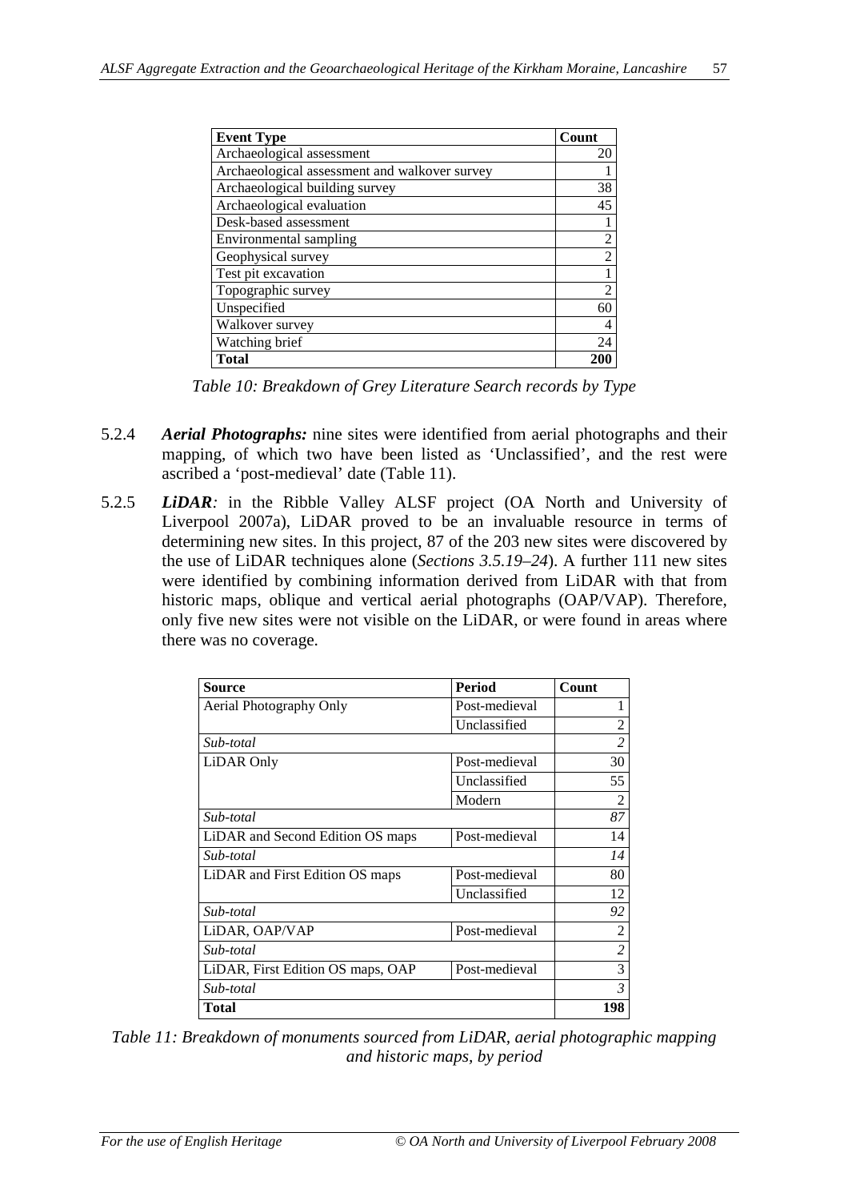| Event Type | Count |
|---|---|
| Archaeological assessment | 20 |
| Archaeological assessment and walkover survey | 1 |
| Archaeological building survey | 38 |
| Archaeological evaluation | 45 |
| Desk-based assessment | 1 |
| Environmental sampling | 2 |
| Geophysical survey | 2 |
| Test pit excavation | 1 |
| Topographic survey | 2 |
| Unspecified | 60 |
| Walkover survey | 4 |
| Watching brief | 24 |
| **Total** | **200** |

*Table 10: Breakdown of Grey Literature Search records by Type*

5.2.4 ***Aerial Photographs:*** nine sites were identified from aerial photographs and their mapping, of which two have been listed as 'Unclassified', and the rest were ascribed a 'post-medieval' date (Table 11).

5.2.5 ***LiDAR****:* in the Ribble Valley ALSF project (OA North and University of Liverpool 2007a), LiDAR proved to be an invaluable resource in terms of determining new sites. In this project, 87 of the 203 new sites were discovered by the use of LiDAR techniques alone (*Sections 3.5.19–24*). A further 111 new sites were identified by combining information derived from LiDAR with that from historic maps, oblique and vertical aerial photographs (OAP/VAP). Therefore, only five new sites were not visible on the LiDAR, or were found in areas where there was no coverage.

| Source | Period | Count |
|---|---|---|
| Aerial Photography Only | Post-medieval | 1 |
| | Unclassified | 2 |
| *Sub-total* | | *2* |
| LiDAR Only | Post-medieval | 30 |
| | Unclassified | 55 |
| | Modern | 2 |
| *Sub-total* | | *87* |
| LiDAR and Second Edition OS maps | Post-medieval | 14 |
| *Sub-total* | | *14* |
| LiDAR and First Edition OS maps | Post-medieval | 80 |
| | Unclassified | 12 |
| *Sub-total* | | *92* |
| LiDAR, OAP/VAP | Post-medieval | 2 |
| *Sub-total* | | *2* |
| LiDAR, First Edition OS maps, OAP | Post-medieval | 3 |
| *Sub-total* | | *3* |
| **Total** | | **198** |

*Table 11: Breakdown of monuments sourced from LiDAR, aerial photographic mapping and historic maps, by period*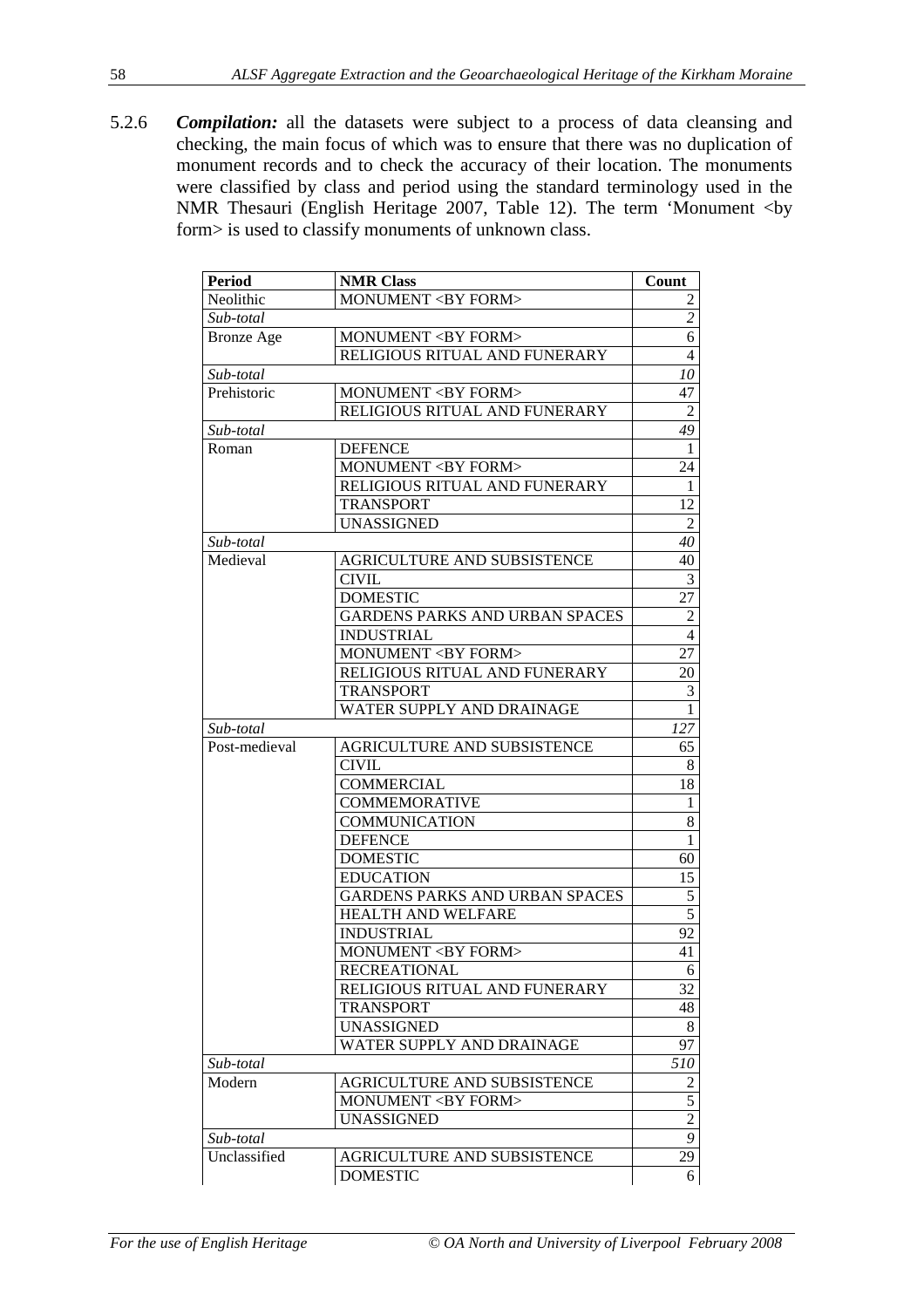5.2.6 ***Compilation:*** all the datasets were subject to a process of data cleansing and checking, the main focus of which was to ensure that there was no duplication of monument records and to check the accuracy of their location. The monuments were classified by class and period using the standard terminology used in the NMR Thesauri (English Heritage 2007, Table 12). The term 'Monument <by form> is used to classify monuments of unknown class.

| **Period** | **NMR Class** | **Count** |
|---|---|---|
| Neolithic | MONUMENT <BY FORM> | 2 |
| *Sub-total* | | *2* |
| Bronze Age | MONUMENT <BY FORM> | 6 |
| | RELIGIOUS RITUAL AND FUNERARY | 4 |
| *Sub-total* | | *10* |
| Prehistoric | MONUMENT <BY FORM> | 47 |
| | RELIGIOUS RITUAL AND FUNERARY | 2 |
| *Sub-total* | | *49* |
| Roman | DEFENCE | 1 |
| | MONUMENT <BY FORM> | 24 |
| | RELIGIOUS RITUAL AND FUNERARY | 1 |
| | TRANSPORT | 12 |
| | UNASSIGNED | 2 |
| *Sub-total* | | *40* |
| Medieval | AGRICULTURE AND SUBSISTENCE | 40 |
| | CIVIL | 3 |
| | DOMESTIC | 27 |
| | GARDENS PARKS AND URBAN SPACES | 2 |
| | INDUSTRIAL | 4 |
| | MONUMENT <BY FORM> | 27 |
| | RELIGIOUS RITUAL AND FUNERARY | 20 |
| | TRANSPORT | 3 |
| | WATER SUPPLY AND DRAINAGE | 1 |
| *Sub-total* | | *127* |
| Post-medieval | AGRICULTURE AND SUBSISTENCE | 65 |
| | CIVIL | 8 |
| | COMMERCIAL | 18 |
| | COMMEMORATIVE | 1 |
| | COMMUNICATION | 8 |
| | DEFENCE | 1 |
| | DOMESTIC | 60 |
| | EDUCATION | 15 |
| | GARDENS PARKS AND URBAN SPACES | 5 |
| | HEALTH AND WELFARE | 5 |
| | INDUSTRIAL | 92 |
| | MONUMENT <BY FORM> | 41 |
| | RECREATIONAL | 6 |
| | RELIGIOUS RITUAL AND FUNERARY | 32 |
| | TRANSPORT | 48 |
| | UNASSIGNED | 8 |
| | WATER SUPPLY AND DRAINAGE | 97 |
| *Sub-total* | | *510* |
| Modern | AGRICULTURE AND SUBSISTENCE | 2 |
| | MONUMENT <BY FORM> | 5 |
| | UNASSIGNED | 2 |
| *Sub-total* | | *9* |
| Unclassified | AGRICULTURE AND SUBSISTENCE | 29 |
| | DOMESTIC | 6 |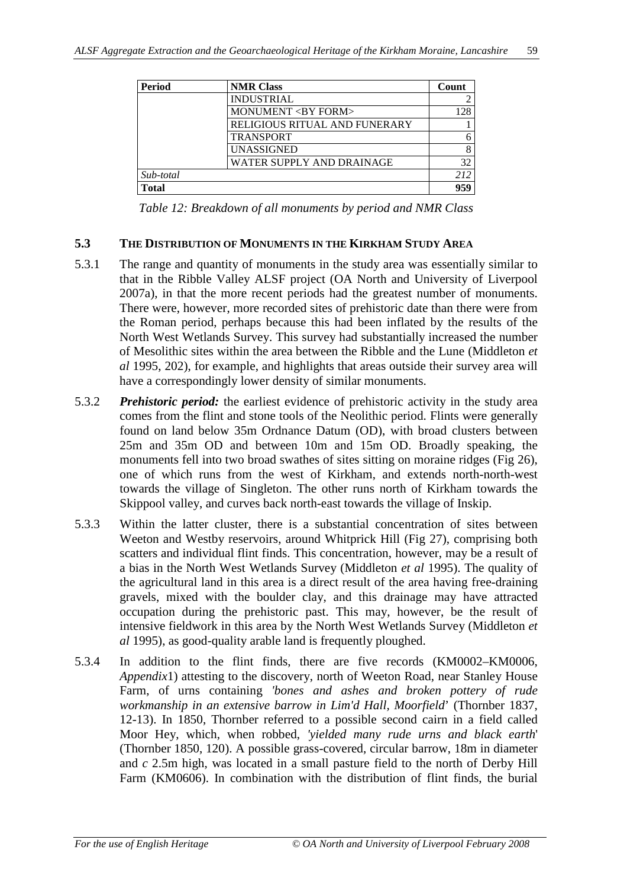| Period | NMR Class | Count |
|---|---|---|
| | INDUSTRIAL | 2 |
| | MONUMENT <BY FORM> | 128 |
| | RELIGIOUS RITUAL AND FUNERARY | 1 |
| | TRANSPORT | 6 |
| | UNASSIGNED | 8 |
| | WATER SUPPLY AND DRAINAGE | 32 |
| *Sub-total* | | *212* |
| **Total** | | **959** |

*Table 12: Breakdown of all monuments by period and NMR Class*

### 5.3 The Distribution of Monuments in the Kirkham Study Area

5.3.1 The range and quantity of monuments in the study area was essentially similar to that in the Ribble Valley ALSF project (OA North and University of Liverpool 2007a), in that the more recent periods had the greatest number of monuments. There were, however, more recorded sites of prehistoric date than there were from the Roman period, perhaps because this had been inflated by the results of the North West Wetlands Survey. This survey had substantially increased the number of Mesolithic sites within the area between the Ribble and the Lune (Middleton *et al* 1995, 202), for example, and highlights that areas outside their survey area will have a correspondingly lower density of similar monuments.

5.3.2 ***Prehistoric period:*** the earliest evidence of prehistoric activity in the study area comes from the flint and stone tools of the Neolithic period. Flints were generally found on land below 35m Ordnance Datum (OD), with broad clusters between 25m and 35m OD and between 10m and 15m OD. Broadly speaking, the monuments fell into two broad swathes of sites sitting on moraine ridges (Fig 26), one of which runs from the west of Kirkham, and extends north-north-west towards the village of Singleton. The other runs north of Kirkham towards the Skippool valley, and curves back north-east towards the village of Inskip.

5.3.3 Within the latter cluster, there is a substantial concentration of sites between Weeton and Westby reservoirs, around Whitprick Hill (Fig 27), comprising both scatters and individual flint finds. This concentration, however, may be a result of a bias in the North West Wetlands Survey (Middleton *et al* 1995). The quality of the agricultural land in this area is a direct result of the area having free-draining gravels, mixed with the boulder clay, and this drainage may have attracted occupation during the prehistoric past. This may, however, be the result of intensive fieldwork in this area by the North West Wetlands Survey (Middleton *et al* 1995), as good-quality arable land is frequently ploughed.

5.3.4 In addition to the flint finds, there are five records (KM0002–KM0006, *Appendix*1) attesting to the discovery, north of Weeton Road, near Stanley House Farm, of urns containing *'bones and ashes and broken pottery of rude workmanship in an extensive barrow in Lim'd Hall, Moorfield*' (Thornber 1837, 12-13). In 1850, Thornber referred to a possible second cairn in a field called Moor Hey, which, when robbed, *'yielded many rude urns and black earth*' (Thornber 1850, 120). A possible grass-covered, circular barrow, 18m in diameter and *c* 2.5m high, was located in a small pasture field to the north of Derby Hill Farm (KM0606). In combination with the distribution of flint finds, the burial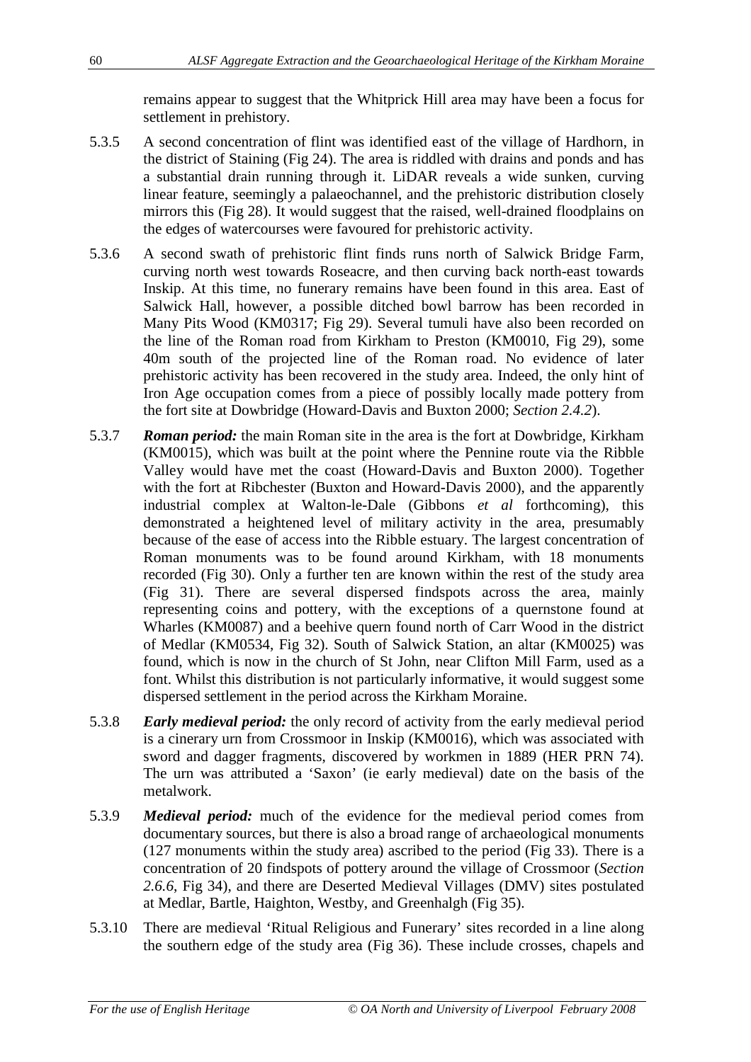remains appear to suggest that the Whitprick Hill area may have been a focus for settlement in prehistory.

5.3.5 A second concentration of flint was identified east of the village of Hardhorn, in the district of Staining (Fig 24). The area is riddled with drains and ponds and has a substantial drain running through it. LiDAR reveals a wide sunken, curving linear feature, seemingly a palaeochannel, and the prehistoric distribution closely mirrors this (Fig 28). It would suggest that the raised, well-drained floodplains on the edges of watercourses were favoured for prehistoric activity.

5.3.6 A second swath of prehistoric flint finds runs north of Salwick Bridge Farm, curving north west towards Roseacre, and then curving back north-east towards Inskip. At this time, no funerary remains have been found in this area. East of Salwick Hall, however, a possible ditched bowl barrow has been recorded in Many Pits Wood (KM0317; Fig 29). Several tumuli have also been recorded on the line of the Roman road from Kirkham to Preston (KM0010, Fig 29), some 40m south of the projected line of the Roman road. No evidence of later prehistoric activity has been recovered in the study area. Indeed, the only hint of Iron Age occupation comes from a piece of possibly locally made pottery from the fort site at Dowbridge (Howard-Davis and Buxton 2000; *Section 2.4.2*).

5.3.7 ***Roman period:*** the main Roman site in the area is the fort at Dowbridge, Kirkham (KM0015), which was built at the point where the Pennine route via the Ribble Valley would have met the coast (Howard-Davis and Buxton 2000). Together with the fort at Ribchester (Buxton and Howard-Davis 2000), and the apparently industrial complex at Walton-le-Dale (Gibbons *et al* forthcoming), this demonstrated a heightened level of military activity in the area, presumably because of the ease of access into the Ribble estuary. The largest concentration of Roman monuments was to be found around Kirkham, with 18 monuments recorded (Fig 30). Only a further ten are known within the rest of the study area (Fig 31). There are several dispersed findspots across the area, mainly representing coins and pottery, with the exceptions of a quernstone found at Wharles (KM0087) and a beehive quern found north of Carr Wood in the district of Medlar (KM0534, Fig 32). South of Salwick Station, an altar (KM0025) was found, which is now in the church of St John, near Clifton Mill Farm, used as a font. Whilst this distribution is not particularly informative, it would suggest some dispersed settlement in the period across the Kirkham Moraine.

5.3.8 ***Early medieval period:*** the only record of activity from the early medieval period is a cinerary urn from Crossmoor in Inskip (KM0016), which was associated with sword and dagger fragments, discovered by workmen in 1889 (HER PRN 74). The urn was attributed a 'Saxon' (ie early medieval) date on the basis of the metalwork.

5.3.9 ***Medieval period:*** much of the evidence for the medieval period comes from documentary sources, but there is also a broad range of archaeological monuments (127 monuments within the study area) ascribed to the period (Fig 33). There is a concentration of 20 findspots of pottery around the village of Crossmoor (*Section 2.6.6*, Fig 34), and there are Deserted Medieval Villages (DMV) sites postulated at Medlar, Bartle, Haighton, Westby, and Greenhalgh (Fig 35).

5.3.10 There are medieval 'Ritual Religious and Funerary' sites recorded in a line along the southern edge of the study area (Fig 36). These include crosses, chapels and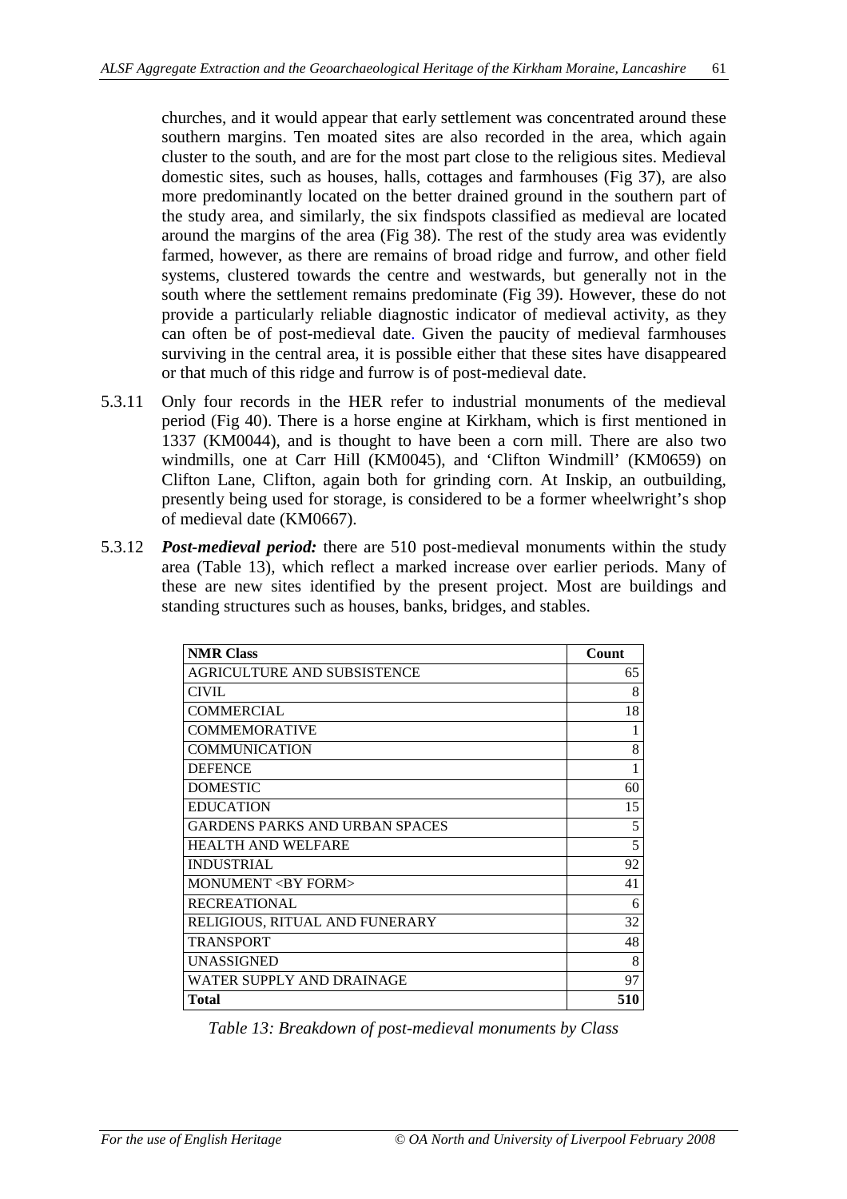churches, and it would appear that early settlement was concentrated around these southern margins. Ten moated sites are also recorded in the area, which again cluster to the south, and are for the most part close to the religious sites. Medieval domestic sites, such as houses, halls, cottages and farmhouses (Fig 37), are also more predominantly located on the better drained ground in the southern part of the study area, and similarly, the six findspots classified as medieval are located around the margins of the area (Fig 38). The rest of the study area was evidently farmed, however, as there are remains of broad ridge and furrow, and other field systems, clustered towards the centre and westwards, but generally not in the south where the settlement remains predominate (Fig 39). However, these do not provide a particularly reliable diagnostic indicator of medieval activity, as they can often be of post-medieval date. Given the paucity of medieval farmhouses surviving in the central area, it is possible either that these sites have disappeared or that much of this ridge and furrow is of post-medieval date.

5.3.11 Only four records in the HER refer to industrial monuments of the medieval period (Fig 40). There is a horse engine at Kirkham, which is first mentioned in 1337 (KM0044), and is thought to have been a corn mill. There are also two windmills, one at Carr Hill (KM0045), and 'Clifton Windmill' (KM0659) on Clifton Lane, Clifton, again both for grinding corn. At Inskip, an outbuilding, presently being used for storage, is considered to be a former wheelwright's shop of medieval date (KM0667).

5.3.12 ***Post-medieval period:*** there are 510 post-medieval monuments within the study area (Table 13), which reflect a marked increase over earlier periods. Many of these are new sites identified by the present project. Most are buildings and standing structures such as houses, banks, bridges, and stables.

| NMR Class | Count |
|---|---|
| AGRICULTURE AND SUBSISTENCE | 65 |
| CIVIL | 8 |
| COMMERCIAL | 18 |
| COMMEMORATIVE | 1 |
| COMMUNICATION | 8 |
| DEFENCE | 1 |
| DOMESTIC | 60 |
| EDUCATION | 15 |
| GARDENS PARKS AND URBAN SPACES | 5 |
| HEALTH AND WELFARE | 5 |
| INDUSTRIAL | 92 |
| MONUMENT <BY FORM> | 41 |
| RECREATIONAL | 6 |
| RELIGIOUS, RITUAL AND FUNERARY | 32 |
| TRANSPORT | 48 |
| UNASSIGNED | 8 |
| WATER SUPPLY AND DRAINAGE | 97 |
| **Total** | **510** |

*Table 13: Breakdown of post-medieval monuments by Class*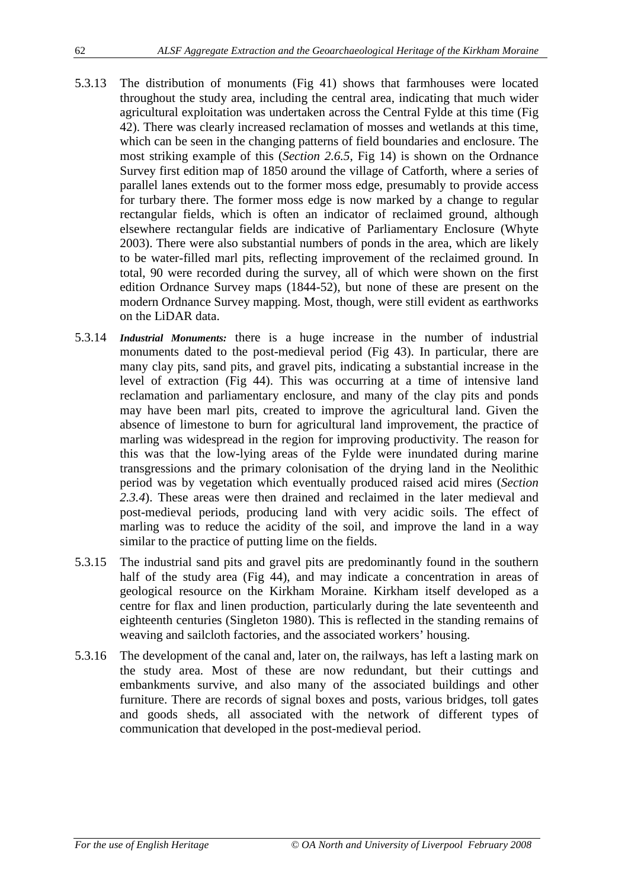5.3.13 The distribution of monuments (Fig 41) shows that farmhouses were located throughout the study area, including the central area, indicating that much wider agricultural exploitation was undertaken across the Central Fylde at this time (Fig 42). There was clearly increased reclamation of mosses and wetlands at this time, which can be seen in the changing patterns of field boundaries and enclosure. The most striking example of this (*Section 2.6.5*, Fig 14) is shown on the Ordnance Survey first edition map of 1850 around the village of Catforth, where a series of parallel lanes extends out to the former moss edge, presumably to provide access for turbary there. The former moss edge is now marked by a change to regular rectangular fields, which is often an indicator of reclaimed ground, although elsewhere rectangular fields are indicative of Parliamentary Enclosure (Whyte 2003). There were also substantial numbers of ponds in the area, which are likely to be water-filled marl pits, reflecting improvement of the reclaimed ground. In total, 90 were recorded during the survey, all of which were shown on the first edition Ordnance Survey maps (1844-52), but none of these are present on the modern Ordnance Survey mapping. Most, though, were still evident as earthworks on the LiDAR data.

5.3.14 ***Industrial Monuments:*** there is a huge increase in the number of industrial monuments dated to the post-medieval period (Fig 43). In particular, there are many clay pits, sand pits, and gravel pits, indicating a substantial increase in the level of extraction (Fig 44). This was occurring at a time of intensive land reclamation and parliamentary enclosure, and many of the clay pits and ponds may have been marl pits, created to improve the agricultural land. Given the absence of limestone to burn for agricultural land improvement, the practice of marling was widespread in the region for improving productivity. The reason for this was that the low-lying areas of the Fylde were inundated during marine transgressions and the primary colonisation of the drying land in the Neolithic period was by vegetation which eventually produced raised acid mires (*Section 2.3.4*). These areas were then drained and reclaimed in the later medieval and post-medieval periods, producing land with very acidic soils. The effect of marling was to reduce the acidity of the soil, and improve the land in a way similar to the practice of putting lime on the fields.

5.3.15 The industrial sand pits and gravel pits are predominantly found in the southern half of the study area (Fig 44), and may indicate a concentration in areas of geological resource on the Kirkham Moraine. Kirkham itself developed as a centre for flax and linen production, particularly during the late seventeenth and eighteenth centuries (Singleton 1980). This is reflected in the standing remains of weaving and sailcloth factories, and the associated workers' housing.

5.3.16 The development of the canal and, later on, the railways, has left a lasting mark on the study area. Most of these are now redundant, but their cuttings and embankments survive, and also many of the associated buildings and other furniture. There are records of signal boxes and posts, various bridges, toll gates and goods sheds, all associated with the network of different types of communication that developed in the post-medieval period.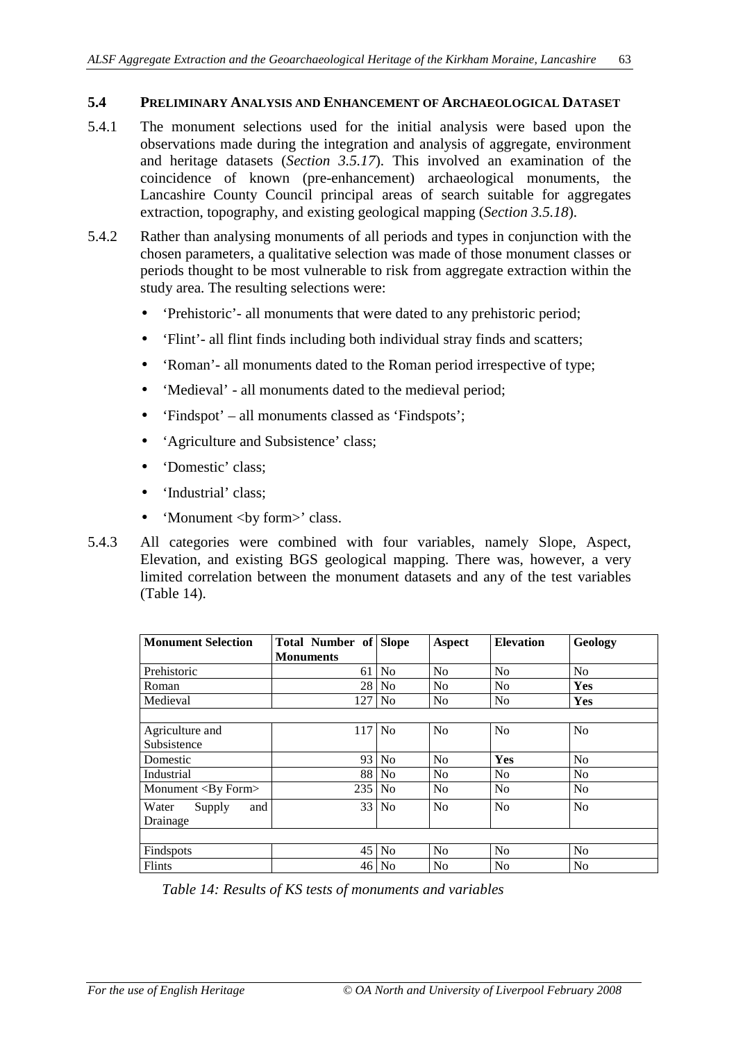## 5.4 Preliminary Analysis and Enhancement of Archaeological Dataset

5.4.1 The monument selections used for the initial analysis were based upon the observations made during the integration and analysis of aggregate, environment and heritage datasets (*Section 3.5.17*). This involved an examination of the coincidence of known (pre-enhancement) archaeological monuments, the Lancashire County Council principal areas of search suitable for aggregates extraction, topography, and existing geological mapping (*Section 3.5.18*).

5.4.2 Rather than analysing monuments of all periods and types in conjunction with the chosen parameters, a qualitative selection was made of those monument classes or periods thought to be most vulnerable to risk from aggregate extraction within the study area. The resulting selections were:

- 'Prehistoric'- all monuments that were dated to any prehistoric period;
- 'Flint'- all flint finds including both individual stray finds and scatters;
- 'Roman'- all monuments dated to the Roman period irrespective of type;
- 'Medieval' - all monuments dated to the medieval period;
- 'Findspot' – all monuments classed as 'Findspots';
- 'Agriculture and Subsistence' class;
- 'Domestic' class;
- 'Industrial' class;
- 'Monument <by form>' class.

5.4.3 All categories were combined with four variables, namely Slope, Aspect, Elevation, and existing BGS geological mapping. There was, however, a very limited correlation between the monument datasets and any of the test variables (Table 14).

| Monument Selection | Total Number of Monuments | Slope | Aspect | Elevation | Geology |
|---|---|---|---|---|---|
| Prehistoric | 61 | No | No | No | No |
| Roman | 28 | No | No | No | **Yes** |
| Medieval | 127 | No | No | No | **Yes** |
| | | | | | |
| Agriculture and Subsistence | 117 | No | No | No | No |
| Domestic | 93 | No | No | **Yes** | No |
| Industrial | 88 | No | No | No | No |
| Monument <By Form> | 235 | No | No | No | No |
| Water Supply and Drainage | 33 | No | No | No | No |
| | | | | | |
| Findspots | 45 | No | No | No | No |
| Flints | 46 | No | No | No | No |

*Table 14: Results of KS tests of monuments and variables*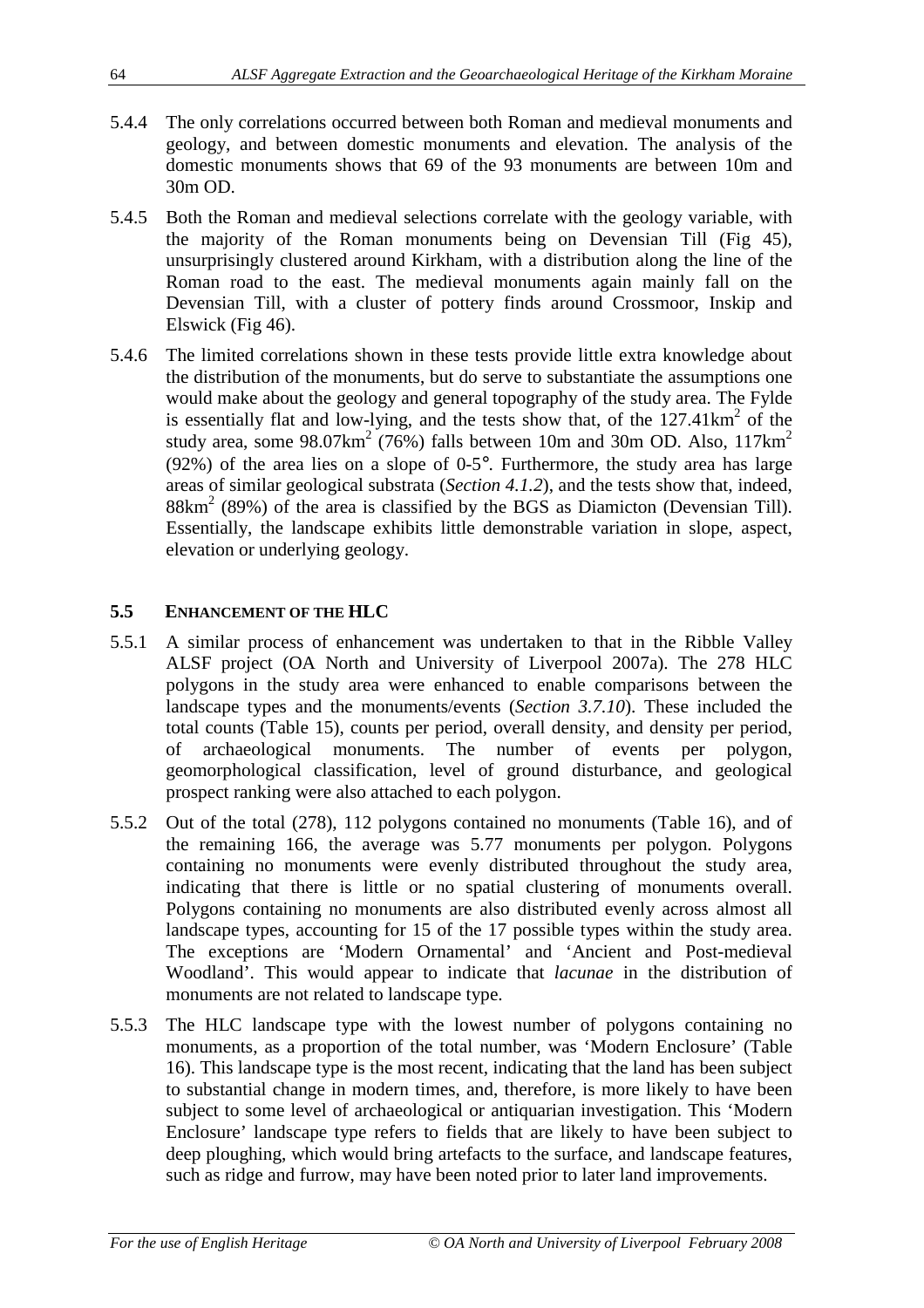5.4.4 The only correlations occurred between both Roman and medieval monuments and geology, and between domestic monuments and elevation. The analysis of the domestic monuments shows that 69 of the 93 monuments are between 10m and 30m OD.

5.4.5 Both the Roman and medieval selections correlate with the geology variable, with the majority of the Roman monuments being on Devensian Till (Fig 45), unsurprisingly clustered around Kirkham, with a distribution along the line of the Roman road to the east. The medieval monuments again mainly fall on the Devensian Till, with a cluster of pottery finds around Crossmoor, Inskip and Elswick (Fig 46).

5.4.6 The limited correlations shown in these tests provide little extra knowledge about the distribution of the monuments, but do serve to substantiate the assumptions one would make about the geology and general topography of the study area. The Fylde is essentially flat and low-lying, and the tests show that, of the 127.41km$^2$ of the study area, some 98.07km$^2$ (76%) falls between 10m and 30m OD. Also, 117km$^2$ (92%) of the area lies on a slope of 0-5°. Furthermore, the study area has large areas of similar geological substrata (*Section 4.1.2*), and the tests show that, indeed, 88km$^2$ (89%) of the area is classified by the BGS as Diamicton (Devensian Till). Essentially, the landscape exhibits little demonstrable variation in slope, aspect, elevation or underlying geology.

## 5.5 ENHANCEMENT OF THE HLC

5.5.1 A similar process of enhancement was undertaken to that in the Ribble Valley ALSF project (OA North and University of Liverpool 2007a). The 278 HLC polygons in the study area were enhanced to enable comparisons between the landscape types and the monuments/events (*Section 3.7.10*). These included the total counts (Table 15), counts per period, overall density, and density per period, of archaeological monuments. The number of events per polygon, geomorphological classification, level of ground disturbance, and geological prospect ranking were also attached to each polygon.

5.5.2 Out of the total (278), 112 polygons contained no monuments (Table 16), and of the remaining 166, the average was 5.77 monuments per polygon. Polygons containing no monuments were evenly distributed throughout the study area, indicating that there is little or no spatial clustering of monuments overall. Polygons containing no monuments are also distributed evenly across almost all landscape types, accounting for 15 of the 17 possible types within the study area. The exceptions are 'Modern Ornamental' and 'Ancient and Post-medieval Woodland'. This would appear to indicate that *lacunae* in the distribution of monuments are not related to landscape type.

5.5.3 The HLC landscape type with the lowest number of polygons containing no monuments, as a proportion of the total number, was 'Modern Enclosure' (Table 16). This landscape type is the most recent, indicating that the land has been subject to substantial change in modern times, and, therefore, is more likely to have been subject to some level of archaeological or antiquarian investigation. This 'Modern Enclosure' landscape type refers to fields that are likely to have been subject to deep ploughing, which would bring artefacts to the surface, and landscape features, such as ridge and furrow, may have been noted prior to later land improvements.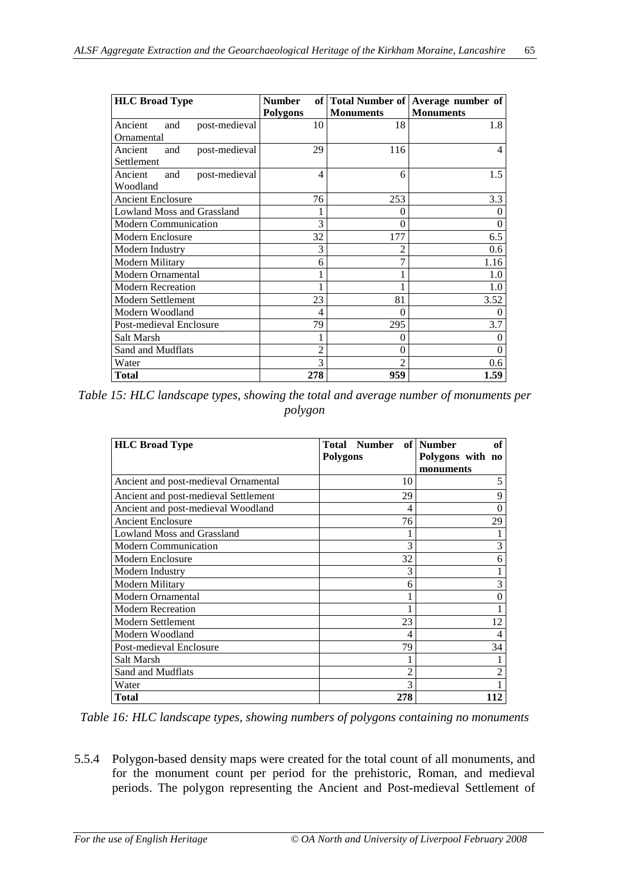| HLC Broad Type | Number of Polygons | Total Number of Monuments | Average number of Monuments |
|---|---|---|---|
| Ancient and post-medieval Ornamental | 10 | 18 | 1.8 |
| Ancient and post-medieval Settlement | 29 | 116 | 4 |
| Ancient and post-medieval Woodland | 4 | 6 | 1.5 |
| Ancient Enclosure | 76 | 253 | 3.3 |
| Lowland Moss and Grassland | 1 | 0 | 0 |
| Modern Communication | 3 | 0 | 0 |
| Modern Enclosure | 32 | 177 | 6.5 |
| Modern Industry | 3 | 2 | 0.6 |
| Modern Military | 6 | 7 | 1.16 |
| Modern Ornamental | 1 | 1 | 1.0 |
| Modern Recreation | 1 | 1 | 1.0 |
| Modern Settlement | 23 | 81 | 3.52 |
| Modern Woodland | 4 | 0 | 0 |
| Post-medieval Enclosure | 79 | 295 | 3.7 |
| Salt Marsh | 1 | 0 | 0 |
| Sand and Mudflats | 2 | 0 | 0 |
| Water | 3 | 2 | 0.6 |
| **Total** | **278** | **959** | **1.59** |

*Table 15: HLC landscape types, showing the total and average number of monuments per polygon*

| HLC Broad Type | Total Number of Polygons | Number of Polygons with no monuments |
|---|---|---|
| Ancient and post-medieval Ornamental | 10 | 5 |
| Ancient and post-medieval Settlement | 29 | 9 |
| Ancient and post-medieval Woodland | 4 | 0 |
| Ancient Enclosure | 76 | 29 |
| Lowland Moss and Grassland | 1 | 1 |
| Modern Communication | 3 | 3 |
| Modern Enclosure | 32 | 6 |
| Modern Industry | 3 | 1 |
| Modern Military | 6 | 3 |
| Modern Ornamental | 1 | 0 |
| Modern Recreation | 1 | 1 |
| Modern Settlement | 23 | 12 |
| Modern Woodland | 4 | 4 |
| Post-medieval Enclosure | 79 | 34 |
| Salt Marsh | 1 | 1 |
| Sand and Mudflats | 2 | 2 |
| Water | 3 | 1 |
| **Total** | **278** | **112** |

*Table 16: HLC landscape types, showing numbers of polygons containing no monuments*

5.5.4 Polygon-based density maps were created for the total count of all monuments, and for the monument count per period for the prehistoric, Roman, and medieval periods. The polygon representing the Ancient and Post-medieval Settlement of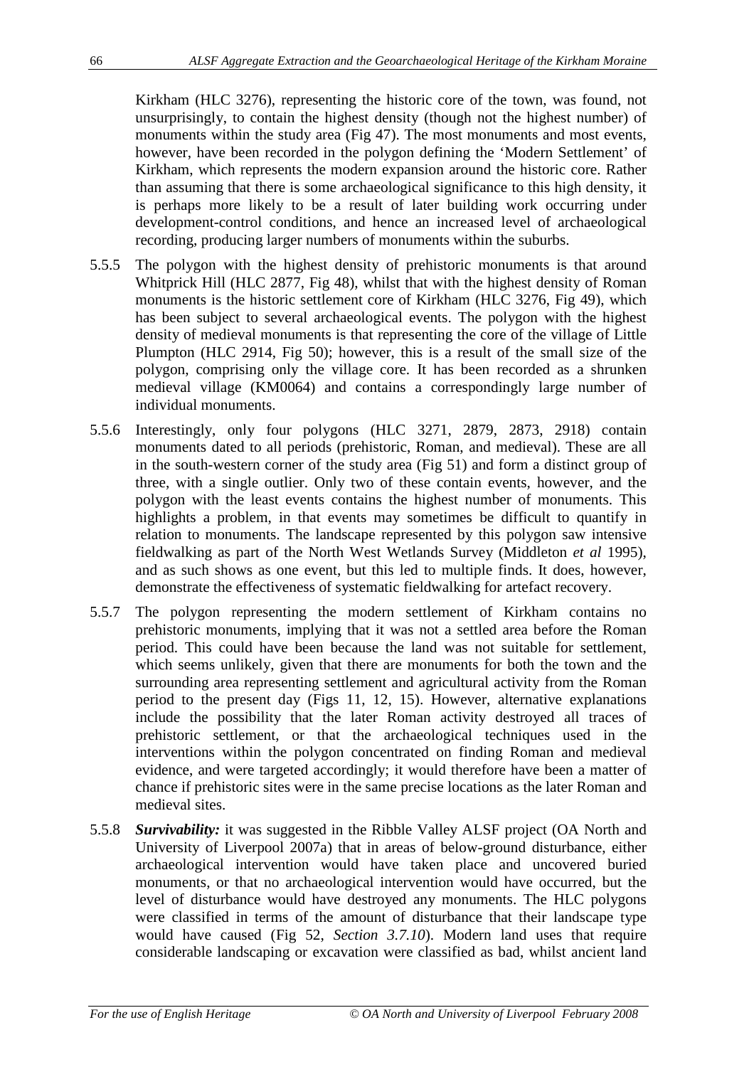Kirkham (HLC 3276), representing the historic core of the town, was found, not unsurprisingly, to contain the highest density (though not the highest number) of monuments within the study area (Fig 47). The most monuments and most events, however, have been recorded in the polygon defining the 'Modern Settlement' of Kirkham, which represents the modern expansion around the historic core. Rather than assuming that there is some archaeological significance to this high density, it is perhaps more likely to be a result of later building work occurring under development-control conditions, and hence an increased level of archaeological recording, producing larger numbers of monuments within the suburbs.

5.5.5 The polygon with the highest density of prehistoric monuments is that around Whitprick Hill (HLC 2877, Fig 48), whilst that with the highest density of Roman monuments is the historic settlement core of Kirkham (HLC 3276, Fig 49), which has been subject to several archaeological events. The polygon with the highest density of medieval monuments is that representing the core of the village of Little Plumpton (HLC 2914, Fig 50); however, this is a result of the small size of the polygon, comprising only the village core. It has been recorded as a shrunken medieval village (KM0064) and contains a correspondingly large number of individual monuments.

5.5.6 Interestingly, only four polygons (HLC 3271, 2879, 2873, 2918) contain monuments dated to all periods (prehistoric, Roman, and medieval). These are all in the south-western corner of the study area (Fig 51) and form a distinct group of three, with a single outlier. Only two of these contain events, however, and the polygon with the least events contains the highest number of monuments. This highlights a problem, in that events may sometimes be difficult to quantify in relation to monuments. The landscape represented by this polygon saw intensive fieldwalking as part of the North West Wetlands Survey (Middleton *et al* 1995), and as such shows as one event, but this led to multiple finds. It does, however, demonstrate the effectiveness of systematic fieldwalking for artefact recovery.

5.5.7 The polygon representing the modern settlement of Kirkham contains no prehistoric monuments, implying that it was not a settled area before the Roman period. This could have been because the land was not suitable for settlement, which seems unlikely, given that there are monuments for both the town and the surrounding area representing settlement and agricultural activity from the Roman period to the present day (Figs 11, 12, 15). However, alternative explanations include the possibility that the later Roman activity destroyed all traces of prehistoric settlement, or that the archaeological techniques used in the interventions within the polygon concentrated on finding Roman and medieval evidence, and were targeted accordingly; it would therefore have been a matter of chance if prehistoric sites were in the same precise locations as the later Roman and medieval sites.

5.5.8 ***Survivability:*** it was suggested in the Ribble Valley ALSF project (OA North and University of Liverpool 2007a) that in areas of below-ground disturbance, either archaeological intervention would have taken place and uncovered buried monuments, or that no archaeological intervention would have occurred, but the level of disturbance would have destroyed any monuments. The HLC polygons were classified in terms of the amount of disturbance that their landscape type would have caused (Fig 52, *Section 3.7.10*). Modern land uses that require considerable landscaping or excavation were classified as bad, whilst ancient land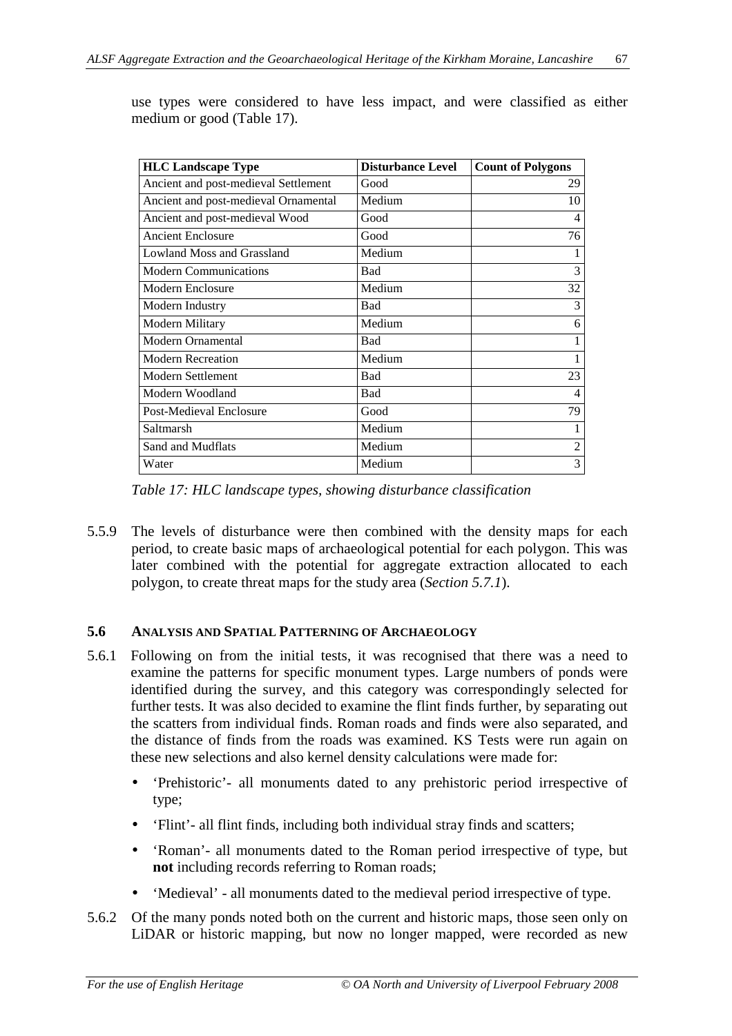use types were considered to have less impact, and were classified as either medium or good (Table 17).

| HLC Landscape Type | Disturbance Level | Count of Polygons |
|---|---|---|
| Ancient and post-medieval Settlement | Good | 29 |
| Ancient and post-medieval Ornamental | Medium | 10 |
| Ancient and post-medieval Wood | Good | 4 |
| Ancient Enclosure | Good | 76 |
| Lowland Moss and Grassland | Medium | 1 |
| Modern Communications | Bad | 3 |
| Modern Enclosure | Medium | 32 |
| Modern Industry | Bad | 3 |
| Modern Military | Medium | 6 |
| Modern Ornamental | Bad | 1 |
| Modern Recreation | Medium | 1 |
| Modern Settlement | Bad | 23 |
| Modern Woodland | Bad | 4 |
| Post-Medieval Enclosure | Good | 79 |
| Saltmarsh | Medium | 1 |
| Sand and Mudflats | Medium | 2 |
| Water | Medium | 3 |

*Table 17: HLC landscape types, showing disturbance classification*

5.5.9 The levels of disturbance were then combined with the density maps for each period, to create basic maps of archaeological potential for each polygon. This was later combined with the potential for aggregate extraction allocated to each polygon, to create threat maps for the study area (*Section 5.7.1*).

### 5.6 ANALYSIS AND SPATIAL PATTERNING OF ARCHAEOLOGY

5.6.1 Following on from the initial tests, it was recognised that there was a need to examine the patterns for specific monument types. Large numbers of ponds were identified during the survey, and this category was correspondingly selected for further tests. It was also decided to examine the flint finds further, by separating out the scatters from individual finds. Roman roads and finds were also separated, and the distance of finds from the roads was examined. KS Tests were run again on these new selections and also kernel density calculations were made for:

- 'Prehistoric'- all monuments dated to any prehistoric period irrespective of type;
- 'Flint'- all flint finds, including both individual stray finds and scatters;
- 'Roman'- all monuments dated to the Roman period irrespective of type, but **not** including records referring to Roman roads;
- 'Medieval' - all monuments dated to the medieval period irrespective of type.

5.6.2 Of the many ponds noted both on the current and historic maps, those seen only on LiDAR or historic mapping, but now no longer mapped, were recorded as new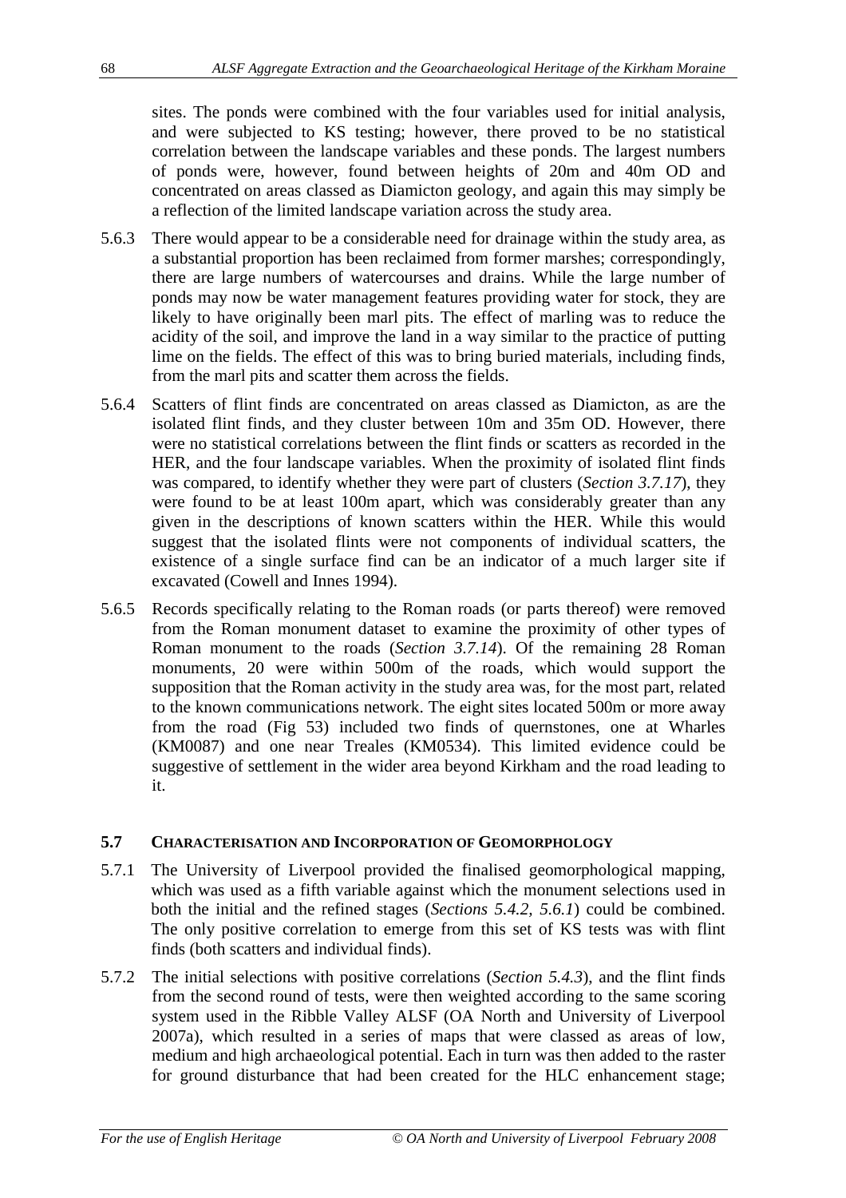sites. The ponds were combined with the four variables used for initial analysis, and were subjected to KS testing; however, there proved to be no statistical correlation between the landscape variables and these ponds. The largest numbers of ponds were, however, found between heights of 20m and 40m OD and concentrated on areas classed as Diamicton geology, and again this may simply be a reflection of the limited landscape variation across the study area.

5.6.3 There would appear to be a considerable need for drainage within the study area, as a substantial proportion has been reclaimed from former marshes; correspondingly, there are large numbers of watercourses and drains. While the large number of ponds may now be water management features providing water for stock, they are likely to have originally been marl pits. The effect of marling was to reduce the acidity of the soil, and improve the land in a way similar to the practice of putting lime on the fields. The effect of this was to bring buried materials, including finds, from the marl pits and scatter them across the fields.

5.6.4 Scatters of flint finds are concentrated on areas classed as Diamicton, as are the isolated flint finds, and they cluster between 10m and 35m OD. However, there were no statistical correlations between the flint finds or scatters as recorded in the HER, and the four landscape variables. When the proximity of isolated flint finds was compared, to identify whether they were part of clusters (*Section 3.7.17*), they were found to be at least 100m apart, which was considerably greater than any given in the descriptions of known scatters within the HER. While this would suggest that the isolated flints were not components of individual scatters, the existence of a single surface find can be an indicator of a much larger site if excavated (Cowell and Innes 1994).

5.6.5 Records specifically relating to the Roman roads (or parts thereof) were removed from the Roman monument dataset to examine the proximity of other types of Roman monument to the roads (*Section 3.7.14*). Of the remaining 28 Roman monuments, 20 were within 500m of the roads, which would support the supposition that the Roman activity in the study area was, for the most part, related to the known communications network. The eight sites located 500m or more away from the road (Fig 53) included two finds of quernstones, one at Wharles (KM0087) and one near Treales (KM0534). This limited evidence could be suggestive of settlement in the wider area beyond Kirkham and the road leading to it.

## 5.7 Characterisation and Incorporation of Geomorphology

5.7.1 The University of Liverpool provided the finalised geomorphological mapping, which was used as a fifth variable against which the monument selections used in both the initial and the refined stages (*Sections 5.4.2, 5.6.1*) could be combined. The only positive correlation to emerge from this set of KS tests was with flint finds (both scatters and individual finds).

5.7.2 The initial selections with positive correlations (*Section 5.4.3*), and the flint finds from the second round of tests, were then weighted according to the same scoring system used in the Ribble Valley ALSF (OA North and University of Liverpool 2007a), which resulted in a series of maps that were classed as areas of low, medium and high archaeological potential. Each in turn was then added to the raster for ground disturbance that had been created for the HLC enhancement stage;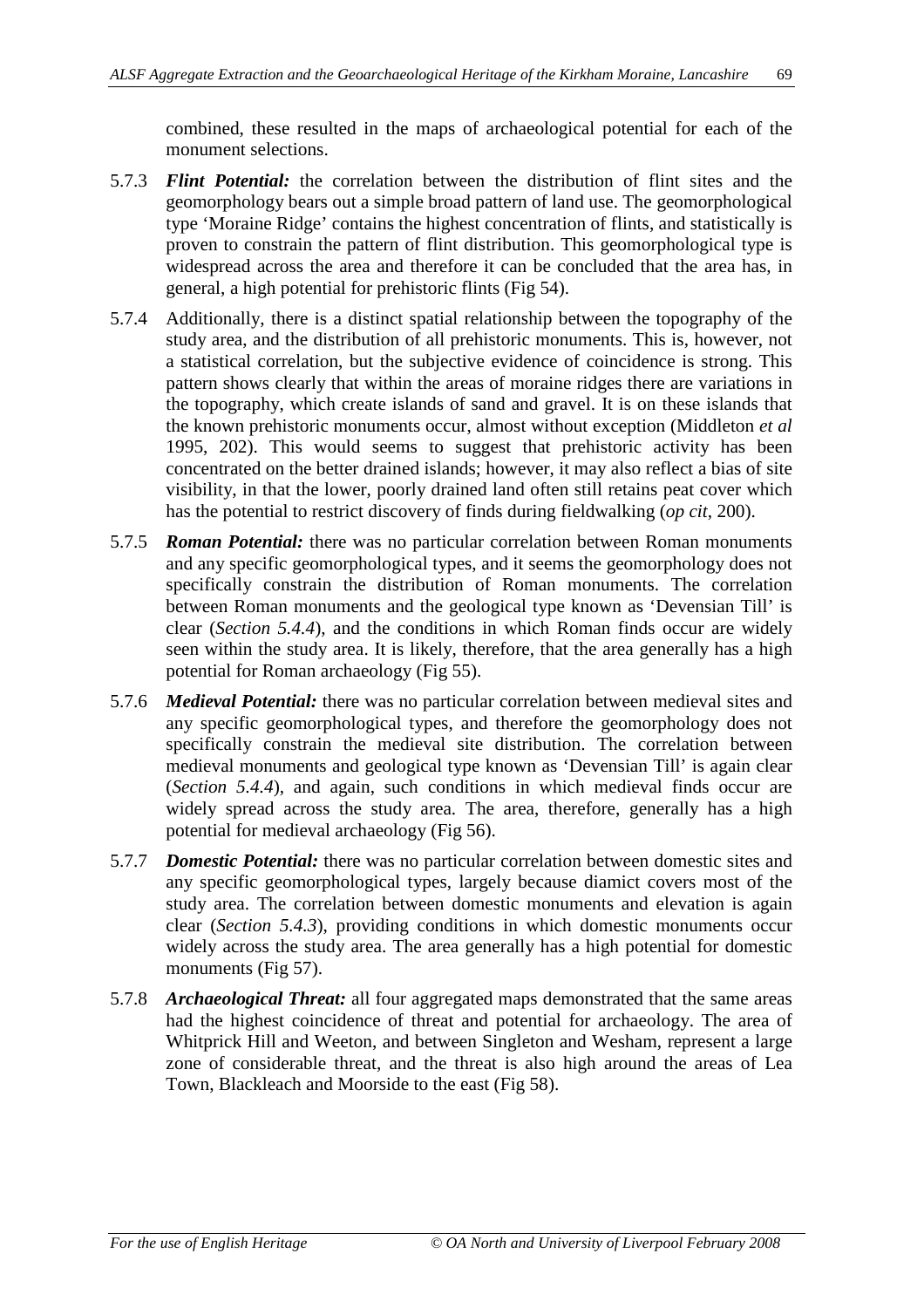combined, these resulted in the maps of archaeological potential for each of the monument selections.

5.7.3 ***Flint Potential:*** the correlation between the distribution of flint sites and the geomorphology bears out a simple broad pattern of land use. The geomorphological type 'Moraine Ridge' contains the highest concentration of flints, and statistically is proven to constrain the pattern of flint distribution. This geomorphological type is widespread across the area and therefore it can be concluded that the area has, in general, a high potential for prehistoric flints (Fig 54).

5.7.4 Additionally, there is a distinct spatial relationship between the topography of the study area, and the distribution of all prehistoric monuments. This is, however, not a statistical correlation, but the subjective evidence of coincidence is strong. This pattern shows clearly that within the areas of moraine ridges there are variations in the topography, which create islands of sand and gravel. It is on these islands that the known prehistoric monuments occur, almost without exception (Middleton *et al* 1995, 202). This would seems to suggest that prehistoric activity has been concentrated on the better drained islands; however, it may also reflect a bias of site visibility, in that the lower, poorly drained land often still retains peat cover which has the potential to restrict discovery of finds during fieldwalking (*op cit*, 200).

5.7.5 ***Roman Potential:*** there was no particular correlation between Roman monuments and any specific geomorphological types, and it seems the geomorphology does not specifically constrain the distribution of Roman monuments. The correlation between Roman monuments and the geological type known as 'Devensian Till' is clear (*Section 5.4.4*), and the conditions in which Roman finds occur are widely seen within the study area. It is likely, therefore, that the area generally has a high potential for Roman archaeology (Fig 55).

5.7.6 ***Medieval Potential:*** there was no particular correlation between medieval sites and any specific geomorphological types, and therefore the geomorphology does not specifically constrain the medieval site distribution. The correlation between medieval monuments and geological type known as 'Devensian Till' is again clear (*Section 5.4.4*), and again, such conditions in which medieval finds occur are widely spread across the study area. The area, therefore, generally has a high potential for medieval archaeology (Fig 56).

5.7.7 ***Domestic Potential:*** there was no particular correlation between domestic sites and any specific geomorphological types, largely because diamict covers most of the study area. The correlation between domestic monuments and elevation is again clear (*Section 5.4.3*), providing conditions in which domestic monuments occur widely across the study area. The area generally has a high potential for domestic monuments (Fig 57).

5.7.8 ***Archaeological Threat:*** all four aggregated maps demonstrated that the same areas had the highest coincidence of threat and potential for archaeology. The area of Whitprick Hill and Weeton, and between Singleton and Wesham, represent a large zone of considerable threat, and the threat is also high around the areas of Lea Town, Blackleach and Moorside to the east (Fig 58).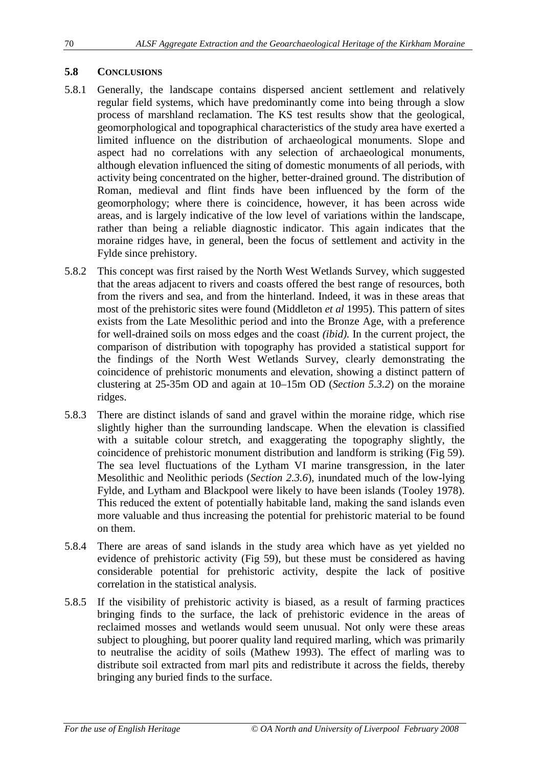## 5.8 CONCLUSIONS

5.8.1 Generally, the landscape contains dispersed ancient settlement and relatively regular field systems, which have predominantly come into being through a slow process of marshland reclamation. The KS test results show that the geological, geomorphological and topographical characteristics of the study area have exerted a limited influence on the distribution of archaeological monuments. Slope and aspect had no correlations with any selection of archaeological monuments, although elevation influenced the siting of domestic monuments of all periods, with activity being concentrated on the higher, better-drained ground. The distribution of Roman, medieval and flint finds have been influenced by the form of the geomorphology; where there is coincidence, however, it has been across wide areas, and is largely indicative of the low level of variations within the landscape, rather than being a reliable diagnostic indicator. This again indicates that the moraine ridges have, in general, been the focus of settlement and activity in the Fylde since prehistory.

5.8.2 This concept was first raised by the North West Wetlands Survey, which suggested that the areas adjacent to rivers and coasts offered the best range of resources, both from the rivers and sea, and from the hinterland. Indeed, it was in these areas that most of the prehistoric sites were found (Middleton *et al* 1995). This pattern of sites exists from the Late Mesolithic period and into the Bronze Age, with a preference for well-drained soils on moss edges and the coast *(ibid).* In the current project, the comparison of distribution with topography has provided a statistical support for the findings of the North West Wetlands Survey, clearly demonstrating the coincidence of prehistoric monuments and elevation, showing a distinct pattern of clustering at 25-35m OD and again at 10–15m OD (*Section 5.3.2*) on the moraine ridges.

5.8.3 There are distinct islands of sand and gravel within the moraine ridge, which rise slightly higher than the surrounding landscape. When the elevation is classified with a suitable colour stretch, and exaggerating the topography slightly, the coincidence of prehistoric monument distribution and landform is striking (Fig 59). The sea level fluctuations of the Lytham VI marine transgression, in the later Mesolithic and Neolithic periods (*Section 2.3.6*), inundated much of the low-lying Fylde, and Lytham and Blackpool were likely to have been islands (Tooley 1978). This reduced the extent of potentially habitable land, making the sand islands even more valuable and thus increasing the potential for prehistoric material to be found on them.

5.8.4 There are areas of sand islands in the study area which have as yet yielded no evidence of prehistoric activity (Fig 59), but these must be considered as having considerable potential for prehistoric activity, despite the lack of positive correlation in the statistical analysis.

5.8.5 If the visibility of prehistoric activity is biased, as a result of farming practices bringing finds to the surface, the lack of prehistoric evidence in the areas of reclaimed mosses and wetlands would seem unusual. Not only were these areas subject to ploughing, but poorer quality land required marling, which was primarily to neutralise the acidity of soils (Mathew 1993). The effect of marling was to distribute soil extracted from marl pits and redistribute it across the fields, thereby bringing any buried finds to the surface.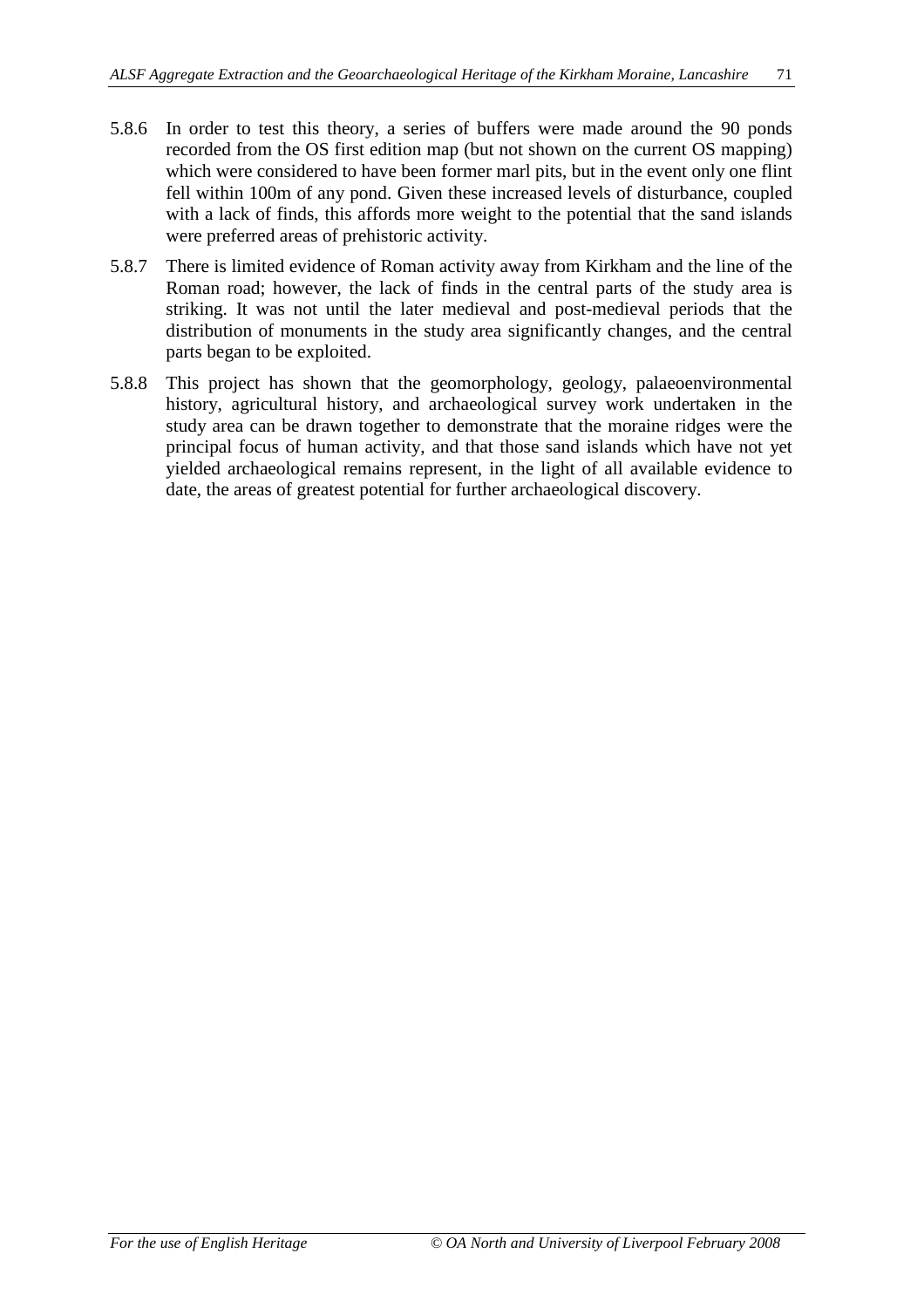5.8.6 In order to test this theory, a series of buffers were made around the 90 ponds recorded from the OS first edition map (but not shown on the current OS mapping) which were considered to have been former marl pits, but in the event only one flint fell within 100m of any pond. Given these increased levels of disturbance, coupled with a lack of finds, this affords more weight to the potential that the sand islands were preferred areas of prehistoric activity.

5.8.7 There is limited evidence of Roman activity away from Kirkham and the line of the Roman road; however, the lack of finds in the central parts of the study area is striking. It was not until the later medieval and post-medieval periods that the distribution of monuments in the study area significantly changes, and the central parts began to be exploited.

5.8.8 This project has shown that the geomorphology, geology, palaeoenvironmental history, agricultural history, and archaeological survey work undertaken in the study area can be drawn together to demonstrate that the moraine ridges were the principal focus of human activity, and that those sand islands which have not yet yielded archaeological remains represent, in the light of all available evidence to date, the areas of greatest potential for further archaeological discovery.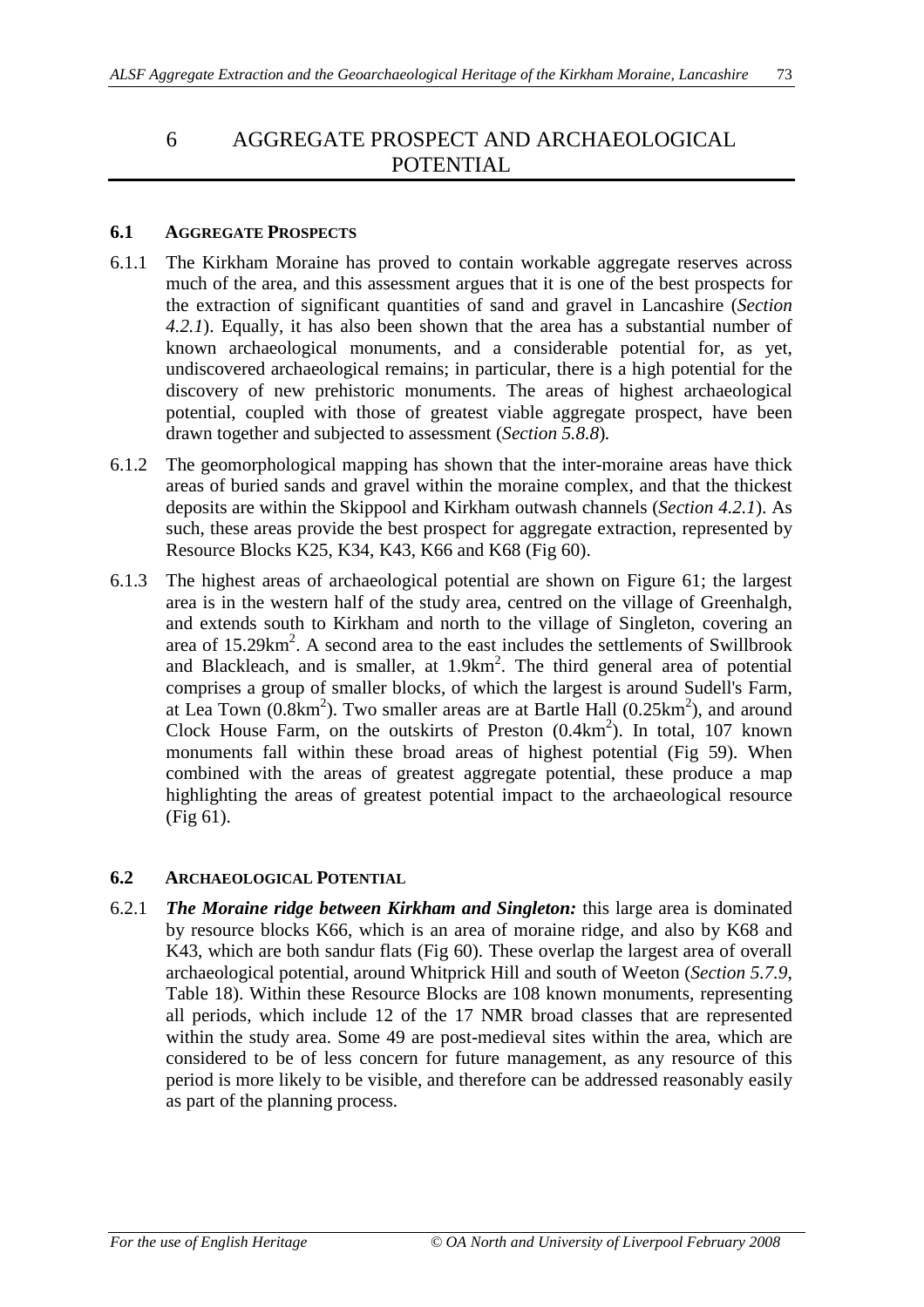# 6 AGGREGATE PROSPECT AND ARCHAEOLOGICAL POTENTIAL

## 6.1 AGGREGATE PROSPECTS

6.1.1 The Kirkham Moraine has proved to contain workable aggregate reserves across much of the area, and this assessment argues that it is one of the best prospects for the extraction of significant quantities of sand and gravel in Lancashire (*Section 4.2.1*). Equally, it has also been shown that the area has a substantial number of known archaeological monuments, and a considerable potential for, as yet, undiscovered archaeological remains; in particular, there is a high potential for the discovery of new prehistoric monuments. The areas of highest archaeological potential, coupled with those of greatest viable aggregate prospect, have been drawn together and subjected to assessment (*Section 5.8.8*).

6.1.2 The geomorphological mapping has shown that the inter-moraine areas have thick areas of buried sands and gravel within the moraine complex, and that the thickest deposits are within the Skippool and Kirkham outwash channels (*Section 4.2.1*). As such, these areas provide the best prospect for aggregate extraction, represented by Resource Blocks K25, K34, K43, K66 and K68 (Fig 60).

6.1.3 The highest areas of archaeological potential are shown on Figure 61; the largest area is in the western half of the study area, centred on the village of Greenhalgh, and extends south to Kirkham and north to the village of Singleton, covering an area of 15.29km$^2$. A second area to the east includes the settlements of Swillbrook and Blackleach, and is smaller, at 1.9km$^2$. The third general area of potential comprises a group of smaller blocks, of which the largest is around Sudell's Farm, at Lea Town (0.8km$^2$). Two smaller areas are at Bartle Hall (0.25km$^2$), and around Clock House Farm, on the outskirts of Preston (0.4km$^2$). In total, 107 known monuments fall within these broad areas of highest potential (Fig 59). When combined with the areas of greatest aggregate potential, these produce a map highlighting the areas of greatest potential impact to the archaeological resource (Fig 61).

## 6.2 ARCHAEOLOGICAL POTENTIAL

6.2.1 ***The Moraine ridge between Kirkham and Singleton:*** this large area is dominated by resource blocks K66, which is an area of moraine ridge, and also by K68 and K43, which are both sandur flats (Fig 60). These overlap the largest area of overall archaeological potential, around Whitprick Hill and south of Weeton (*Section 5.7.9*, Table 18). Within these Resource Blocks are 108 known monuments, representing all periods, which include 12 of the 17 NMR broad classes that are represented within the study area. Some 49 are post-medieval sites within the area, which are considered to be of less concern for future management, as any resource of this period is more likely to be visible, and therefore can be addressed reasonably easily as part of the planning process.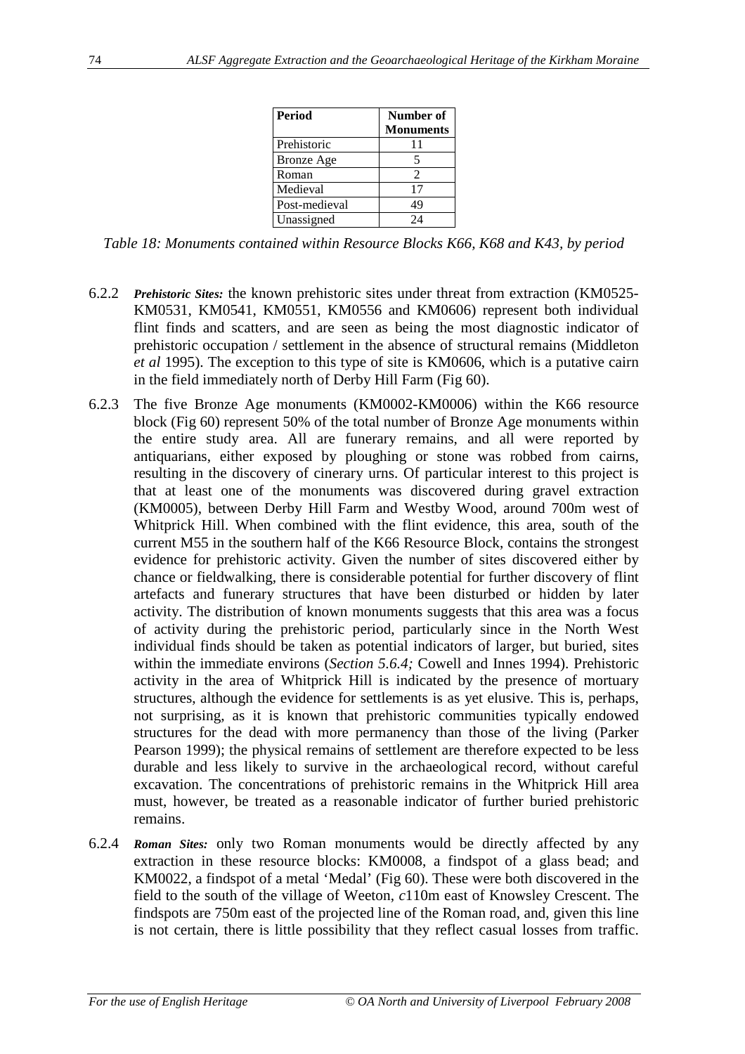| Period | Number of Monuments |
|---|---|
| Prehistoric | 11 |
| Bronze Age | 5 |
| Roman | 2 |
| Medieval | 17 |
| Post-medieval | 49 |
| Unassigned | 24 |

*Table 18: Monuments contained within Resource Blocks K66, K68 and K43, by period*

6.2.2 ***Prehistoric Sites:*** the known prehistoric sites under threat from extraction (KM0525-KM0531, KM0541, KM0551, KM0556 and KM0606) represent both individual flint finds and scatters, and are seen as being the most diagnostic indicator of prehistoric occupation / settlement in the absence of structural remains (Middleton *et al* 1995). The exception to this type of site is KM0606, which is a putative cairn in the field immediately north of Derby Hill Farm (Fig 60).

6.2.3 The five Bronze Age monuments (KM0002-KM0006) within the K66 resource block (Fig 60) represent 50% of the total number of Bronze Age monuments within the entire study area. All are funerary remains, and all were reported by antiquarians, either exposed by ploughing or stone was robbed from cairns, resulting in the discovery of cinerary urns. Of particular interest to this project is that at least one of the monuments was discovered during gravel extraction (KM0005), between Derby Hill Farm and Westby Wood, around 700m west of Whitprick Hill. When combined with the flint evidence, this area, south of the current M55 in the southern half of the K66 Resource Block, contains the strongest evidence for prehistoric activity. Given the number of sites discovered either by chance or fieldwalking, there is considerable potential for further discovery of flint artefacts and funerary structures that have been disturbed or hidden by later activity. The distribution of known monuments suggests that this area was a focus of activity during the prehistoric period, particularly since in the North West individual finds should be taken as potential indicators of larger, but buried, sites within the immediate environs (*Section 5.6.4;* Cowell and Innes 1994). Prehistoric activity in the area of Whitprick Hill is indicated by the presence of mortuary structures, although the evidence for settlements is as yet elusive. This is, perhaps, not surprising, as it is known that prehistoric communities typically endowed structures for the dead with more permanency than those of the living (Parker Pearson 1999); the physical remains of settlement are therefore expected to be less durable and less likely to survive in the archaeological record, without careful excavation. The concentrations of prehistoric remains in the Whitprick Hill area must, however, be treated as a reasonable indicator of further buried prehistoric remains.

6.2.4 ***Roman Sites:*** only two Roman monuments would be directly affected by any extraction in these resource blocks: KM0008, a findspot of a glass bead; and KM0022, a findspot of a metal 'Medal' (Fig 60). These were both discovered in the field to the south of the village of Weeton, *c*110m east of Knowsley Crescent. The findspots are 750m east of the projected line of the Roman road, and, given this line is not certain, there is little possibility that they reflect casual losses from traffic.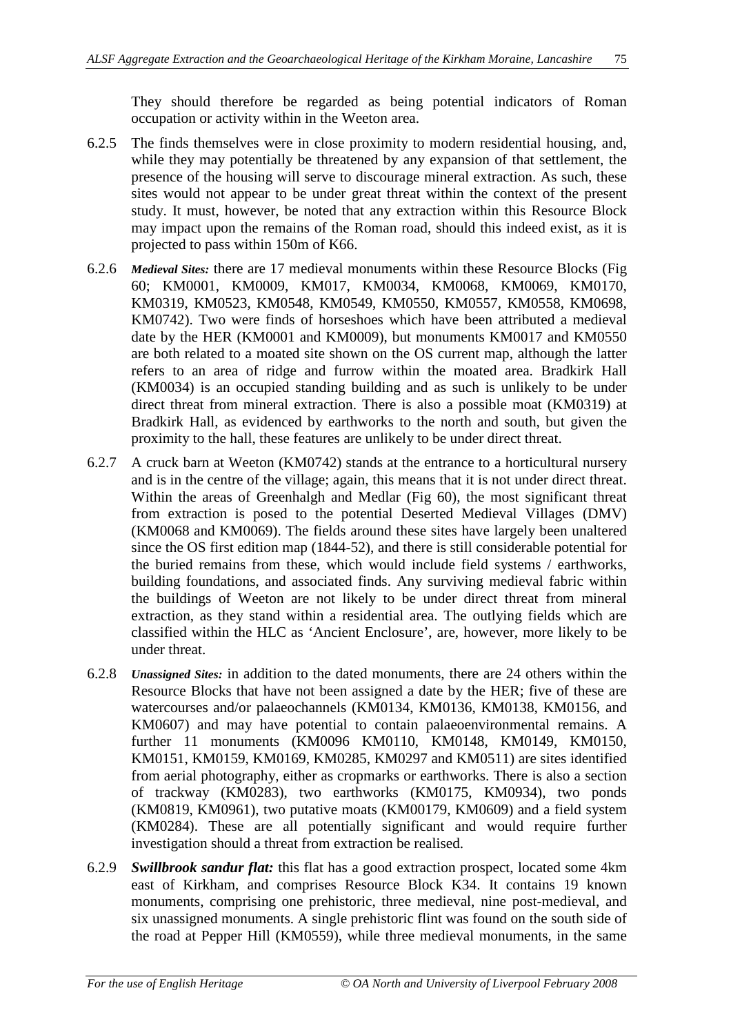They should therefore be regarded as being potential indicators of Roman occupation or activity within in the Weeton area.

6.2.5 The finds themselves were in close proximity to modern residential housing, and, while they may potentially be threatened by any expansion of that settlement, the presence of the housing will serve to discourage mineral extraction. As such, these sites would not appear to be under great threat within the context of the present study. It must, however, be noted that any extraction within this Resource Block may impact upon the remains of the Roman road, should this indeed exist, as it is projected to pass within 150m of K66.

6.2.6 ***Medieval Sites:*** there are 17 medieval monuments within these Resource Blocks (Fig 60; KM0001, KM0009, KM017, KM0034, KM0068, KM0069, KM0170, KM0319, KM0523, KM0548, KM0549, KM0550, KM0557, KM0558, KM0698, KM0742). Two were finds of horseshoes which have been attributed a medieval date by the HER (KM0001 and KM0009), but monuments KM0017 and KM0550 are both related to a moated site shown on the OS current map, although the latter refers to an area of ridge and furrow within the moated area. Bradkirk Hall (KM0034) is an occupied standing building and as such is unlikely to be under direct threat from mineral extraction. There is also a possible moat (KM0319) at Bradkirk Hall, as evidenced by earthworks to the north and south, but given the proximity to the hall, these features are unlikely to be under direct threat.

6.2.7 A cruck barn at Weeton (KM0742) stands at the entrance to a horticultural nursery and is in the centre of the village; again, this means that it is not under direct threat. Within the areas of Greenhalgh and Medlar (Fig 60), the most significant threat from extraction is posed to the potential Deserted Medieval Villages (DMV) (KM0068 and KM0069). The fields around these sites have largely been unaltered since the OS first edition map (1844-52), and there is still considerable potential for the buried remains from these, which would include field systems / earthworks, building foundations, and associated finds. Any surviving medieval fabric within the buildings of Weeton are not likely to be under direct threat from mineral extraction, as they stand within a residential area. The outlying fields which are classified within the HLC as 'Ancient Enclosure', are, however, more likely to be under threat.

6.2.8 ***Unassigned Sites:*** in addition to the dated monuments, there are 24 others within the Resource Blocks that have not been assigned a date by the HER; five of these are watercourses and/or palaeochannels (KM0134, KM0136, KM0138, KM0156, and KM0607) and may have potential to contain palaeoenvironmental remains. A further 11 monuments (KM0096 KM0110, KM0148, KM0149, KM0150, KM0151, KM0159, KM0169, KM0285, KM0297 and KM0511) are sites identified from aerial photography, either as cropmarks or earthworks. There is also a section of trackway (KM0283), two earthworks (KM0175, KM0934), two ponds (KM0819, KM0961), two putative moats (KM00179, KM0609) and a field system (KM0284). These are all potentially significant and would require further investigation should a threat from extraction be realised.

6.2.9 ***Swillbrook sandur flat:*** this flat has a good extraction prospect, located some 4km east of Kirkham, and comprises Resource Block K34. It contains 19 known monuments, comprising one prehistoric, three medieval, nine post-medieval, and six unassigned monuments. A single prehistoric flint was found on the south side of the road at Pepper Hill (KM0559), while three medieval monuments, in the same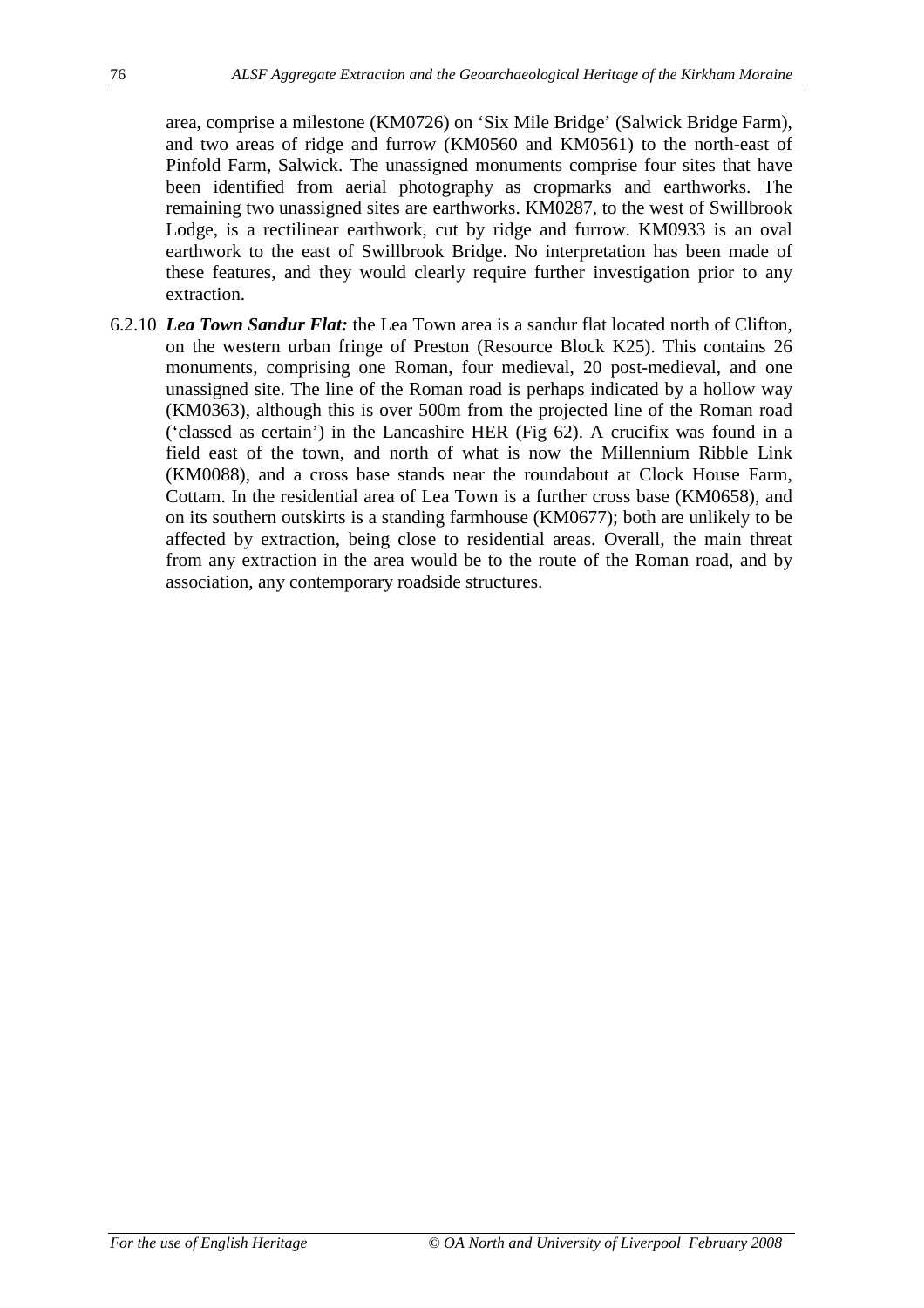area, comprise a milestone (KM0726) on 'Six Mile Bridge' (Salwick Bridge Farm), and two areas of ridge and furrow (KM0560 and KM0561) to the north-east of Pinfold Farm, Salwick. The unassigned monuments comprise four sites that have been identified from aerial photography as cropmarks and earthworks. The remaining two unassigned sites are earthworks. KM0287, to the west of Swillbrook Lodge, is a rectilinear earthwork, cut by ridge and furrow. KM0933 is an oval earthwork to the east of Swillbrook Bridge. No interpretation has been made of these features, and they would clearly require further investigation prior to any extraction.

6.2.10 ***Lea Town Sandur Flat:*** the Lea Town area is a sandur flat located north of Clifton, on the western urban fringe of Preston (Resource Block K25). This contains 26 monuments, comprising one Roman, four medieval, 20 post-medieval, and one unassigned site. The line of the Roman road is perhaps indicated by a hollow way (KM0363), although this is over 500m from the projected line of the Roman road ('classed as certain') in the Lancashire HER (Fig 62). A crucifix was found in a field east of the town, and north of what is now the Millennium Ribble Link (KM0088), and a cross base stands near the roundabout at Clock House Farm, Cottam. In the residential area of Lea Town is a further cross base (KM0658), and on its southern outskirts is a standing farmhouse (KM0677); both are unlikely to be affected by extraction, being close to residential areas. Overall, the main threat from any extraction in the area would be to the route of the Roman road, and by association, any contemporary roadside structures.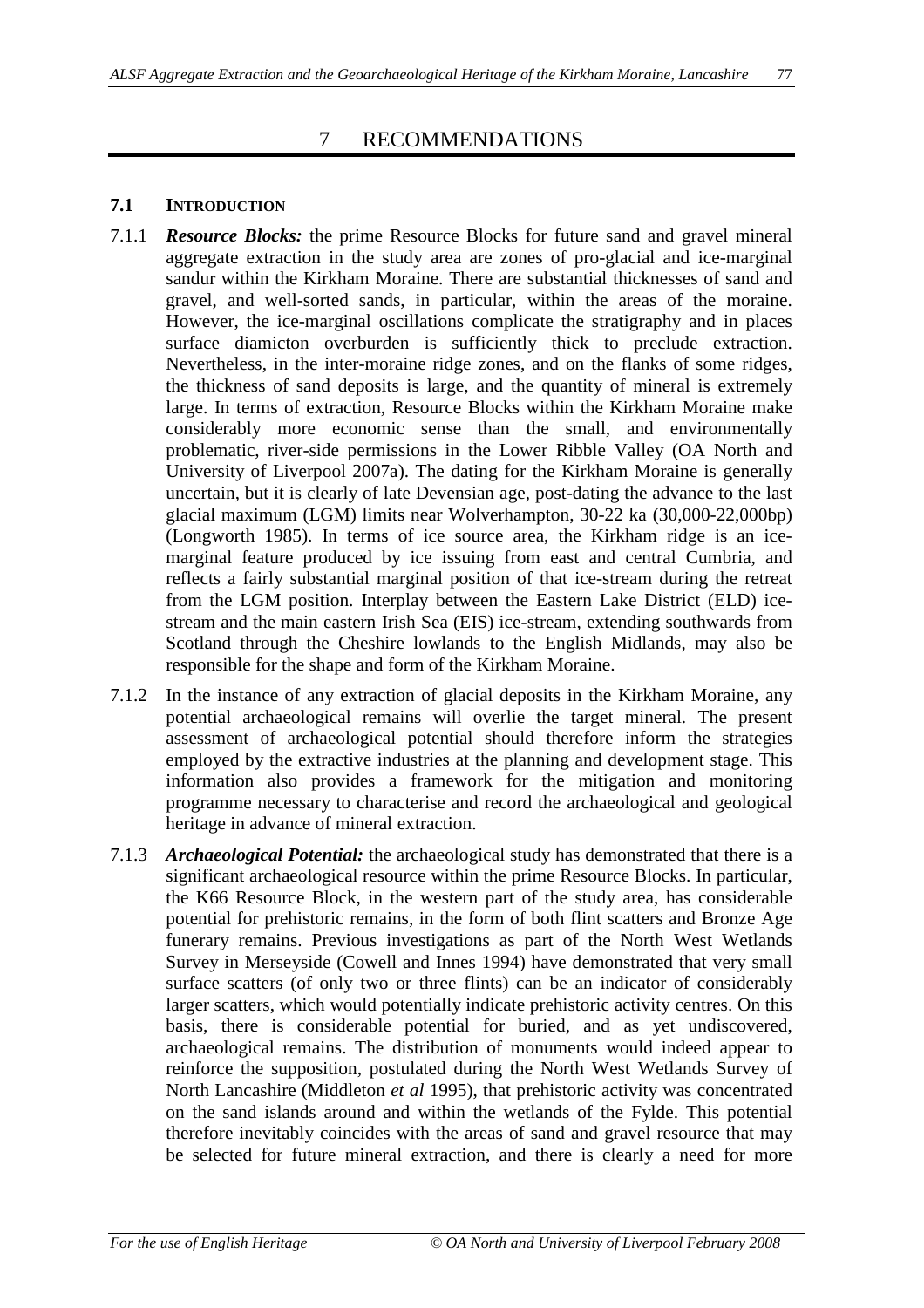# 7 RECOMMENDATIONS

## 7.1 INTRODUCTION

7.1.1 ***Resource Blocks:*** the prime Resource Blocks for future sand and gravel mineral aggregate extraction in the study area are zones of pro-glacial and ice-marginal sandur within the Kirkham Moraine. There are substantial thicknesses of sand and gravel, and well-sorted sands, in particular, within the areas of the moraine. However, the ice-marginal oscillations complicate the stratigraphy and in places surface diamicton overburden is sufficiently thick to preclude extraction. Nevertheless, in the inter-moraine ridge zones, and on the flanks of some ridges, the thickness of sand deposits is large, and the quantity of mineral is extremely large. In terms of extraction, Resource Blocks within the Kirkham Moraine make considerably more economic sense than the small, and environmentally problematic, river-side permissions in the Lower Ribble Valley (OA North and University of Liverpool 2007a). The dating for the Kirkham Moraine is generally uncertain, but it is clearly of late Devensian age, post-dating the advance to the last glacial maximum (LGM) limits near Wolverhampton, 30-22 ka (30,000-22,000bp) (Longworth 1985). In terms of ice source area, the Kirkham ridge is an ice-marginal feature produced by ice issuing from east and central Cumbria, and reflects a fairly substantial marginal position of that ice-stream during the retreat from the LGM position. Interplay between the Eastern Lake District (ELD) ice-stream and the main eastern Irish Sea (EIS) ice-stream, extending southwards from Scotland through the Cheshire lowlands to the English Midlands, may also be responsible for the shape and form of the Kirkham Moraine.

7.1.2 In the instance of any extraction of glacial deposits in the Kirkham Moraine, any potential archaeological remains will overlie the target mineral. The present assessment of archaeological potential should therefore inform the strategies employed by the extractive industries at the planning and development stage. This information also provides a framework for the mitigation and monitoring programme necessary to characterise and record the archaeological and geological heritage in advance of mineral extraction.

7.1.3 ***Archaeological Potential:*** the archaeological study has demonstrated that there is a significant archaeological resource within the prime Resource Blocks. In particular, the K66 Resource Block, in the western part of the study area, has considerable potential for prehistoric remains, in the form of both flint scatters and Bronze Age funerary remains. Previous investigations as part of the North West Wetlands Survey in Merseyside (Cowell and Innes 1994) have demonstrated that very small surface scatters (of only two or three flints) can be an indicator of considerably larger scatters, which would potentially indicate prehistoric activity centres. On this basis, there is considerable potential for buried, and as yet undiscovered, archaeological remains. The distribution of monuments would indeed appear to reinforce the supposition, postulated during the North West Wetlands Survey of North Lancashire (Middleton *et al* 1995), that prehistoric activity was concentrated on the sand islands around and within the wetlands of the Fylde. This potential therefore inevitably coincides with the areas of sand and gravel resource that may be selected for future mineral extraction, and there is clearly a need for more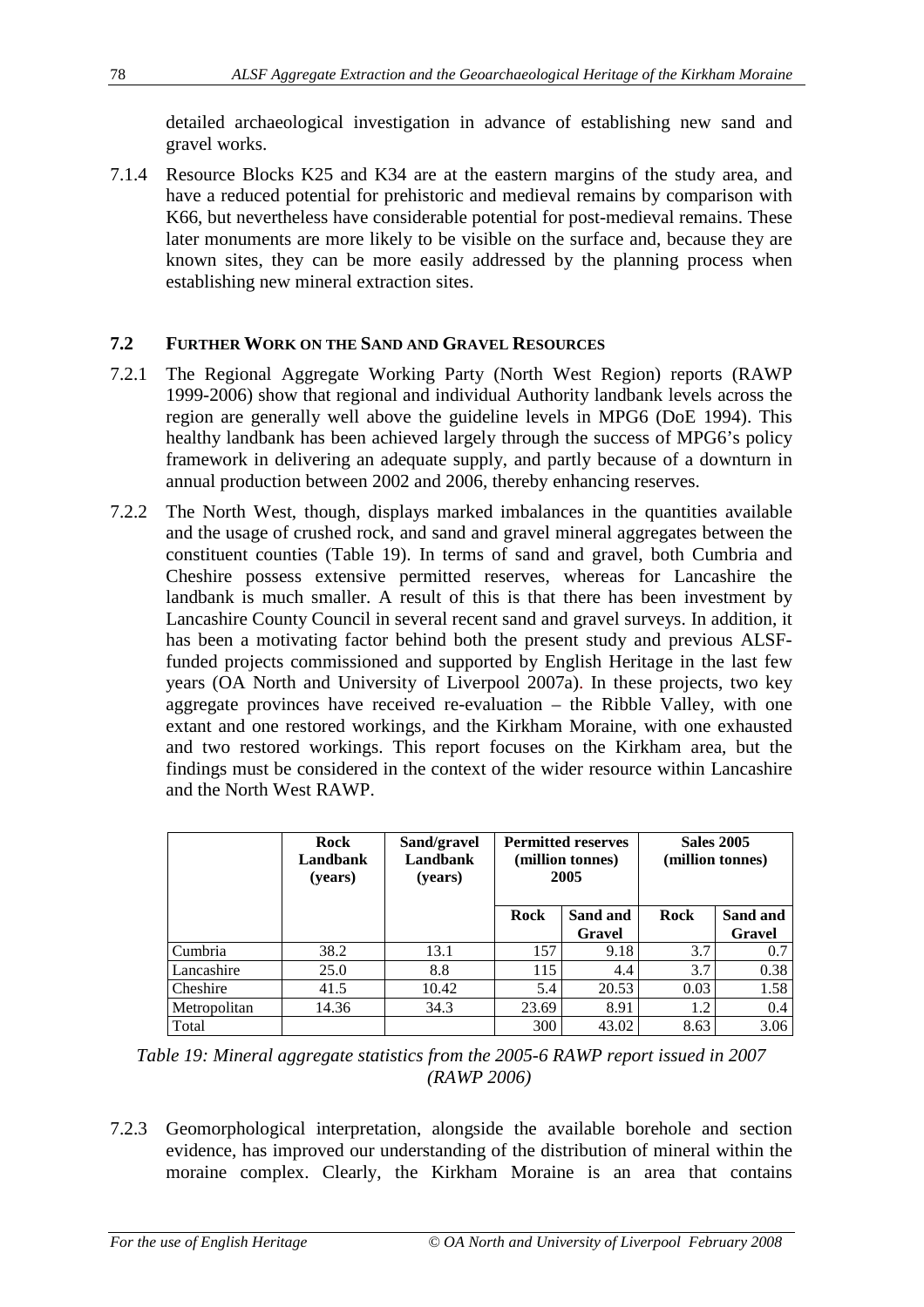detailed archaeological investigation in advance of establishing new sand and gravel works.

7.1.4 Resource Blocks K25 and K34 are at the eastern margins of the study area, and have a reduced potential for prehistoric and medieval remains by comparison with K66, but nevertheless have considerable potential for post-medieval remains. These later monuments are more likely to be visible on the surface and, because they are known sites, they can be more easily addressed by the planning process when establishing new mineral extraction sites.

## 7.2 Further Work on the Sand and Gravel Resources

7.2.1 The Regional Aggregate Working Party (North West Region) reports (RAWP 1999-2006) show that regional and individual Authority landbank levels across the region are generally well above the guideline levels in MPG6 (DoE 1994). This healthy landbank has been achieved largely through the success of MPG6's policy framework in delivering an adequate supply, and partly because of a downturn in annual production between 2002 and 2006, thereby enhancing reserves.

7.2.2 The North West, though, displays marked imbalances in the quantities available and the usage of crushed rock, and sand and gravel mineral aggregates between the constituent counties (Table 19). In terms of sand and gravel, both Cumbria and Cheshire possess extensive permitted reserves, whereas for Lancashire the landbank is much smaller. A result of this is that there has been investment by Lancashire County Council in several recent sand and gravel surveys. In addition, it has been a motivating factor behind both the present study and previous ALSF-funded projects commissioned and supported by English Heritage in the last few years (OA North and University of Liverpool 2007a). In these projects, two key aggregate provinces have received re-evaluation – the Ribble Valley, with one extant and one restored workings, and the Kirkham Moraine, with one exhausted and two restored workings. This report focuses on the Kirkham area, but the findings must be considered in the context of the wider resource within Lancashire and the North West RAWP.

| | Rock Landbank (years) | Sand/gravel Landbank (years) | Permitted reserves (million tonnes) 2005 | | Sales 2005 (million tonnes) | |
|---|---|---|---|---|---|---|
| | | | Rock | Sand and Gravel | Rock | Sand and Gravel |
| Cumbria | 38.2 | 13.1 | 157 | 9.18 | 3.7 | 0.7 |
| Lancashire | 25.0 | 8.8 | 115 | 4.4 | 3.7 | 0.38 |
| Cheshire | 41.5 | 10.42 | 5.4 | 20.53 | 0.03 | 1.58 |
| Metropolitan | 14.36 | 34.3 | 23.69 | 8.91 | 1.2 | 0.4 |
| Total | | | 300 | 43.02 | 8.63 | 3.06 |

*Table 19: Mineral aggregate statistics from the 2005-6 RAWP report issued in 2007 (RAWP 2006)*

7.2.3 Geomorphological interpretation, alongside the available borehole and section evidence, has improved our understanding of the distribution of mineral within the moraine complex. Clearly, the Kirkham Moraine is an area that contains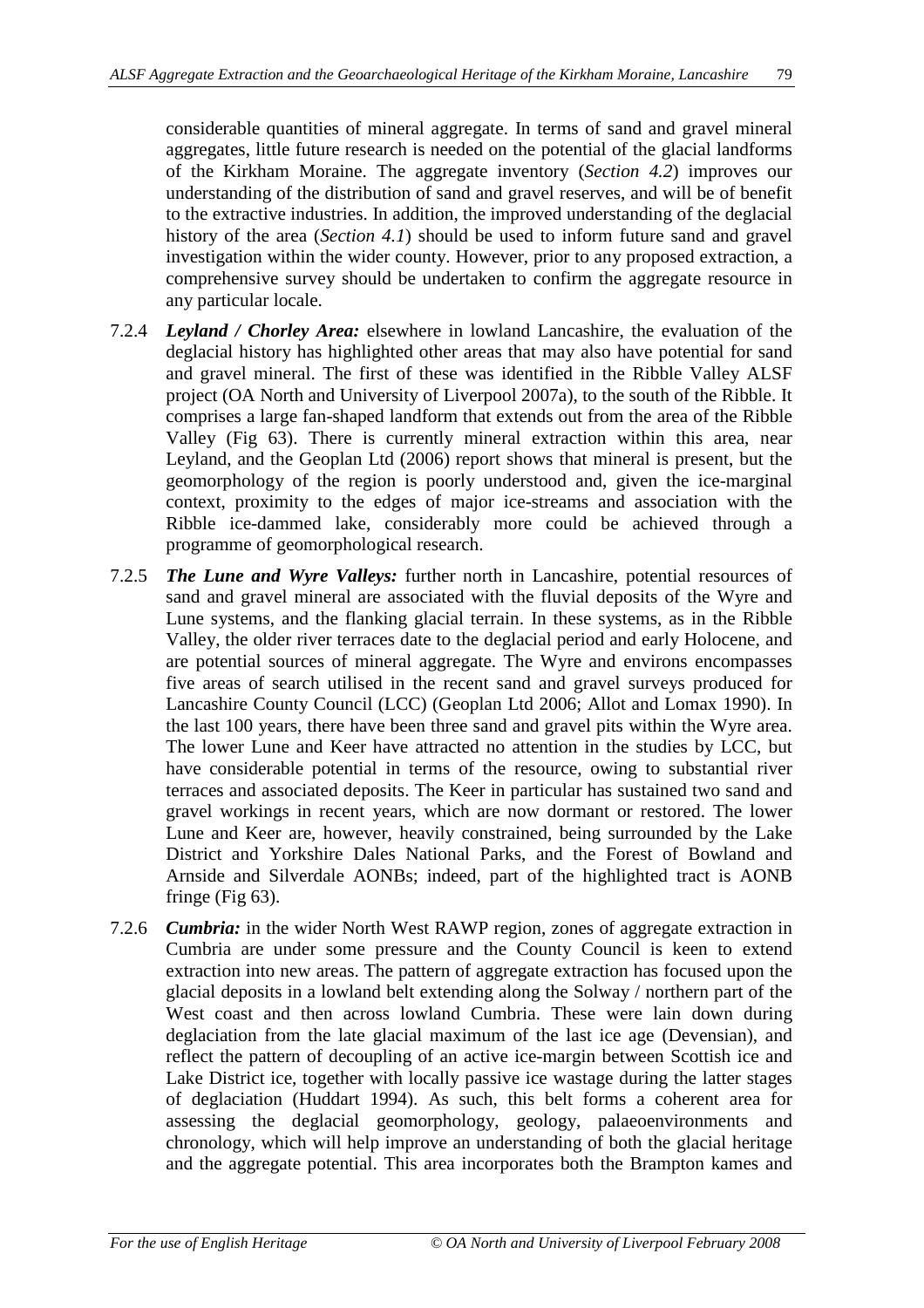considerable quantities of mineral aggregate. In terms of sand and gravel mineral aggregates, little future research is needed on the potential of the glacial landforms of the Kirkham Moraine. The aggregate inventory (*Section 4.2*) improves our understanding of the distribution of sand and gravel reserves, and will be of benefit to the extractive industries. In addition, the improved understanding of the deglacial history of the area (*Section 4.1*) should be used to inform future sand and gravel investigation within the wider county. However, prior to any proposed extraction, a comprehensive survey should be undertaken to confirm the aggregate resource in any particular locale.

7.2.4 ***Leyland / Chorley Area:*** elsewhere in lowland Lancashire, the evaluation of the deglacial history has highlighted other areas that may also have potential for sand and gravel mineral. The first of these was identified in the Ribble Valley ALSF project (OA North and University of Liverpool 2007a), to the south of the Ribble. It comprises a large fan-shaped landform that extends out from the area of the Ribble Valley (Fig 63). There is currently mineral extraction within this area, near Leyland, and the Geoplan Ltd (2006) report shows that mineral is present, but the geomorphology of the region is poorly understood and, given the ice-marginal context, proximity to the edges of major ice-streams and association with the Ribble ice-dammed lake, considerably more could be achieved through a programme of geomorphological research.

7.2.5 ***The Lune and Wyre Valleys:*** further north in Lancashire, potential resources of sand and gravel mineral are associated with the fluvial deposits of the Wyre and Lune systems, and the flanking glacial terrain. In these systems, as in the Ribble Valley, the older river terraces date to the deglacial period and early Holocene, and are potential sources of mineral aggregate. The Wyre and environs encompasses five areas of search utilised in the recent sand and gravel surveys produced for Lancashire County Council (LCC) (Geoplan Ltd 2006; Allot and Lomax 1990). In the last 100 years, there have been three sand and gravel pits within the Wyre area. The lower Lune and Keer have attracted no attention in the studies by LCC, but have considerable potential in terms of the resource, owing to substantial river terraces and associated deposits. The Keer in particular has sustained two sand and gravel workings in recent years, which are now dormant or restored. The lower Lune and Keer are, however, heavily constrained, being surrounded by the Lake District and Yorkshire Dales National Parks, and the Forest of Bowland and Arnside and Silverdale AONBs; indeed, part of the highlighted tract is AONB fringe (Fig 63).

7.2.6 ***Cumbria:*** in the wider North West RAWP region, zones of aggregate extraction in Cumbria are under some pressure and the County Council is keen to extend extraction into new areas. The pattern of aggregate extraction has focused upon the glacial deposits in a lowland belt extending along the Solway / northern part of the West coast and then across lowland Cumbria. These were lain down during deglaciation from the late glacial maximum of the last ice age (Devensian), and reflect the pattern of decoupling of an active ice-margin between Scottish ice and Lake District ice, together with locally passive ice wastage during the latter stages of deglaciation (Huddart 1994). As such, this belt forms a coherent area for assessing the deglacial geomorphology, geology, palaeoenvironments and chronology, which will help improve an understanding of both the glacial heritage and the aggregate potential. This area incorporates both the Brampton kames and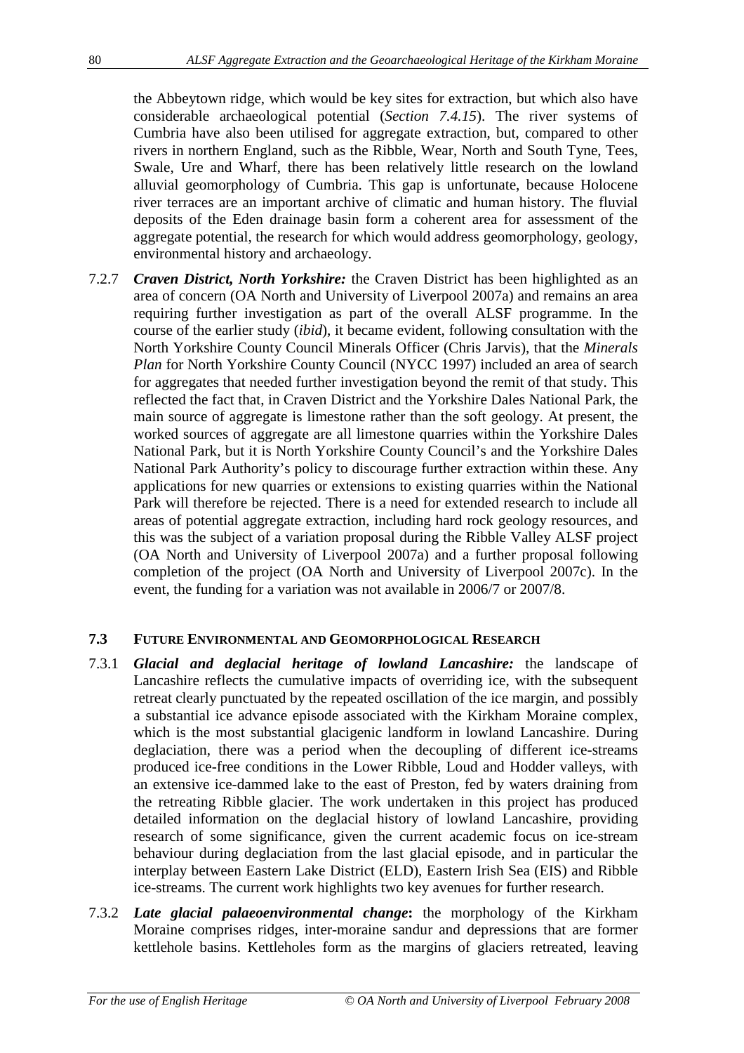the Abbeytown ridge, which would be key sites for extraction, but which also have considerable archaeological potential (*Section 7.4.15*). The river systems of Cumbria have also been utilised for aggregate extraction, but, compared to other rivers in northern England, such as the Ribble, Wear, North and South Tyne, Tees, Swale, Ure and Wharf, there has been relatively little research on the lowland alluvial geomorphology of Cumbria. This gap is unfortunate, because Holocene river terraces are an important archive of climatic and human history. The fluvial deposits of the Eden drainage basin form a coherent area for assessment of the aggregate potential, the research for which would address geomorphology, geology, environmental history and archaeology.

7.2.7 ***Craven District, North Yorkshire:*** the Craven District has been highlighted as an area of concern (OA North and University of Liverpool 2007a) and remains an area requiring further investigation as part of the overall ALSF programme. In the course of the earlier study (*ibid*), it became evident, following consultation with the North Yorkshire County Council Minerals Officer (Chris Jarvis), that the *Minerals Plan* for North Yorkshire County Council (NYCC 1997) included an area of search for aggregates that needed further investigation beyond the remit of that study. This reflected the fact that, in Craven District and the Yorkshire Dales National Park, the main source of aggregate is limestone rather than the soft geology. At present, the worked sources of aggregate are all limestone quarries within the Yorkshire Dales National Park, but it is North Yorkshire County Council's and the Yorkshire Dales National Park Authority's policy to discourage further extraction within these. Any applications for new quarries or extensions to existing quarries within the National Park will therefore be rejected. There is a need for extended research to include all areas of potential aggregate extraction, including hard rock geology resources, and this was the subject of a variation proposal during the Ribble Valley ALSF project (OA North and University of Liverpool 2007a) and a further proposal following completion of the project (OA North and University of Liverpool 2007c). In the event, the funding for a variation was not available in 2006/7 or 2007/8.

## 7.3 FUTURE ENVIRONMENTAL AND GEOMORPHOLOGICAL RESEARCH

7.3.1 ***Glacial and deglacial heritage of lowland Lancashire:*** the landscape of Lancashire reflects the cumulative impacts of overriding ice, with the subsequent retreat clearly punctuated by the repeated oscillation of the ice margin, and possibly a substantial ice advance episode associated with the Kirkham Moraine complex, which is the most substantial glacigenic landform in lowland Lancashire. During deglaciation, there was a period when the decoupling of different ice-streams produced ice-free conditions in the Lower Ribble, Loud and Hodder valleys, with an extensive ice-dammed lake to the east of Preston, fed by waters draining from the retreating Ribble glacier. The work undertaken in this project has produced detailed information on the deglacial history of lowland Lancashire, providing research of some significance, given the current academic focus on ice-stream behaviour during deglaciation from the last glacial episode, and in particular the interplay between Eastern Lake District (ELD), Eastern Irish Sea (EIS) and Ribble ice-streams. The current work highlights two key avenues for further research.

7.3.2 ***Late glacial palaeoenvironmental change*****:** the morphology of the Kirkham Moraine comprises ridges, inter-moraine sandur and depressions that are former kettlehole basins. Kettleholes form as the margins of glaciers retreated, leaving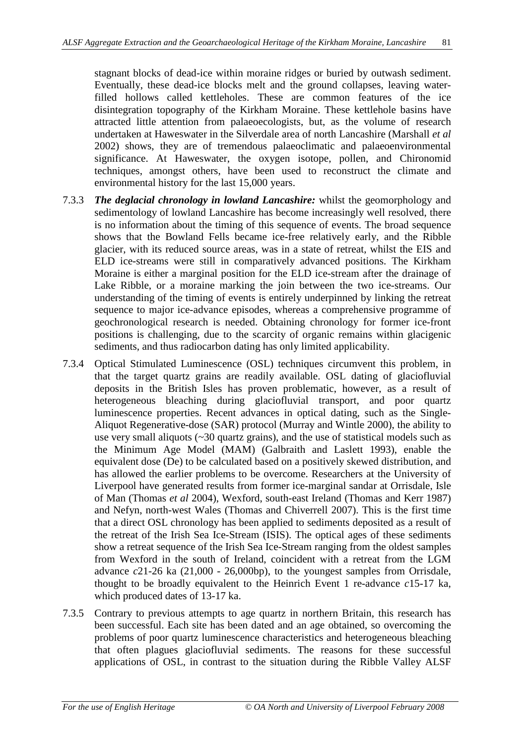stagnant blocks of dead-ice within moraine ridges or buried by outwash sediment. Eventually, these dead-ice blocks melt and the ground collapses, leaving water-filled hollows called kettleholes. These are common features of the ice disintegration topography of the Kirkham Moraine. These kettlehole basins have attracted little attention from palaeoecologists, but, as the volume of research undertaken at Haweswater in the Silverdale area of north Lancashire (Marshall *et al* 2002) shows, they are of tremendous palaeoclimatic and palaeoenvironmental significance. At Haweswater, the oxygen isotope, pollen, and Chironomid techniques, amongst others, have been used to reconstruct the climate and environmental history for the last 15,000 years.

7.3.3 ***The deglacial chronology in lowland Lancashire:*** whilst the geomorphology and sedimentology of lowland Lancashire has become increasingly well resolved, there is no information about the timing of this sequence of events. The broad sequence shows that the Bowland Fells became ice-free relatively early, and the Ribble glacier, with its reduced source areas, was in a state of retreat, whilst the EIS and ELD ice-streams were still in comparatively advanced positions. The Kirkham Moraine is either a marginal position for the ELD ice-stream after the drainage of Lake Ribble, or a moraine marking the join between the two ice-streams. Our understanding of the timing of events is entirely underpinned by linking the retreat sequence to major ice-advance episodes, whereas a comprehensive programme of geochronological research is needed. Obtaining chronology for former ice-front positions is challenging, due to the scarcity of organic remains within glacigenic sediments, and thus radiocarbon dating has only limited applicability.

7.3.4 Optical Stimulated Luminescence (OSL) techniques circumvent this problem, in that the target quartz grains are readily available. OSL dating of glaciofluvial deposits in the British Isles has proven problematic, however, as a result of heterogeneous bleaching during glaciofluvial transport, and poor quartz luminescence properties. Recent advances in optical dating, such as the Single-Aliquot Regenerative-dose (SAR) protocol (Murray and Wintle 2000), the ability to use very small aliquots (~30 quartz grains), and the use of statistical models such as the Minimum Age Model (MAM) (Galbraith and Laslett 1993), enable the equivalent dose (De) to be calculated based on a positively skewed distribution, and has allowed the earlier problems to be overcome. Researchers at the University of Liverpool have generated results from former ice-marginal sandar at Orrisdale, Isle of Man (Thomas *et al* 2004), Wexford, south-east Ireland (Thomas and Kerr 1987) and Nefyn, north-west Wales (Thomas and Chiverrell 2007). This is the first time that a direct OSL chronology has been applied to sediments deposited as a result of the retreat of the Irish Sea Ice-Stream (ISIS). The optical ages of these sediments show a retreat sequence of the Irish Sea Ice-Stream ranging from the oldest samples from Wexford in the south of Ireland, coincident with a retreat from the LGM advance *c*21-26 ka (21,000 - 26,000bp), to the youngest samples from Orrisdale, thought to be broadly equivalent to the Heinrich Event 1 re-advance *c*15-17 ka, which produced dates of 13-17 ka.

7.3.5 Contrary to previous attempts to age quartz in northern Britain, this research has been successful. Each site has been dated and an age obtained, so overcoming the problems of poor quartz luminescence characteristics and heterogeneous bleaching that often plagues glaciofluvial sediments. The reasons for these successful applications of OSL, in contrast to the situation during the Ribble Valley ALSF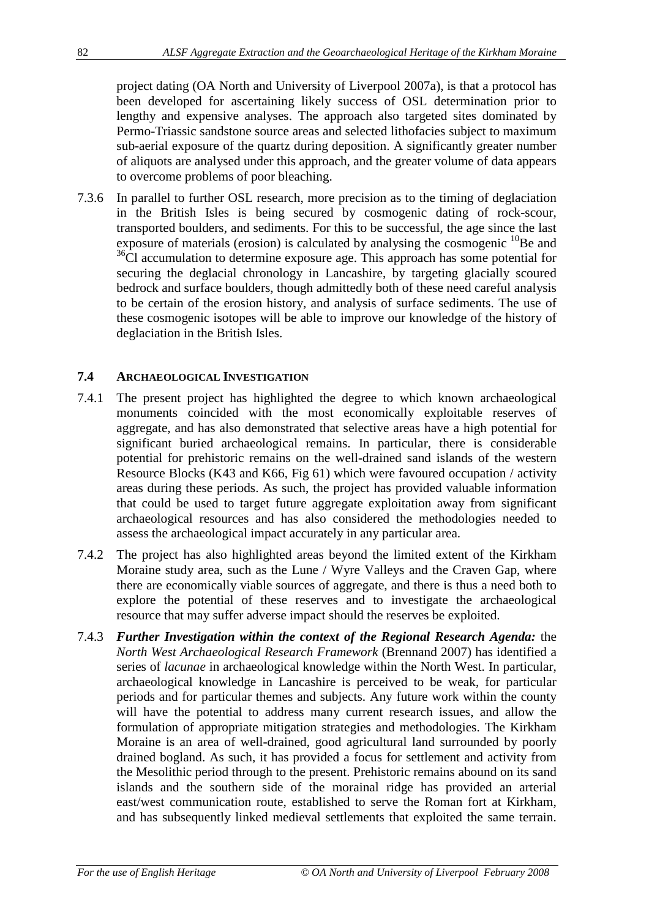project dating (OA North and University of Liverpool 2007a), is that a protocol has been developed for ascertaining likely success of OSL determination prior to lengthy and expensive analyses. The approach also targeted sites dominated by Permo-Triassic sandstone source areas and selected lithofacies subject to maximum sub-aerial exposure of the quartz during deposition. A significantly greater number of aliquots are analysed under this approach, and the greater volume of data appears to overcome problems of poor bleaching.

7.3.6 In parallel to further OSL research, more precision as to the timing of deglaciation in the British Isles is being secured by cosmogenic dating of rock-scour, transported boulders, and sediments. For this to be successful, the age since the last exposure of materials (erosion) is calculated by analysing the cosmogenic $^{10}$Be and $^{36}$Cl accumulation to determine exposure age. This approach has some potential for securing the deglacial chronology in Lancashire, by targeting glacially scoured bedrock and surface boulders, though admittedly both of these need careful analysis to be certain of the erosion history, and analysis of surface sediments. The use of these cosmogenic isotopes will be able to improve our knowledge of the history of deglaciation in the British Isles.

## 7.4 ARCHAEOLOGICAL INVESTIGATION

7.4.1 The present project has highlighted the degree to which known archaeological monuments coincided with the most economically exploitable reserves of aggregate, and has also demonstrated that selective areas have a high potential for significant buried archaeological remains. In particular, there is considerable potential for prehistoric remains on the well-drained sand islands of the western Resource Blocks (K43 and K66, Fig 61) which were favoured occupation / activity areas during these periods. As such, the project has provided valuable information that could be used to target future aggregate exploitation away from significant archaeological resources and has also considered the methodologies needed to assess the archaeological impact accurately in any particular area.

7.4.2 The project has also highlighted areas beyond the limited extent of the Kirkham Moraine study area, such as the Lune / Wyre Valleys and the Craven Gap, where there are economically viable sources of aggregate, and there is thus a need both to explore the potential of these reserves and to investigate the archaeological resource that may suffer adverse impact should the reserves be exploited.

7.4.3 ***Further Investigation within the context of the Regional Research Agenda:*** the *North West Archaeological Research Framework* (Brennand 2007) has identified a series of *lacunae* in archaeological knowledge within the North West. In particular, archaeological knowledge in Lancashire is perceived to be weak, for particular periods and for particular themes and subjects. Any future work within the county will have the potential to address many current research issues, and allow the formulation of appropriate mitigation strategies and methodologies. The Kirkham Moraine is an area of well-drained, good agricultural land surrounded by poorly drained bogland. As such, it has provided a focus for settlement and activity from the Mesolithic period through to the present. Prehistoric remains abound on its sand islands and the southern side of the morainal ridge has provided an arterial east/west communication route, established to serve the Roman fort at Kirkham, and has subsequently linked medieval settlements that exploited the same terrain.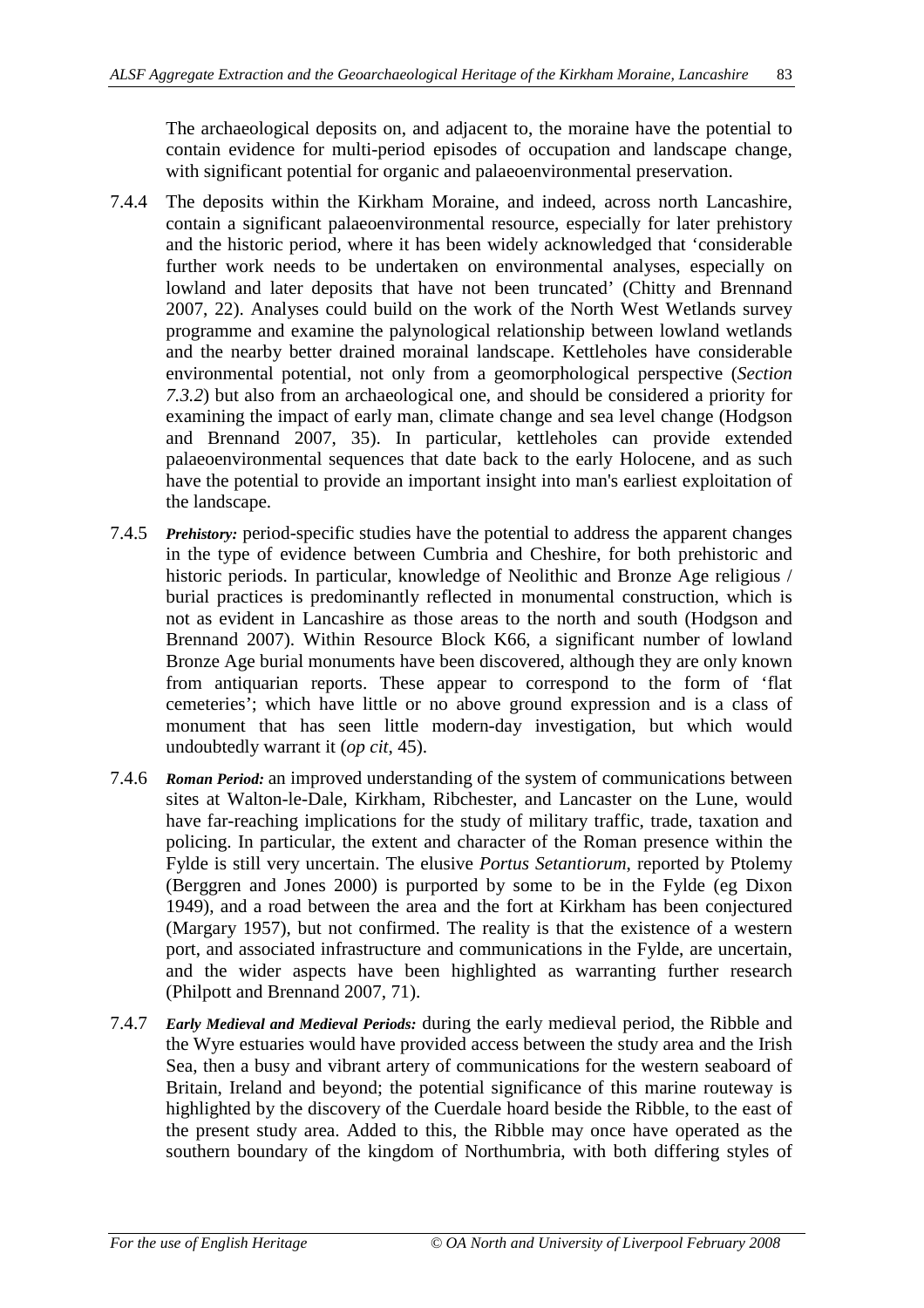The archaeological deposits on, and adjacent to, the moraine have the potential to contain evidence for multi-period episodes of occupation and landscape change, with significant potential for organic and palaeoenvironmental preservation.

7.4.4 The deposits within the Kirkham Moraine, and indeed, across north Lancashire, contain a significant palaeoenvironmental resource, especially for later prehistory and the historic period, where it has been widely acknowledged that 'considerable further work needs to be undertaken on environmental analyses, especially on lowland and later deposits that have not been truncated' (Chitty and Brennand 2007, 22). Analyses could build on the work of the North West Wetlands survey programme and examine the palynological relationship between lowland wetlands and the nearby better drained morainal landscape. Kettleholes have considerable environmental potential, not only from a geomorphological perspective (*Section 7.3.2*) but also from an archaeological one, and should be considered a priority for examining the impact of early man, climate change and sea level change (Hodgson and Brennand 2007, 35). In particular, kettleholes can provide extended palaeoenvironmental sequences that date back to the early Holocene, and as such have the potential to provide an important insight into man's earliest exploitation of the landscape.

7.4.5 ***Prehistory:*** period-specific studies have the potential to address the apparent changes in the type of evidence between Cumbria and Cheshire, for both prehistoric and historic periods. In particular, knowledge of Neolithic and Bronze Age religious / burial practices is predominantly reflected in monumental construction, which is not as evident in Lancashire as those areas to the north and south (Hodgson and Brennand 2007). Within Resource Block K66, a significant number of lowland Bronze Age burial monuments have been discovered, although they are only known from antiquarian reports. These appear to correspond to the form of 'flat cemeteries'; which have little or no above ground expression and is a class of monument that has seen little modern-day investigation, but which would undoubtedly warrant it (*op cit*, 45).

7.4.6 ***Roman Period:*** an improved understanding of the system of communications between sites at Walton-le-Dale, Kirkham, Ribchester, and Lancaster on the Lune, would have far-reaching implications for the study of military traffic, trade, taxation and policing. In particular, the extent and character of the Roman presence within the Fylde is still very uncertain. The elusive *Portus Setantiorum*, reported by Ptolemy (Berggren and Jones 2000) is purported by some to be in the Fylde (eg Dixon 1949), and a road between the area and the fort at Kirkham has been conjectured (Margary 1957), but not confirmed. The reality is that the existence of a western port, and associated infrastructure and communications in the Fylde, are uncertain, and the wider aspects have been highlighted as warranting further research (Philpott and Brennand 2007, 71).

7.4.7 ***Early Medieval and Medieval Periods:*** during the early medieval period, the Ribble and the Wyre estuaries would have provided access between the study area and the Irish Sea, then a busy and vibrant artery of communications for the western seaboard of Britain, Ireland and beyond; the potential significance of this marine routeway is highlighted by the discovery of the Cuerdale hoard beside the Ribble, to the east of the present study area. Added to this, the Ribble may once have operated as the southern boundary of the kingdom of Northumbria, with both differing styles of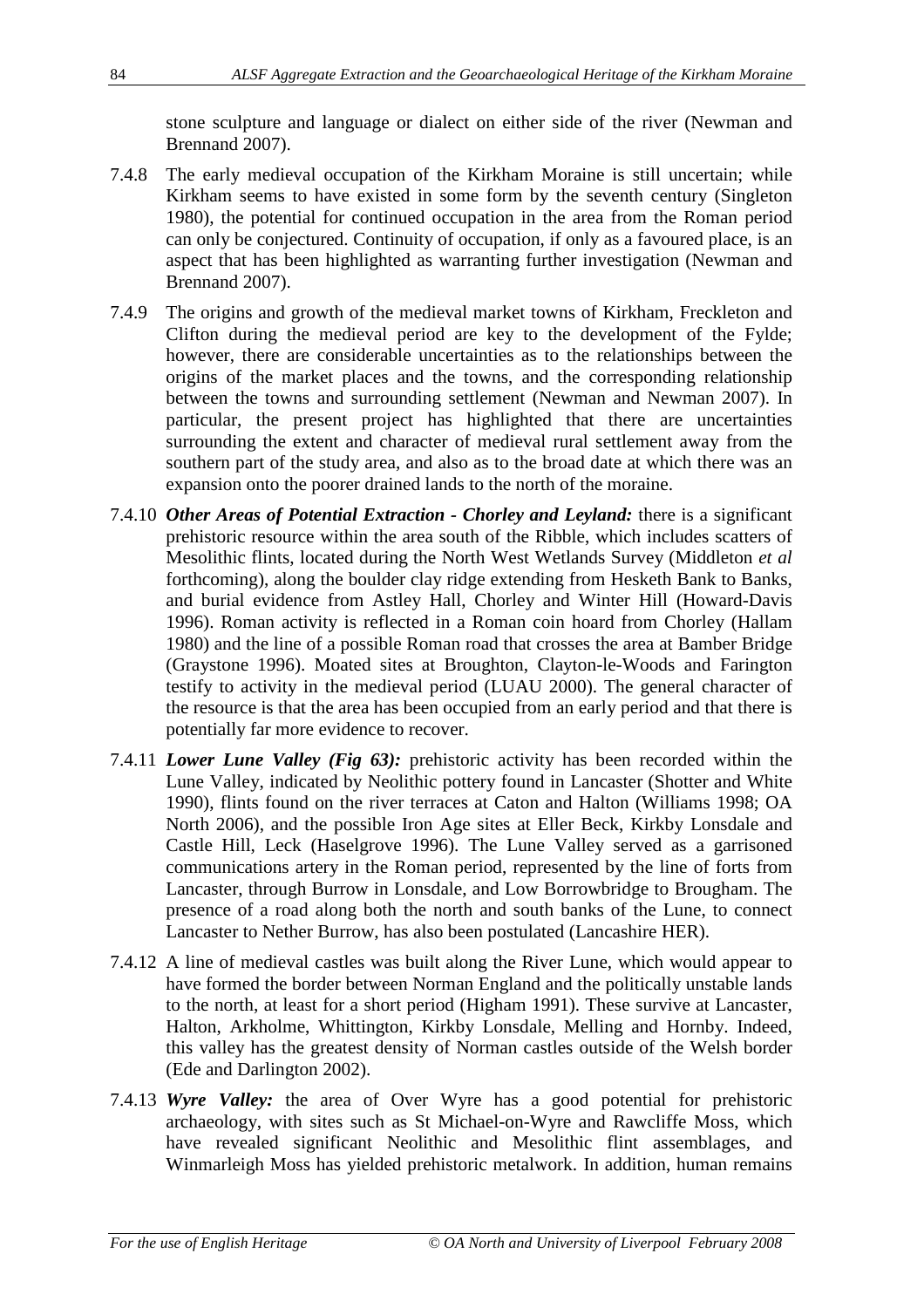stone sculpture and language or dialect on either side of the river (Newman and Brennand 2007).

7.4.8 The early medieval occupation of the Kirkham Moraine is still uncertain; while Kirkham seems to have existed in some form by the seventh century (Singleton 1980), the potential for continued occupation in the area from the Roman period can only be conjectured. Continuity of occupation, if only as a favoured place, is an aspect that has been highlighted as warranting further investigation (Newman and Brennand 2007).

7.4.9 The origins and growth of the medieval market towns of Kirkham, Freckleton and Clifton during the medieval period are key to the development of the Fylde; however, there are considerable uncertainties as to the relationships between the origins of the market places and the towns, and the corresponding relationship between the towns and surrounding settlement (Newman and Newman 2007). In particular, the present project has highlighted that there are uncertainties surrounding the extent and character of medieval rural settlement away from the southern part of the study area, and also as to the broad date at which there was an expansion onto the poorer drained lands to the north of the moraine.

7.4.10 ***Other Areas of Potential Extraction - Chorley and Leyland:*** there is a significant prehistoric resource within the area south of the Ribble, which includes scatters of Mesolithic flints, located during the North West Wetlands Survey (Middleton *et al* forthcoming), along the boulder clay ridge extending from Hesketh Bank to Banks, and burial evidence from Astley Hall, Chorley and Winter Hill (Howard-Davis 1996). Roman activity is reflected in a Roman coin hoard from Chorley (Hallam 1980) and the line of a possible Roman road that crosses the area at Bamber Bridge (Graystone 1996). Moated sites at Broughton, Clayton-le-Woods and Farington testify to activity in the medieval period (LUAU 2000). The general character of the resource is that the area has been occupied from an early period and that there is potentially far more evidence to recover.

7.4.11 ***Lower Lune Valley (Fig 63):*** prehistoric activity has been recorded within the Lune Valley, indicated by Neolithic pottery found in Lancaster (Shotter and White 1990), flints found on the river terraces at Caton and Halton (Williams 1998; OA North 2006), and the possible Iron Age sites at Eller Beck, Kirkby Lonsdale and Castle Hill, Leck (Haselgrove 1996). The Lune Valley served as a garrisoned communications artery in the Roman period, represented by the line of forts from Lancaster, through Burrow in Lonsdale, and Low Borrowbridge to Brougham. The presence of a road along both the north and south banks of the Lune, to connect Lancaster to Nether Burrow, has also been postulated (Lancashire HER).

7.4.12 A line of medieval castles was built along the River Lune, which would appear to have formed the border between Norman England and the politically unstable lands to the north, at least for a short period (Higham 1991). These survive at Lancaster, Halton, Arkholme, Whittington, Kirkby Lonsdale, Melling and Hornby. Indeed, this valley has the greatest density of Norman castles outside of the Welsh border (Ede and Darlington 2002).

7.4.13 ***Wyre Valley:*** the area of Over Wyre has a good potential for prehistoric archaeology, with sites such as St Michael-on-Wyre and Rawcliffe Moss, which have revealed significant Neolithic and Mesolithic flint assemblages, and Winmarleigh Moss has yielded prehistoric metalwork. In addition, human remains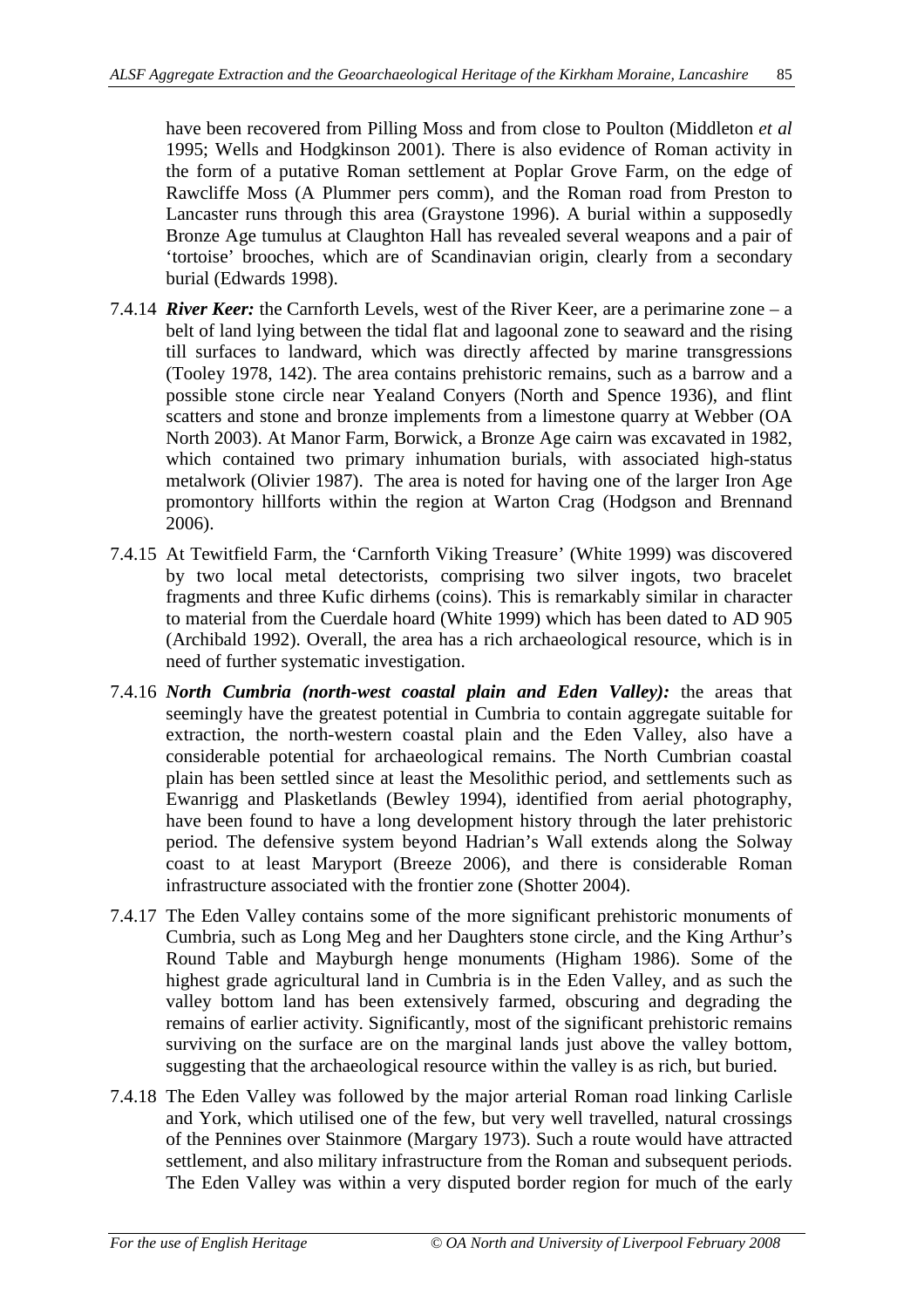have been recovered from Pilling Moss and from close to Poulton (Middleton *et al* 1995; Wells and Hodgkinson 2001). There is also evidence of Roman activity in the form of a putative Roman settlement at Poplar Grove Farm, on the edge of Rawcliffe Moss (A Plummer pers comm), and the Roman road from Preston to Lancaster runs through this area (Graystone 1996). A burial within a supposedly Bronze Age tumulus at Claughton Hall has revealed several weapons and a pair of 'tortoise' brooches, which are of Scandinavian origin, clearly from a secondary burial (Edwards 1998).

7.4.14 ***River Keer:*** the Carnforth Levels, west of the River Keer, are a perimarine zone – a belt of land lying between the tidal flat and lagoonal zone to seaward and the rising till surfaces to landward, which was directly affected by marine transgressions (Tooley 1978, 142). The area contains prehistoric remains, such as a barrow and a possible stone circle near Yealand Conyers (North and Spence 1936), and flint scatters and stone and bronze implements from a limestone quarry at Webber (OA North 2003). At Manor Farm, Borwick, a Bronze Age cairn was excavated in 1982, which contained two primary inhumation burials, with associated high-status metalwork (Olivier 1987). The area is noted for having one of the larger Iron Age promontory hillforts within the region at Warton Crag (Hodgson and Brennand 2006).

7.4.15 At Tewitfield Farm, the 'Carnforth Viking Treasure' (White 1999) was discovered by two local metal detectorists, comprising two silver ingots, two bracelet fragments and three Kufic dirhems (coins). This is remarkably similar in character to material from the Cuerdale hoard (White 1999) which has been dated to AD 905 (Archibald 1992). Overall, the area has a rich archaeological resource, which is in need of further systematic investigation.

7.4.16 ***North Cumbria (north-west coastal plain and Eden Valley):*** the areas that seemingly have the greatest potential in Cumbria to contain aggregate suitable for extraction, the north-western coastal plain and the Eden Valley, also have a considerable potential for archaeological remains. The North Cumbrian coastal plain has been settled since at least the Mesolithic period, and settlements such as Ewanrigg and Plasketlands (Bewley 1994), identified from aerial photography, have been found to have a long development history through the later prehistoric period. The defensive system beyond Hadrian's Wall extends along the Solway coast to at least Maryport (Breeze 2006), and there is considerable Roman infrastructure associated with the frontier zone (Shotter 2004).

7.4.17 The Eden Valley contains some of the more significant prehistoric monuments of Cumbria, such as Long Meg and her Daughters stone circle, and the King Arthur's Round Table and Mayburgh henge monuments (Higham 1986). Some of the highest grade agricultural land in Cumbria is in the Eden Valley, and as such the valley bottom land has been extensively farmed, obscuring and degrading the remains of earlier activity. Significantly, most of the significant prehistoric remains surviving on the surface are on the marginal lands just above the valley bottom, suggesting that the archaeological resource within the valley is as rich, but buried.

7.4.18 The Eden Valley was followed by the major arterial Roman road linking Carlisle and York, which utilised one of the few, but very well travelled, natural crossings of the Pennines over Stainmore (Margary 1973). Such a route would have attracted settlement, and also military infrastructure from the Roman and subsequent periods. The Eden Valley was within a very disputed border region for much of the early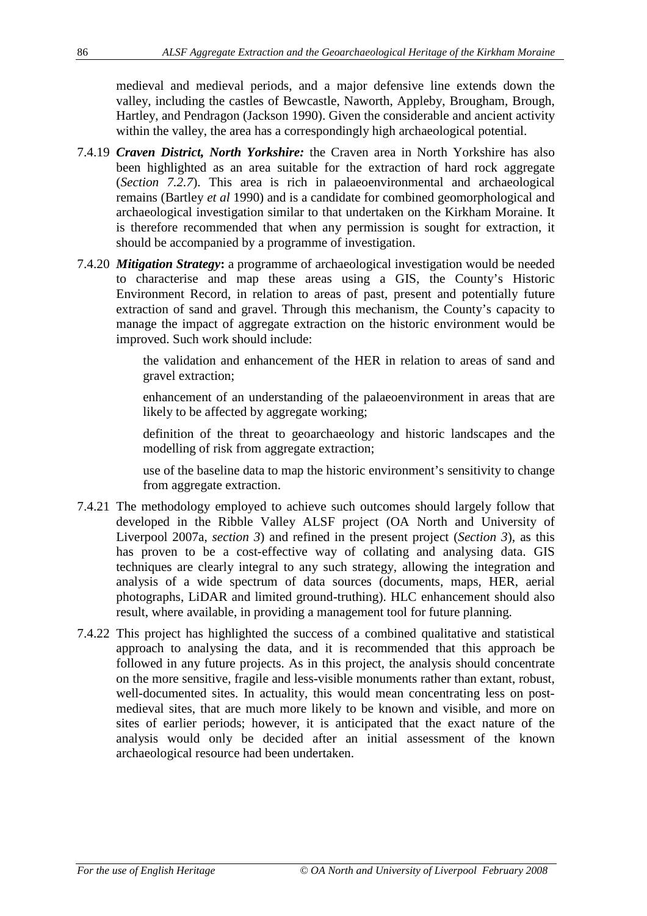medieval and medieval periods, and a major defensive line extends down the valley, including the castles of Bewcastle, Naworth, Appleby, Brougham, Brough, Hartley, and Pendragon (Jackson 1990). Given the considerable and ancient activity within the valley, the area has a correspondingly high archaeological potential.

7.4.19 ***Craven District, North Yorkshire:*** the Craven area in North Yorkshire has also been highlighted as an area suitable for the extraction of hard rock aggregate (*Section 7.2.7*). This area is rich in palaeoenvironmental and archaeological remains (Bartley *et al* 1990) and is a candidate for combined geomorphological and archaeological investigation similar to that undertaken on the Kirkham Moraine. It is therefore recommended that when any permission is sought for extraction, it should be accompanied by a programme of investigation.

7.4.20 ***Mitigation Strategy*****:** a programme of archaeological investigation would be needed to characterise and map these areas using a GIS, the County's Historic Environment Record, in relation to areas of past, present and potentially future extraction of sand and gravel. Through this mechanism, the County's capacity to manage the impact of aggregate extraction on the historic environment would be improved. Such work should include:

- the validation and enhancement of the HER in relation to areas of sand and gravel extraction;
- enhancement of an understanding of the palaeoenvironment in areas that are likely to be affected by aggregate working;
- definition of the threat to geoarchaeology and historic landscapes and the modelling of risk from aggregate extraction;
- use of the baseline data to map the historic environment's sensitivity to change from aggregate extraction.

7.4.21 The methodology employed to achieve such outcomes should largely follow that developed in the Ribble Valley ALSF project (OA North and University of Liverpool 2007a, *section 3*) and refined in the present project (*Section 3*), as this has proven to be a cost-effective way of collating and analysing data. GIS techniques are clearly integral to any such strategy, allowing the integration and analysis of a wide spectrum of data sources (documents, maps, HER, aerial photographs, LiDAR and limited ground-truthing). HLC enhancement should also result, where available, in providing a management tool for future planning.

7.4.22 This project has highlighted the success of a combined qualitative and statistical approach to analysing the data, and it is recommended that this approach be followed in any future projects. As in this project, the analysis should concentrate on the more sensitive, fragile and less-visible monuments rather than extant, robust, well-documented sites. In actuality, this would mean concentrating less on post-medieval sites, that are much more likely to be known and visible, and more on sites of earlier periods; however, it is anticipated that the exact nature of the analysis would only be decided after an initial assessment of the known archaeological resource had been undertaken.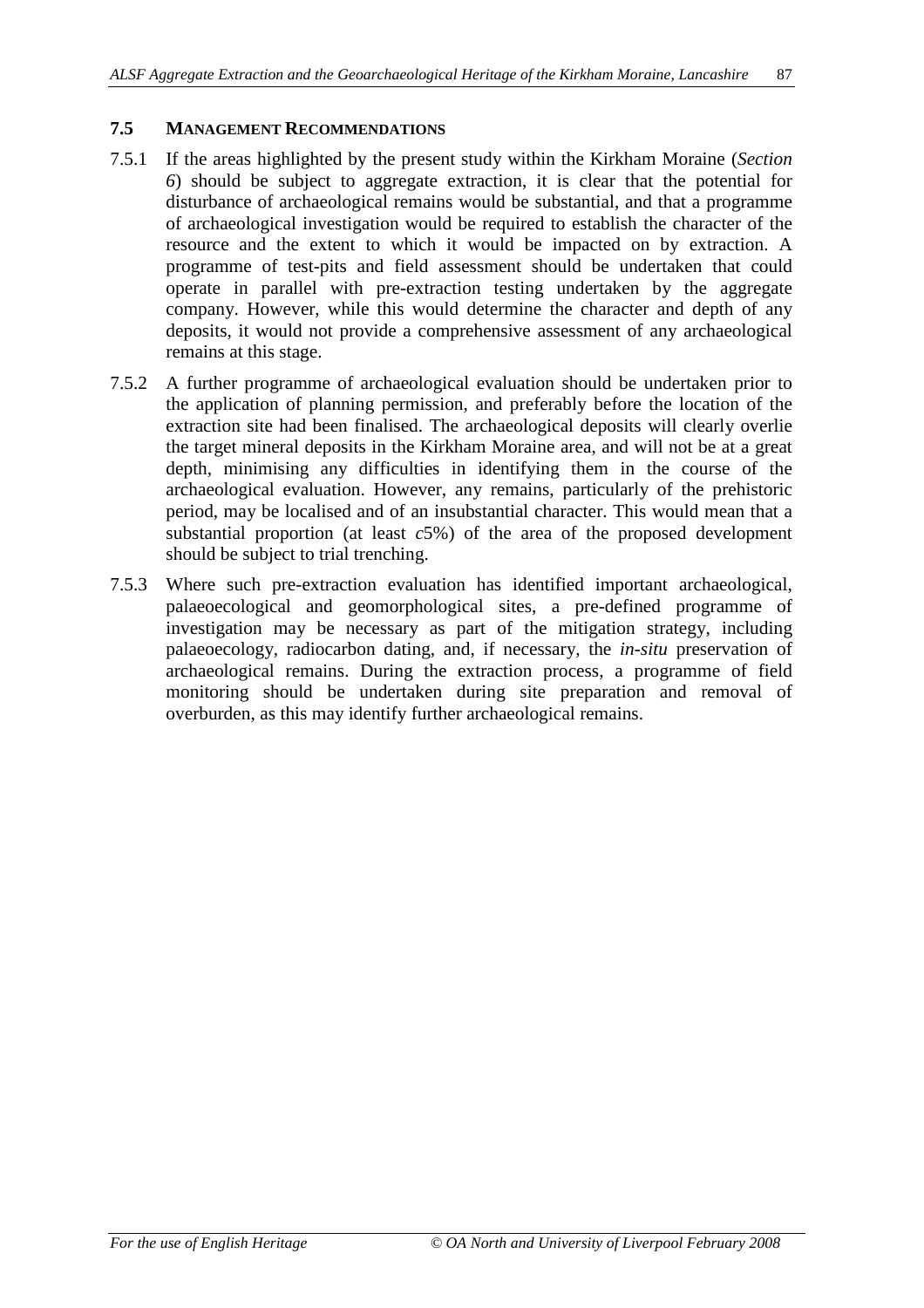### 7.5 MANAGEMENT RECOMMENDATIONS

7.5.1 If the areas highlighted by the present study within the Kirkham Moraine (*Section 6*) should be subject to aggregate extraction, it is clear that the potential for disturbance of archaeological remains would be substantial, and that a programme of archaeological investigation would be required to establish the character of the resource and the extent to which it would be impacted on by extraction. A programme of test-pits and field assessment should be undertaken that could operate in parallel with pre-extraction testing undertaken by the aggregate company. However, while this would determine the character and depth of any deposits, it would not provide a comprehensive assessment of any archaeological remains at this stage.

7.5.2 A further programme of archaeological evaluation should be undertaken prior to the application of planning permission, and preferably before the location of the extraction site had been finalised. The archaeological deposits will clearly overlie the target mineral deposits in the Kirkham Moraine area, and will not be at a great depth, minimising any difficulties in identifying them in the course of the archaeological evaluation. However, any remains, particularly of the prehistoric period, may be localised and of an insubstantial character. This would mean that a substantial proportion (at least *c*5%) of the area of the proposed development should be subject to trial trenching.

7.5.3 Where such pre-extraction evaluation has identified important archaeological, palaeoecological and geomorphological sites, a pre-defined programme of investigation may be necessary as part of the mitigation strategy, including palaeoecology, radiocarbon dating, and, if necessary, the *in-situ* preservation of archaeological remains. During the extraction process, a programme of field monitoring should be undertaken during site preparation and removal of overburden, as this may identify further archaeological remains.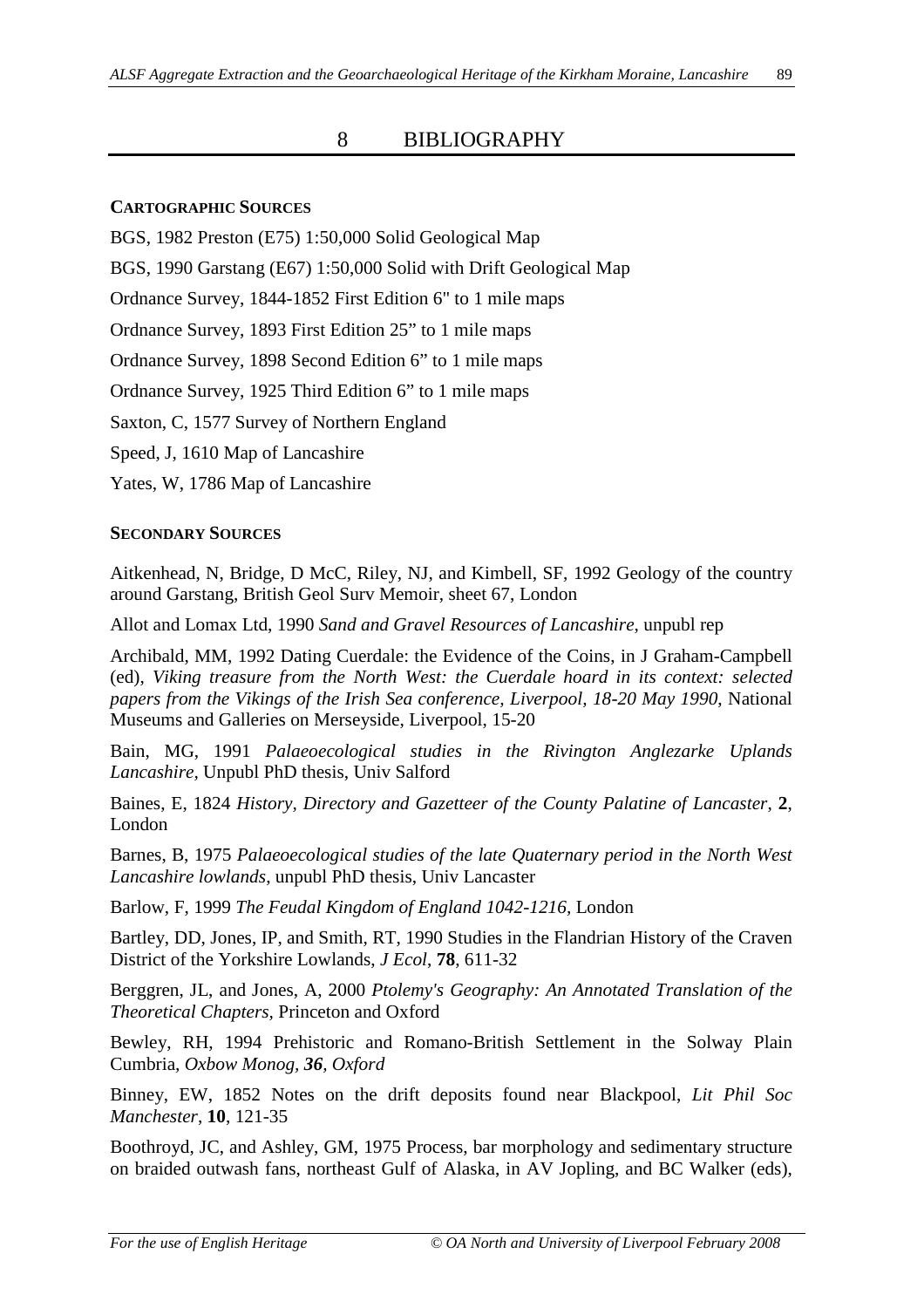# 8 BIBLIOGRAPHY

**CARTOGRAPHIC SOURCES**

BGS, 1982 Preston (E75) 1:50,000 Solid Geological Map

BGS, 1990 Garstang (E67) 1:50,000 Solid with Drift Geological Map

Ordnance Survey, 1844-1852 First Edition 6" to 1 mile maps

Ordnance Survey, 1893 First Edition 25” to 1 mile maps

Ordnance Survey, 1898 Second Edition 6” to 1 mile maps

Ordnance Survey, 1925 Third Edition 6” to 1 mile maps

Saxton, C, 1577 Survey of Northern England

Speed, J, 1610 Map of Lancashire

Yates, W, 1786 Map of Lancashire

**SECONDARY SOURCES**

Aitkenhead, N, Bridge, D McC, Riley, NJ, and Kimbell, SF, 1992 Geology of the country around Garstang, British Geol Surv Memoir, sheet 67, London

Allot and Lomax Ltd, 1990 *Sand and Gravel Resources of Lancashire*, unpubl rep

Archibald, MM, 1992 Dating Cuerdale: the Evidence of the Coins, in J Graham-Campbell (ed), *Viking treasure from the North West: the Cuerdale hoard in its context: selected papers from the Vikings of the Irish Sea conference, Liverpool, 18-20 May 1990*, National Museums and Galleries on Merseyside, Liverpool, 15-20

Bain, MG, 1991 *Palaeoecological studies in the Rivington Anglezarke Uplands Lancashire*, Unpubl PhD thesis, Univ Salford

Baines, E, 1824 *History, Directory and Gazetteer of the County Palatine of Lancaster*, **2**, London

Barnes, B, 1975 *Palaeoecological studies of the late Quaternary period in the North West Lancashire lowlands*, unpubl PhD thesis, Univ Lancaster

Barlow, F, 1999 *The Feudal Kingdom of England 1042-1216*, London

Bartley, DD, Jones, IP, and Smith, RT, 1990 Studies in the Flandrian History of the Craven District of the Yorkshire Lowlands, *J Ecol*, **78**, 611-32

Berggren, JL, and Jones, A, 2000 *Ptolemy's Geography: An Annotated Translation of the Theoretical Chapters*, Princeton and Oxford

Bewley, RH, 1994 Prehistoric and Romano-British Settlement in the Solway Plain Cumbria, *Oxbow Monog, **36**, Oxford*

Binney, EW, 1852 Notes on the drift deposits found near Blackpool, *Lit Phil Soc Manchester*, **10**, 121-35

Boothroyd, JC, and Ashley, GM, 1975 Process, bar morphology and sedimentary structure on braided outwash fans, northeast Gulf of Alaska, in AV Jopling, and BC Walker (eds),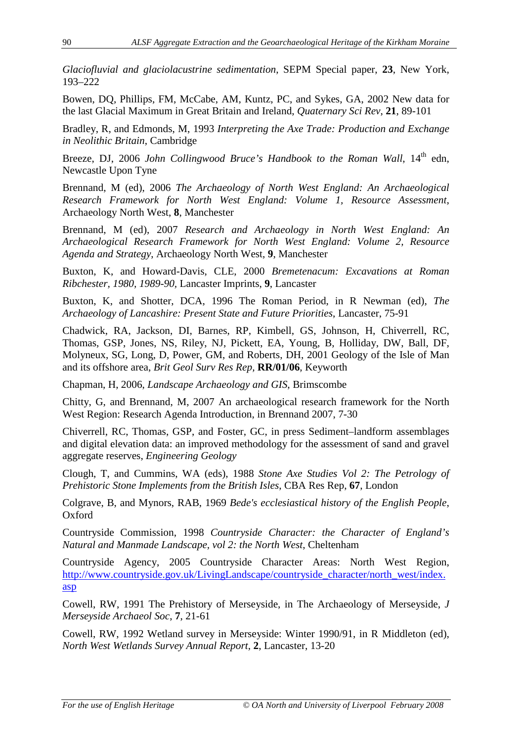*Glaciofluvial and glaciolacustrine sedimentation*, SEPM Special paper, **23**, New York, 193–222

Bowen, DQ, Phillips, FM, McCabe, AM, Kuntz, PC, and Sykes, GA, 2002 New data for the last Glacial Maximum in Great Britain and Ireland, *Quaternary Sci Rev*, **21**, 89-101

Bradley, R, and Edmonds, M, 1993 *Interpreting the Axe Trade: Production and Exchange in Neolithic Britain*, Cambridge

Breeze, DJ, 2006 *John Collingwood Bruce's Handbook to the Roman Wall*, 14th edn, Newcastle Upon Tyne

Brennand, M (ed), 2006 *The Archaeology of North West England: An Archaeological Research Framework for North West England: Volume 1, Resource Assessment*, Archaeology North West, **8**, Manchester

Brennand, M (ed), 2007 *Research and Archaeology in North West England: An Archaeological Research Framework for North West England: Volume 2, Resource Agenda and Strategy*, Archaeology North West, **9**, Manchester

Buxton, K, and Howard-Davis, CLE, 2000 *Bremetenacum: Excavations at Roman Ribchester, 1980, 1989-90*, Lancaster Imprints, **9**, Lancaster

Buxton, K, and Shotter, DCA, 1996 The Roman Period, in R Newman (ed), *The Archaeology of Lancashire: Present State and Future Priorities*, Lancaster, 75-91

Chadwick, RA, Jackson, DI, Barnes, RP, Kimbell, GS, Johnson, H, Chiverrell, RC, Thomas, GSP, Jones, NS, Riley, NJ, Pickett, EA, Young, B, Holliday, DW, Ball, DF, Molyneux, SG, Long, D, Power, GM, and Roberts, DH, 2001 Geology of the Isle of Man and its offshore area, *Brit Geol Surv Res Rep*, **RR/01/06**, Keyworth

Chapman, H, 2006, *Landscape Archaeology and GIS*, Brimscombe

Chitty, G, and Brennand, M, 2007 An archaeological research framework for the North West Region: Research Agenda Introduction, in Brennand 2007, 7-30

Chiverrell, RC, Thomas, GSP, and Foster, GC, in press Sediment–landform assemblages and digital elevation data: an improved methodology for the assessment of sand and gravel aggregate reserves, *Engineering Geology*

Clough, T, and Cummins, WA (eds), 1988 *Stone Axe Studies Vol 2: The Petrology of Prehistoric Stone Implements from the British Isles*, CBA Res Rep, **67**, London

Colgrave, B, and Mynors, RAB, 1969 *Bede's ecclesiastical history of the English People*, Oxford

Countryside Commission, 1998 *Countryside Character: the Character of England's Natural and Manmade Landscape, vol 2: the North West*, Cheltenham

Countryside Agency, 2005 Countryside Character Areas: North West Region, http://www.countryside.gov.uk/LivingLandscape/countryside_character/north_west/index.asp

Cowell, RW, 1991 The Prehistory of Merseyside, in The Archaeology of Merseyside, *J Merseyside Archaeol Soc*, **7**, 21-61

Cowell, RW, 1992 Wetland survey in Merseyside: Winter 1990/91, in R Middleton (ed), *North West Wetlands Survey Annual Report*, **2**, Lancaster, 13-20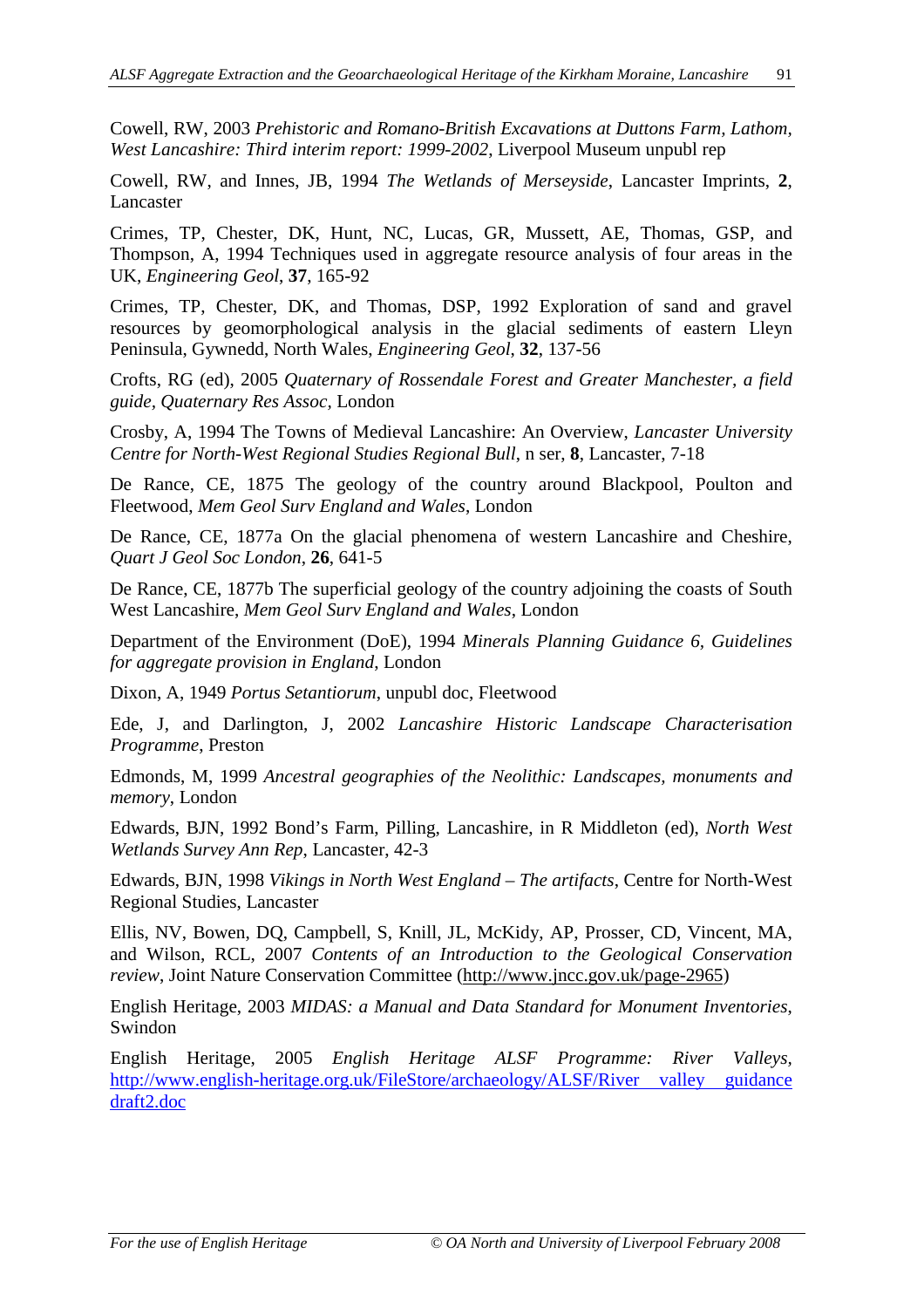Cowell, RW, 2003 *Prehistoric and Romano-British Excavations at Duttons Farm, Lathom, West Lancashire: Third interim report: 1999-2002*, Liverpool Museum unpubl rep

Cowell, RW, and Innes, JB, 1994 *The Wetlands of Merseyside*, Lancaster Imprints, **2**, Lancaster

Crimes, TP, Chester, DK, Hunt, NC, Lucas, GR, Mussett, AE, Thomas, GSP, and Thompson, A, 1994 Techniques used in aggregate resource analysis of four areas in the UK, *Engineering Geol*, **37**, 165-92

Crimes, TP, Chester, DK, and Thomas, DSP, 1992 Exploration of sand and gravel resources by geomorphological analysis in the glacial sediments of eastern Lleyn Peninsula, Gywnedd, North Wales, *Engineering Geol*, **32**, 137-56

Crofts, RG (ed), 2005 *Quaternary of Rossendale Forest and Greater Manchester, a field guide, Quaternary Res Assoc*, London

Crosby, A, 1994 The Towns of Medieval Lancashire: An Overview, *Lancaster University Centre for North-West Regional Studies Regional Bull*, n ser, **8**, Lancaster, 7-18

De Rance, CE, 1875 The geology of the country around Blackpool, Poulton and Fleetwood, *Mem Geol Surv England and Wales*, London

De Rance, CE, 1877a On the glacial phenomena of western Lancashire and Cheshire, *Quart J Geol Soc London*, **26**, 641-5

De Rance, CE, 1877b The superficial geology of the country adjoining the coasts of South West Lancashire, *Mem Geol Surv England and Wales*, London

Department of the Environment (DoE), 1994 *Minerals Planning Guidance 6, Guidelines for aggregate provision in England*, London

Dixon, A, 1949 *Portus Setantiorum*, unpubl doc, Fleetwood

Ede, J, and Darlington, J, 2002 *Lancashire Historic Landscape Characterisation Programme*, Preston

Edmonds, M, 1999 *Ancestral geographies of the Neolithic: Landscapes, monuments and memory*, London

Edwards, BJN, 1992 Bond's Farm, Pilling, Lancashire, in R Middleton (ed), *North West Wetlands Survey Ann Rep*, Lancaster, 42-3

Edwards, BJN, 1998 *Vikings in North West England – The artifacts*, Centre for North-West Regional Studies, Lancaster

Ellis, NV, Bowen, DQ, Campbell, S, Knill, JL, McKidy, AP, Prosser, CD, Vincent, MA, and Wilson, RCL, 2007 *Contents of an Introduction to the Geological Conservation review*, Joint Nature Conservation Committee (http://www.jncc.gov.uk/page-2965)

English Heritage, 2003 *MIDAS: a Manual and Data Standard for Monument Inventories*, Swindon

English Heritage, 2005 *English Heritage ALSF Programme: River Valleys*, http://www.english-heritage.org.uk/FileStore/archaeology/ALSF/River valley guidance draft2.doc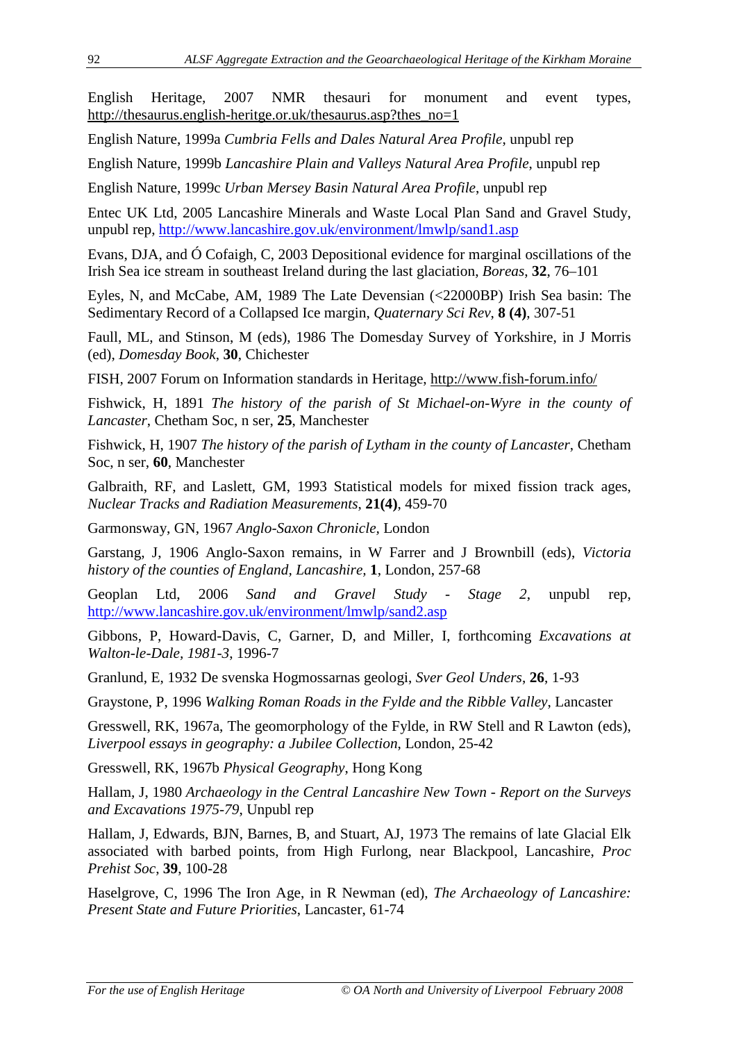English Heritage, 2007 NMR thesauri for monument and event types, http://thesaurus.english-heritge.or.uk/thesaurus.asp?thes_no=1

English Nature, 1999a *Cumbria Fells and Dales Natural Area Profile*, unpubl rep

English Nature, 1999b *Lancashire Plain and Valleys Natural Area Profile*, unpubl rep

English Nature, 1999c *Urban Mersey Basin Natural Area Profile*, unpubl rep

Entec UK Ltd, 2005 Lancashire Minerals and Waste Local Plan Sand and Gravel Study, unpubl rep, http://www.lancashire.gov.uk/environment/lmwlp/sand1.asp

Evans, DJA, and Ó Cofaigh, C, 2003 Depositional evidence for marginal oscillations of the Irish Sea ice stream in southeast Ireland during the last glaciation, *Boreas*, **32**, 76–101

Eyles, N, and McCabe, AM, 1989 The Late Devensian (<22000BP) Irish Sea basin: The Sedimentary Record of a Collapsed Ice margin, *Quaternary Sci Rev*, **8 (4)**, 307-51

Faull, ML, and Stinson, M (eds), 1986 The Domesday Survey of Yorkshire, in J Morris (ed), *Domesday Book*, **30**, Chichester

FISH, 2007 Forum on Information standards in Heritage, http://www.fish-forum.info/

Fishwick, H, 1891 *The history of the parish of St Michael-on-Wyre in the county of Lancaster*, Chetham Soc, n ser, **25**, Manchester

Fishwick, H, 1907 *The history of the parish of Lytham in the county of Lancaster*, Chetham Soc, n ser, **60**, Manchester

Galbraith, RF, and Laslett, GM, 1993 Statistical models for mixed fission track ages, *Nuclear Tracks and Radiation Measurements*, **21(4)**, 459-70

Garmonsway, GN, 1967 *Anglo-Saxon Chronicle*, London

Garstang, J, 1906 Anglo-Saxon remains, in W Farrer and J Brownbill (eds), *Victoria history of the counties of England, Lancashire*, **1**, London, 257-68

Geoplan Ltd, 2006 *Sand and Gravel Study - Stage 2*, unpubl rep, http://www.lancashire.gov.uk/environment/lmwlp/sand2.asp

Gibbons, P, Howard-Davis, C, Garner, D, and Miller, I, forthcoming *Excavations at Walton-le-Dale, 1981-3*, 1996-7

Granlund, E, 1932 De svenska Hogmossarnas geologi, *Sver Geol Unders*, **26**, 1-93

Graystone, P, 1996 *Walking Roman Roads in the Fylde and the Ribble Valley*, Lancaster

Gresswell, RK, 1967a, The geomorphology of the Fylde, in RW Stell and R Lawton (eds), *Liverpool essays in geography: a Jubilee Collection*, London, 25-42

Gresswell, RK, 1967b *Physical Geography*, Hong Kong

Hallam, J, 1980 *Archaeology in the Central Lancashire New Town - Report on the Surveys and Excavations 1975-79*, Unpubl rep

Hallam, J, Edwards, BJN, Barnes, B, and Stuart, AJ, 1973 The remains of late Glacial Elk associated with barbed points, from High Furlong, near Blackpool, Lancashire, *Proc Prehist Soc*, **39**, 100-28

Haselgrove, C, 1996 The Iron Age, in R Newman (ed), *The Archaeology of Lancashire: Present State and Future Priorities*, Lancaster, 61-74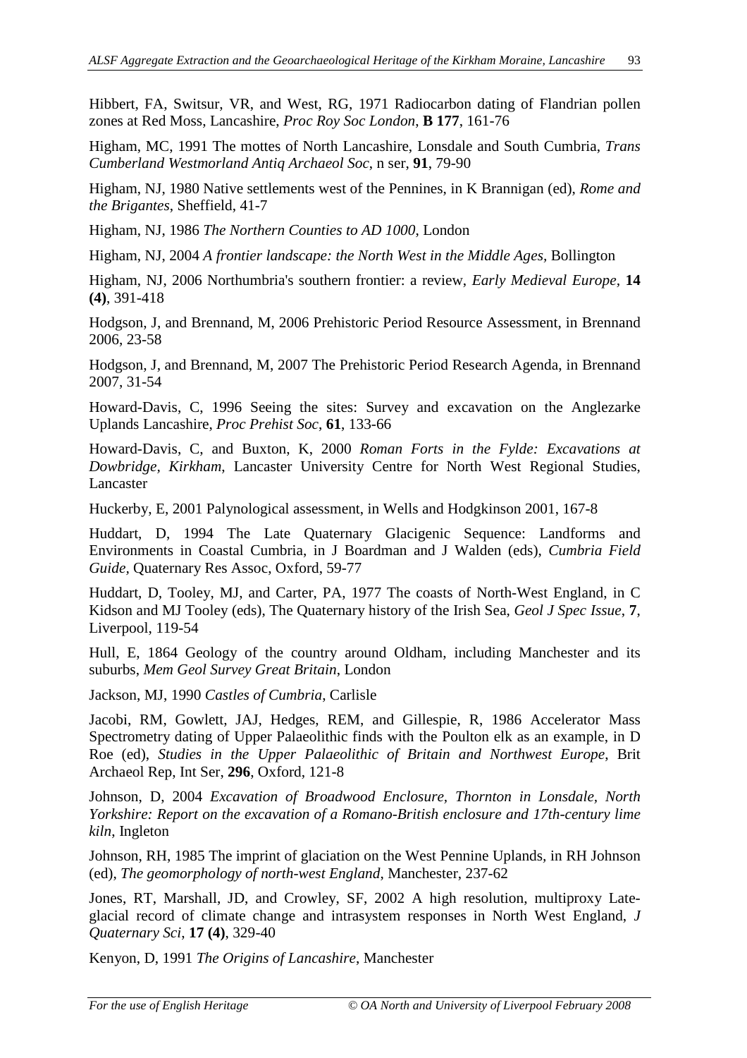Hibbert, FA, Switsur, VR, and West, RG, 1971 Radiocarbon dating of Flandrian pollen zones at Red Moss, Lancashire, *Proc Roy Soc London*, **B 177**, 161-76

Higham, MC, 1991 The mottes of North Lancashire, Lonsdale and South Cumbria, *Trans Cumberland Westmorland Antiq Archaeol Soc*, n ser, **91**, 79-90

Higham, NJ, 1980 Native settlements west of the Pennines, in K Brannigan (ed), *Rome and the Brigantes*, Sheffield, 41-7

Higham, NJ, 1986 *The Northern Counties to AD 1000*, London

Higham, NJ, 2004 *A frontier landscape: the North West in the Middle Ages*, Bollington

Higham, NJ, 2006 Northumbria's southern frontier: a review, *Early Medieval Europe*, **14 (4)**, 391-418

Hodgson, J, and Brennand, M, 2006 Prehistoric Period Resource Assessment, in Brennand 2006, 23-58

Hodgson, J, and Brennand, M, 2007 The Prehistoric Period Research Agenda, in Brennand 2007, 31-54

Howard-Davis, C, 1996 Seeing the sites: Survey and excavation on the Anglezarke Uplands Lancashire, *Proc Prehist Soc*, **61**, 133-66

Howard-Davis, C, and Buxton, K, 2000 *Roman Forts in the Fylde: Excavations at Dowbridge, Kirkham*, Lancaster University Centre for North West Regional Studies, Lancaster

Huckerby, E, 2001 Palynological assessment, in Wells and Hodgkinson 2001, 167-8

Huddart, D, 1994 The Late Quaternary Glacigenic Sequence: Landforms and Environments in Coastal Cumbria, in J Boardman and J Walden (eds), *Cumbria Field Guide*, Quaternary Res Assoc, Oxford, 59-77

Huddart, D, Tooley, MJ, and Carter, PA, 1977 The coasts of North-West England, in C Kidson and MJ Tooley (eds), The Quaternary history of the Irish Sea, *Geol J Spec Issue*, **7**, Liverpool, 119-54

Hull, E, 1864 Geology of the country around Oldham, including Manchester and its suburbs, *Mem Geol Survey Great Britain*, London

Jackson, MJ, 1990 *Castles of Cumbria*, Carlisle

Jacobi, RM, Gowlett, JAJ, Hedges, REM, and Gillespie, R, 1986 Accelerator Mass Spectrometry dating of Upper Palaeolithic finds with the Poulton elk as an example, in D Roe (ed), *Studies in the Upper Palaeolithic of Britain and Northwest Europe*, Brit Archaeol Rep, Int Ser, **296**, Oxford, 121-8

Johnson, D, 2004 *Excavation of Broadwood Enclosure, Thornton in Lonsdale, North Yorkshire: Report on the excavation of a Romano-British enclosure and 17th-century lime kiln*, Ingleton

Johnson, RH, 1985 The imprint of glaciation on the West Pennine Uplands, in RH Johnson (ed), *The geomorphology of north-west England*, Manchester, 237-62

Jones, RT, Marshall, JD, and Crowley, SF, 2002 A high resolution, multiproxy Late-glacial record of climate change and intrasystem responses in North West England, *J Quaternary Sci*, **17 (4)**, 329-40

Kenyon, D, 1991 *The Origins of Lancashire*, Manchester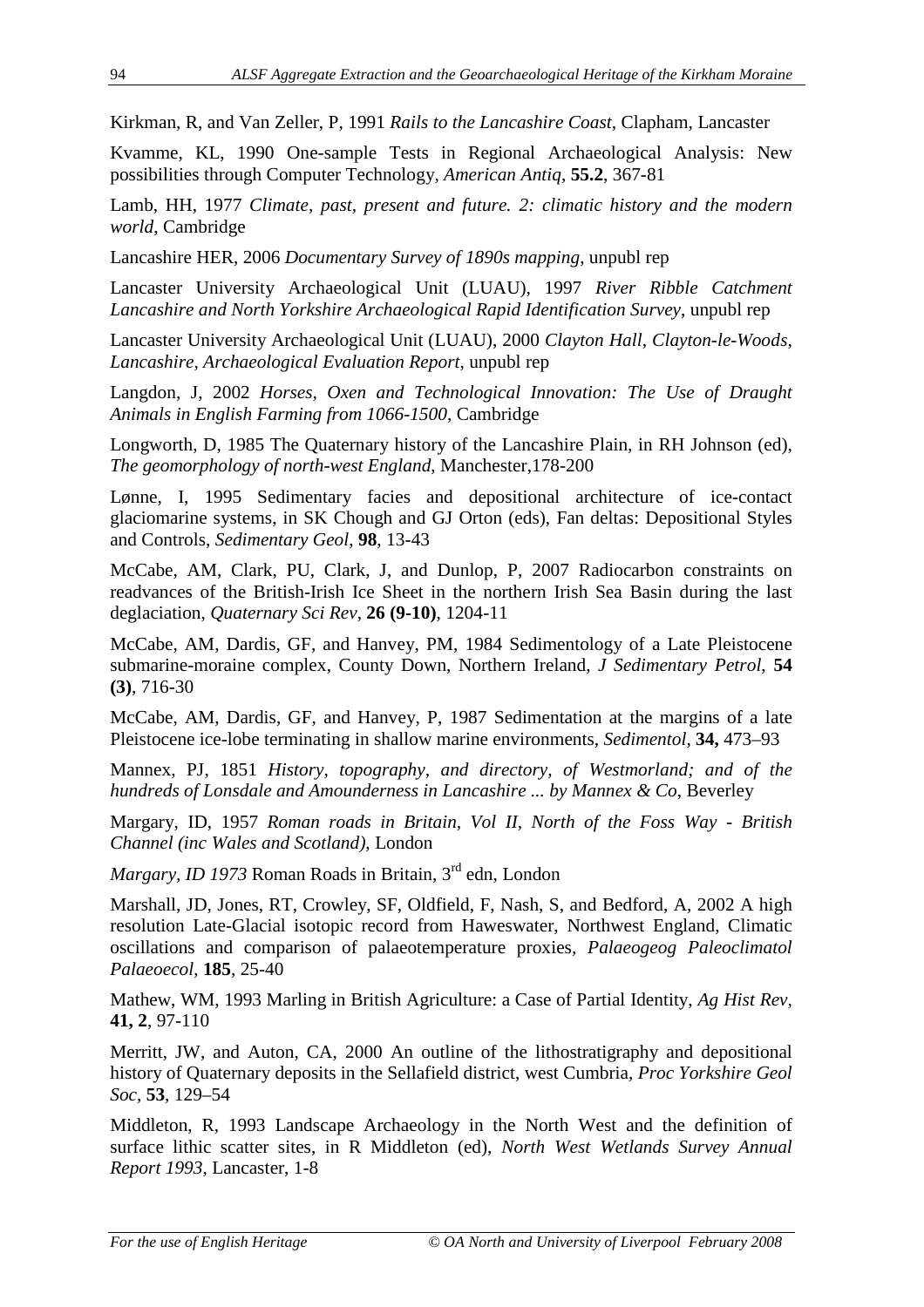Kirkman, R, and Van Zeller, P, 1991 *Rails to the Lancashire Coast*, Clapham, Lancaster

Kvamme, KL, 1990 One-sample Tests in Regional Archaeological Analysis: New possibilities through Computer Technology, *American Antiq*, **55.2**, 367-81

Lamb, HH, 1977 *Climate, past, present and future. 2: climatic history and the modern world*, Cambridge

Lancashire HER, 2006 *Documentary Survey of 1890s mapping*, unpubl rep

Lancaster University Archaeological Unit (LUAU), 1997 *River Ribble Catchment Lancashire and North Yorkshire Archaeological Rapid Identification Survey*, unpubl rep

Lancaster University Archaeological Unit (LUAU), 2000 *Clayton Hall, Clayton-le-Woods, Lancashire, Archaeological Evaluation Report*, unpubl rep

Langdon, J, 2002 *Horses, Oxen and Technological Innovation: The Use of Draught Animals in English Farming from 1066-1500*, Cambridge

Longworth, D, 1985 The Quaternary history of the Lancashire Plain, in RH Johnson (ed), *The geomorphology of north-west England*, Manchester,178-200

Lønne, I, 1995 Sedimentary facies and depositional architecture of ice-contact glaciomarine systems, in SK Chough and GJ Orton (eds), Fan deltas: Depositional Styles and Controls, *Sedimentary Geol*, **98**, 13-43

McCabe, AM, Clark, PU, Clark, J, and Dunlop, P, 2007 Radiocarbon constraints on readvances of the British-Irish Ice Sheet in the northern Irish Sea Basin during the last deglaciation, *Quaternary Sci Rev*, **26 (9-10)**, 1204-11

McCabe, AM, Dardis, GF, and Hanvey, PM, 1984 Sedimentology of a Late Pleistocene submarine-moraine complex, County Down, Northern Ireland, *J Sedimentary Petrol*, **54 (3)**, 716-30

McCabe, AM, Dardis, GF, and Hanvey, P, 1987 Sedimentation at the margins of a late Pleistocene ice-lobe terminating in shallow marine environments, *Sedimentol*, **34,** 473–93

Mannex, PJ, 1851 *History, topography, and directory, of Westmorland; and of the hundreds of Lonsdale and Amounderness in Lancashire ... by Mannex & Co*, Beverley

Margary, ID, 1957 *Roman roads in Britain, Vol II, North of the Foss Way - British Channel (inc Wales and Scotland)*, London

*Margary, ID 1973* Roman Roads in Britain, 3rd edn, London

Marshall, JD, Jones, RT, Crowley, SF, Oldfield, F, Nash, S, and Bedford, A, 2002 A high resolution Late-Glacial isotopic record from Haweswater, Northwest England, Climatic oscillations and comparison of palaeotemperature proxies, *Palaeogeog Paleoclimatol Palaeoecol*, **185**, 25-40

Mathew, WM, 1993 Marling in British Agriculture: a Case of Partial Identity, *Ag Hist Rev*, **41, 2**, 97-110

Merritt, JW, and Auton, CA, 2000 An outline of the lithostratigraphy and depositional history of Quaternary deposits in the Sellafield district, west Cumbria, *Proc Yorkshire Geol Soc*, **53**, 129–54

Middleton, R, 1993 Landscape Archaeology in the North West and the definition of surface lithic scatter sites, in R Middleton (ed), *North West Wetlands Survey Annual Report 1993*, Lancaster, 1-8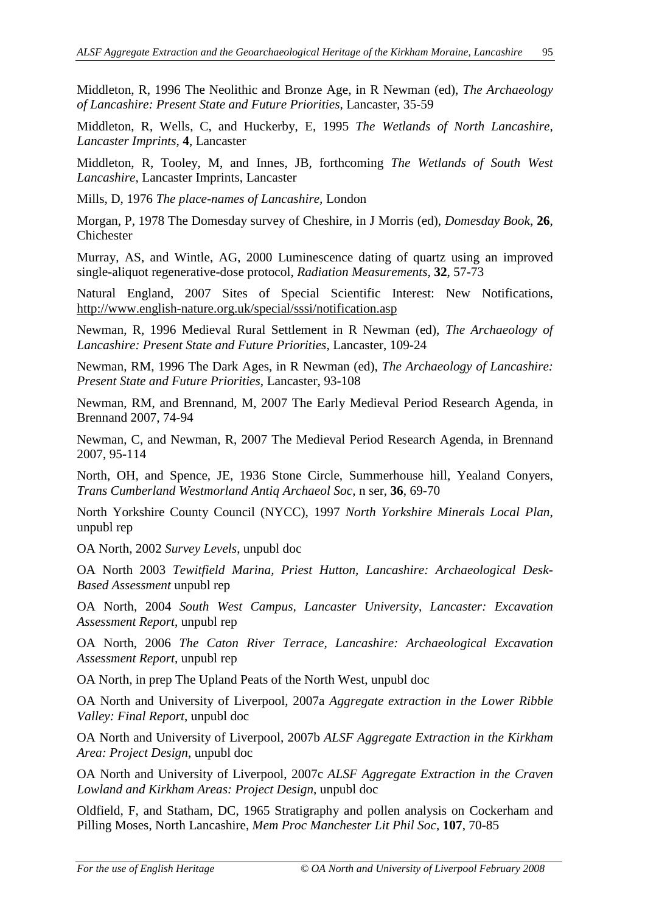Middleton, R, 1996 The Neolithic and Bronze Age, in R Newman (ed), *The Archaeology of Lancashire: Present State and Future Priorities*, Lancaster, 35-59

Middleton, R, Wells, C, and Huckerby, E, 1995 *The Wetlands of North Lancashire, Lancaster Imprints*, **4**, Lancaster

Middleton, R, Tooley, M, and Innes, JB, forthcoming *The Wetlands of South West Lancashire*, Lancaster Imprints, Lancaster

Mills, D, 1976 *The place-names of Lancashire*, London

Morgan, P, 1978 The Domesday survey of Cheshire, in J Morris (ed), *Domesday Book*, **26**, Chichester

Murray, AS, and Wintle, AG, 2000 Luminescence dating of quartz using an improved single-aliquot regenerative-dose protocol, *Radiation Measurements*, **32**, 57-73

Natural England, 2007 Sites of Special Scientific Interest: New Notifications, http://www.english-nature.org.uk/special/sssi/notification.asp

Newman, R, 1996 Medieval Rural Settlement in R Newman (ed), *The Archaeology of Lancashire: Present State and Future Priorities*, Lancaster, 109-24

Newman, RM, 1996 The Dark Ages, in R Newman (ed), *The Archaeology of Lancashire: Present State and Future Priorities*, Lancaster, 93-108

Newman, RM, and Brennand, M, 2007 The Early Medieval Period Research Agenda, in Brennand 2007, 74-94

Newman, C, and Newman, R, 2007 The Medieval Period Research Agenda, in Brennand 2007, 95-114

North, OH, and Spence, JE, 1936 Stone Circle, Summerhouse hill, Yealand Conyers, *Trans Cumberland Westmorland Antiq Archaeol Soc*, n ser, **36**, 69-70

North Yorkshire County Council (NYCC), 1997 *North Yorkshire Minerals Local Plan*, unpubl rep

OA North, 2002 *Survey Levels*, unpubl doc

OA North 2003 *Tewitfield Marina, Priest Hutton, Lancashire: Archaeological Desk-Based Assessment* unpubl rep

OA North, 2004 *South West Campus, Lancaster University, Lancaster: Excavation Assessment Report*, unpubl rep

OA North, 2006 *The Caton River Terrace, Lancashire: Archaeological Excavation Assessment Report*, unpubl rep

OA North, in prep The Upland Peats of the North West, unpubl doc

OA North and University of Liverpool, 2007a *Aggregate extraction in the Lower Ribble Valley: Final Report*, unpubl doc

OA North and University of Liverpool, 2007b *ALSF Aggregate Extraction in the Kirkham Area: Project Design*, unpubl doc

OA North and University of Liverpool, 2007c *ALSF Aggregate Extraction in the Craven Lowland and Kirkham Areas: Project Design*, unpubl doc

Oldfield, F, and Statham, DC, 1965 Stratigraphy and pollen analysis on Cockerham and Pilling Moses, North Lancashire, *Mem Proc Manchester Lit Phil Soc*, **107**, 70-85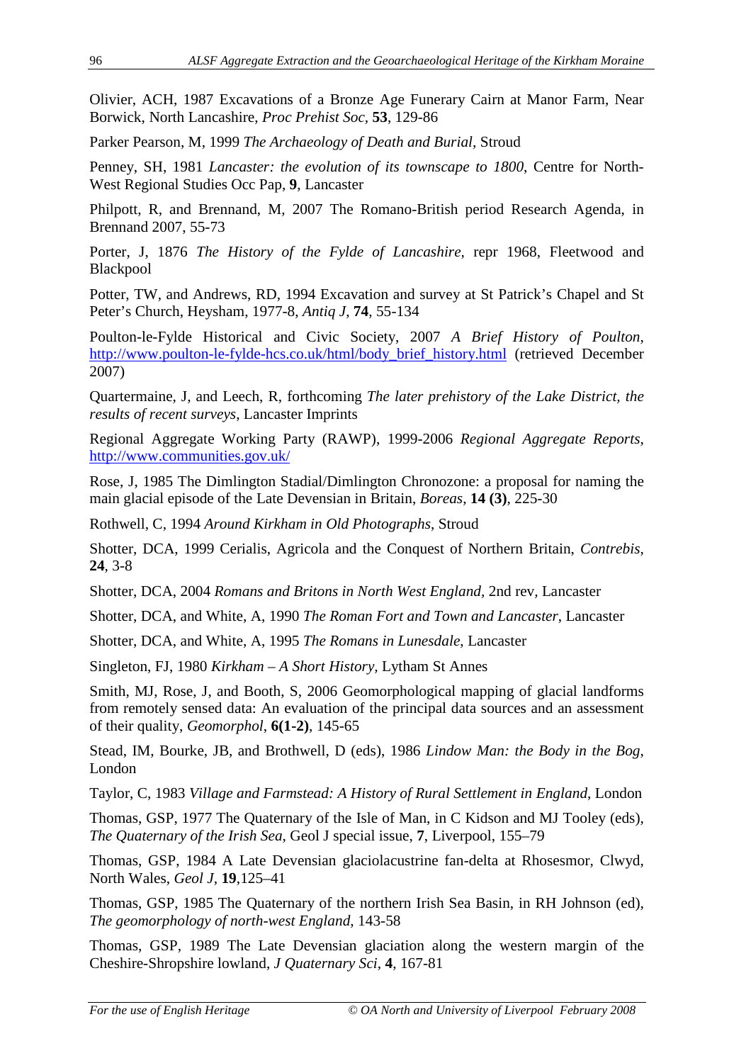Olivier, ACH, 1987 Excavations of a Bronze Age Funerary Cairn at Manor Farm, Near Borwick, North Lancashire, *Proc Prehist Soc*, **53**, 129-86

Parker Pearson, M, 1999 *The Archaeology of Death and Burial*, Stroud

Penney, SH, 1981 *Lancaster: the evolution of its townscape to 1800*, Centre for North-West Regional Studies Occ Pap, **9**, Lancaster

Philpott, R, and Brennand, M, 2007 The Romano-British period Research Agenda, in Brennand 2007, 55-73

Porter, J, 1876 *The History of the Fylde of Lancashire*, repr 1968, Fleetwood and Blackpool

Potter, TW, and Andrews, RD, 1994 Excavation and survey at St Patrick's Chapel and St Peter's Church, Heysham, 1977-8, *Antiq J*, **74**, 55-134

Poulton-le-Fylde Historical and Civic Society, 2007 *A Brief History of Poulton*, http://www.poulton-le-fylde-hcs.co.uk/html/body_brief_history.html (retrieved December 2007)

Quartermaine, J, and Leech, R, forthcoming *The later prehistory of the Lake District, the results of recent surveys*, Lancaster Imprints

Regional Aggregate Working Party (RAWP), 1999-2006 *Regional Aggregate Reports*, http://www.communities.gov.uk/

Rose, J, 1985 The Dimlington Stadial/Dimlington Chronozone: a proposal for naming the main glacial episode of the Late Devensian in Britain, *Boreas*, **14 (3)**, 225-30

Rothwell, C, 1994 *Around Kirkham in Old Photographs*, Stroud

Shotter, DCA, 1999 Cerialis, Agricola and the Conquest of Northern Britain, *Contrebis*, **24**, 3-8

Shotter, DCA, 2004 *Romans and Britons in North West England*, 2nd rev, Lancaster

Shotter, DCA, and White, A, 1990 *The Roman Fort and Town and Lancaster*, Lancaster

Shotter, DCA, and White, A, 1995 *The Romans in Lunesdale*, Lancaster

Singleton, FJ, 1980 *Kirkham – A Short History*, Lytham St Annes

Smith, MJ, Rose, J, and Booth, S, 2006 Geomorphological mapping of glacial landforms from remotely sensed data: An evaluation of the principal data sources and an assessment of their quality, *Geomorphol*, **6(1-2)**, 145-65

Stead, IM, Bourke, JB, and Brothwell, D (eds), 1986 *Lindow Man: the Body in the Bog*, London

Taylor, C, 1983 *Village and Farmstead: A History of Rural Settlement in England*, London

Thomas, GSP, 1977 The Quaternary of the Isle of Man, in C Kidson and MJ Tooley (eds), *The Quaternary of the Irish Sea*, Geol J special issue, **7**, Liverpool, 155–79

Thomas, GSP, 1984 A Late Devensian glaciolacustrine fan-delta at Rhosesmor, Clwyd, North Wales, *Geol J*, **19**,125–41

Thomas, GSP, 1985 The Quaternary of the northern Irish Sea Basin, in RH Johnson (ed), *The geomorphology of north-west England*, 143-58

Thomas, GSP, 1989 The Late Devensian glaciation along the western margin of the Cheshire-Shropshire lowland, *J Quaternary Sci*, **4**, 167-81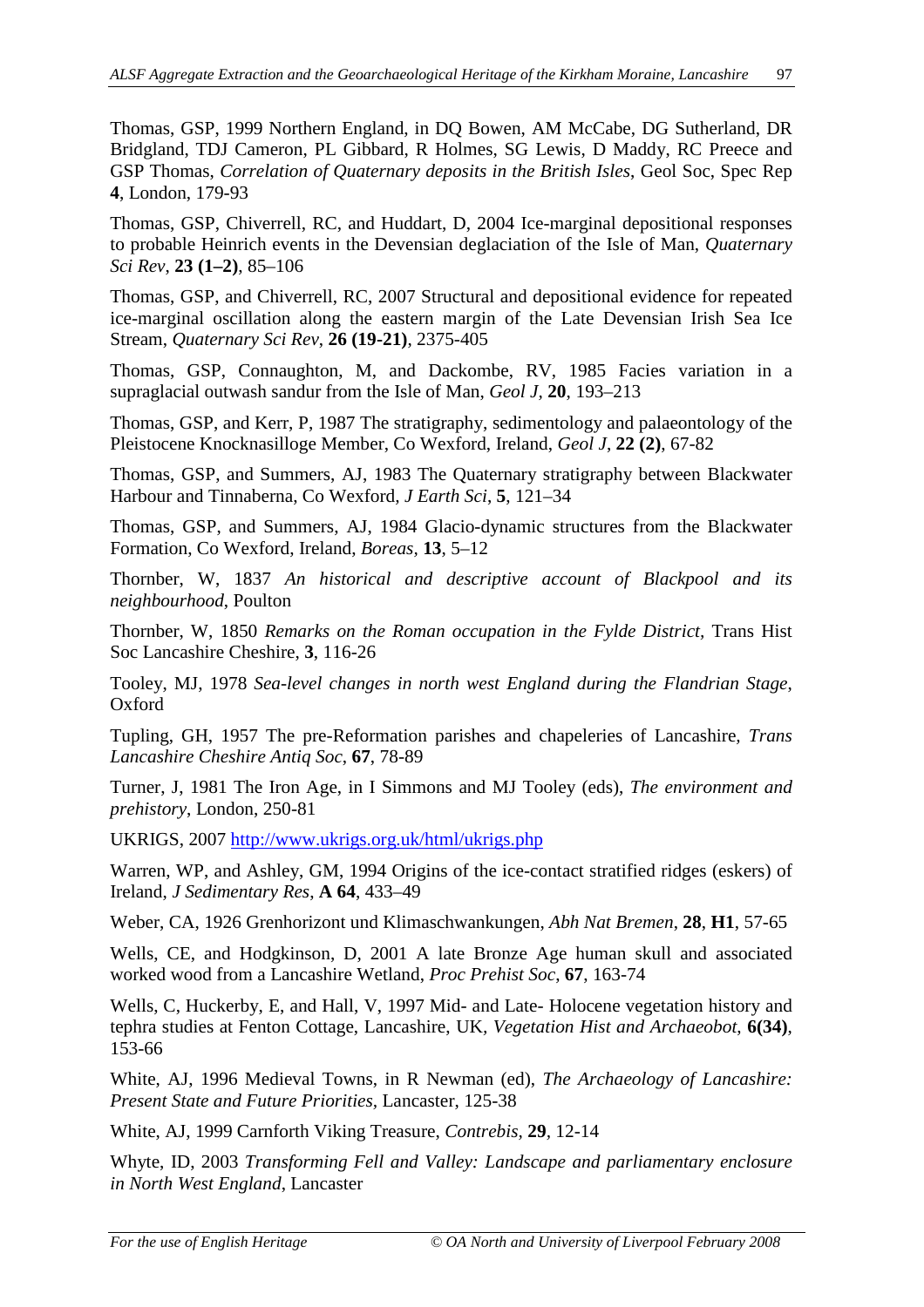Thomas, GSP, 1999 Northern England, in DQ Bowen, AM McCabe, DG Sutherland, DR Bridgland, TDJ Cameron, PL Gibbard, R Holmes, SG Lewis, D Maddy, RC Preece and GSP Thomas, *Correlation of Quaternary deposits in the British Isles*, Geol Soc, Spec Rep **4**, London, 179-93

Thomas, GSP, Chiverrell, RC, and Huddart, D, 2004 Ice-marginal depositional responses to probable Heinrich events in the Devensian deglaciation of the Isle of Man, *Quaternary Sci Rev*, **23 (1–2)**, 85–106

Thomas, GSP, and Chiverrell, RC, 2007 Structural and depositional evidence for repeated ice-marginal oscillation along the eastern margin of the Late Devensian Irish Sea Ice Stream, *Quaternary Sci Rev*, **26 (19-21)**, 2375-405

Thomas, GSP, Connaughton, M, and Dackombe, RV, 1985 Facies variation in a supraglacial outwash sandur from the Isle of Man, *Geol J*, **20**, 193–213

Thomas, GSP, and Kerr, P, 1987 The stratigraphy, sedimentology and palaeontology of the Pleistocene Knocknasilloge Member, Co Wexford, Ireland, *Geol J*, **22 (2)**, 67-82

Thomas, GSP, and Summers, AJ, 1983 The Quaternary stratigraphy between Blackwater Harbour and Tinnaberna, Co Wexford, *J Earth Sci*, **5**, 121–34

Thomas, GSP, and Summers, AJ, 1984 Glacio-dynamic structures from the Blackwater Formation, Co Wexford, Ireland, *Boreas*, **13**, 5–12

Thornber, W, 1837 *An historical and descriptive account of Blackpool and its neighbourhood*, Poulton

Thornber, W, 1850 *Remarks on the Roman occupation in the Fylde District*, Trans Hist Soc Lancashire Cheshire, **3**, 116-26

Tooley, MJ, 1978 *Sea-level changes in north west England during the Flandrian Stage*, Oxford

Tupling, GH, 1957 The pre-Reformation parishes and chapeleries of Lancashire, *Trans Lancashire Cheshire Antiq Soc*, **67**, 78-89

Turner, J, 1981 The Iron Age, in I Simmons and MJ Tooley (eds), *The environment and prehistory*, London, 250-81

UKRIGS, 2007 http://www.ukrigs.org.uk/html/ukrigs.php

Warren, WP, and Ashley, GM, 1994 Origins of the ice-contact stratified ridges (eskers) of Ireland, *J Sedimentary Res*, **A 64**, 433–49

Weber, CA, 1926 Grenhorizont und Klimaschwankungen, *Abh Nat Bremen*, **28**, **H1**, 57-65

Wells, CE, and Hodgkinson, D, 2001 A late Bronze Age human skull and associated worked wood from a Lancashire Wetland, *Proc Prehist Soc*, **67**, 163-74

Wells, C, Huckerby, E, and Hall, V, 1997 Mid- and Late- Holocene vegetation history and tephra studies at Fenton Cottage, Lancashire, UK, *Vegetation Hist and Archaeobot*, **6(34)**, 153-66

White, AJ, 1996 Medieval Towns, in R Newman (ed), *The Archaeology of Lancashire: Present State and Future Priorities*, Lancaster, 125-38

White, AJ, 1999 Carnforth Viking Treasure, *Contrebis*, **29**, 12-14

Whyte, ID, 2003 *Transforming Fell and Valley: Landscape and parliamentary enclosure in North West England*, Lancaster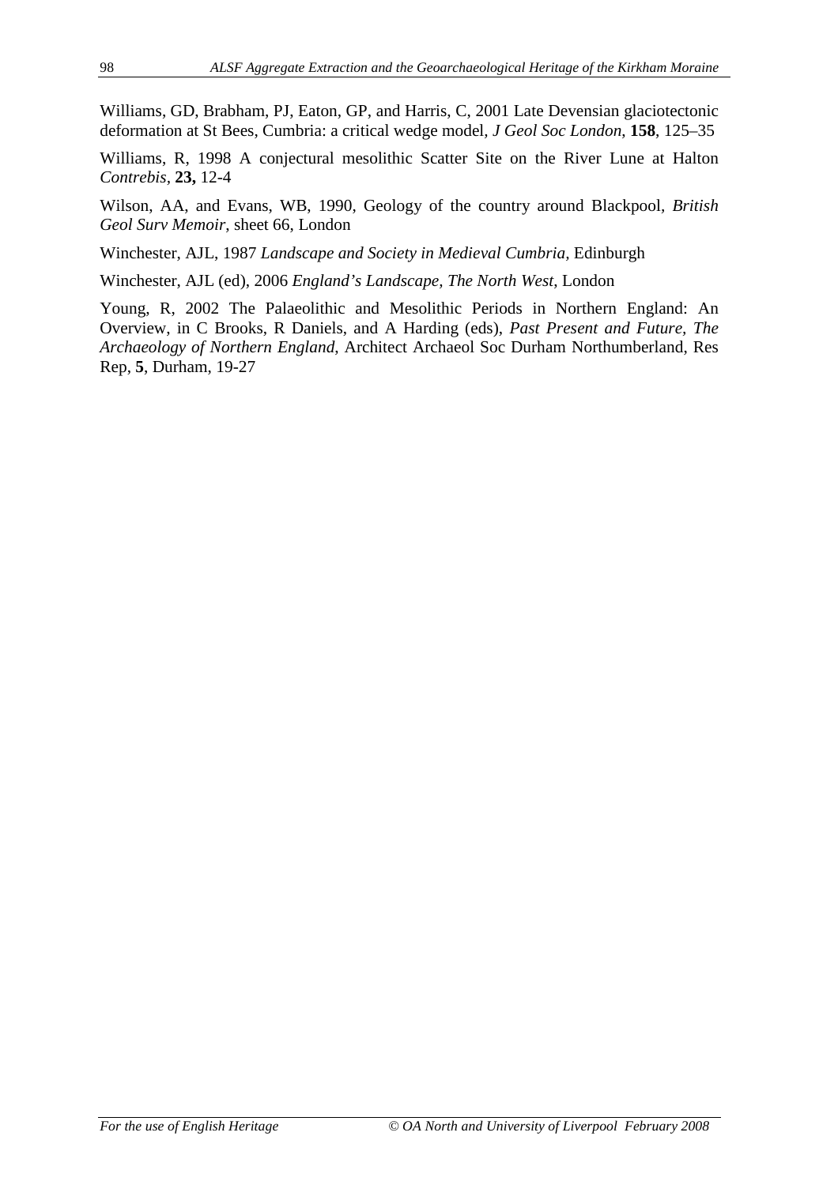Williams, GD, Brabham, PJ, Eaton, GP, and Harris, C, 2001 Late Devensian glaciotectonic deformation at St Bees, Cumbria: a critical wedge model, *J Geol Soc London*, **158**, 125–35

Williams, R, 1998 A conjectural mesolithic Scatter Site on the River Lune at Halton *Contrebis*, **23,** 12-4

Wilson, AA, and Evans, WB, 1990, Geology of the country around Blackpool, *British Geol Surv Memoir*, sheet 66, London

Winchester, AJL, 1987 *Landscape and Society in Medieval Cumbria,* Edinburgh

Winchester, AJL (ed), 2006 *England's Landscape, The North West*, London

Young, R, 2002 The Palaeolithic and Mesolithic Periods in Northern England: An Overview, in C Brooks, R Daniels, and A Harding (eds), *Past Present and Future, The Archaeology of Northern England*, Architect Archaeol Soc Durham Northumberland, Res Rep, **5**, Durham, 19-27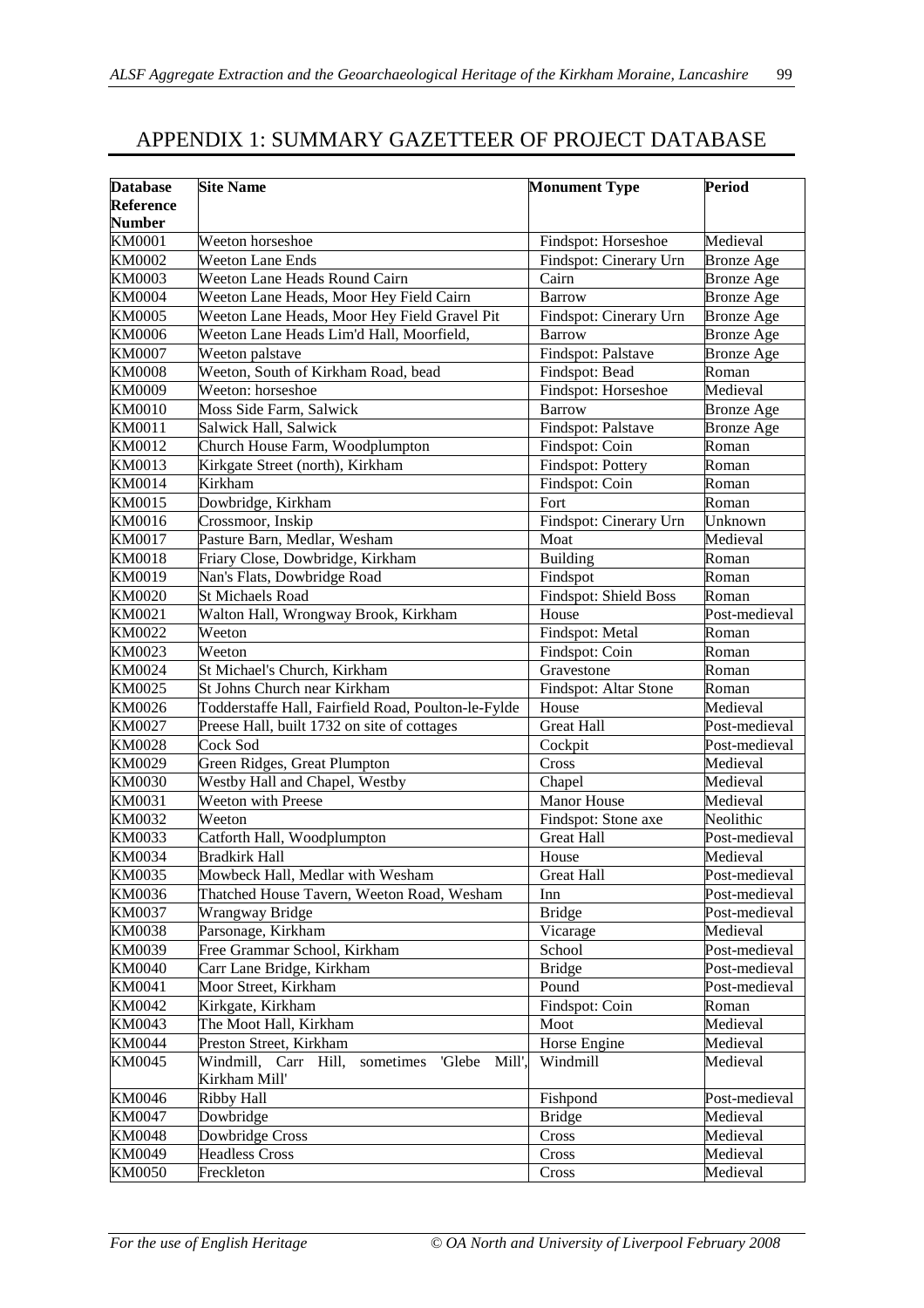# APPENDIX 1: SUMMARY GAZETTEER OF PROJECT DATABASE

| Database Reference Number | Site Name | Monument Type | Period |
|---|---|---|---|
| KM0001 | Weeton horseshoe | Findspot: Horseshoe | Medieval |
| KM0002 | Weeton Lane Ends | Findspot: Cinerary Urn | Bronze Age |
| KM0003 | Weeton Lane Heads Round Cairn | Cairn | Bronze Age |
| KM0004 | Weeton Lane Heads, Moor Hey Field Cairn | Barrow | Bronze Age |
| KM0005 | Weeton Lane Heads, Moor Hey Field Gravel Pit | Findspot: Cinerary Urn | Bronze Age |
| KM0006 | Weeton Lane Heads Lim'd Hall, Moorfield, | Barrow | Bronze Age |
| KM0007 | Weeton palstave | Findspot: Palstave | Bronze Age |
| KM0008 | Weeton, South of Kirkham Road, bead | Findspot: Bead | Roman |
| KM0009 | Weeton: horseshoe | Findspot: Horseshoe | Medieval |
| KM0010 | Moss Side Farm, Salwick | Barrow | Bronze Age |
| KM0011 | Salwick Hall, Salwick | Findspot: Palstave | Bronze Age |
| KM0012 | Church House Farm, Woodplumpton | Findspot: Coin | Roman |
| KM0013 | Kirkgate Street (north), Kirkham | Findspot: Pottery | Roman |
| KM0014 | Kirkham | Findspot: Coin | Roman |
| KM0015 | Dowbridge, Kirkham | Fort | Roman |
| KM0016 | Crossmoor, Inskip | Findspot: Cinerary Urn | Unknown |
| KM0017 | Pasture Barn, Medlar, Wesham | Moat | Medieval |
| KM0018 | Friary Close, Dowbridge, Kirkham | Building | Roman |
| KM0019 | Nan's Flats, Dowbridge Road | Findspot | Roman |
| KM0020 | St Michaels Road | Findspot: Shield Boss | Roman |
| KM0021 | Walton Hall, Wrongway Brook, Kirkham | House | Post-medieval |
| KM0022 | Weeton | Findspot: Metal | Roman |
| KM0023 | Weeton | Findspot: Coin | Roman |
| KM0024 | St Michael's Church, Kirkham | Gravestone | Roman |
| KM0025 | St Johns Church near Kirkham | Findspot: Altar Stone | Roman |
| KM0026 | Todderstaffe Hall, Fairfield Road, Poulton-le-Fylde | House | Medieval |
| KM0027 | Preese Hall, built 1732 on site of cottages | Great Hall | Post-medieval |
| KM0028 | Cock Sod | Cockpit | Post-medieval |
| KM0029 | Green Ridges, Great Plumpton | Cross | Medieval |
| KM0030 | Westby Hall and Chapel, Westby | Chapel | Medieval |
| KM0031 | Weeton with Preese | Manor House | Medieval |
| KM0032 | Weeton | Findspot: Stone axe | Neolithic |
| KM0033 | Catforth Hall, Woodplumpton | Great Hall | Post-medieval |
| KM0034 | Bradkirk Hall | House | Medieval |
| KM0035 | Mowbeck Hall, Medlar with Wesham | Great Hall | Post-medieval |
| KM0036 | Thatched House Tavern, Weeton Road, Wesham | Inn | Post-medieval |
| KM0037 | Wrangway Bridge | Bridge | Post-medieval |
| KM0038 | Parsonage, Kirkham | Vicarage | Medieval |
| KM0039 | Free Grammar School, Kirkham | School | Post-medieval |
| KM0040 | Carr Lane Bridge, Kirkham | Bridge | Post-medieval |
| KM0041 | Moor Street, Kirkham | Pound | Post-medieval |
| KM0042 | Kirkgate, Kirkham | Findspot: Coin | Roman |
| KM0043 | The Moot Hall, Kirkham | Moot | Medieval |
| KM0044 | Preston Street, Kirkham | Horse Engine | Medieval |
| KM0045 | Windmill, Carr Hill, sometimes 'Glebe Mill', Kirkham Mill' | Windmill | Medieval |
| KM0046 | Ribby Hall | Fishpond | Post-medieval |
| KM0047 | Dowbridge | Bridge | Medieval |
| KM0048 | Dowbridge Cross | Cross | Medieval |
| KM0049 | Headless Cross | Cross | Medieval |
| KM0050 | Freckleton | Cross | Medieval |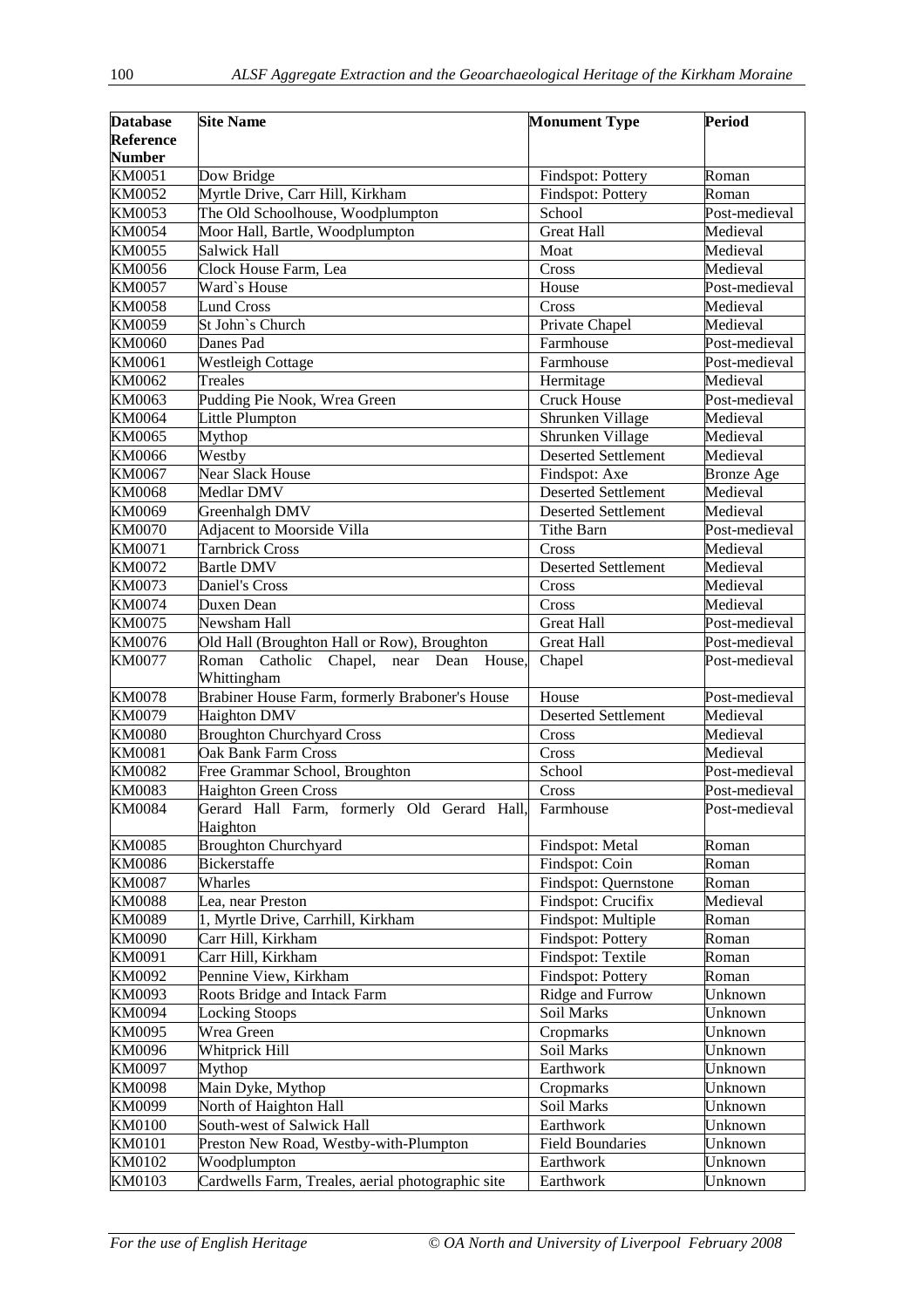| Database Reference Number | Site Name | Monument Type | Period |
|---|---|---|---|
| KM0051 | Dow Bridge | Findspot: Pottery | Roman |
| KM0052 | Myrtle Drive, Carr Hill, Kirkham | Findspot: Pottery | Roman |
| KM0053 | The Old Schoolhouse, Woodplumpton | School | Post-medieval |
| KM0054 | Moor Hall, Bartle, Woodplumpton | Great Hall | Medieval |
| KM0055 | Salwick Hall | Moat | Medieval |
| KM0056 | Clock House Farm, Lea | Cross | Medieval |
| KM0057 | Ward`s House | House | Post-medieval |
| KM0058 | Lund Cross | Cross | Medieval |
| KM0059 | St John`s Church | Private Chapel | Medieval |
| KM0060 | Danes Pad | Farmhouse | Post-medieval |
| KM0061 | Westleigh Cottage | Farmhouse | Post-medieval |
| KM0062 | Treales | Hermitage | Medieval |
| KM0063 | Pudding Pie Nook, Wrea Green | Cruck House | Post-medieval |
| KM0064 | Little Plumpton | Shrunken Village | Medieval |
| KM0065 | Mythop | Shrunken Village | Medieval |
| KM0066 | Westby | Deserted Settlement | Medieval |
| KM0067 | Near Slack House | Findspot: Axe | Bronze Age |
| KM0068 | Medlar DMV | Deserted Settlement | Medieval |
| KM0069 | Greenhalgh DMV | Deserted Settlement | Medieval |
| KM0070 | Adjacent to Moorside Villa | Tithe Barn | Post-medieval |
| KM0071 | Tarnbrick Cross | Cross | Medieval |
| KM0072 | Bartle DMV | Deserted Settlement | Medieval |
| KM0073 | Daniel's Cross | Cross | Medieval |
| KM0074 | Duxen Dean | Cross | Medieval |
| KM0075 | Newsham Hall | Great Hall | Post-medieval |
| KM0076 | Old Hall (Broughton Hall or Row), Broughton | Great Hall | Post-medieval |
| KM0077 | Roman Catholic Chapel, near Dean House, Whittingham | Chapel | Post-medieval |
| KM0078 | Brabiner House Farm, formerly Braboner's House | House | Post-medieval |
| KM0079 | Haighton DMV | Deserted Settlement | Medieval |
| KM0080 | Broughton Churchyard Cross | Cross | Medieval |
| KM0081 | Oak Bank Farm Cross | Cross | Medieval |
| KM0082 | Free Grammar School, Broughton | School | Post-medieval |
| KM0083 | Haighton Green Cross | Cross | Post-medieval |
| KM0084 | Gerard Hall Farm, formerly Old Gerard Hall, Haighton | Farmhouse | Post-medieval |
| KM0085 | Broughton Churchyard | Findspot: Metal | Roman |
| KM0086 | Bickerstaffe | Findspot: Coin | Roman |
| KM0087 | Wharles | Findspot: Quernstone | Roman |
| KM0088 | Lea, near Preston | Findspot: Crucifix | Medieval |
| KM0089 | 1, Myrtle Drive, Carrhill, Kirkham | Findspot: Multiple | Roman |
| KM0090 | Carr Hill, Kirkham | Findspot: Pottery | Roman |
| KM0091 | Carr Hill, Kirkham | Findspot: Textile | Roman |
| KM0092 | Pennine View, Kirkham | Findspot: Pottery | Roman |
| KM0093 | Roots Bridge and Intack Farm | Ridge and Furrow | Unknown |
| KM0094 | Locking Stoops | Soil Marks | Unknown |
| KM0095 | Wrea Green | Cropmarks | Unknown |
| KM0096 | Whitprick Hill | Soil Marks | Unknown |
| KM0097 | Mythop | Earthwork | Unknown |
| KM0098 | Main Dyke, Mythop | Cropmarks | Unknown |
| KM0099 | North of Haighton Hall | Soil Marks | Unknown |
| KM0100 | South-west of Salwick Hall | Earthwork | Unknown |
| KM0101 | Preston New Road, Westby-with-Plumpton | Field Boundaries | Unknown |
| KM0102 | Woodplumpton | Earthwork | Unknown |
| KM0103 | Cardwells Farm, Treales, aerial photographic site | Earthwork | Unknown |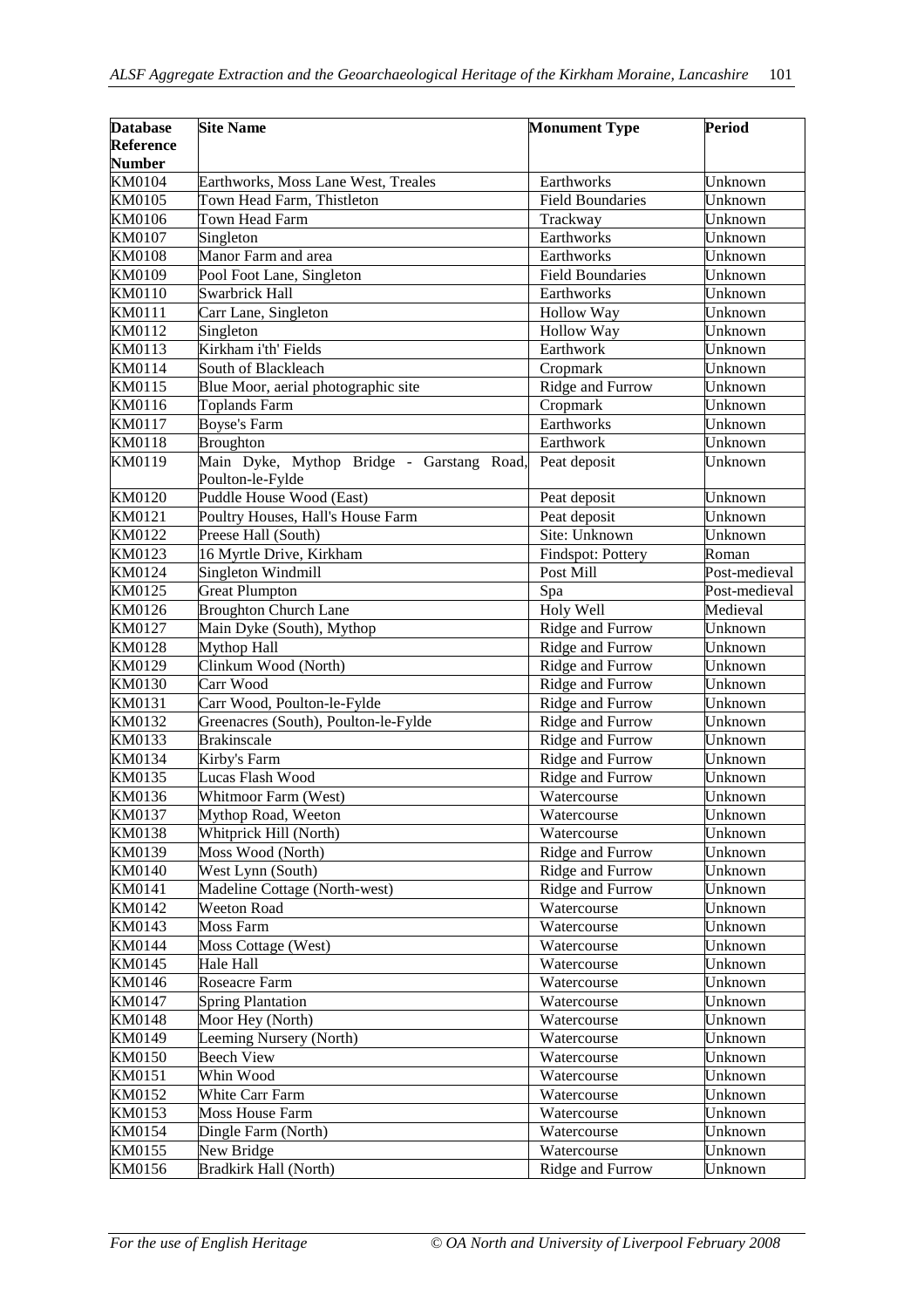| Database Reference Number | Site Name | Monument Type | Period |
|---|---|---|---|
| KM0104 | Earthworks, Moss Lane West, Treales | Earthworks | Unknown |
| KM0105 | Town Head Farm, Thistleton | Field Boundaries | Unknown |
| KM0106 | Town Head Farm | Trackway | Unknown |
| KM0107 | Singleton | Earthworks | Unknown |
| KM0108 | Manor Farm and area | Earthworks | Unknown |
| KM0109 | Pool Foot Lane, Singleton | Field Boundaries | Unknown |
| KM0110 | Swarbrick Hall | Earthworks | Unknown |
| KM0111 | Carr Lane, Singleton | Hollow Way | Unknown |
| KM0112 | Singleton | Hollow Way | Unknown |
| KM0113 | Kirkham i'th' Fields | Earthwork | Unknown |
| KM0114 | South of Blackleach | Cropmark | Unknown |
| KM0115 | Blue Moor, aerial photographic site | Ridge and Furrow | Unknown |
| KM0116 | Toplands Farm | Cropmark | Unknown |
| KM0117 | Boyse's Farm | Earthworks | Unknown |
| KM0118 | Broughton | Earthwork | Unknown |
| KM0119 | Main Dyke, Mythop Bridge - Garstang Road, Poulton-le-Fylde | Peat deposit | Unknown |
| KM0120 | Puddle House Wood (East) | Peat deposit | Unknown |
| KM0121 | Poultry Houses, Hall's House Farm | Peat deposit | Unknown |
| KM0122 | Preese Hall (South) | Site: Unknown | Unknown |
| KM0123 | 16 Myrtle Drive, Kirkham | Findspot: Pottery | Roman |
| KM0124 | Singleton Windmill | Post Mill | Post-medieval |
| KM0125 | Great Plumpton | Spa | Post-medieval |
| KM0126 | Broughton Church Lane | Holy Well | Medieval |
| KM0127 | Main Dyke (South), Mythop | Ridge and Furrow | Unknown |
| KM0128 | Mythop Hall | Ridge and Furrow | Unknown |
| KM0129 | Clinkum Wood (North) | Ridge and Furrow | Unknown |
| KM0130 | Carr Wood | Ridge and Furrow | Unknown |
| KM0131 | Carr Wood, Poulton-le-Fylde | Ridge and Furrow | Unknown |
| KM0132 | Greenacres (South), Poulton-le-Fylde | Ridge and Furrow | Unknown |
| KM0133 | Brakinscale | Ridge and Furrow | Unknown |
| KM0134 | Kirby's Farm | Ridge and Furrow | Unknown |
| KM0135 | Lucas Flash Wood | Ridge and Furrow | Unknown |
| KM0136 | Whitmoor Farm (West) | Watercourse | Unknown |
| KM0137 | Mythop Road, Weeton | Watercourse | Unknown |
| KM0138 | Whitprick Hill (North) | Watercourse | Unknown |
| KM0139 | Moss Wood (North) | Ridge and Furrow | Unknown |
| KM0140 | West Lynn (South) | Ridge and Furrow | Unknown |
| KM0141 | Madeline Cottage (North-west) | Ridge and Furrow | Unknown |
| KM0142 | Weeton Road | Watercourse | Unknown |
| KM0143 | Moss Farm | Watercourse | Unknown |
| KM0144 | Moss Cottage (West) | Watercourse | Unknown |
| KM0145 | Hale Hall | Watercourse | Unknown |
| KM0146 | Roseacre Farm | Watercourse | Unknown |
| KM0147 | Spring Plantation | Watercourse | Unknown |
| KM0148 | Moor Hey (North) | Watercourse | Unknown |
| KM0149 | Leeming Nursery (North) | Watercourse | Unknown |
| KM0150 | Beech View | Watercourse | Unknown |
| KM0151 | Whin Wood | Watercourse | Unknown |
| KM0152 | White Carr Farm | Watercourse | Unknown |
| KM0153 | Moss House Farm | Watercourse | Unknown |
| KM0154 | Dingle Farm (North) | Watercourse | Unknown |
| KM0155 | New Bridge | Watercourse | Unknown |
| KM0156 | Bradkirk Hall (North) | Ridge and Furrow | Unknown |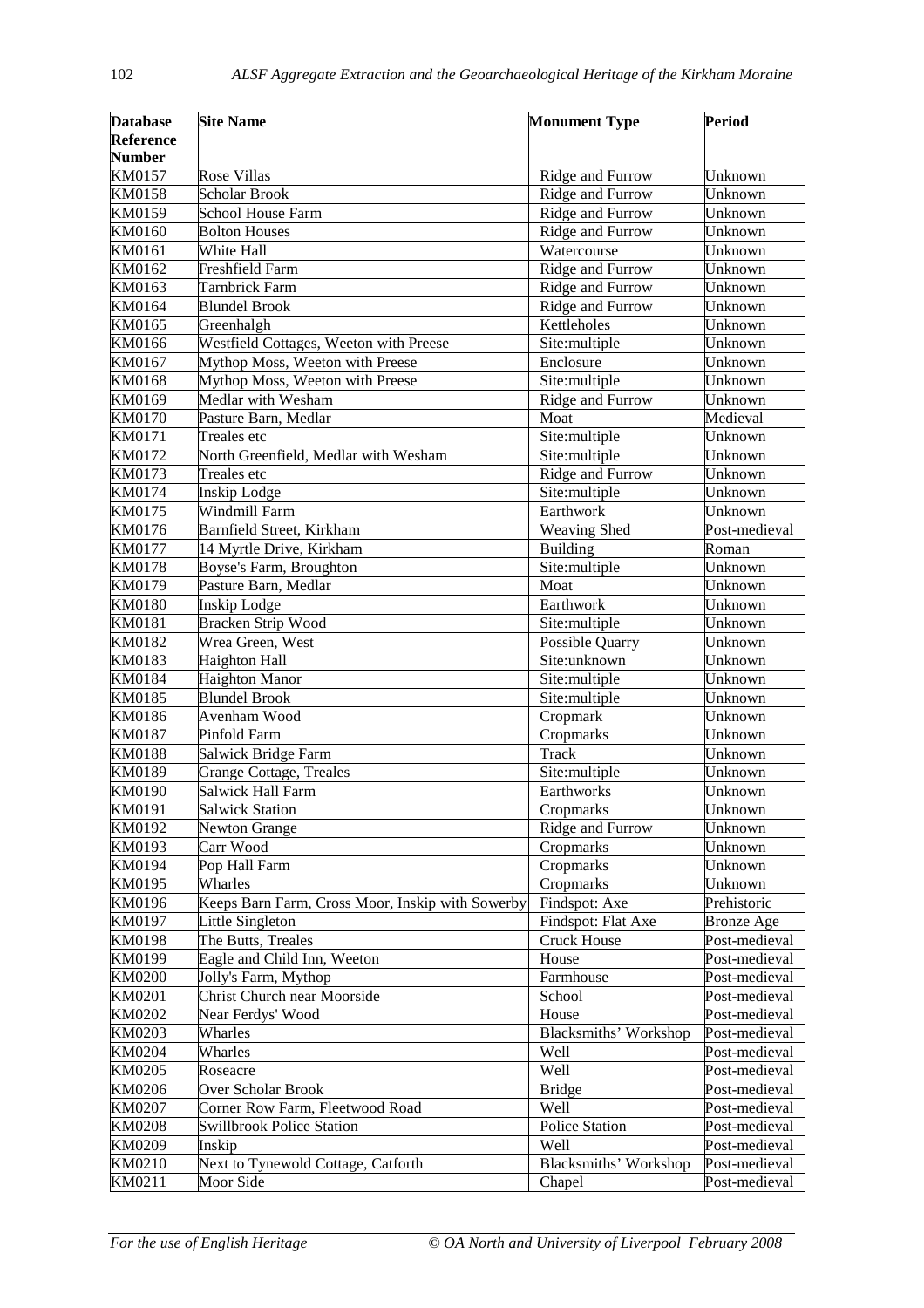| Database Reference Number | Site Name | Monument Type | Period |
|---|---|---|---|
| KM0157 | Rose Villas | Ridge and Furrow | Unknown |
| KM0158 | Scholar Brook | Ridge and Furrow | Unknown |
| KM0159 | School House Farm | Ridge and Furrow | Unknown |
| KM0160 | Bolton Houses | Ridge and Furrow | Unknown |
| KM0161 | White Hall | Watercourse | Unknown |
| KM0162 | Freshfield Farm | Ridge and Furrow | Unknown |
| KM0163 | Tarnbrick Farm | Ridge and Furrow | Unknown |
| KM0164 | Blundel Brook | Ridge and Furrow | Unknown |
| KM0165 | Greenhalgh | Kettleholes | Unknown |
| KM0166 | Westfield Cottages, Weeton with Preese | Site:multiple | Unknown |
| KM0167 | Mythop Moss, Weeton with Preese | Enclosure | Unknown |
| KM0168 | Mythop Moss, Weeton with Preese | Site:multiple | Unknown |
| KM0169 | Medlar with Wesham | Ridge and Furrow | Unknown |
| KM0170 | Pasture Barn, Medlar | Moat | Medieval |
| KM0171 | Treales etc | Site:multiple | Unknown |
| KM0172 | North Greenfield, Medlar with Wesham | Site:multiple | Unknown |
| KM0173 | Treales etc | Ridge and Furrow | Unknown |
| KM0174 | Inskip Lodge | Site:multiple | Unknown |
| KM0175 | Windmill Farm | Earthwork | Unknown |
| KM0176 | Barnfield Street, Kirkham | Weaving Shed | Post-medieval |
| KM0177 | 14 Myrtle Drive, Kirkham | Building | Roman |
| KM0178 | Boyse's Farm, Broughton | Site:multiple | Unknown |
| KM0179 | Pasture Barn, Medlar | Moat | Unknown |
| KM0180 | Inskip Lodge | Earthwork | Unknown |
| KM0181 | Bracken Strip Wood | Site:multiple | Unknown |
| KM0182 | Wrea Green, West | Possible Quarry | Unknown |
| KM0183 | Haighton Hall | Site:unknown | Unknown |
| KM0184 | Haighton Manor | Site:multiple | Unknown |
| KM0185 | Blundel Brook | Site:multiple | Unknown |
| KM0186 | Avenham Wood | Cropmark | Unknown |
| KM0187 | Pinfold Farm | Cropmarks | Unknown |
| KM0188 | Salwick Bridge Farm | Track | Unknown |
| KM0189 | Grange Cottage, Treales | Site:multiple | Unknown |
| KM0190 | Salwick Hall Farm | Earthworks | Unknown |
| KM0191 | Salwick Station | Cropmarks | Unknown |
| KM0192 | Newton Grange | Ridge and Furrow | Unknown |
| KM0193 | Carr Wood | Cropmarks | Unknown |
| KM0194 | Pop Hall Farm | Cropmarks | Unknown |
| KM0195 | Wharles | Cropmarks | Unknown |
| KM0196 | Keeps Barn Farm, Cross Moor, Inskip with Sowerby | Findspot: Axe | Prehistoric |
| KM0197 | Little Singleton | Findspot: Flat Axe | Bronze Age |
| KM0198 | The Butts, Treales | Cruck House | Post-medieval |
| KM0199 | Eagle and Child Inn, Weeton | House | Post-medieval |
| KM0200 | Jolly's Farm, Mythop | Farmhouse | Post-medieval |
| KM0201 | Christ Church near Moorside | School | Post-medieval |
| KM0202 | Near Ferdys' Wood | House | Post-medieval |
| KM0203 | Wharles | Blacksmiths' Workshop | Post-medieval |
| KM0204 | Wharles | Well | Post-medieval |
| KM0205 | Roseacre | Well | Post-medieval |
| KM0206 | Over Scholar Brook | Bridge | Post-medieval |
| KM0207 | Corner Row Farm, Fleetwood Road | Well | Post-medieval |
| KM0208 | Swillbrook Police Station | Police Station | Post-medieval |
| KM0209 | Inskip | Well | Post-medieval |
| KM0210 | Next to Tynewold Cottage, Catforth | Blacksmiths' Workshop | Post-medieval |
| KM0211 | Moor Side | Chapel | Post-medieval |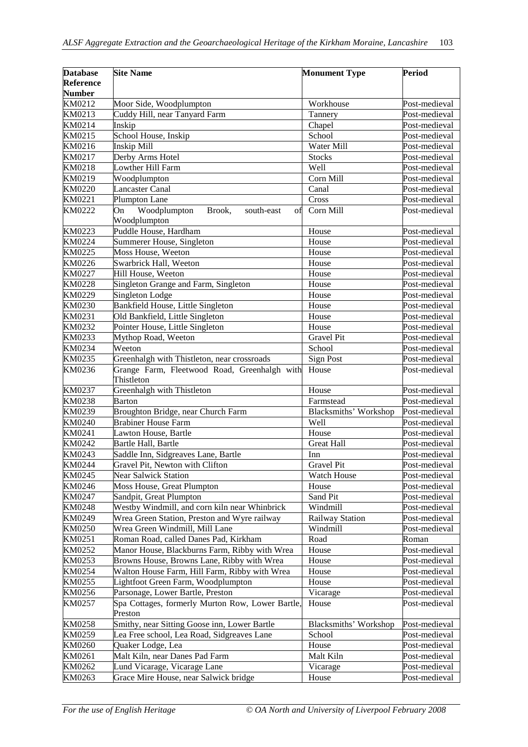| Database Reference Number | Site Name | Monument Type | Period |
|---|---|---|---|
| KM0212 | Moor Side, Woodplumpton | Workhouse | Post-medieval |
| KM0213 | Cuddy Hill, near Tanyard Farm | Tannery | Post-medieval |
| KM0214 | Inskip | Chapel | Post-medieval |
| KM0215 | School House, Inskip | School | Post-medieval |
| KM0216 | Inskip Mill | Water Mill | Post-medieval |
| KM0217 | Derby Arms Hotel | Stocks | Post-medieval |
| KM0218 | Lowther Hill Farm | Well | Post-medieval |
| KM0219 | Woodplumpton | Corn Mill | Post-medieval |
| KM0220 | Lancaster Canal | Canal | Post-medieval |
| KM0221 | Plumpton Lane | Cross | Post-medieval |
| KM0222 | On Woodplumpton Brook, south-east of Woodplumpton | Corn Mill | Post-medieval |
| KM0223 | Puddle House, Hardham | House | Post-medieval |
| KM0224 | Summerer House, Singleton | House | Post-medieval |
| KM0225 | Moss House, Weeton | House | Post-medieval |
| KM0226 | Swarbrick Hall, Weeton | House | Post-medieval |
| KM0227 | Hill House, Weeton | House | Post-medieval |
| KM0228 | Singleton Grange and Farm, Singleton | House | Post-medieval |
| KM0229 | Singleton Lodge | House | Post-medieval |
| KM0230 | Bankfield House, Little Singleton | House | Post-medieval |
| KM0231 | Old Bankfield, Little Singleton | House | Post-medieval |
| KM0232 | Pointer House, Little Singleton | House | Post-medieval |
| KM0233 | Mythop Road, Weeton | Gravel Pit | Post-medieval |
| KM0234 | Weeton | School | Post-medieval |
| KM0235 | Greenhalgh with Thistleton, near crossroads | Sign Post | Post-medieval |
| KM0236 | Grange Farm, Fleetwood Road, Greenhalgh with Thistleton | House | Post-medieval |
| KM0237 | Greenhalgh with Thistleton | House | Post-medieval |
| KM0238 | Barton | Farmstead | Post-medieval |
| KM0239 | Broughton Bridge, near Church Farm | Blacksmiths' Workshop | Post-medieval |
| KM0240 | Brabiner House Farm | Well | Post-medieval |
| KM0241 | Lawton House, Bartle | House | Post-medieval |
| KM0242 | Bartle Hall, Bartle | Great Hall | Post-medieval |
| KM0243 | Saddle Inn, Sidgreaves Lane, Bartle | Inn | Post-medieval |
| KM0244 | Gravel Pit, Newton with Clifton | Gravel Pit | Post-medieval |
| KM0245 | Near Salwick Station | Watch House | Post-medieval |
| KM0246 | Moss House, Great Plumpton | House | Post-medieval |
| KM0247 | Sandpit, Great Plumpton | Sand Pit | Post-medieval |
| KM0248 | Westby Windmill, and corn kiln near Whinbrick | Windmill | Post-medieval |
| KM0249 | Wrea Green Station, Preston and Wyre railway | Railway Station | Post-medieval |
| KM0250 | Wrea Green Windmill, Mill Lane | Windmill | Post-medieval |
| KM0251 | Roman Road, called Danes Pad, Kirkham | Road | Roman |
| KM0252 | Manor House, Blackburns Farm, Ribby with Wrea | House | Post-medieval |
| KM0253 | Browns House, Browns Lane, Ribby with Wrea | House | Post-medieval |
| KM0254 | Walton House Farm, Hill Farm, Ribby with Wrea | House | Post-medieval |
| KM0255 | Lightfoot Green Farm, Woodplumpton | House | Post-medieval |
| KM0256 | Parsonage, Lower Bartle, Preston | Vicarage | Post-medieval |
| KM0257 | Spa Cottages, formerly Murton Row, Lower Bartle, Preston | House | Post-medieval |
| KM0258 | Smithy, near Sitting Goose inn, Lower Bartle | Blacksmiths' Workshop | Post-medieval |
| KM0259 | Lea Free school, Lea Road, Sidgreaves Lane | School | Post-medieval |
| KM0260 | Quaker Lodge, Lea | House | Post-medieval |
| KM0261 | Malt Kiln, near Danes Pad Farm | Malt Kiln | Post-medieval |
| KM0262 | Lund Vicarage, Vicarage Lane | Vicarage | Post-medieval |
| KM0263 | Grace Mire House, near Salwick bridge | House | Post-medieval |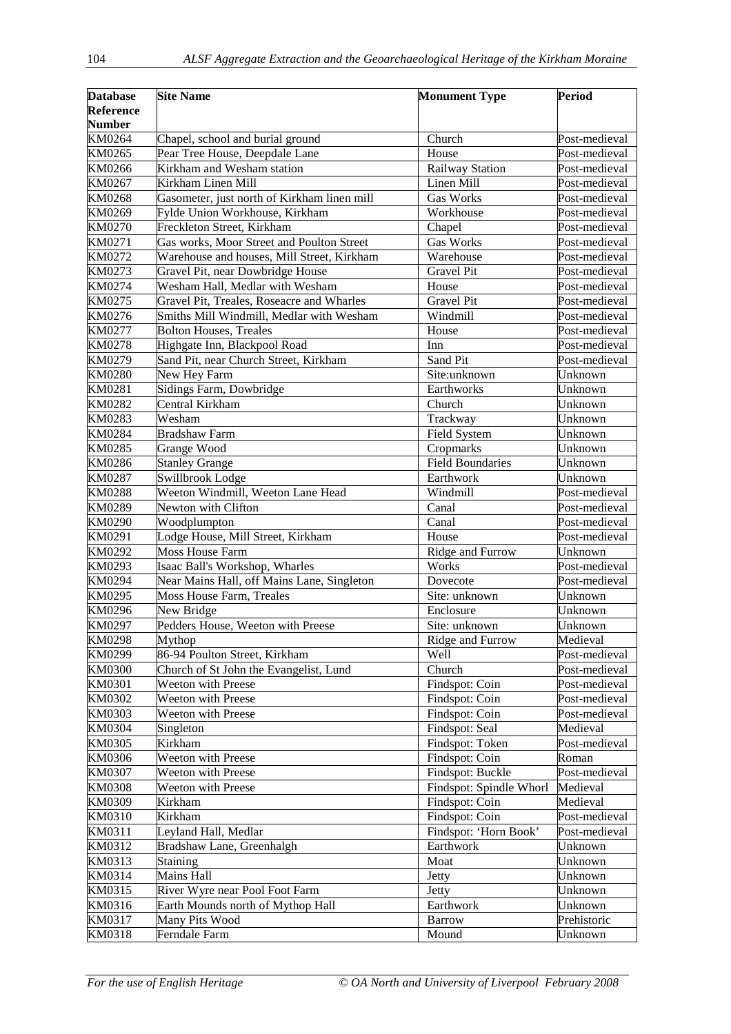| Database Reference Number | Site Name | Monument Type | Period |
|---|---|---|---|
| KM0264 | Chapel, school and burial ground | Church | Post-medieval |
| KM0265 | Pear Tree House, Deepdale Lane | House | Post-medieval |
| KM0266 | Kirkham and Wesham station | Railway Station | Post-medieval |
| KM0267 | Kirkham Linen Mill | Linen Mill | Post-medieval |
| KM0268 | Gasometer, just north of Kirkham linen mill | Gas Works | Post-medieval |
| KM0269 | Fylde Union Workhouse, Kirkham | Workhouse | Post-medieval |
| KM0270 | Freckleton Street, Kirkham | Chapel | Post-medieval |
| KM0271 | Gas works, Moor Street and Poulton Street | Gas Works | Post-medieval |
| KM0272 | Warehouse and houses, Mill Street, Kirkham | Warehouse | Post-medieval |
| KM0273 | Gravel Pit, near Dowbridge House | Gravel Pit | Post-medieval |
| KM0274 | Wesham Hall, Medlar with Wesham | House | Post-medieval |
| KM0275 | Gravel Pit, Treales, Roseacre and Wharles | Gravel Pit | Post-medieval |
| KM0276 | Smiths Mill Windmill, Medlar with Wesham | Windmill | Post-medieval |
| KM0277 | Bolton Houses, Treales | House | Post-medieval |
| KM0278 | Highgate Inn, Blackpool Road | Inn | Post-medieval |
| KM0279 | Sand Pit, near Church Street, Kirkham | Sand Pit | Post-medieval |
| KM0280 | New Hey Farm | Site:unknown | Unknown |
| KM0281 | Sidings Farm, Dowbridge | Earthworks | Unknown |
| KM0282 | Central Kirkham | Church | Unknown |
| KM0283 | Wesham | Trackway | Unknown |
| KM0284 | Bradshaw Farm | Field System | Unknown |
| KM0285 | Grange Wood | Cropmarks | Unknown |
| KM0286 | Stanley Grange | Field Boundaries | Unknown |
| KM0287 | Swillbrook Lodge | Earthwork | Unknown |
| KM0288 | Weeton Windmill, Weeton Lane Head | Windmill | Post-medieval |
| KM0289 | Newton with Clifton | Canal | Post-medieval |
| KM0290 | Woodplumpton | Canal | Post-medieval |
| KM0291 | Lodge House, Mill Street, Kirkham | House | Post-medieval |
| KM0292 | Moss House Farm | Ridge and Furrow | Unknown |
| KM0293 | Isaac Ball's Workshop, Wharles | Works | Post-medieval |
| KM0294 | Near Mains Hall, off Mains Lane, Singleton | Dovecote | Post-medieval |
| KM0295 | Moss House Farm, Treales | Site: unknown | Unknown |
| KM0296 | New Bridge | Enclosure | Unknown |
| KM0297 | Pedders House, Weeton with Preese | Site: unknown | Unknown |
| KM0298 | Mythop | Ridge and Furrow | Medieval |
| KM0299 | 86-94 Poulton Street, Kirkham | Well | Post-medieval |
| KM0300 | Church of St John the Evangelist, Lund | Church | Post-medieval |
| KM0301 | Weeton with Preese | Findspot: Coin | Post-medieval |
| KM0302 | Weeton with Preese | Findspot: Coin | Post-medieval |
| KM0303 | Weeton with Preese | Findspot: Coin | Post-medieval |
| KM0304 | Singleton | Findspot: Seal | Medieval |
| KM0305 | Kirkham | Findspot: Token | Post-medieval |
| KM0306 | Weeton with Preese | Findspot: Coin | Roman |
| KM0307 | Weeton with Preese | Findspot: Buckle | Post-medieval |
| KM0308 | Weeton with Preese | Findspot: Spindle Whorl | Medieval |
| KM0309 | Kirkham | Findspot: Coin | Medieval |
| KM0310 | Kirkham | Findspot: Coin | Post-medieval |
| KM0311 | Leyland Hall, Medlar | Findspot: 'Horn Book' | Post-medieval |
| KM0312 | Bradshaw Lane, Greenhalgh | Earthwork | Unknown |
| KM0313 | Staining | Moat | Unknown |
| KM0314 | Mains Hall | Jetty | Unknown |
| KM0315 | River Wyre near Pool Foot Farm | Jetty | Unknown |
| KM0316 | Earth Mounds north of Mythop Hall | Earthwork | Unknown |
| KM0317 | Many Pits Wood | Barrow | Prehistoric |
| KM0318 | Ferndale Farm | Mound | Unknown |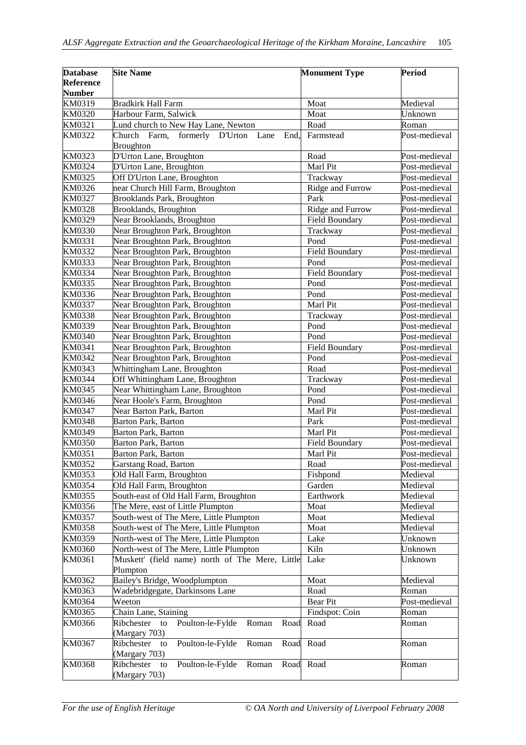| Database Reference Number | Site Name | Monument Type | Period |
|---|---|---|---|
| KM0319 | Bradkirk Hall Farm | Moat | Medieval |
| KM0320 | Harbour Farm, Salwick | Moat | Unknown |
| KM0321 | Lund church to New Hay Lane, Newton | Road | Roman |
| KM0322 | Church Farm, formerly D'Urton Lane End, Broughton | Farmstead | Post-medieval |
| KM0323 | D'Urton Lane, Broughton | Road | Post-medieval |
| KM0324 | D'Urton Lane, Broughton | Marl Pit | Post-medieval |
| KM0325 | Off D'Urton Lane, Broughton | Trackway | Post-medieval |
| KM0326 | near Church Hill Farm, Broughton | Ridge and Furrow | Post-medieval |
| KM0327 | Brooklands Park, Broughton | Park | Post-medieval |
| KM0328 | Brooklands, Broughton | Ridge and Furrow | Post-medieval |
| KM0329 | Near Brooklands, Broughton | Field Boundary | Post-medieval |
| KM0330 | Near Broughton Park, Broughton | Trackway | Post-medieval |
| KM0331 | Near Broughton Park, Broughton | Pond | Post-medieval |
| KM0332 | Near Broughton Park, Broughton | Field Boundary | Post-medieval |
| KM0333 | Near Broughton Park, Broughton | Pond | Post-medieval |
| KM0334 | Near Broughton Park, Broughton | Field Boundary | Post-medieval |
| KM0335 | Near Broughton Park, Broughton | Pond | Post-medieval |
| KM0336 | Near Broughton Park, Broughton | Pond | Post-medieval |
| KM0337 | Near Broughton Park, Broughton | Marl Pit | Post-medieval |
| KM0338 | Near Broughton Park, Broughton | Trackway | Post-medieval |
| KM0339 | Near Broughton Park, Broughton | Pond | Post-medieval |
| KM0340 | Near Broughton Park, Broughton | Pond | Post-medieval |
| KM0341 | Near Broughton Park, Broughton | Field Boundary | Post-medieval |
| KM0342 | Near Broughton Park, Broughton | Pond | Post-medieval |
| KM0343 | Whittingham Lane, Broughton | Road | Post-medieval |
| KM0344 | Off Whittingham Lane, Broughton | Trackway | Post-medieval |
| KM0345 | Near Whittingham Lane, Broughton | Pond | Post-medieval |
| KM0346 | Near Hoole's Farm, Broughton | Pond | Post-medieval |
| KM0347 | Near Barton Park, Barton | Marl Pit | Post-medieval |
| KM0348 | Barton Park, Barton | Park | Post-medieval |
| KM0349 | Barton Park, Barton | Marl Pit | Post-medieval |
| KM0350 | Barton Park, Barton | Field Boundary | Post-medieval |
| KM0351 | Barton Park, Barton | Marl Pit | Post-medieval |
| KM0352 | Garstang Road, Barton | Road | Post-medieval |
| KM0353 | Old Hall Farm, Broughton | Fishpond | Medieval |
| KM0354 | Old Hall Farm, Broughton | Garden | Medieval |
| KM0355 | South-east of Old Hall Farm, Broughton | Earthwork | Medieval |
| KM0356 | The Mere, east of Little Plumpton | Moat | Medieval |
| KM0357 | South-west of The Mere, Little Plumpton | Moat | Medieval |
| KM0358 | South-west of The Mere, Little Plumpton | Moat | Medieval |
| KM0359 | North-west of The Mere, Little Plumpton | Lake | Unknown |
| KM0360 | North-west of The Mere, Little Plumpton | Kiln | Unknown |
| KM0361 | 'Muskett' (field name) north of The Mere, Little Plumpton | Lake | Unknown |
| KM0362 | Bailey's Bridge, Woodplumpton | Moat | Medieval |
| KM0363 | Wadebridgegate, Darkinsons Lane | Road | Roman |
| KM0364 | Weeton | Bear Pit | Post-medieval |
| KM0365 | Chain Lane, Staining | Findspot: Coin | Roman |
| KM0366 | Ribchester to Poulton-le-Fylde Roman Road (Margary 703) | Road | Roman |
| KM0367 | Ribchester to Poulton-le-Fylde Roman Road (Margary 703) | Road | Roman |
| KM0368 | Ribchester to Poulton-le-Fylde Roman Road (Margary 703) | Road | Roman |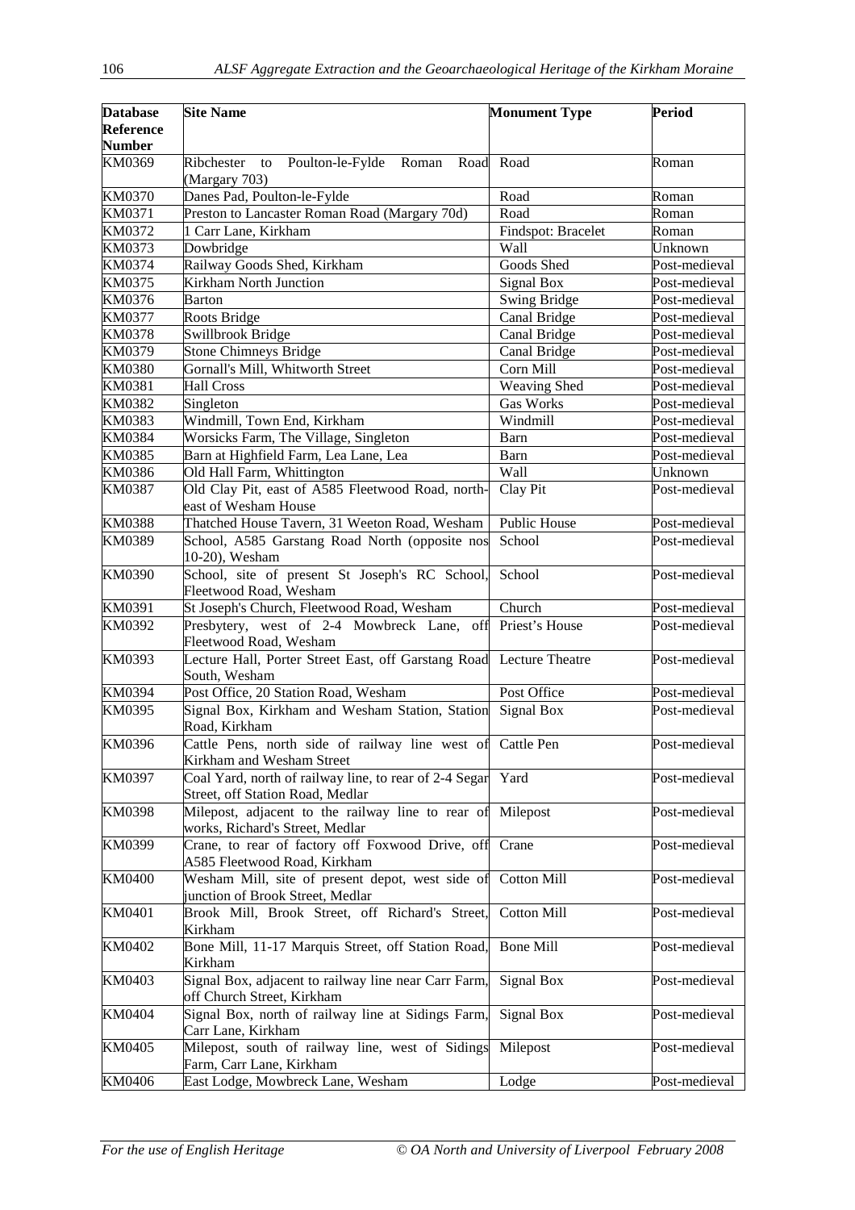| Database Reference Number | Site Name | Monument Type | Period |
|---|---|---|---|
| KM0369 | Ribchester to Poulton-le-Fylde Roman Road (Margary 703) | Road | Roman |
| KM0370 | Danes Pad, Poulton-le-Fylde | Road | Roman |
| KM0371 | Preston to Lancaster Roman Road (Margary 70d) | Road | Roman |
| KM0372 | 1 Carr Lane, Kirkham | Findspot: Bracelet | Roman |
| KM0373 | Dowbridge | Wall | Unknown |
| KM0374 | Railway Goods Shed, Kirkham | Goods Shed | Post-medieval |
| KM0375 | Kirkham North Junction | Signal Box | Post-medieval |
| KM0376 | Barton | Swing Bridge | Post-medieval |
| KM0377 | Roots Bridge | Canal Bridge | Post-medieval |
| KM0378 | Swillbrook Bridge | Canal Bridge | Post-medieval |
| KM0379 | Stone Chimneys Bridge | Canal Bridge | Post-medieval |
| KM0380 | Gornall's Mill, Whitworth Street | Corn Mill | Post-medieval |
| KM0381 | Hall Cross | Weaving Shed | Post-medieval |
| KM0382 | Singleton | Gas Works | Post-medieval |
| KM0383 | Windmill, Town End, Kirkham | Windmill | Post-medieval |
| KM0384 | Worsicks Farm, The Village, Singleton | Barn | Post-medieval |
| KM0385 | Barn at Highfield Farm, Lea Lane, Lea | Barn | Post-medieval |
| KM0386 | Old Hall Farm, Whittington | Wall | Unknown |
| KM0387 | Old Clay Pit, east of A585 Fleetwood Road, north-east of Wesham House | Clay Pit | Post-medieval |
| KM0388 | Thatched House Tavern, 31 Weeton Road, Wesham | Public House | Post-medieval |
| KM0389 | School, A585 Garstang Road North (opposite nos 10-20), Wesham | School | Post-medieval |
| KM0390 | School, site of present St Joseph's RC School, Fleetwood Road, Wesham | School | Post-medieval |
| KM0391 | St Joseph's Church, Fleetwood Road, Wesham | Church | Post-medieval |
| KM0392 | Presbytery, west of 2-4 Mowbreck Lane, off Fleetwood Road, Wesham | Priest's House | Post-medieval |
| KM0393 | Lecture Hall, Porter Street East, off Garstang Road South, Wesham | Lecture Theatre | Post-medieval |
| KM0394 | Post Office, 20 Station Road, Wesham | Post Office | Post-medieval |
| KM0395 | Signal Box, Kirkham and Wesham Station, Station Road, Kirkham | Signal Box | Post-medieval |
| KM0396 | Cattle Pens, north side of railway line west of Kirkham and Wesham Street | Cattle Pen | Post-medieval |
| KM0397 | Coal Yard, north of railway line, to rear of 2-4 Segar Street, off Station Road, Medlar | Yard | Post-medieval |
| KM0398 | Milepost, adjacent to the railway line to rear of works, Richard's Street, Medlar | Milepost | Post-medieval |
| KM0399 | Crane, to rear of factory off Foxwood Drive, off A585 Fleetwood Road, Kirkham | Crane | Post-medieval |
| KM0400 | Wesham Mill, site of present depot, west side of junction of Brook Street, Medlar | Cotton Mill | Post-medieval |
| KM0401 | Brook Mill, Brook Street, off Richard's Street, Kirkham | Cotton Mill | Post-medieval |
| KM0402 | Bone Mill, 11-17 Marquis Street, off Station Road, Kirkham | Bone Mill | Post-medieval |
| KM0403 | Signal Box, adjacent to railway line near Carr Farm, off Church Street, Kirkham | Signal Box | Post-medieval |
| KM0404 | Signal Box, north of railway line at Sidings Farm, Carr Lane, Kirkham | Signal Box | Post-medieval |
| KM0405 | Milepost, south of railway line, west of Sidings Farm, Carr Lane, Kirkham | Milepost | Post-medieval |
| KM0406 | East Lodge, Mowbreck Lane, Wesham | Lodge | Post-medieval |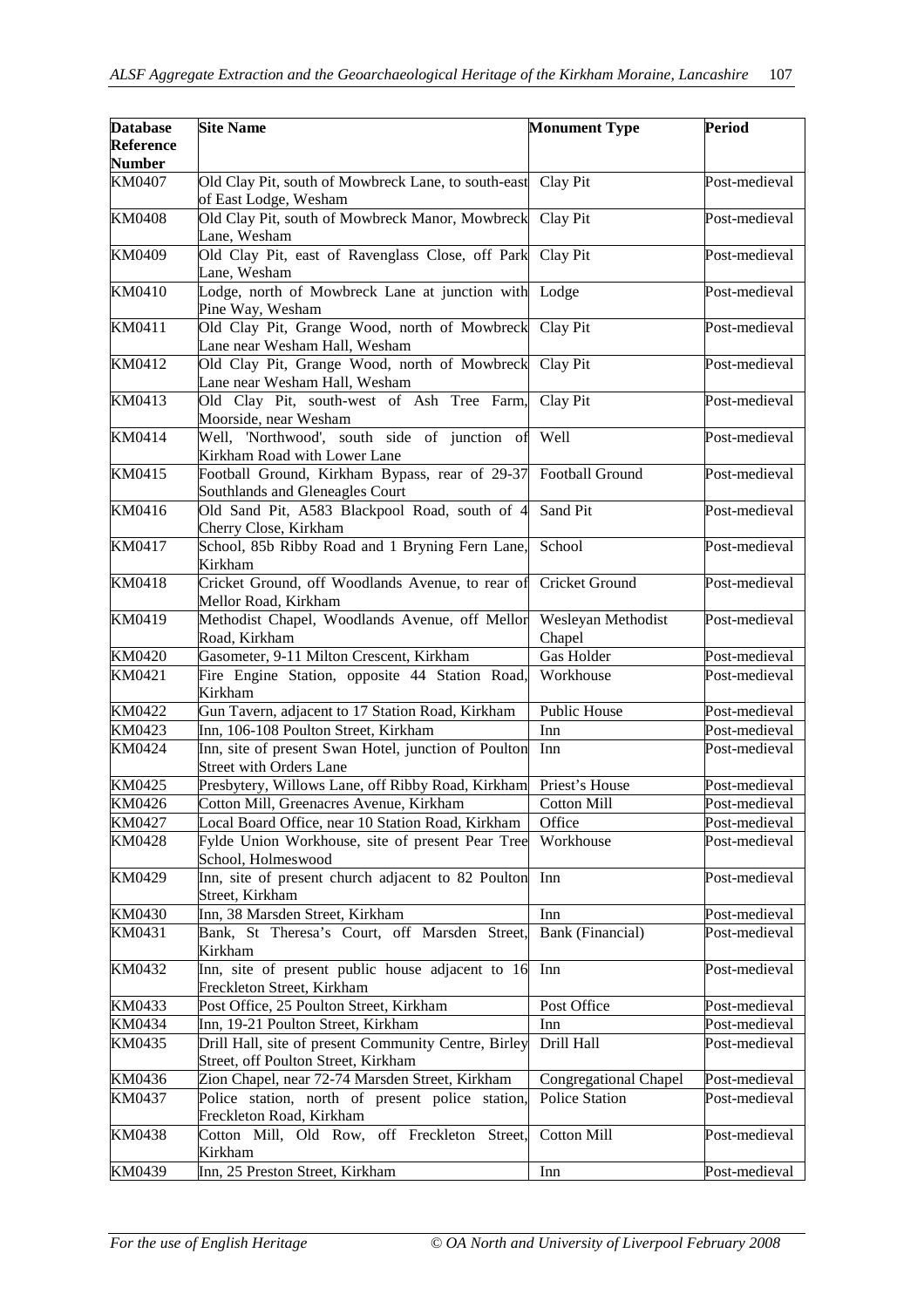| Database Reference Number | Site Name | Monument Type | Period |
|---|---|---|---|
| KM0407 | Old Clay Pit, south of Mowbreck Lane, to south-east of East Lodge, Wesham | Clay Pit | Post-medieval |
| KM0408 | Old Clay Pit, south of Mowbreck Manor, Mowbreck Lane, Wesham | Clay Pit | Post-medieval |
| KM0409 | Old Clay Pit, east of Ravenglass Close, off Park Lane, Wesham | Clay Pit | Post-medieval |
| KM0410 | Lodge, north of Mowbreck Lane at junction with Pine Way, Wesham | Lodge | Post-medieval |
| KM0411 | Old Clay Pit, Grange Wood, north of Mowbreck Lane near Wesham Hall, Wesham | Clay Pit | Post-medieval |
| KM0412 | Old Clay Pit, Grange Wood, north of Mowbreck Lane near Wesham Hall, Wesham | Clay Pit | Post-medieval |
| KM0413 | Old Clay Pit, south-west of Ash Tree Farm, Moorside, near Wesham | Clay Pit | Post-medieval |
| KM0414 | Well, 'Northwood', south side of junction of Kirkham Road with Lower Lane | Well | Post-medieval |
| KM0415 | Football Ground, Kirkham Bypass, rear of 29-37 Southlands and Gleneagles Court | Football Ground | Post-medieval |
| KM0416 | Old Sand Pit, A583 Blackpool Road, south of 4 Cherry Close, Kirkham | Sand Pit | Post-medieval |
| KM0417 | School, 85b Ribby Road and 1 Bryning Fern Lane, Kirkham | School | Post-medieval |
| KM0418 | Cricket Ground, off Woodlands Avenue, to rear of Mellor Road, Kirkham | Cricket Ground | Post-medieval |
| KM0419 | Methodist Chapel, Woodlands Avenue, off Mellor Road, Kirkham | Wesleyan Methodist Chapel | Post-medieval |
| KM0420 | Gasometer, 9-11 Milton Crescent, Kirkham | Gas Holder | Post-medieval |
| KM0421 | Fire Engine Station, opposite 44 Station Road, Kirkham | Workhouse | Post-medieval |
| KM0422 | Gun Tavern, adjacent to 17 Station Road, Kirkham | Public House | Post-medieval |
| KM0423 | Inn, 106-108 Poulton Street, Kirkham | Inn | Post-medieval |
| KM0424 | Inn, site of present Swan Hotel, junction of Poulton Street with Orders Lane | Inn | Post-medieval |
| KM0425 | Presbytery, Willows Lane, off Ribby Road, Kirkham | Priest's House | Post-medieval |
| KM0426 | Cotton Mill, Greenacres Avenue, Kirkham | Cotton Mill | Post-medieval |
| KM0427 | Local Board Office, near 10 Station Road, Kirkham | Office | Post-medieval |
| KM0428 | Fylde Union Workhouse, site of present Pear Tree School, Holmeswood | Workhouse | Post-medieval |
| KM0429 | Inn, site of present church adjacent to 82 Poulton Street, Kirkham | Inn | Post-medieval |
| KM0430 | Inn, 38 Marsden Street, Kirkham | Inn | Post-medieval |
| KM0431 | Bank, St Theresa's Court, off Marsden Street, Kirkham | Bank (Financial) | Post-medieval |
| KM0432 | Inn, site of present public house adjacent to 16 Freckleton Street, Kirkham | Inn | Post-medieval |
| KM0433 | Post Office, 25 Poulton Street, Kirkham | Post Office | Post-medieval |
| KM0434 | Inn, 19-21 Poulton Street, Kirkham | Inn | Post-medieval |
| KM0435 | Drill Hall, site of present Community Centre, Birley Street, off Poulton Street, Kirkham | Drill Hall | Post-medieval |
| KM0436 | Zion Chapel, near 72-74 Marsden Street, Kirkham | Congregational Chapel | Post-medieval |
| KM0437 | Police station, north of present police station, Freckleton Road, Kirkham | Police Station | Post-medieval |
| KM0438 | Cotton Mill, Old Row, off Freckleton Street, Kirkham | Cotton Mill | Post-medieval |
| KM0439 | Inn, 25 Preston Street, Kirkham | Inn | Post-medieval |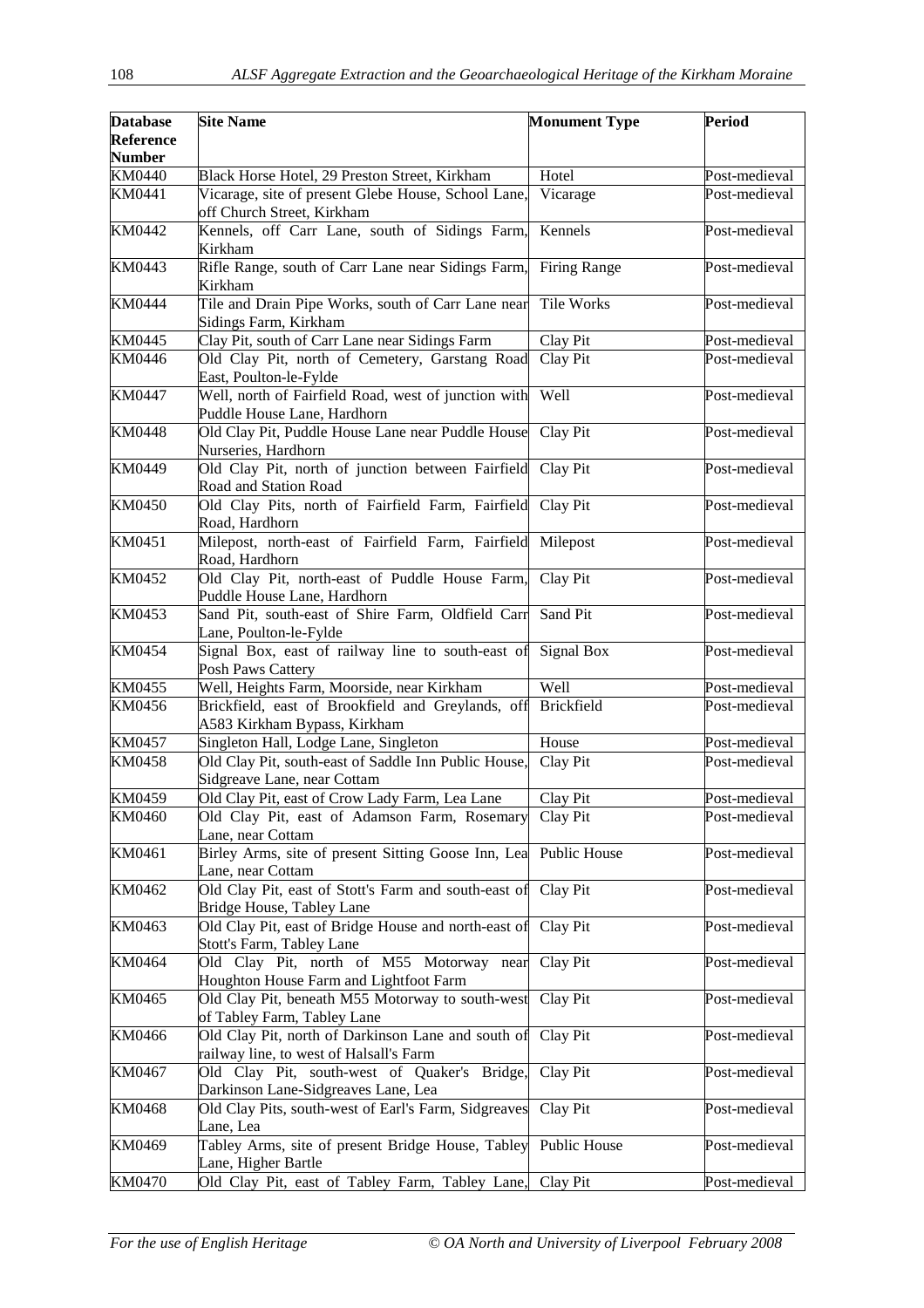| Database Reference Number | Site Name | Monument Type | Period |
|---|---|---|---|
| KM0440 | Black Horse Hotel, 29 Preston Street, Kirkham | Hotel | Post-medieval |
| KM0441 | Vicarage, site of present Glebe House, School Lane, off Church Street, Kirkham | Vicarage | Post-medieval |
| KM0442 | Kennels, off Carr Lane, south of Sidings Farm, Kirkham | Kennels | Post-medieval |
| KM0443 | Rifle Range, south of Carr Lane near Sidings Farm, Kirkham | Firing Range | Post-medieval |
| KM0444 | Tile and Drain Pipe Works, south of Carr Lane near Sidings Farm, Kirkham | Tile Works | Post-medieval |
| KM0445 | Clay Pit, south of Carr Lane near Sidings Farm | Clay Pit | Post-medieval |
| KM0446 | Old Clay Pit, north of Cemetery, Garstang Road East, Poulton-le-Fylde | Clay Pit | Post-medieval |
| KM0447 | Well, north of Fairfield Road, west of junction with Puddle House Lane, Hardhorn | Well | Post-medieval |
| KM0448 | Old Clay Pit, Puddle House Lane near Puddle House Nurseries, Hardhorn | Clay Pit | Post-medieval |
| KM0449 | Old Clay Pit, north of junction between Fairfield Road and Station Road | Clay Pit | Post-medieval |
| KM0450 | Old Clay Pits, north of Fairfield Farm, Fairfield Road, Hardhorn | Clay Pit | Post-medieval |
| KM0451 | Milepost, north-east of Fairfield Farm, Fairfield Road, Hardhorn | Milepost | Post-medieval |
| KM0452 | Old Clay Pit, north-east of Puddle House Farm, Puddle House Lane, Hardhorn | Clay Pit | Post-medieval |
| KM0453 | Sand Pit, south-east of Shire Farm, Oldfield Carr Lane, Poulton-le-Fylde | Sand Pit | Post-medieval |
| KM0454 | Signal Box, east of railway line to south-east of Posh Paws Cattery | Signal Box | Post-medieval |
| KM0455 | Well, Heights Farm, Moorside, near Kirkham | Well | Post-medieval |
| KM0456 | Brickfield, east of Brookfield and Greylands, off A583 Kirkham Bypass, Kirkham | Brickfield | Post-medieval |
| KM0457 | Singleton Hall, Lodge Lane, Singleton | House | Post-medieval |
| KM0458 | Old Clay Pit, south-east of Saddle Inn Public House, Sidgreave Lane, near Cottam | Clay Pit | Post-medieval |
| KM0459 | Old Clay Pit, east of Crow Lady Farm, Lea Lane | Clay Pit | Post-medieval |
| KM0460 | Old Clay Pit, east of Adamson Farm, Rosemary Lane, near Cottam | Clay Pit | Post-medieval |
| KM0461 | Birley Arms, site of present Sitting Goose Inn, Lea Lane, near Cottam | Public House | Post-medieval |
| KM0462 | Old Clay Pit, east of Stott's Farm and south-east of Bridge House, Tabley Lane | Clay Pit | Post-medieval |
| KM0463 | Old Clay Pit, east of Bridge House and north-east of Stott's Farm, Tabley Lane | Clay Pit | Post-medieval |
| KM0464 | Old Clay Pit, north of M55 Motorway near Houghton House Farm and Lightfoot Farm | Clay Pit | Post-medieval |
| KM0465 | Old Clay Pit, beneath M55 Motorway to south-west of Tabley Farm, Tabley Lane | Clay Pit | Post-medieval |
| KM0466 | Old Clay Pit, north of Darkinson Lane and south of railway line, to west of Halsall's Farm | Clay Pit | Post-medieval |
| KM0467 | Old Clay Pit, south-west of Quaker's Bridge, Darkinson Lane-Sidgreaves Lane, Lea | Clay Pit | Post-medieval |
| KM0468 | Old Clay Pits, south-west of Earl's Farm, Sidgreaves Lane, Lea | Clay Pit | Post-medieval |
| KM0469 | Tabley Arms, site of present Bridge House, Tabley Lane, Higher Bartle | Public House | Post-medieval |
| KM0470 | Old Clay Pit, east of Tabley Farm, Tabley Lane, | Clay Pit | Post-medieval |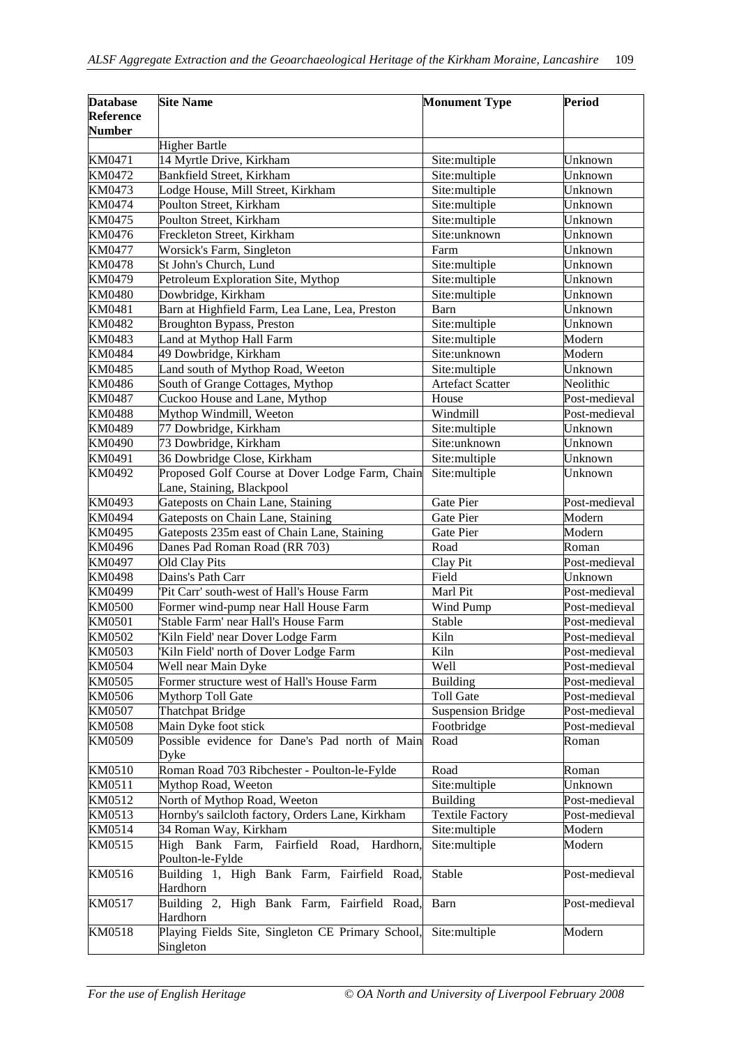| Database Reference Number | Site Name | Monument Type | Period |
|---|---|---|---|
| | Higher Bartle | | |
| KM0471 | 14 Myrtle Drive, Kirkham | Site:multiple | Unknown |
| KM0472 | Bankfield Street, Kirkham | Site:multiple | Unknown |
| KM0473 | Lodge House, Mill Street, Kirkham | Site:multiple | Unknown |
| KM0474 | Poulton Street, Kirkham | Site:multiple | Unknown |
| KM0475 | Poulton Street, Kirkham | Site:multiple | Unknown |
| KM0476 | Freckleton Street, Kirkham | Site:unknown | Unknown |
| KM0477 | Worsick's Farm, Singleton | Farm | Unknown |
| KM0478 | St John's Church, Lund | Site:multiple | Unknown |
| KM0479 | Petroleum Exploration Site, Mythop | Site:multiple | Unknown |
| KM0480 | Dowbridge, Kirkham | Site:multiple | Unknown |
| KM0481 | Barn at Highfield Farm, Lea Lane, Lea, Preston | Barn | Unknown |
| KM0482 | Broughton Bypass, Preston | Site:multiple | Unknown |
| KM0483 | Land at Mythop Hall Farm | Site:multiple | Modern |
| KM0484 | 49 Dowbridge, Kirkham | Site:unknown | Modern |
| KM0485 | Land south of Mythop Road, Weeton | Site:multiple | Unknown |
| KM0486 | South of Grange Cottages, Mythop | Artefact Scatter | Neolithic |
| KM0487 | Cuckoo House and Lane, Mythop | House | Post-medieval |
| KM0488 | Mythop Windmill, Weeton | Windmill | Post-medieval |
| KM0489 | 77 Dowbridge, Kirkham | Site:multiple | Unknown |
| KM0490 | 73 Dowbridge, Kirkham | Site:unknown | Unknown |
| KM0491 | 36 Dowbridge Close, Kirkham | Site:multiple | Unknown |
| KM0492 | Proposed Golf Course at Dover Lodge Farm, Chain Lane, Staining, Blackpool | Site:multiple | Unknown |
| KM0493 | Gateposts on Chain Lane, Staining | Gate Pier | Post-medieval |
| KM0494 | Gateposts on Chain Lane, Staining | Gate Pier | Modern |
| KM0495 | Gateposts 235m east of Chain Lane, Staining | Gate Pier | Modern |
| KM0496 | Danes Pad Roman Road (RR 703) | Road | Roman |
| KM0497 | Old Clay Pits | Clay Pit | Post-medieval |
| KM0498 | Dains's Path Carr | Field | Unknown |
| KM0499 | 'Pit Carr' south-west of Hall's House Farm | Marl Pit | Post-medieval |
| KM0500 | Former wind-pump near Hall House Farm | Wind Pump | Post-medieval |
| KM0501 | 'Stable Farm' near Hall's House Farm | Stable | Post-medieval |
| KM0502 | 'Kiln Field' near Dover Lodge Farm | Kiln | Post-medieval |
| KM0503 | 'Kiln Field' north of Dover Lodge Farm | Kiln | Post-medieval |
| KM0504 | Well near Main Dyke | Well | Post-medieval |
| KM0505 | Former structure west of Hall's House Farm | Building | Post-medieval |
| KM0506 | Mythorp Toll Gate | Toll Gate | Post-medieval |
| KM0507 | Thatchpat Bridge | Suspension Bridge | Post-medieval |
| KM0508 | Main Dyke foot stick | Footbridge | Post-medieval |
| KM0509 | Possible evidence for Dane's Pad north of Main Dyke | Road | Roman |
| KM0510 | Roman Road 703 Ribchester - Poulton-le-Fylde | Road | Roman |
| KM0511 | Mythop Road, Weeton | Site:multiple | Unknown |
| KM0512 | North of Mythop Road, Weeton | Building | Post-medieval |
| KM0513 | Hornby's sailcloth factory, Orders Lane, Kirkham | Textile Factory | Post-medieval |
| KM0514 | 34 Roman Way, Kirkham | Site:multiple | Modern |
| KM0515 | High Bank Farm, Fairfield Road, Hardhorn, Poulton-le-Fylde | Site:multiple | Modern |
| KM0516 | Building 1, High Bank Farm, Fairfield Road, Hardhorn | Stable | Post-medieval |
| KM0517 | Building 2, High Bank Farm, Fairfield Road, Hardhorn | Barn | Post-medieval |
| KM0518 | Playing Fields Site, Singleton CE Primary School, Singleton | Site:multiple | Modern |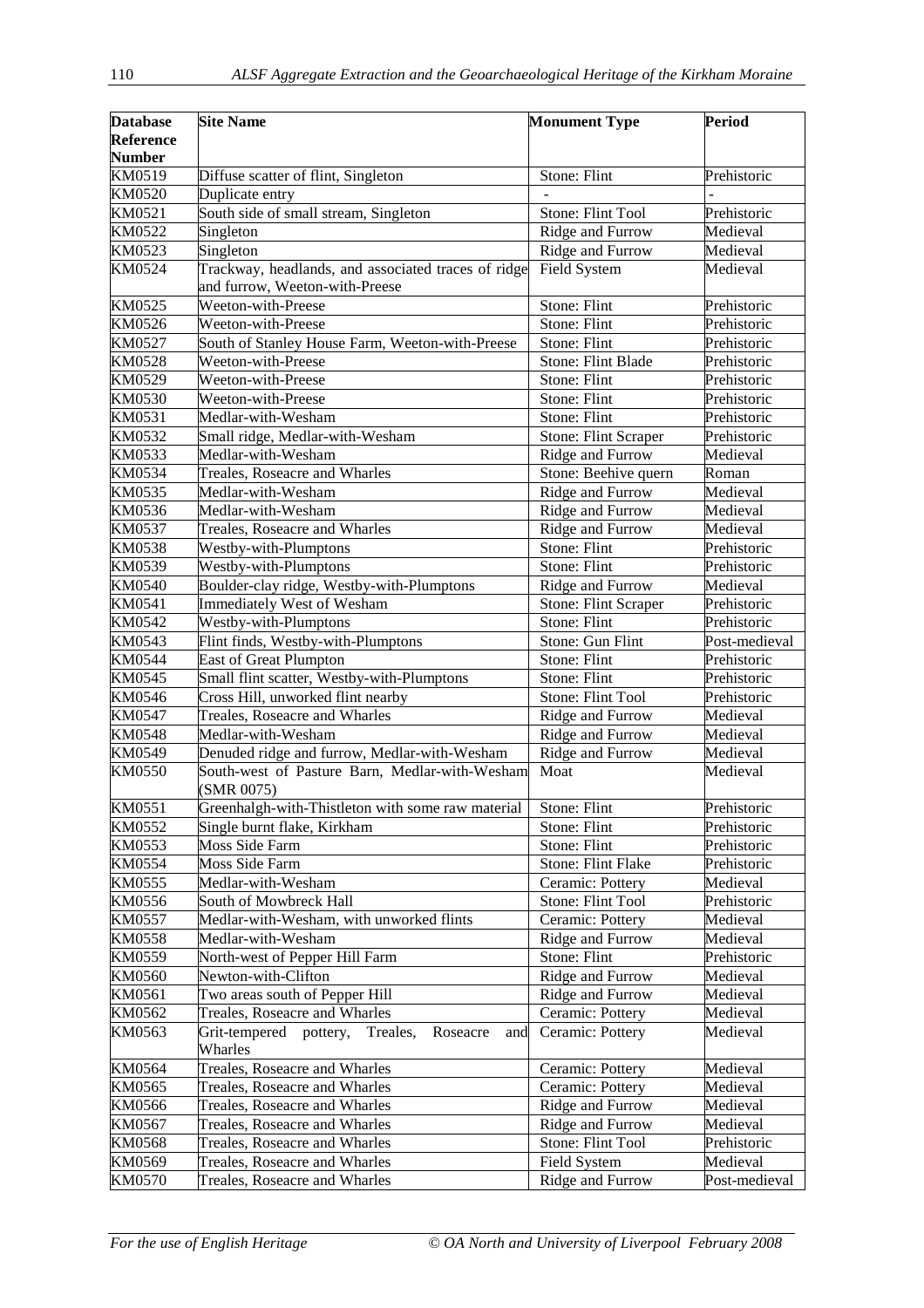| Database Reference Number | Site Name | Monument Type | Period |
|---|---|---|---|
| KM0519 | Diffuse scatter of flint, Singleton | Stone: Flint | Prehistoric |
| KM0520 | Duplicate entry | - | - |
| KM0521 | South side of small stream, Singleton | Stone: Flint Tool | Prehistoric |
| KM0522 | Singleton | Ridge and Furrow | Medieval |
| KM0523 | Singleton | Ridge and Furrow | Medieval |
| KM0524 | Trackway, headlands, and associated traces of ridge and furrow, Weeton-with-Preese | Field System | Medieval |
| KM0525 | Weeton-with-Preese | Stone: Flint | Prehistoric |
| KM0526 | Weeton-with-Preese | Stone: Flint | Prehistoric |
| KM0527 | South of Stanley House Farm, Weeton-with-Preese | Stone: Flint | Prehistoric |
| KM0528 | Weeton-with-Preese | Stone: Flint Blade | Prehistoric |
| KM0529 | Weeton-with-Preese | Stone: Flint | Prehistoric |
| KM0530 | Weeton-with-Preese | Stone: Flint | Prehistoric |
| KM0531 | Medlar-with-Wesham | Stone: Flint | Prehistoric |
| KM0532 | Small ridge, Medlar-with-Wesham | Stone: Flint Scraper | Prehistoric |
| KM0533 | Medlar-with-Wesham | Ridge and Furrow | Medieval |
| KM0534 | Treales, Roseacre and Wharles | Stone: Beehive quern | Roman |
| KM0535 | Medlar-with-Wesham | Ridge and Furrow | Medieval |
| KM0536 | Medlar-with-Wesham | Ridge and Furrow | Medieval |
| KM0537 | Treales, Roseacre and Wharles | Ridge and Furrow | Medieval |
| KM0538 | Westby-with-Plumptons | Stone: Flint | Prehistoric |
| KM0539 | Westby-with-Plumptons | Stone: Flint | Prehistoric |
| KM0540 | Boulder-clay ridge, Westby-with-Plumptons | Ridge and Furrow | Medieval |
| KM0541 | Immediately West of Wesham | Stone: Flint Scraper | Prehistoric |
| KM0542 | Westby-with-Plumptons | Stone: Flint | Prehistoric |
| KM0543 | Flint finds, Westby-with-Plumptons | Stone: Gun Flint | Post-medieval |
| KM0544 | East of Great Plumpton | Stone: Flint | Prehistoric |
| KM0545 | Small flint scatter, Westby-with-Plumptons | Stone: Flint | Prehistoric |
| KM0546 | Cross Hill, unworked flint nearby | Stone: Flint Tool | Prehistoric |
| KM0547 | Treales, Roseacre and Wharles | Ridge and Furrow | Medieval |
| KM0548 | Medlar-with-Wesham | Ridge and Furrow | Medieval |
| KM0549 | Denuded ridge and furrow, Medlar-with-Wesham | Ridge and Furrow | Medieval |
| KM0550 | South-west of Pasture Barn, Medlar-with-Wesham (SMR 0075) | Moat | Medieval |
| KM0551 | Greenhalgh-with-Thistleton with some raw material | Stone: Flint | Prehistoric |
| KM0552 | Single burnt flake, Kirkham | Stone: Flint | Prehistoric |
| KM0553 | Moss Side Farm | Stone: Flint | Prehistoric |
| KM0554 | Moss Side Farm | Stone: Flint Flake | Prehistoric |
| KM0555 | Medlar-with-Wesham | Ceramic: Pottery | Medieval |
| KM0556 | South of Mowbreck Hall | Stone: Flint Tool | Prehistoric |
| KM0557 | Medlar-with-Wesham, with unworked flints | Ceramic: Pottery | Medieval |
| KM0558 | Medlar-with-Wesham | Ridge and Furrow | Medieval |
| KM0559 | North-west of Pepper Hill Farm | Stone: Flint | Prehistoric |
| KM0560 | Newton-with-Clifton | Ridge and Furrow | Medieval |
| KM0561 | Two areas south of Pepper Hill | Ridge and Furrow | Medieval |
| KM0562 | Treales, Roseacre and Wharles | Ceramic: Pottery | Medieval |
| KM0563 | Grit-tempered pottery, Treales, Roseacre and Wharles | Ceramic: Pottery | Medieval |
| KM0564 | Treales, Roseacre and Wharles | Ceramic: Pottery | Medieval |
| KM0565 | Treales, Roseacre and Wharles | Ceramic: Pottery | Medieval |
| KM0566 | Treales, Roseacre and Wharles | Ridge and Furrow | Medieval |
| KM0567 | Treales, Roseacre and Wharles | Ridge and Furrow | Medieval |
| KM0568 | Treales, Roseacre and Wharles | Stone: Flint Tool | Prehistoric |
| KM0569 | Treales, Roseacre and Wharles | Field System | Medieval |
| KM0570 | Treales, Roseacre and Wharles | Ridge and Furrow | Post-medieval |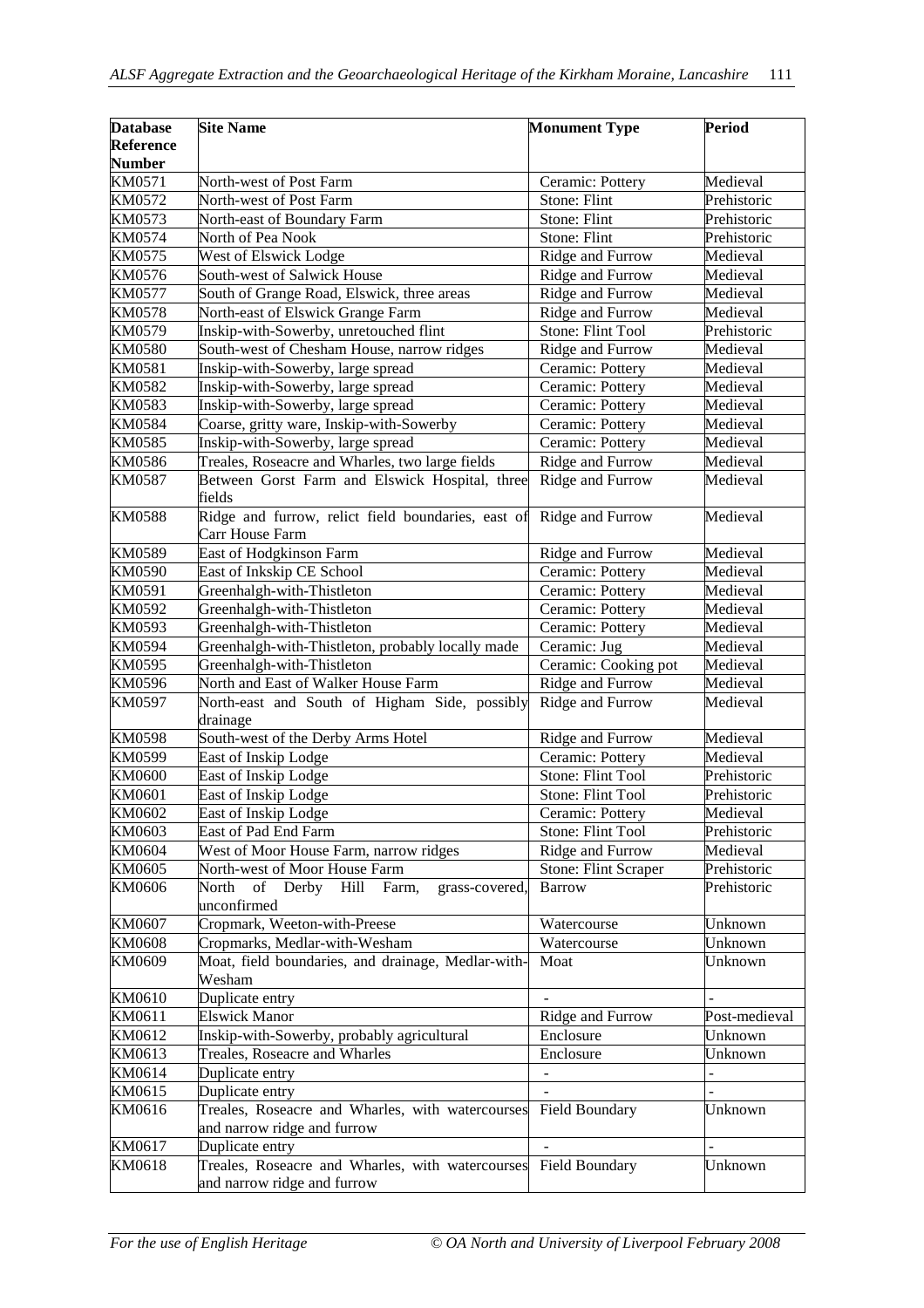| Database Reference Number | Site Name | Monument Type | Period |
|---|---|---|---|
| KM0571 | North-west of Post Farm | Ceramic: Pottery | Medieval |
| KM0572 | North-west of Post Farm | Stone: Flint | Prehistoric |
| KM0573 | North-east of Boundary Farm | Stone: Flint | Prehistoric |
| KM0574 | North of Pea Nook | Stone: Flint | Prehistoric |
| KM0575 | West of Elswick Lodge | Ridge and Furrow | Medieval |
| KM0576 | South-west of Salwick House | Ridge and Furrow | Medieval |
| KM0577 | South of Grange Road, Elswick, three areas | Ridge and Furrow | Medieval |
| KM0578 | North-east of Elswick Grange Farm | Ridge and Furrow | Medieval |
| KM0579 | Inskip-with-Sowerby, unretouched flint | Stone: Flint Tool | Prehistoric |
| KM0580 | South-west of Chesham House, narrow ridges | Ridge and Furrow | Medieval |
| KM0581 | Inskip-with-Sowerby, large spread | Ceramic: Pottery | Medieval |
| KM0582 | Inskip-with-Sowerby, large spread | Ceramic: Pottery | Medieval |
| KM0583 | Inskip-with-Sowerby, large spread | Ceramic: Pottery | Medieval |
| KM0584 | Coarse, gritty ware, Inskip-with-Sowerby | Ceramic: Pottery | Medieval |
| KM0585 | Inskip-with-Sowerby, large spread | Ceramic: Pottery | Medieval |
| KM0586 | Treales, Roseacre and Wharles, two large fields | Ridge and Furrow | Medieval |
| KM0587 | Between Gorst Farm and Elswick Hospital, three fields | Ridge and Furrow | Medieval |
| KM0588 | Ridge and furrow, relict field boundaries, east of Carr House Farm | Ridge and Furrow | Medieval |
| KM0589 | East of Hodgkinson Farm | Ridge and Furrow | Medieval |
| KM0590 | East of Inkskip CE School | Ceramic: Pottery | Medieval |
| KM0591 | Greenhalgh-with-Thistleton | Ceramic: Pottery | Medieval |
| KM0592 | Greenhalgh-with-Thistleton | Ceramic: Pottery | Medieval |
| KM0593 | Greenhalgh-with-Thistleton | Ceramic: Pottery | Medieval |
| KM0594 | Greenhalgh-with-Thistleton, probably locally made | Ceramic: Jug | Medieval |
| KM0595 | Greenhalgh-with-Thistleton | Ceramic: Cooking pot | Medieval |
| KM0596 | North and East of Walker House Farm | Ridge and Furrow | Medieval |
| KM0597 | North-east and South of Higham Side, possibly drainage | Ridge and Furrow | Medieval |
| KM0598 | South-west of the Derby Arms Hotel | Ridge and Furrow | Medieval |
| KM0599 | East of Inskip Lodge | Ceramic: Pottery | Medieval |
| KM0600 | East of Inskip Lodge | Stone: Flint Tool | Prehistoric |
| KM0601 | East of Inskip Lodge | Stone: Flint Tool | Prehistoric |
| KM0602 | East of Inskip Lodge | Ceramic: Pottery | Medieval |
| KM0603 | East of Pad End Farm | Stone: Flint Tool | Prehistoric |
| KM0604 | West of Moor House Farm, narrow ridges | Ridge and Furrow | Medieval |
| KM0605 | North-west of Moor House Farm | Stone: Flint Scraper | Prehistoric |
| KM0606 | North of Derby Hill Farm, grass-covered, unconfirmed | Barrow | Prehistoric |
| KM0607 | Cropmark, Weeton-with-Preese | Watercourse | Unknown |
| KM0608 | Cropmarks, Medlar-with-Wesham | Watercourse | Unknown |
| KM0609 | Moat, field boundaries, and drainage, Medlar-with-Wesham | Moat | Unknown |
| KM0610 | Duplicate entry | - | - |
| KM0611 | Elswick Manor | Ridge and Furrow | Post-medieval |
| KM0612 | Inskip-with-Sowerby, probably agricultural | Enclosure | Unknown |
| KM0613 | Treales, Roseacre and Wharles | Enclosure | Unknown |
| KM0614 | Duplicate entry | - | - |
| KM0615 | Duplicate entry | - | - |
| KM0616 | Treales, Roseacre and Wharles, with watercourses and narrow ridge and furrow | Field Boundary | Unknown |
| KM0617 | Duplicate entry | - | - |
| KM0618 | Treales, Roseacre and Wharles, with watercourses and narrow ridge and furrow | Field Boundary | Unknown |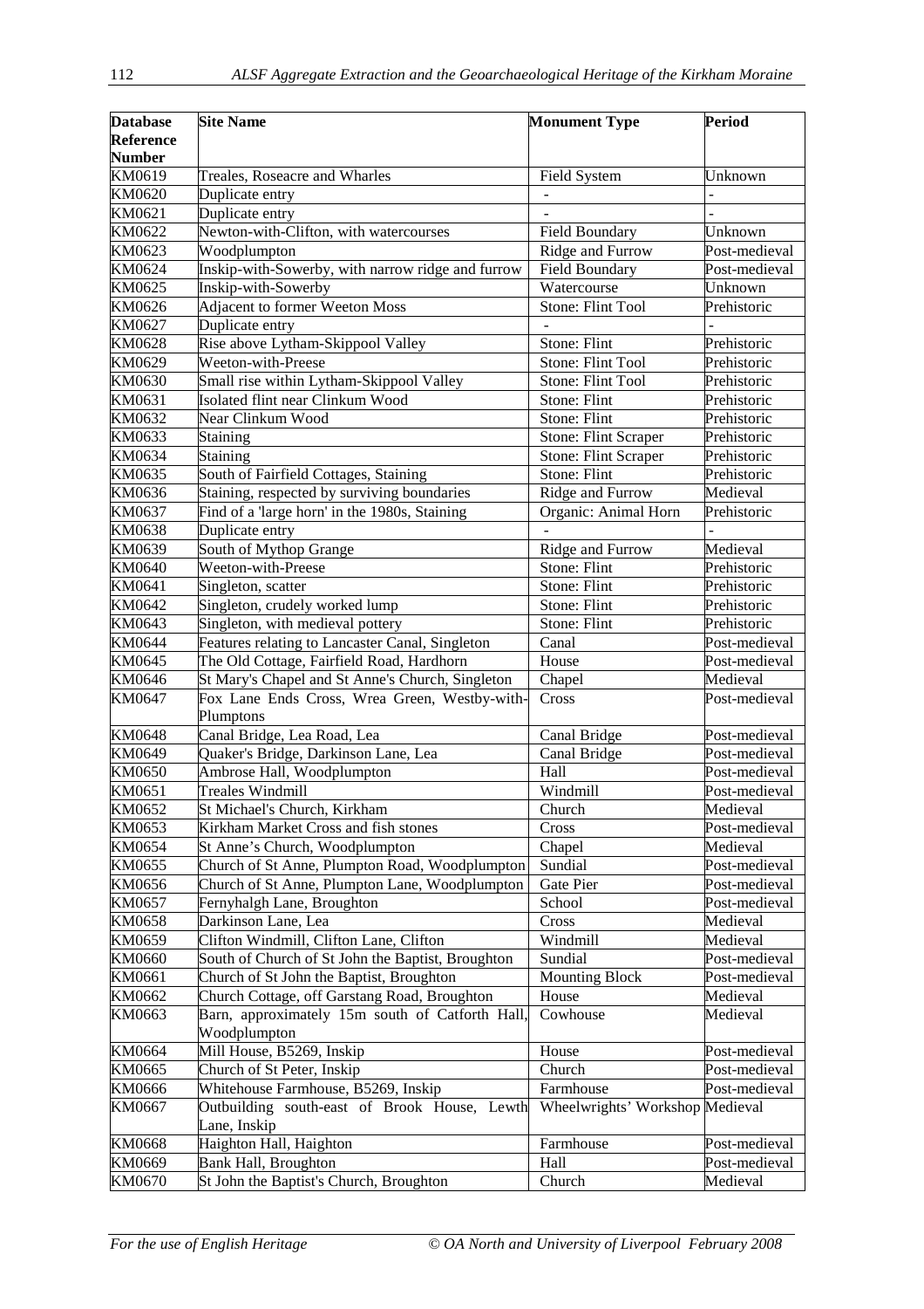| Database Reference Number | Site Name | Monument Type | Period |
|---|---|---|---|
| KM0619 | Treales, Roseacre and Wharles | Field System | Unknown |
| KM0620 | Duplicate entry | - | - |
| KM0621 | Duplicate entry | - | - |
| KM0622 | Newton-with-Clifton, with watercourses | Field Boundary | Unknown |
| KM0623 | Woodplumpton | Ridge and Furrow | Post-medieval |
| KM0624 | Inskip-with-Sowerby, with narrow ridge and furrow | Field Boundary | Post-medieval |
| KM0625 | Inskip-with-Sowerby | Watercourse | Unknown |
| KM0626 | Adjacent to former Weeton Moss | Stone: Flint Tool | Prehistoric |
| KM0627 | Duplicate entry | - | - |
| KM0628 | Rise above Lytham-Skippool Valley | Stone: Flint | Prehistoric |
| KM0629 | Weeton-with-Preese | Stone: Flint Tool | Prehistoric |
| KM0630 | Small rise within Lytham-Skippool Valley | Stone: Flint Tool | Prehistoric |
| KM0631 | Isolated flint near Clinkum Wood | Stone: Flint | Prehistoric |
| KM0632 | Near Clinkum Wood | Stone: Flint | Prehistoric |
| KM0633 | Staining | Stone: Flint Scraper | Prehistoric |
| KM0634 | Staining | Stone: Flint Scraper | Prehistoric |
| KM0635 | South of Fairfield Cottages, Staining | Stone: Flint | Prehistoric |
| KM0636 | Staining, respected by surviving boundaries | Ridge and Furrow | Medieval |
| KM0637 | Find of a 'large horn' in the 1980s, Staining | Organic: Animal Horn | Prehistoric |
| KM0638 | Duplicate entry | - | - |
| KM0639 | South of Mythop Grange | Ridge and Furrow | Medieval |
| KM0640 | Weeton-with-Preese | Stone: Flint | Prehistoric |
| KM0641 | Singleton, scatter | Stone: Flint | Prehistoric |
| KM0642 | Singleton, crudely worked lump | Stone: Flint | Prehistoric |
| KM0643 | Singleton, with medieval pottery | Stone: Flint | Prehistoric |
| KM0644 | Features relating to Lancaster Canal, Singleton | Canal | Post-medieval |
| KM0645 | The Old Cottage, Fairfield Road, Hardhorn | House | Post-medieval |
| KM0646 | St Mary's Chapel and St Anne's Church, Singleton | Chapel | Medieval |
| KM0647 | Fox Lane Ends Cross, Wrea Green, Westby-with-Plumptons | Cross | Post-medieval |
| KM0648 | Canal Bridge, Lea Road, Lea | Canal Bridge | Post-medieval |
| KM0649 | Quaker's Bridge, Darkinson Lane, Lea | Canal Bridge | Post-medieval |
| KM0650 | Ambrose Hall, Woodplumpton | Hall | Post-medieval |
| KM0651 | Treales Windmill | Windmill | Post-medieval |
| KM0652 | St Michael's Church, Kirkham | Church | Medieval |
| KM0653 | Kirkham Market Cross and fish stones | Cross | Post-medieval |
| KM0654 | St Anne's Church, Woodplumpton | Chapel | Medieval |
| KM0655 | Church of St Anne, Plumpton Road, Woodplumpton | Sundial | Post-medieval |
| KM0656 | Church of St Anne, Plumpton Lane, Woodplumpton | Gate Pier | Post-medieval |
| KM0657 | Fernyhalgh Lane, Broughton | School | Post-medieval |
| KM0658 | Darkinson Lane, Lea | Cross | Medieval |
| KM0659 | Clifton Windmill, Clifton Lane, Clifton | Windmill | Medieval |
| KM0660 | South of Church of St John the Baptist, Broughton | Sundial | Post-medieval |
| KM0661 | Church of St John the Baptist, Broughton | Mounting Block | Post-medieval |
| KM0662 | Church Cottage, off Garstang Road, Broughton | House | Medieval |
| KM0663 | Barn, approximately 15m south of Catforth Hall, Woodplumpton | Cowhouse | Medieval |
| KM0664 | Mill House, B5269, Inskip | House | Post-medieval |
| KM0665 | Church of St Peter, Inskip | Church | Post-medieval |
| KM0666 | Whitehouse Farmhouse, B5269, Inskip | Farmhouse | Post-medieval |
| KM0667 | Outbuilding south-east of Brook House, Lewth Lane, Inskip | Wheelwrights' Workshop | Medieval |
| KM0668 | Haighton Hall, Haighton | Farmhouse | Post-medieval |
| KM0669 | Bank Hall, Broughton | Hall | Post-medieval |
| KM0670 | St John the Baptist's Church, Broughton | Church | Medieval |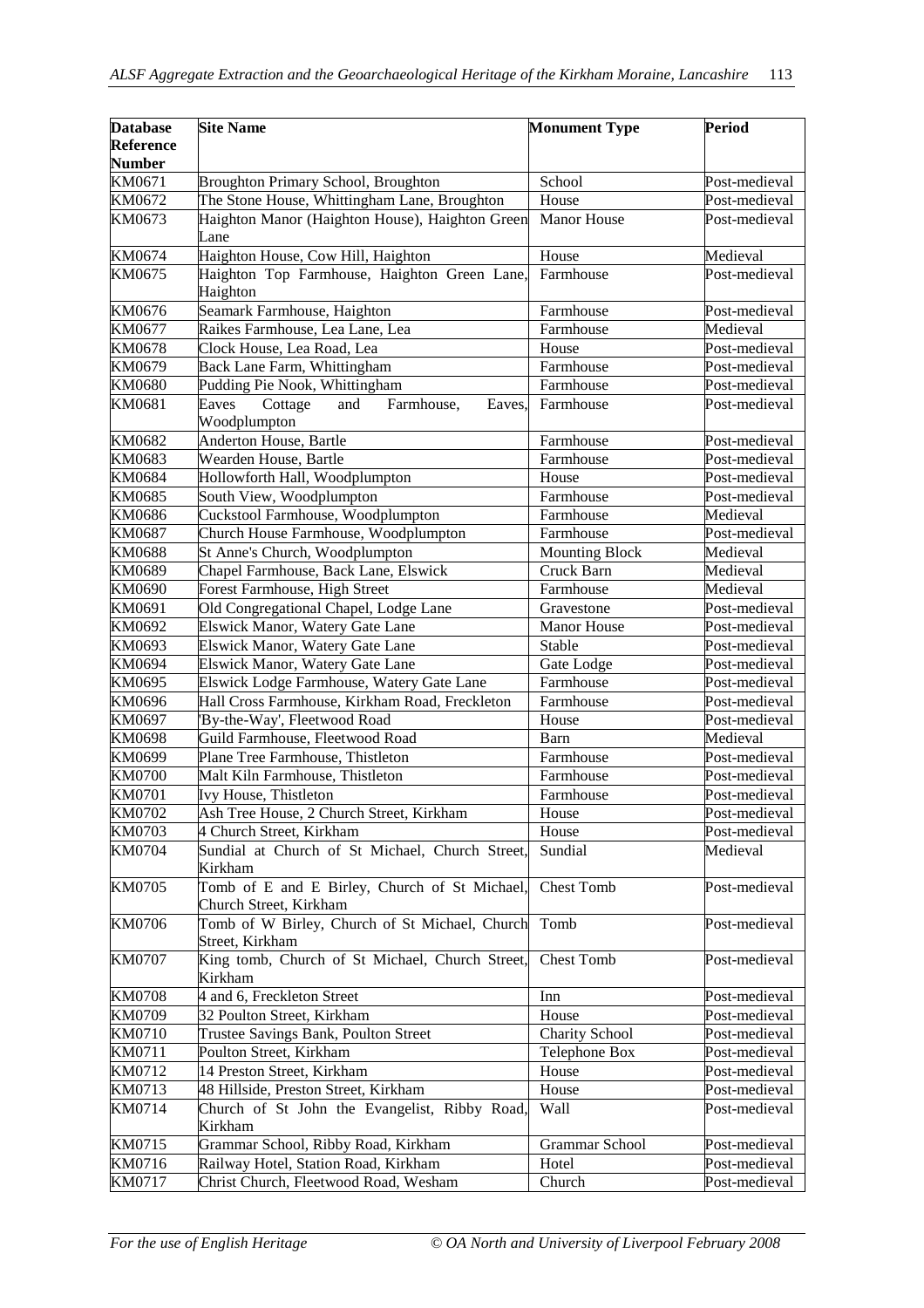| Database Reference Number | Site Name | Monument Type | Period |
|---|---|---|---|
| KM0671 | Broughton Primary School, Broughton | School | Post-medieval |
| KM0672 | The Stone House, Whittingham Lane, Broughton | House | Post-medieval |
| KM0673 | Haighton Manor (Haighton House), Haighton Green Lane | Manor House | Post-medieval |
| KM0674 | Haighton House, Cow Hill, Haighton | House | Medieval |
| KM0675 | Haighton Top Farmhouse, Haighton Green Lane, Haighton | Farmhouse | Post-medieval |
| KM0676 | Seamark Farmhouse, Haighton | Farmhouse | Post-medieval |
| KM0677 | Raikes Farmhouse, Lea Lane, Lea | Farmhouse | Medieval |
| KM0678 | Clock House, Lea Road, Lea | House | Post-medieval |
| KM0679 | Back Lane Farm, Whittingham | Farmhouse | Post-medieval |
| KM0680 | Pudding Pie Nook, Whittingham | Farmhouse | Post-medieval |
| KM0681 | Eaves Cottage and Farmhouse, Eaves, Woodplumpton | Farmhouse | Post-medieval |
| KM0682 | Anderton House, Bartle | Farmhouse | Post-medieval |
| KM0683 | Wearden House, Bartle | Farmhouse | Post-medieval |
| KM0684 | Hollowforth Hall, Woodplumpton | House | Post-medieval |
| KM0685 | South View, Woodplumpton | Farmhouse | Post-medieval |
| KM0686 | Cuckstool Farmhouse, Woodplumpton | Farmhouse | Medieval |
| KM0687 | Church House Farmhouse, Woodplumpton | Farmhouse | Post-medieval |
| KM0688 | St Anne's Church, Woodplumpton | Mounting Block | Medieval |
| KM0689 | Chapel Farmhouse, Back Lane, Elswick | Cruck Barn | Medieval |
| KM0690 | Forest Farmhouse, High Street | Farmhouse | Medieval |
| KM0691 | Old Congregational Chapel, Lodge Lane | Gravestone | Post-medieval |
| KM0692 | Elswick Manor, Watery Gate Lane | Manor House | Post-medieval |
| KM0693 | Elswick Manor, Watery Gate Lane | Stable | Post-medieval |
| KM0694 | Elswick Manor, Watery Gate Lane | Gate Lodge | Post-medieval |
| KM0695 | Elswick Lodge Farmhouse, Watery Gate Lane | Farmhouse | Post-medieval |
| KM0696 | Hall Cross Farmhouse, Kirkham Road, Freckleton | Farmhouse | Post-medieval |
| KM0697 | 'By-the-Way', Fleetwood Road | House | Post-medieval |
| KM0698 | Guild Farmhouse, Fleetwood Road | Barn | Medieval |
| KM0699 | Plane Tree Farmhouse, Thistleton | Farmhouse | Post-medieval |
| KM0700 | Malt Kiln Farmhouse, Thistleton | Farmhouse | Post-medieval |
| KM0701 | Ivy House, Thistleton | Farmhouse | Post-medieval |
| KM0702 | Ash Tree House, 2 Church Street, Kirkham | House | Post-medieval |
| KM0703 | 4 Church Street, Kirkham | House | Post-medieval |
| KM0704 | Sundial at Church of St Michael, Church Street, Kirkham | Sundial | Medieval |
| KM0705 | Tomb of E and E Birley, Church of St Michael, Church Street, Kirkham | Chest Tomb | Post-medieval |
| KM0706 | Tomb of W Birley, Church of St Michael, Church Street, Kirkham | Tomb | Post-medieval |
| KM0707 | King tomb, Church of St Michael, Church Street, Kirkham | Chest Tomb | Post-medieval |
| KM0708 | 4 and 6, Freckleton Street | Inn | Post-medieval |
| KM0709 | 32 Poulton Street, Kirkham | House | Post-medieval |
| KM0710 | Trustee Savings Bank, Poulton Street | Charity School | Post-medieval |
| KM0711 | Poulton Street, Kirkham | Telephone Box | Post-medieval |
| KM0712 | 14 Preston Street, Kirkham | House | Post-medieval |
| KM0713 | 48 Hillside, Preston Street, Kirkham | House | Post-medieval |
| KM0714 | Church of St John the Evangelist, Ribby Road, Kirkham | Wall | Post-medieval |
| KM0715 | Grammar School, Ribby Road, Kirkham | Grammar School | Post-medieval |
| KM0716 | Railway Hotel, Station Road, Kirkham | Hotel | Post-medieval |
| KM0717 | Christ Church, Fleetwood Road, Wesham | Church | Post-medieval |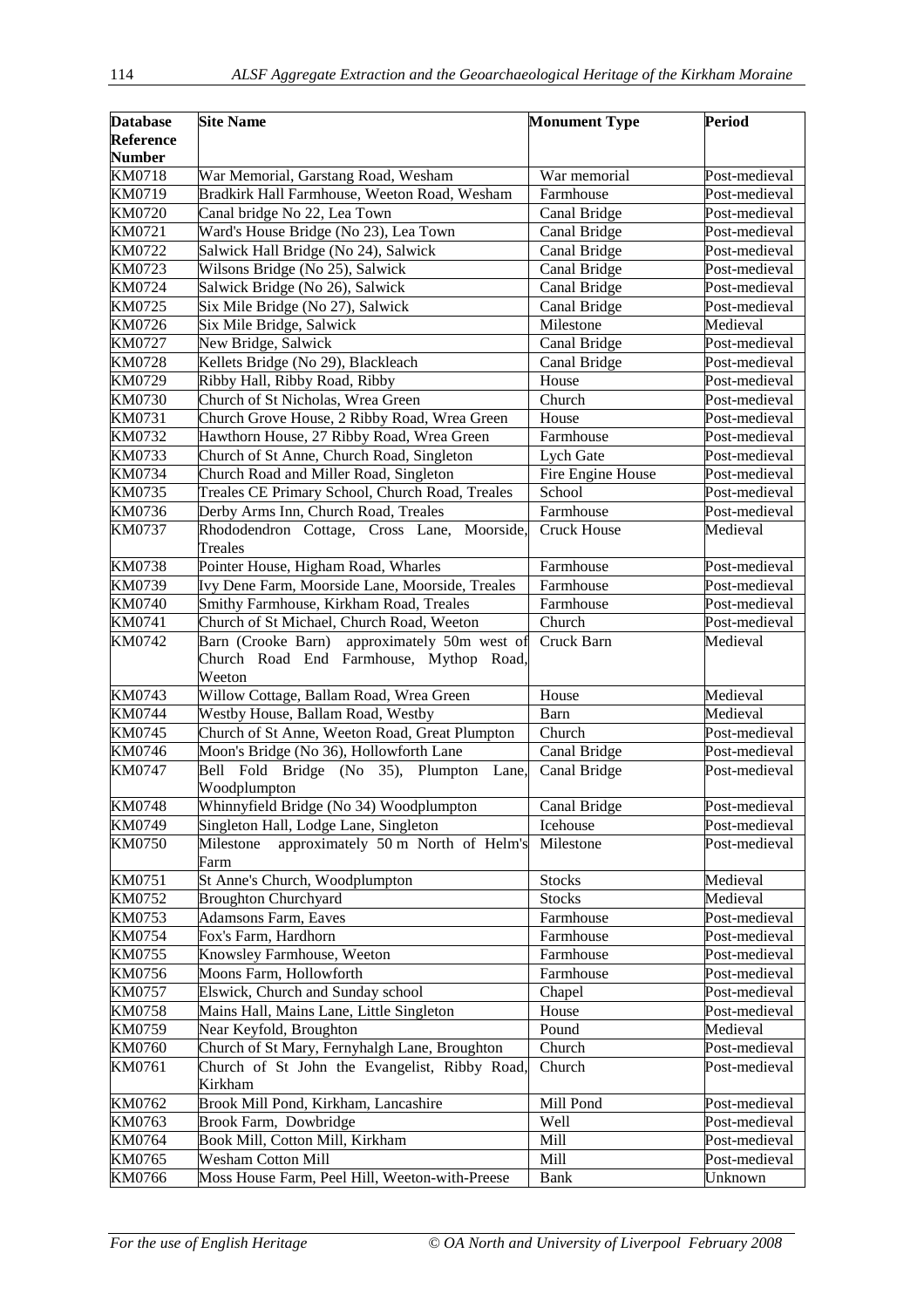| Database Reference Number | Site Name | Monument Type | Period |
|---|---|---|---|
| KM0718 | War Memorial, Garstang Road, Wesham | War memorial | Post-medieval |
| KM0719 | Bradkirk Hall Farmhouse, Weeton Road, Wesham | Farmhouse | Post-medieval |
| KM0720 | Canal bridge No 22, Lea Town | Canal Bridge | Post-medieval |
| KM0721 | Ward's House Bridge (No 23), Lea Town | Canal Bridge | Post-medieval |
| KM0722 | Salwick Hall Bridge (No 24), Salwick | Canal Bridge | Post-medieval |
| KM0723 | Wilsons Bridge (No 25), Salwick | Canal Bridge | Post-medieval |
| KM0724 | Salwick Bridge (No 26), Salwick | Canal Bridge | Post-medieval |
| KM0725 | Six Mile Bridge (No 27), Salwick | Canal Bridge | Post-medieval |
| KM0726 | Six Mile Bridge, Salwick | Milestone | Medieval |
| KM0727 | New Bridge, Salwick | Canal Bridge | Post-medieval |
| KM0728 | Kellets Bridge (No 29), Blackleach | Canal Bridge | Post-medieval |
| KM0729 | Ribby Hall, Ribby Road, Ribby | House | Post-medieval |
| KM0730 | Church of St Nicholas, Wrea Green | Church | Post-medieval |
| KM0731 | Church Grove House, 2 Ribby Road, Wrea Green | House | Post-medieval |
| KM0732 | Hawthorn House, 27 Ribby Road, Wrea Green | Farmhouse | Post-medieval |
| KM0733 | Church of St Anne, Church Road, Singleton | Lych Gate | Post-medieval |
| KM0734 | Church Road and Miller Road, Singleton | Fire Engine House | Post-medieval |
| KM0735 | Treales CE Primary School, Church Road, Treales | School | Post-medieval |
| KM0736 | Derby Arms Inn, Church Road, Treales | Farmhouse | Post-medieval |
| KM0737 | Rhododendron Cottage, Cross Lane, Moorside, Treales | Cruck House | Medieval |
| KM0738 | Pointer House, Higham Road, Wharles | Farmhouse | Post-medieval |
| KM0739 | Ivy Dene Farm, Moorside Lane, Moorside, Treales | Farmhouse | Post-medieval |
| KM0740 | Smithy Farmhouse, Kirkham Road, Treales | Farmhouse | Post-medieval |
| KM0741 | Church of St Michael, Church Road, Weeton | Church | Post-medieval |
| KM0742 | Barn (Crooke Barn) approximately 50m west of Church Road End Farmhouse, Mythop Road, Weeton | Cruck Barn | Medieval |
| KM0743 | Willow Cottage, Ballam Road, Wrea Green | House | Medieval |
| KM0744 | Westby House, Ballam Road, Westby | Barn | Medieval |
| KM0745 | Church of St Anne, Weeton Road, Great Plumpton | Church | Post-medieval |
| KM0746 | Moon's Bridge (No 36), Hollowforth Lane | Canal Bridge | Post-medieval |
| KM0747 | Bell Fold Bridge (No 35), Plumpton Lane, Woodplumpton | Canal Bridge | Post-medieval |
| KM0748 | Whinnyfield Bridge (No 34) Woodplumpton | Canal Bridge | Post-medieval |
| KM0749 | Singleton Hall, Lodge Lane, Singleton | Icehouse | Post-medieval |
| KM0750 | Milestone approximately 50 m North of Helm's Farm | Milestone | Post-medieval |
| KM0751 | St Anne's Church, Woodplumpton | Stocks | Medieval |
| KM0752 | Broughton Churchyard | Stocks | Medieval |
| KM0753 | Adamsons Farm, Eaves | Farmhouse | Post-medieval |
| KM0754 | Fox's Farm, Hardhorn | Farmhouse | Post-medieval |
| KM0755 | Knowsley Farmhouse, Weeton | Farmhouse | Post-medieval |
| KM0756 | Moons Farm, Hollowforth | Farmhouse | Post-medieval |
| KM0757 | Elswick, Church and Sunday school | Chapel | Post-medieval |
| KM0758 | Mains Hall, Mains Lane, Little Singleton | House | Post-medieval |
| KM0759 | Near Keyfold, Broughton | Pound | Medieval |
| KM0760 | Church of St Mary, Fernyhalgh Lane, Broughton | Church | Post-medieval |
| KM0761 | Church of St John the Evangelist, Ribby Road, Kirkham | Church | Post-medieval |
| KM0762 | Brook Mill Pond, Kirkham, Lancashire | Mill Pond | Post-medieval |
| KM0763 | Brook Farm, Dowbridge | Well | Post-medieval |
| KM0764 | Book Mill, Cotton Mill, Kirkham | Mill | Post-medieval |
| KM0765 | Wesham Cotton Mill | Mill | Post-medieval |
| KM0766 | Moss House Farm, Peel Hill, Weeton-with-Preese | Bank | Unknown |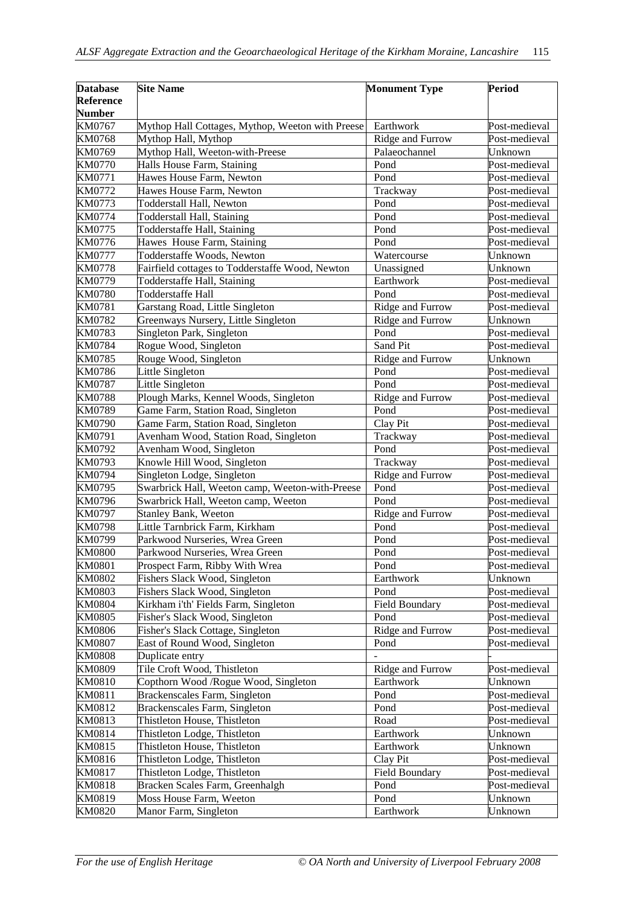| Database Reference Number | Site Name | Monument Type | Period |
|---|---|---|---|
| KM0767 | Mythop Hall Cottages, Mythop, Weeton with Preese | Earthwork | Post-medieval |
| KM0768 | Mythop Hall, Mythop | Ridge and Furrow | Post-medieval |
| KM0769 | Mythop Hall, Weeton-with-Preese | Palaeochannel | Unknown |
| KM0770 | Halls House Farm, Staining | Pond | Post-medieval |
| KM0771 | Hawes House Farm, Newton | Pond | Post-medieval |
| KM0772 | Hawes House Farm, Newton | Trackway | Post-medieval |
| KM0773 | Todderstall Hall, Newton | Pond | Post-medieval |
| KM0774 | Todderstall Hall, Staining | Pond | Post-medieval |
| KM0775 | Todderstaffe Hall, Staining | Pond | Post-medieval |
| KM0776 | Hawes House Farm, Staining | Pond | Post-medieval |
| KM0777 | Todderstaffe Woods, Newton | Watercourse | Unknown |
| KM0778 | Fairfield cottages to Todderstaffe Wood, Newton | Unassigned | Unknown |
| KM0779 | Todderstaffe Hall, Staining | Earthwork | Post-medieval |
| KM0780 | Todderstaffe Hall | Pond | Post-medieval |
| KM0781 | Garstang Road, Little Singleton | Ridge and Furrow | Post-medieval |
| KM0782 | Greenways Nursery, Little Singleton | Ridge and Furrow | Unknown |
| KM0783 | Singleton Park, Singleton | Pond | Post-medieval |
| KM0784 | Rogue Wood, Singleton | Sand Pit | Post-medieval |
| KM0785 | Rouge Wood, Singleton | Ridge and Furrow | Unknown |
| KM0786 | Little Singleton | Pond | Post-medieval |
| KM0787 | Little Singleton | Pond | Post-medieval |
| KM0788 | Plough Marks, Kennel Woods, Singleton | Ridge and Furrow | Post-medieval |
| KM0789 | Game Farm, Station Road, Singleton | Pond | Post-medieval |
| KM0790 | Game Farm, Station Road, Singleton | Clay Pit | Post-medieval |
| KM0791 | Avenham Wood, Station Road, Singleton | Trackway | Post-medieval |
| KM0792 | Avenham Wood, Singleton | Pond | Post-medieval |
| KM0793 | Knowle Hill Wood, Singleton | Trackway | Post-medieval |
| KM0794 | Singleton Lodge, Singleton | Ridge and Furrow | Post-medieval |
| KM0795 | Swarbrick Hall, Weeton camp, Weeton-with-Preese | Pond | Post-medieval |
| KM0796 | Swarbrick Hall, Weeton camp, Weeton | Pond | Post-medieval |
| KM0797 | Stanley Bank, Weeton | Ridge and Furrow | Post-medieval |
| KM0798 | Little Tarnbrick Farm, Kirkham | Pond | Post-medieval |
| KM0799 | Parkwood Nurseries, Wrea Green | Pond | Post-medieval |
| KM0800 | Parkwood Nurseries, Wrea Green | Pond | Post-medieval |
| KM0801 | Prospect Farm, Ribby With Wrea | Pond | Post-medieval |
| KM0802 | Fishers Slack Wood, Singleton | Earthwork | Unknown |
| KM0803 | Fishers Slack Wood, Singleton | Pond | Post-medieval |
| KM0804 | Kirkham i'th' Fields Farm, Singleton | Field Boundary | Post-medieval |
| KM0805 | Fisher's Slack Wood, Singleton | Pond | Post-medieval |
| KM0806 | Fisher's Slack Cottage, Singleton | Ridge and Furrow | Post-medieval |
| KM0807 | East of Round Wood, Singleton | Pond | Post-medieval |
| KM0808 | Duplicate entry | - | - |
| KM0809 | Tile Croft Wood, Thistleton | Ridge and Furrow | Post-medieval |
| KM0810 | Copthorn Wood /Rogue Wood, Singleton | Earthwork | Unknown |
| KM0811 | Brackenscales Farm, Singleton | Pond | Post-medieval |
| KM0812 | Brackenscales Farm, Singleton | Pond | Post-medieval |
| KM0813 | Thistleton House, Thistleton | Road | Post-medieval |
| KM0814 | Thistleton Lodge, Thistleton | Earthwork | Unknown |
| KM0815 | Thistleton House, Thistleton | Earthwork | Unknown |
| KM0816 | Thistleton Lodge, Thistleton | Clay Pit | Post-medieval |
| KM0817 | Thistleton Lodge, Thistleton | Field Boundary | Post-medieval |
| KM0818 | Bracken Scales Farm, Greenhalgh | Pond | Post-medieval |
| KM0819 | Moss House Farm, Weeton | Pond | Unknown |
| KM0820 | Manor Farm, Singleton | Earthwork | Unknown |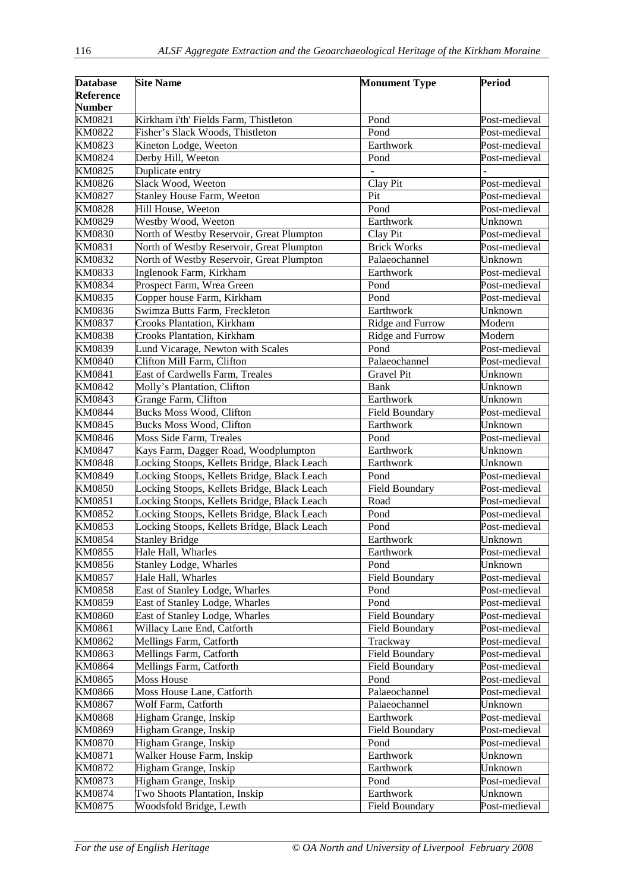| Database Reference Number | Site Name | Monument Type | Period |
|---|---|---|---|
| KM0821 | Kirkham i'th' Fields Farm, Thistleton | Pond | Post-medieval |
| KM0822 | Fisher's Slack Woods, Thistleton | Pond | Post-medieval |
| KM0823 | Kineton Lodge, Weeton | Earthwork | Post-medieval |
| KM0824 | Derby Hill, Weeton | Pond | Post-medieval |
| KM0825 | Duplicate entry | - | - |
| KM0826 | Slack Wood, Weeton | Clay Pit | Post-medieval |
| KM0827 | Stanley House Farm, Weeton | Pit | Post-medieval |
| KM0828 | Hill House, Weeton | Pond | Post-medieval |
| KM0829 | Westby Wood, Weeton | Earthwork | Unknown |
| KM0830 | North of Westby Reservoir, Great Plumpton | Clay Pit | Post-medieval |
| KM0831 | North of Westby Reservoir, Great Plumpton | Brick Works | Post-medieval |
| KM0832 | North of Westby Reservoir, Great Plumpton | Palaeochannel | Unknown |
| KM0833 | Inglenook Farm, Kirkham | Earthwork | Post-medieval |
| KM0834 | Prospect Farm, Wrea Green | Pond | Post-medieval |
| KM0835 | Copper house Farm, Kirkham | Pond | Post-medieval |
| KM0836 | Swimza Butts Farm, Freckleton | Earthwork | Unknown |
| KM0837 | Crooks Plantation, Kirkham | Ridge and Furrow | Modern |
| KM0838 | Crooks Plantation, Kirkham | Ridge and Furrow | Modern |
| KM0839 | Lund Vicarage, Newton with Scales | Pond | Post-medieval |
| KM0840 | Clifton Mill Farm, Clifton | Palaeochannel | Post-medieval |
| KM0841 | East of Cardwells Farm, Treales | Gravel Pit | Unknown |
| KM0842 | Molly's Plantation, Clifton | Bank | Unknown |
| KM0843 | Grange Farm, Clifton | Earthwork | Unknown |
| KM0844 | Bucks Moss Wood, Clifton | Field Boundary | Post-medieval |
| KM0845 | Bucks Moss Wood, Clifton | Earthwork | Unknown |
| KM0846 | Moss Side Farm, Treales | Pond | Post-medieval |
| KM0847 | Kays Farm, Dagger Road, Woodplumpton | Earthwork | Unknown |
| KM0848 | Locking Stoops, Kellets Bridge, Black Leach | Earthwork | Unknown |
| KM0849 | Locking Stoops, Kellets Bridge, Black Leach | Pond | Post-medieval |
| KM0850 | Locking Stoops, Kellets Bridge, Black Leach | Field Boundary | Post-medieval |
| KM0851 | Locking Stoops, Kellets Bridge, Black Leach | Road | Post-medieval |
| KM0852 | Locking Stoops, Kellets Bridge, Black Leach | Pond | Post-medieval |
| KM0853 | Locking Stoops, Kellets Bridge, Black Leach | Pond | Post-medieval |
| KM0854 | Stanley Bridge | Earthwork | Unknown |
| KM0855 | Hale Hall, Wharles | Earthwork | Post-medieval |
| KM0856 | Stanley Lodge, Wharles | Pond | Unknown |
| KM0857 | Hale Hall, Wharles | Field Boundary | Post-medieval |
| KM0858 | East of Stanley Lodge, Wharles | Pond | Post-medieval |
| KM0859 | East of Stanley Lodge, Wharles | Pond | Post-medieval |
| KM0860 | East of Stanley Lodge, Wharles | Field Boundary | Post-medieval |
| KM0861 | Willacy Lane End, Catforth | Field Boundary | Post-medieval |
| KM0862 | Mellings Farm, Catforth | Trackway | Post-medieval |
| KM0863 | Mellings Farm, Catforth | Field Boundary | Post-medieval |
| KM0864 | Mellings Farm, Catforth | Field Boundary | Post-medieval |
| KM0865 | Moss House | Pond | Post-medieval |
| KM0866 | Moss House Lane, Catforth | Palaeochannel | Post-medieval |
| KM0867 | Wolf Farm, Catforth | Palaeochannel | Unknown |
| KM0868 | Higham Grange, Inskip | Earthwork | Post-medieval |
| KM0869 | Higham Grange, Inskip | Field Boundary | Post-medieval |
| KM0870 | Higham Grange, Inskip | Pond | Post-medieval |
| KM0871 | Walker House Farm, Inskip | Earthwork | Unknown |
| KM0872 | Higham Grange, Inskip | Earthwork | Unknown |
| KM0873 | Higham Grange, Inskip | Pond | Post-medieval |
| KM0874 | Two Shoots Plantation, Inskip | Earthwork | Unknown |
| KM0875 | Woodsfold Bridge, Lewth | Field Boundary | Post-medieval |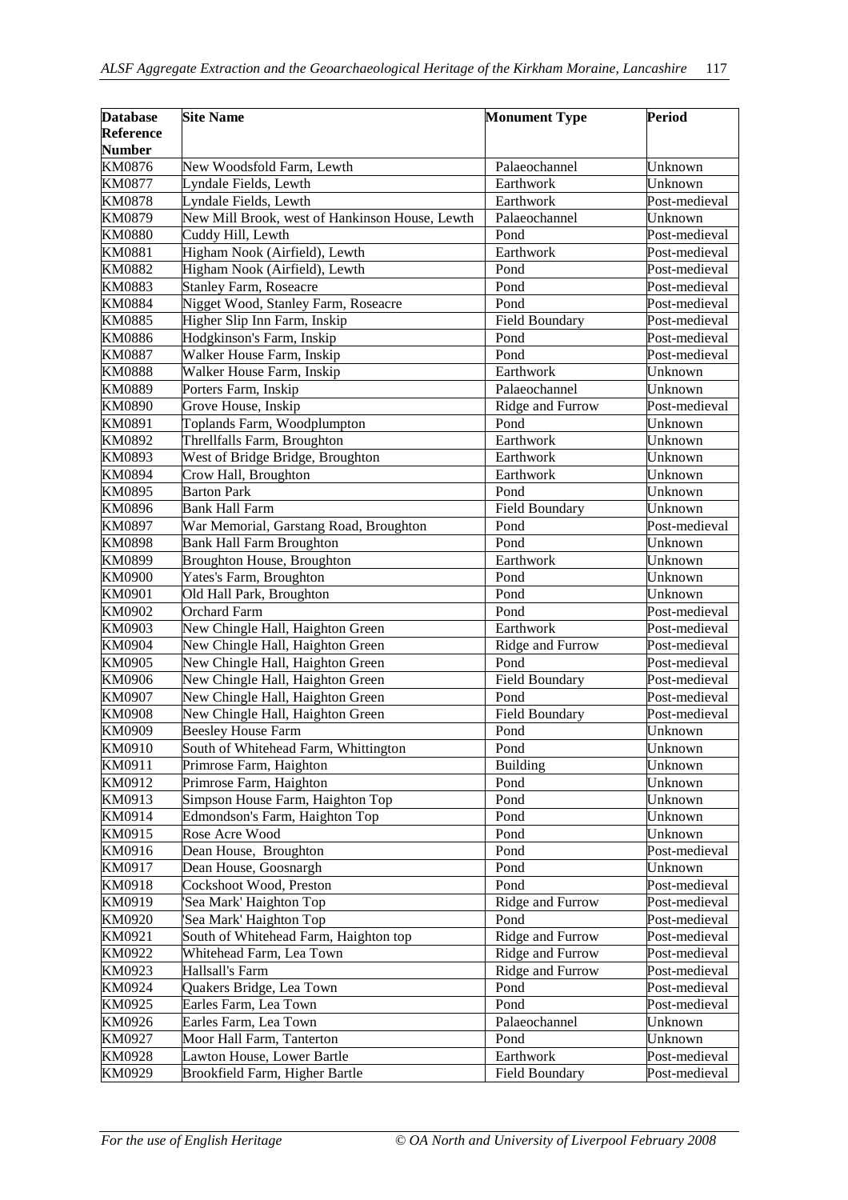| Database Reference Number | Site Name | Monument Type | Period |
|---|---|---|---|
| KM0876 | New Woodsfold Farm, Lewth | Palaeochannel | Unknown |
| KM0877 | Lyndale Fields, Lewth | Earthwork | Unknown |
| KM0878 | Lyndale Fields, Lewth | Earthwork | Post-medieval |
| KM0879 | New Mill Brook, west of Hankinson House, Lewth | Palaeochannel | Unknown |
| KM0880 | Cuddy Hill, Lewth | Pond | Post-medieval |
| KM0881 | Higham Nook (Airfield), Lewth | Earthwork | Post-medieval |
| KM0882 | Higham Nook (Airfield), Lewth | Pond | Post-medieval |
| KM0883 | Stanley Farm, Roseacre | Pond | Post-medieval |
| KM0884 | Nigget Wood, Stanley Farm, Roseacre | Pond | Post-medieval |
| KM0885 | Higher Slip Inn Farm, Inskip | Field Boundary | Post-medieval |
| KM0886 | Hodgkinson's Farm, Inskip | Pond | Post-medieval |
| KM0887 | Walker House Farm, Inskip | Pond | Post-medieval |
| KM0888 | Walker House Farm, Inskip | Earthwork | Unknown |
| KM0889 | Porters Farm, Inskip | Palaeochannel | Unknown |
| KM0890 | Grove House, Inskip | Ridge and Furrow | Post-medieval |
| KM0891 | Toplands Farm, Woodplumpton | Pond | Unknown |
| KM0892 | Threllfalls Farm, Broughton | Earthwork | Unknown |
| KM0893 | West of Bridge Bridge, Broughton | Earthwork | Unknown |
| KM0894 | Crow Hall, Broughton | Earthwork | Unknown |
| KM0895 | Barton Park | Pond | Unknown |
| KM0896 | Bank Hall Farm | Field Boundary | Unknown |
| KM0897 | War Memorial, Garstang Road, Broughton | Pond | Post-medieval |
| KM0898 | Bank Hall Farm Broughton | Pond | Unknown |
| KM0899 | Broughton House, Broughton | Earthwork | Unknown |
| KM0900 | Yates's Farm, Broughton | Pond | Unknown |
| KM0901 | Old Hall Park, Broughton | Pond | Unknown |
| KM0902 | Orchard Farm | Pond | Post-medieval |
| KM0903 | New Chingle Hall, Haighton Green | Earthwork | Post-medieval |
| KM0904 | New Chingle Hall, Haighton Green | Ridge and Furrow | Post-medieval |
| KM0905 | New Chingle Hall, Haighton Green | Pond | Post-medieval |
| KM0906 | New Chingle Hall, Haighton Green | Field Boundary | Post-medieval |
| KM0907 | New Chingle Hall, Haighton Green | Pond | Post-medieval |
| KM0908 | New Chingle Hall, Haighton Green | Field Boundary | Post-medieval |
| KM0909 | Beesley House Farm | Pond | Unknown |
| KM0910 | South of Whitehead Farm, Whittington | Pond | Unknown |
| KM0911 | Primrose Farm, Haighton | Building | Unknown |
| KM0912 | Primrose Farm, Haighton | Pond | Unknown |
| KM0913 | Simpson House Farm, Haighton Top | Pond | Unknown |
| KM0914 | Edmondson's Farm, Haighton Top | Pond | Unknown |
| KM0915 | Rose Acre Wood | Pond | Unknown |
| KM0916 | Dean House, Broughton | Pond | Post-medieval |
| KM0917 | Dean House, Goosnargh | Pond | Unknown |
| KM0918 | Cockshoot Wood, Preston | Pond | Post-medieval |
| KM0919 | 'Sea Mark' Haighton Top | Ridge and Furrow | Post-medieval |
| KM0920 | 'Sea Mark' Haighton Top | Pond | Post-medieval |
| KM0921 | South of Whitehead Farm, Haighton top | Ridge and Furrow | Post-medieval |
| KM0922 | Whitehead Farm, Lea Town | Ridge and Furrow | Post-medieval |
| KM0923 | Hallsall's Farm | Ridge and Furrow | Post-medieval |
| KM0924 | Quakers Bridge, Lea Town | Pond | Post-medieval |
| KM0925 | Earles Farm, Lea Town | Pond | Post-medieval |
| KM0926 | Earles Farm, Lea Town | Palaeochannel | Unknown |
| KM0927 | Moor Hall Farm, Tanterton | Pond | Unknown |
| KM0928 | Lawton House, Lower Bartle | Earthwork | Post-medieval |
| KM0929 | Brookfield Farm, Higher Bartle | Field Boundary | Post-medieval |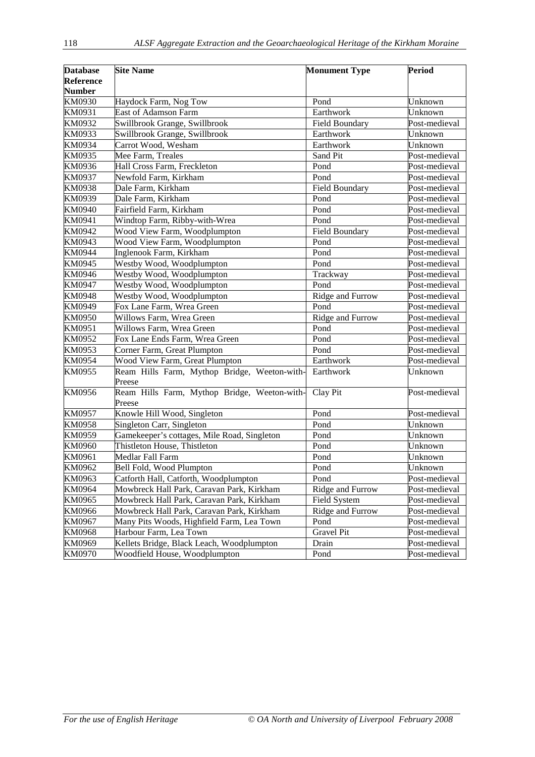| Database Reference Number | Site Name | Monument Type | Period |
|---|---|---|---|
| KM0930 | Haydock Farm, Nog Tow | Pond | Unknown |
| KM0931 | East of Adamson Farm | Earthwork | Unknown |
| KM0932 | Swillbrook Grange, Swillbrook | Field Boundary | Post-medieval |
| KM0933 | Swillbrook Grange, Swillbrook | Earthwork | Unknown |
| KM0934 | Carrot Wood, Wesham | Earthwork | Unknown |
| KM0935 | Mee Farm, Treales | Sand Pit | Post-medieval |
| KM0936 | Hall Cross Farm, Freckleton | Pond | Post-medieval |
| KM0937 | Newfold Farm, Kirkham | Pond | Post-medieval |
| KM0938 | Dale Farm, Kirkham | Field Boundary | Post-medieval |
| KM0939 | Dale Farm, Kirkham | Pond | Post-medieval |
| KM0940 | Fairfield Farm, Kirkham | Pond | Post-medieval |
| KM0941 | Windtop Farm, Ribby-with-Wrea | Pond | Post-medieval |
| KM0942 | Wood View Farm, Woodplumpton | Field Boundary | Post-medieval |
| KM0943 | Wood View Farm, Woodplumpton | Pond | Post-medieval |
| KM0944 | Inglenook Farm, Kirkham | Pond | Post-medieval |
| KM0945 | Westby Wood, Woodplumpton | Pond | Post-medieval |
| KM0946 | Westby Wood, Woodplumpton | Trackway | Post-medieval |
| KM0947 | Westby Wood, Woodplumpton | Pond | Post-medieval |
| KM0948 | Westby Wood, Woodplumpton | Ridge and Furrow | Post-medieval |
| KM0949 | Fox Lane Farm, Wrea Green | Pond | Post-medieval |
| KM0950 | Willows Farm, Wrea Green | Ridge and Furrow | Post-medieval |
| KM0951 | Willows Farm, Wrea Green | Pond | Post-medieval |
| KM0952 | Fox Lane Ends Farm, Wrea Green | Pond | Post-medieval |
| KM0953 | Corner Farm, Great Plumpton | Pond | Post-medieval |
| KM0954 | Wood View Farm, Great Plumpton | Earthwork | Post-medieval |
| KM0955 | Ream Hills Farm, Mythop Bridge, Weeton-with-Preese | Earthwork | Unknown |
| KM0956 | Ream Hills Farm, Mythop Bridge, Weeton-with-Preese | Clay Pit | Post-medieval |
| KM0957 | Knowle Hill Wood, Singleton | Pond | Post-medieval |
| KM0958 | Singleton Carr, Singleton | Pond | Unknown |
| KM0959 | Gamekeeper's cottages, Mile Road, Singleton | Pond | Unknown |
| KM0960 | Thistleton House, Thistleton | Pond | Unknown |
| KM0961 | Medlar Fall Farm | Pond | Unknown |
| KM0962 | Bell Fold, Wood Plumpton | Pond | Unknown |
| KM0963 | Catforth Hall, Catforth, Woodplumpton | Pond | Post-medieval |
| KM0964 | Mowbreck Hall Park, Caravan Park, Kirkham | Ridge and Furrow | Post-medieval |
| KM0965 | Mowbreck Hall Park, Caravan Park, Kirkham | Field System | Post-medieval |
| KM0966 | Mowbreck Hall Park, Caravan Park, Kirkham | Ridge and Furrow | Post-medieval |
| KM0967 | Many Pits Woods, Highfield Farm, Lea Town | Pond | Post-medieval |
| KM0968 | Harbour Farm, Lea Town | Gravel Pit | Post-medieval |
| KM0969 | Kellets Bridge, Black Leach, Woodplumpton | Drain | Post-medieval |
| KM0970 | Woodfield House, Woodplumpton | Pond | Post-medieval |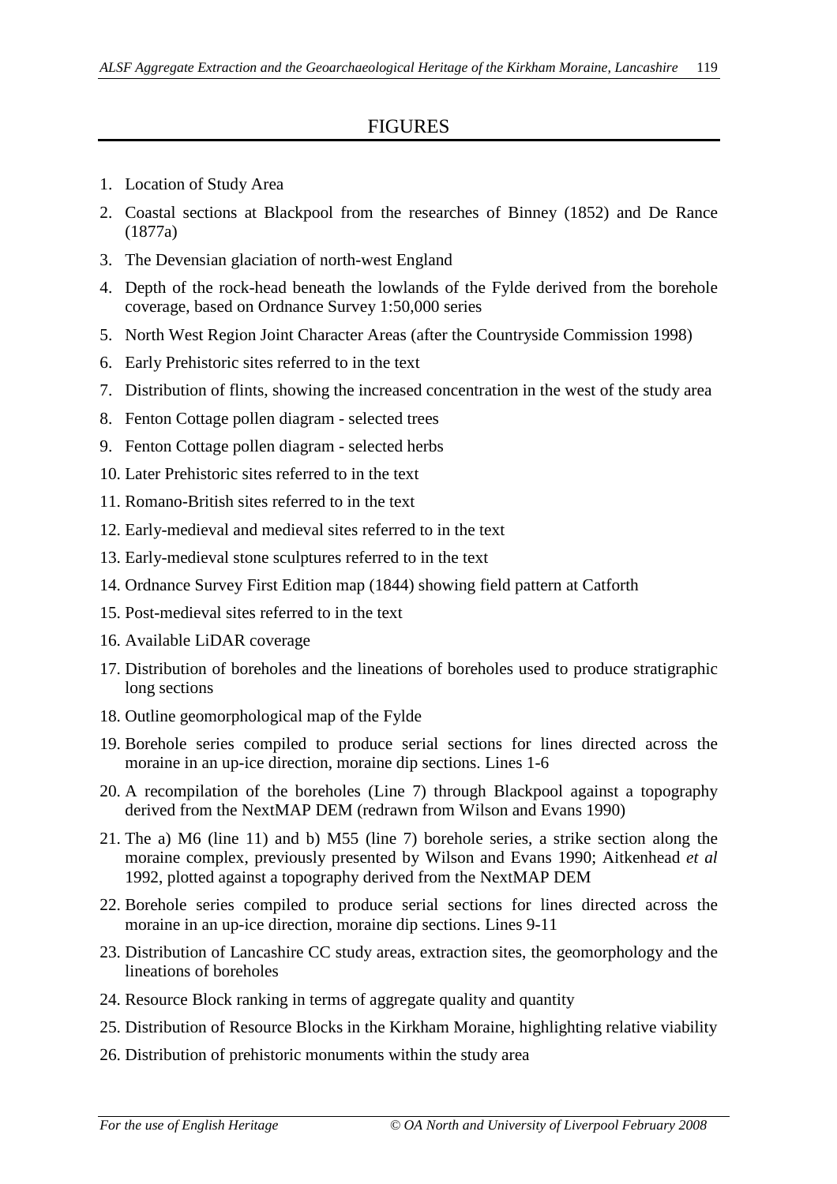# FIGURES

1. Location of Study Area
2. Coastal sections at Blackpool from the researches of Binney (1852) and De Rance (1877a)
3. The Devensian glaciation of north-west England
4. Depth of the rock-head beneath the lowlands of the Fylde derived from the borehole coverage, based on Ordnance Survey 1:50,000 series
5. North West Region Joint Character Areas (after the Countryside Commission 1998)
6. Early Prehistoric sites referred to in the text
7. Distribution of flints, showing the increased concentration in the west of the study area
8. Fenton Cottage pollen diagram - selected trees
9. Fenton Cottage pollen diagram - selected herbs
10. Later Prehistoric sites referred to in the text
11. Romano-British sites referred to in the text
12. Early-medieval and medieval sites referred to in the text
13. Early-medieval stone sculptures referred to in the text
14. Ordnance Survey First Edition map (1844) showing field pattern at Catforth
15. Post-medieval sites referred to in the text
16. Available LiDAR coverage
17. Distribution of boreholes and the lineations of boreholes used to produce stratigraphic long sections
18. Outline geomorphological map of the Fylde
19. Borehole series compiled to produce serial sections for lines directed across the moraine in an up-ice direction, moraine dip sections. Lines 1-6
20. A recompilation of the boreholes (Line 7) through Blackpool against a topography derived from the NextMAP DEM (redrawn from Wilson and Evans 1990)
21. The a) M6 (line 11) and b) M55 (line 7) borehole series, a strike section along the moraine complex, previously presented by Wilson and Evans 1990; Aitkenhead *et al* 1992, plotted against a topography derived from the NextMAP DEM
22. Borehole series compiled to produce serial sections for lines directed across the moraine in an up-ice direction, moraine dip sections. Lines 9-11
23. Distribution of Lancashire CC study areas, extraction sites, the geomorphology and the lineations of boreholes
24. Resource Block ranking in terms of aggregate quality and quantity
25. Distribution of Resource Blocks in the Kirkham Moraine, highlighting relative viability
26. Distribution of prehistoric monuments within the study area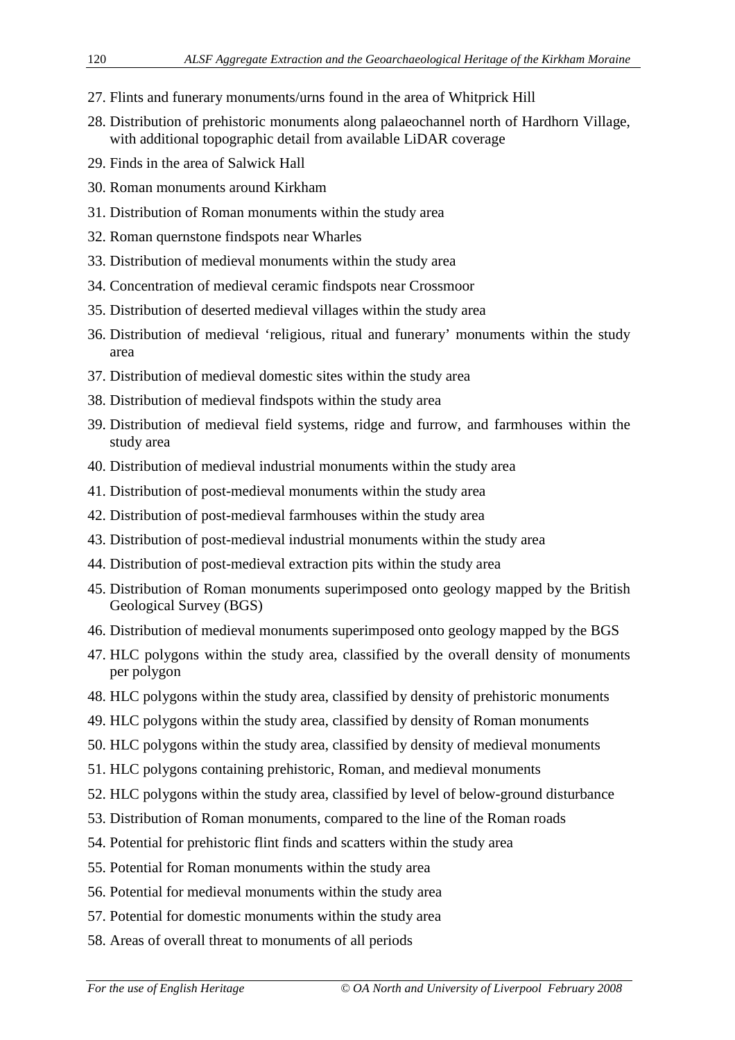27. Flints and funerary monuments/urns found in the area of Whitprick Hill
28. Distribution of prehistoric monuments along palaeochannel north of Hardhorn Village, with additional topographic detail from available LiDAR coverage
29. Finds in the area of Salwick Hall
30. Roman monuments around Kirkham
31. Distribution of Roman monuments within the study area
32. Roman quernstone findspots near Wharles
33. Distribution of medieval monuments within the study area
34. Concentration of medieval ceramic findspots near Crossmoor
35. Distribution of deserted medieval villages within the study area
36. Distribution of medieval 'religious, ritual and funerary' monuments within the study area
37. Distribution of medieval domestic sites within the study area
38. Distribution of medieval findspots within the study area
39. Distribution of medieval field systems, ridge and furrow, and farmhouses within the study area
40. Distribution of medieval industrial monuments within the study area
41. Distribution of post-medieval monuments within the study area
42. Distribution of post-medieval farmhouses within the study area
43. Distribution of post-medieval industrial monuments within the study area
44. Distribution of post-medieval extraction pits within the study area
45. Distribution of Roman monuments superimposed onto geology mapped by the British Geological Survey (BGS)
46. Distribution of medieval monuments superimposed onto geology mapped by the BGS
47. HLC polygons within the study area, classified by the overall density of monuments per polygon
48. HLC polygons within the study area, classified by density of prehistoric monuments
49. HLC polygons within the study area, classified by density of Roman monuments
50. HLC polygons within the study area, classified by density of medieval monuments
51. HLC polygons containing prehistoric, Roman, and medieval monuments
52. HLC polygons within the study area, classified by level of below-ground disturbance
53. Distribution of Roman monuments, compared to the line of the Roman roads
54. Potential for prehistoric flint finds and scatters within the study area
55. Potential for Roman monuments within the study area
56. Potential for medieval monuments within the study area
57. Potential for domestic monuments within the study area
58. Areas of overall threat to monuments of all periods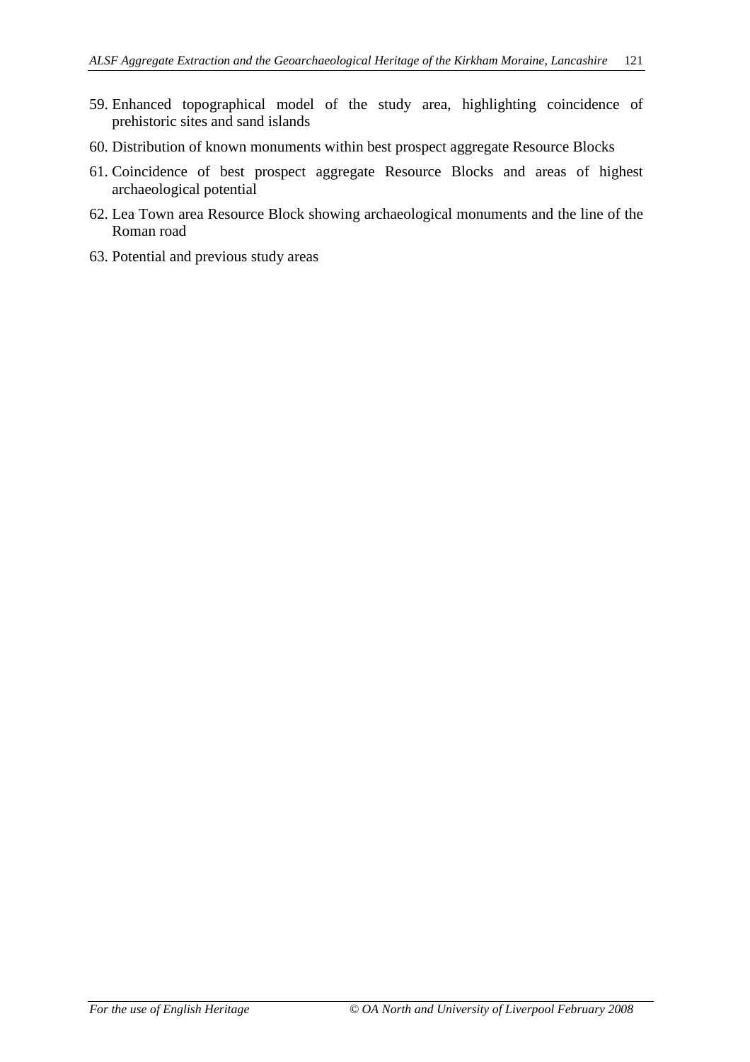59. Enhanced topographical model of the study area, highlighting coincidence of prehistoric sites and sand islands
60. Distribution of known monuments within best prospect aggregate Resource Blocks
61. Coincidence of best prospect aggregate Resource Blocks and areas of highest archaeological potential
62. Lea Town area Resource Block showing archaeological monuments and the line of the Roman road
63. Potential and previous study areas